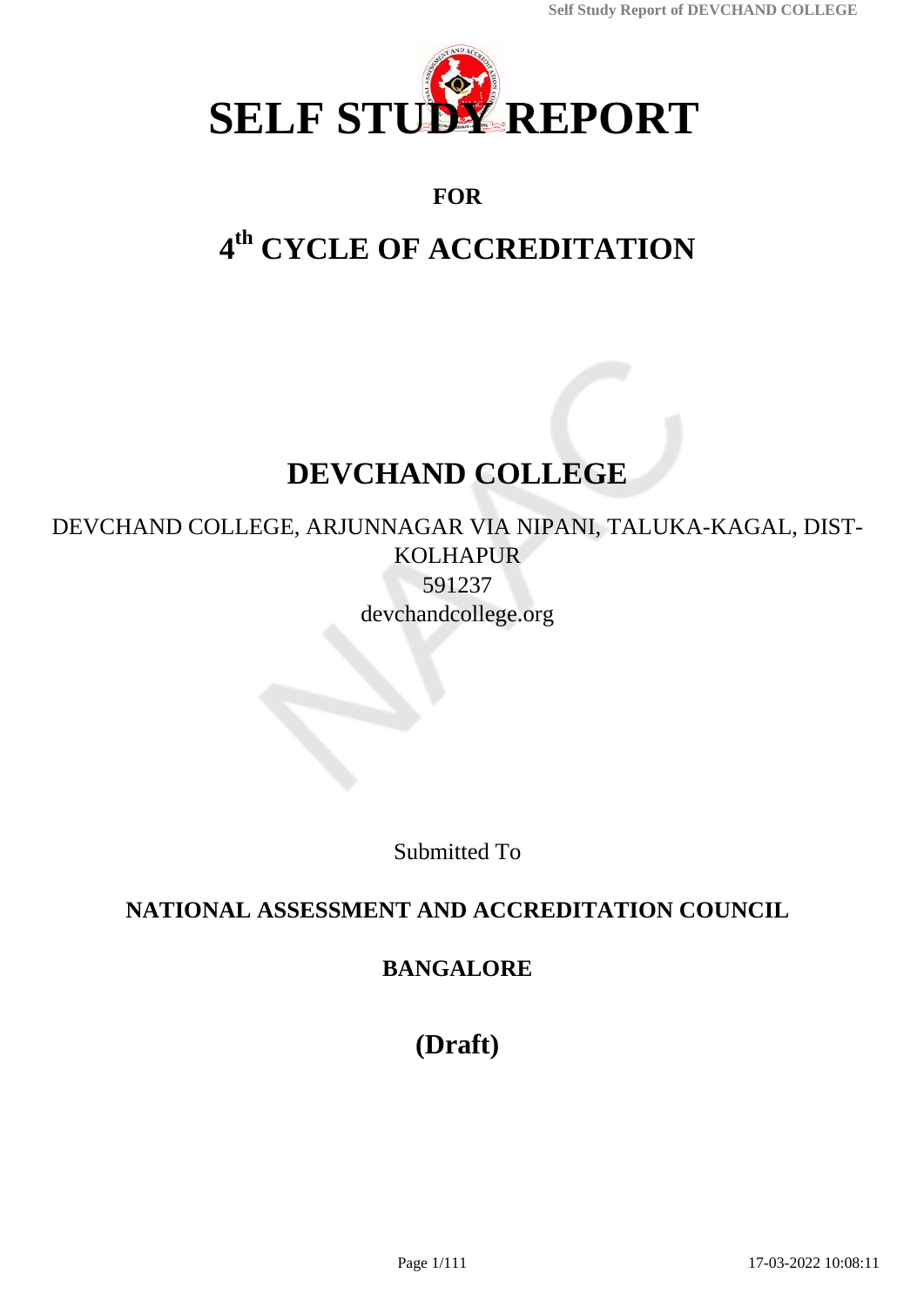# SELF STUDY REPORT

## FOR

# 4th CYCLE OF ACCREDITATION

# DEVCHAND COLLEGE

DEVCHAND COLLEGE, ARJUNNAGAR VIA NIPANI, TALUKA-KAGAL, DIST-KOLHAPUR
591237
devchandcollege.org

Submitted To

**NATIONAL ASSESSMENT AND ACCREDITATION COUNCIL**

**BANGALORE**

## (Draft)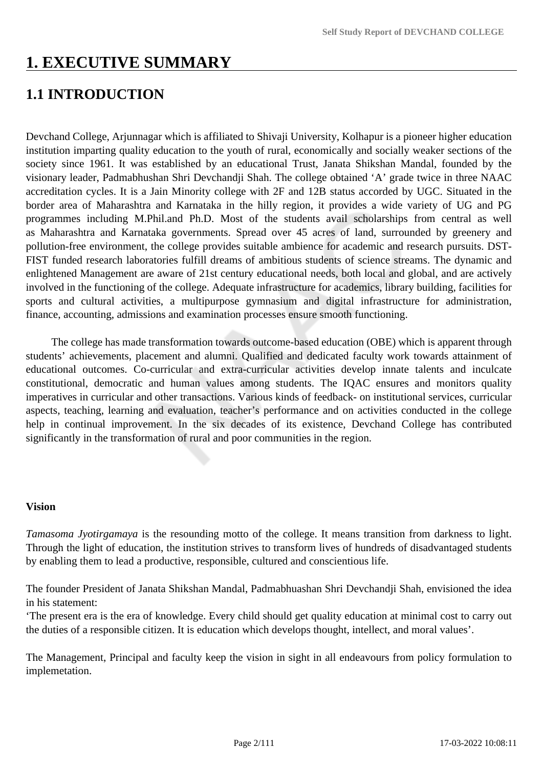# 1. EXECUTIVE SUMMARY

## 1.1 INTRODUCTION

Devchand College, Arjunnagar which is affiliated to Shivaji University, Kolhapur is a pioneer higher education institution imparting quality education to the youth of rural, economically and socially weaker sections of the society since 1961. It was established by an educational Trust, Janata Shikshan Mandal, founded by the visionary leader, Padmabhushan Shri Devchandji Shah. The college obtained 'A' grade twice in three NAAC accreditation cycles. It is a Jain Minority college with 2F and 12B status accorded by UGC. Situated in the border area of Maharashtra and Karnataka in the hilly region, it provides a wide variety of UG and PG programmes including M.Phil.and Ph.D. Most of the students avail scholarships from central as well as Maharashtra and Karnataka governments. Spread over 45 acres of land, surrounded by greenery and pollution-free environment, the college provides suitable ambience for academic and research pursuits. DST-FIST funded research laboratories fulfill dreams of ambitious students of science streams. The dynamic and enlightened Management are aware of 21st century educational needs, both local and global, and are actively involved in the functioning of the college. Adequate infrastructure for academics, library building, facilities for sports and cultural activities, a multipurpose gymnasium and digital infrastructure for administration, finance, accounting, admissions and examination processes ensure smooth functioning.

The college has made transformation towards outcome-based education (OBE) which is apparent through students' achievements, placement and alumni. Qualified and dedicated faculty work towards attainment of educational outcomes. Co-curricular and extra-curricular activities develop innate talents and inculcate constitutional, democratic and human values among students. The IQAC ensures and monitors quality imperatives in curricular and other transactions. Various kinds of feedback- on institutional services, curricular aspects, teaching, learning and evaluation, teacher's performance and on activities conducted in the college help in continual improvement. In the six decades of its existence, Devchand College has contributed significantly in the transformation of rural and poor communities in the region.

**Vision**

*Tamasoma Jyotirgamaya* is the resounding motto of the college. It means transition from darkness to light. Through the light of education, the institution strives to transform lives of hundreds of disadvantaged students by enabling them to lead a productive, responsible, cultured and conscientious life.

The founder President of Janata Shikshan Mandal, Padmabhuashan Shri Devchandji Shah, envisioned the idea in his statement:
'The present era is the era of knowledge. Every child should get quality education at minimal cost to carry out the duties of a responsible citizen. It is education which develops thought, intellect, and moral values'.

The Management, Principal and faculty keep the vision in sight in all endeavours from policy formulation to implemetation.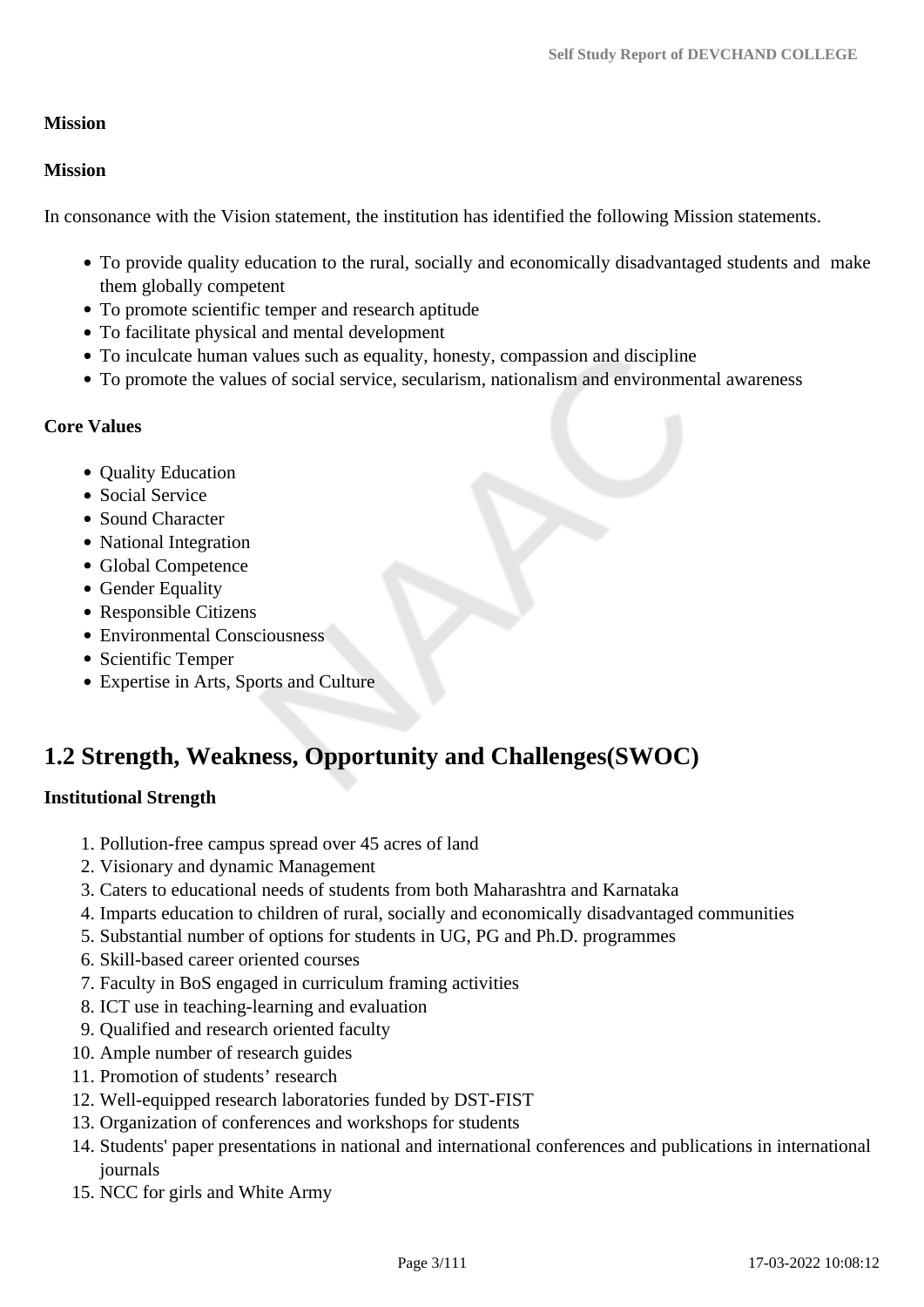**Mission**

**Mission**

In consonance with the Vision statement, the institution has identified the following Mission statements.

- To provide quality education to the rural, socially and economically disadvantaged students and make them globally competent
- To promote scientific temper and research aptitude
- To facilitate physical and mental development
- To inculcate human values such as equality, honesty, compassion and discipline
- To promote the values of social service, secularism, nationalism and environmental awareness

**Core Values**

- Quality Education
- Social Service
- Sound Character
- National Integration
- Global Competence
- Gender Equality
- Responsible Citizens
- Environmental Consciousness
- Scientific Temper
- Expertise in Arts, Sports and Culture

## 1.2 Strength, Weakness, Opportunity and Challenges(SWOC)

**Institutional Strength**

1. Pollution-free campus spread over 45 acres of land
2. Visionary and dynamic Management
3. Caters to educational needs of students from both Maharashtra and Karnataka
4. Imparts education to children of rural, socially and economically disadvantaged communities
5. Substantial number of options for students in UG, PG and Ph.D. programmes
6. Skill-based career oriented courses
7. Faculty in BoS engaged in curriculum framing activities
8. ICT use in teaching-learning and evaluation
9. Qualified and research oriented faculty
10. Ample number of research guides
11. Promotion of students' research
12. Well-equipped research laboratories funded by DST-FIST
13. Organization of conferences and workshops for students
14. Students' paper presentations in national and international conferences and publications in international journals
15. NCC for girls and White Army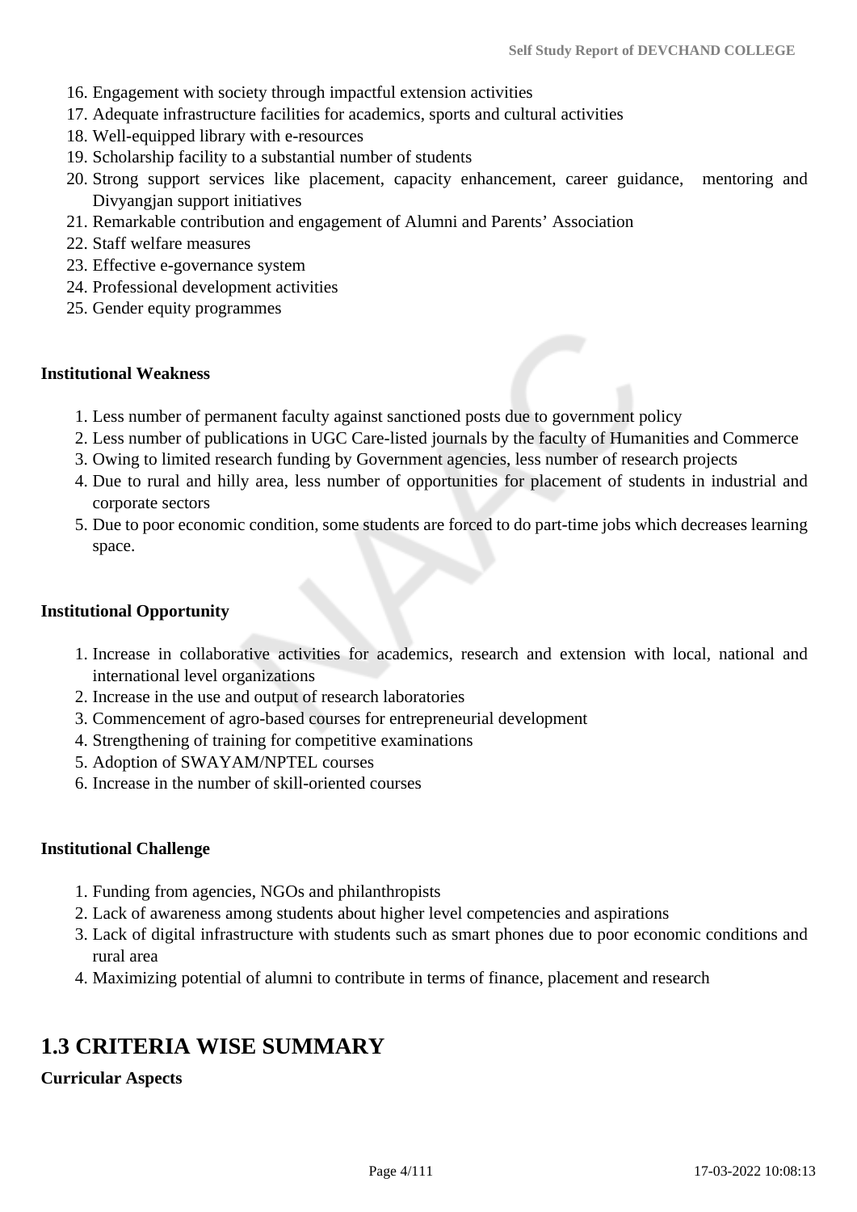16. Engagement with society through impactful extension activities
17. Adequate infrastructure facilities for academics, sports and cultural activities
18. Well-equipped library with e-resources
19. Scholarship facility to a substantial number of students
20. Strong support services like placement, capacity enhancement, career guidance, mentoring and Divyangjan support initiatives
21. Remarkable contribution and engagement of Alumni and Parents' Association
22. Staff welfare measures
23. Effective e-governance system
24. Professional development activities
25. Gender equity programmes

**Institutional Weakness**

1. Less number of permanent faculty against sanctioned posts due to government policy
2. Less number of publications in UGC Care-listed journals by the faculty of Humanities and Commerce
3. Owing to limited research funding by Government agencies, less number of research projects
4. Due to rural and hilly area, less number of opportunities for placement of students in industrial and corporate sectors
5. Due to poor economic condition, some students are forced to do part-time jobs which decreases learning space.

**Institutional Opportunity**

1. Increase in collaborative activities for academics, research and extension with local, national and international level organizations
2. Increase in the use and output of research laboratories
3. Commencement of agro-based courses for entrepreneurial development
4. Strengthening of training for competitive examinations
5. Adoption of SWAYAM/NPTEL courses
6. Increase in the number of skill-oriented courses

**Institutional Challenge**

1. Funding from agencies, NGOs and philanthropists
2. Lack of awareness among students about higher level competencies and aspirations
3. Lack of digital infrastructure with students such as smart phones due to poor economic conditions and rural area
4. Maximizing potential of alumni to contribute in terms of finance, placement and research

## 1.3 CRITERIA WISE SUMMARY

**Curricular Aspects**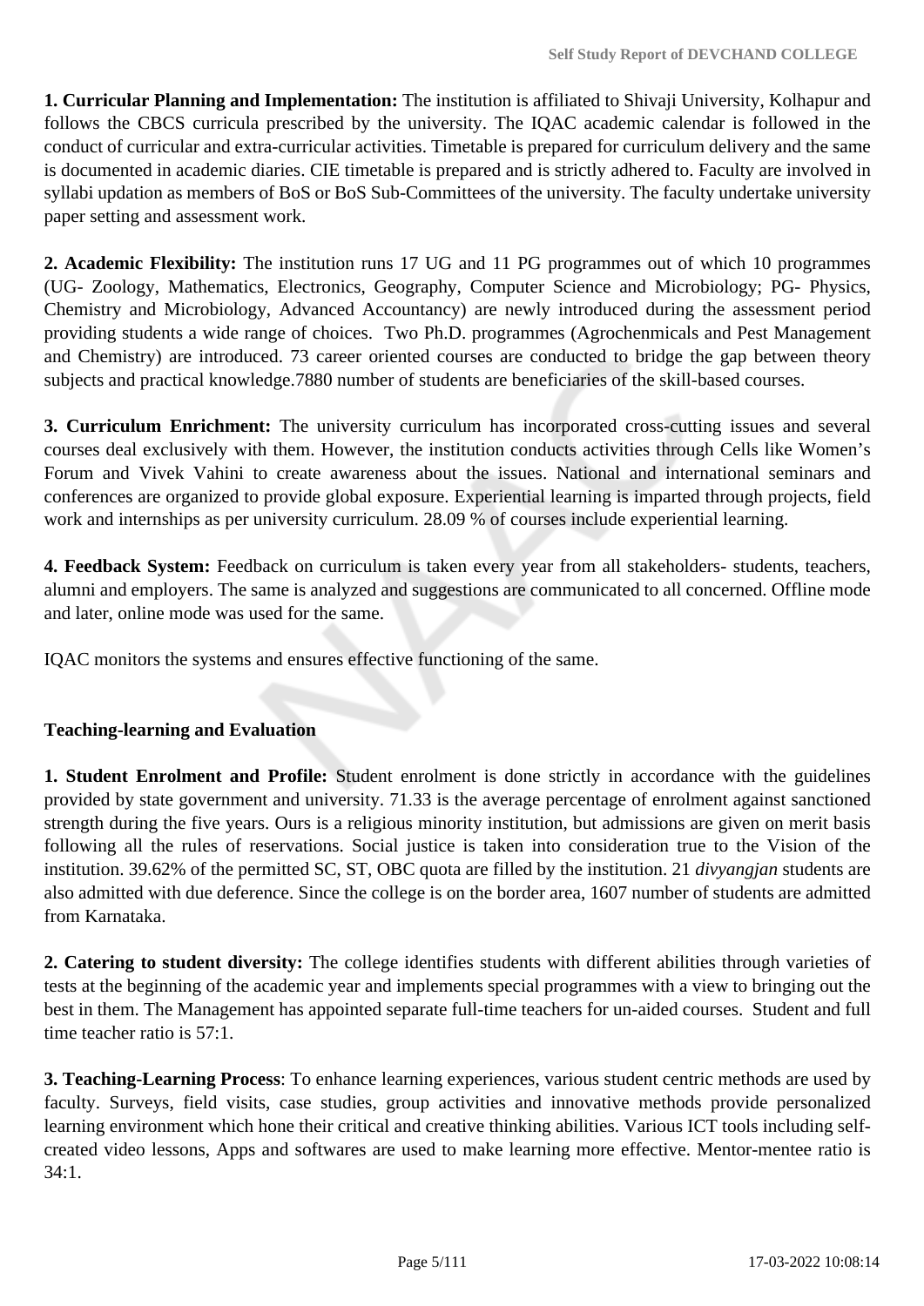**1. Curricular Planning and Implementation:** The institution is affiliated to Shivaji University, Kolhapur and follows the CBCS curricula prescribed by the university. The IQAC academic calendar is followed in the conduct of curricular and extra-curricular activities. Timetable is prepared for curriculum delivery and the same is documented in academic diaries. CIE timetable is prepared and is strictly adhered to. Faculty are involved in syllabi updation as members of BoS or BoS Sub-Committees of the university. The faculty undertake university paper setting and assessment work.

**2. Academic Flexibility:** The institution runs 17 UG and 11 PG programmes out of which 10 programmes (UG- Zoology, Mathematics, Electronics, Geography, Computer Science and Microbiology; PG- Physics, Chemistry and Microbiology, Advanced Accountancy) are newly introduced during the assessment period providing students a wide range of choices. Two Ph.D. programmes (Agrochenmicals and Pest Management and Chemistry) are introduced. 73 career oriented courses are conducted to bridge the gap between theory subjects and practical knowledge.7880 number of students are beneficiaries of the skill-based courses.

**3. Curriculum Enrichment:** The university curriculum has incorporated cross-cutting issues and several courses deal exclusively with them. However, the institution conducts activities through Cells like Women's Forum and Vivek Vahini to create awareness about the issues. National and international seminars and conferences are organized to provide global exposure. Experiential learning is imparted through projects, field work and internships as per university curriculum. 28.09 % of courses include experiential learning.

**4. Feedback System:** Feedback on curriculum is taken every year from all stakeholders- students, teachers, alumni and employers. The same is analyzed and suggestions are communicated to all concerned. Offline mode and later, online mode was used for the same.

IQAC monitors the systems and ensures effective functioning of the same.

**Teaching-learning and Evaluation**

**1. Student Enrolment and Profile:** Student enrolment is done strictly in accordance with the guidelines provided by state government and university. 71.33 is the average percentage of enrolment against sanctioned strength during the five years. Ours is a religious minority institution, but admissions are given on merit basis following all the rules of reservations. Social justice is taken into consideration true to the Vision of the institution. 39.62% of the permitted SC, ST, OBC quota are filled by the institution. 21 *divyangjan* students are also admitted with due deference. Since the college is on the border area, 1607 number of students are admitted from Karnataka.

**2. Catering to student diversity:** The college identifies students with different abilities through varieties of tests at the beginning of the academic year and implements special programmes with a view to bringing out the best in them. The Management has appointed separate full-time teachers for un-aided courses. Student and full time teacher ratio is 57:1.

**3. Teaching-Learning Process**: To enhance learning experiences, various student centric methods are used by faculty. Surveys, field visits, case studies, group activities and innovative methods provide personalized learning environment which hone their critical and creative thinking abilities. Various ICT tools including self-created video lessons, Apps and softwares are used to make learning more effective. Mentor-mentee ratio is 34:1.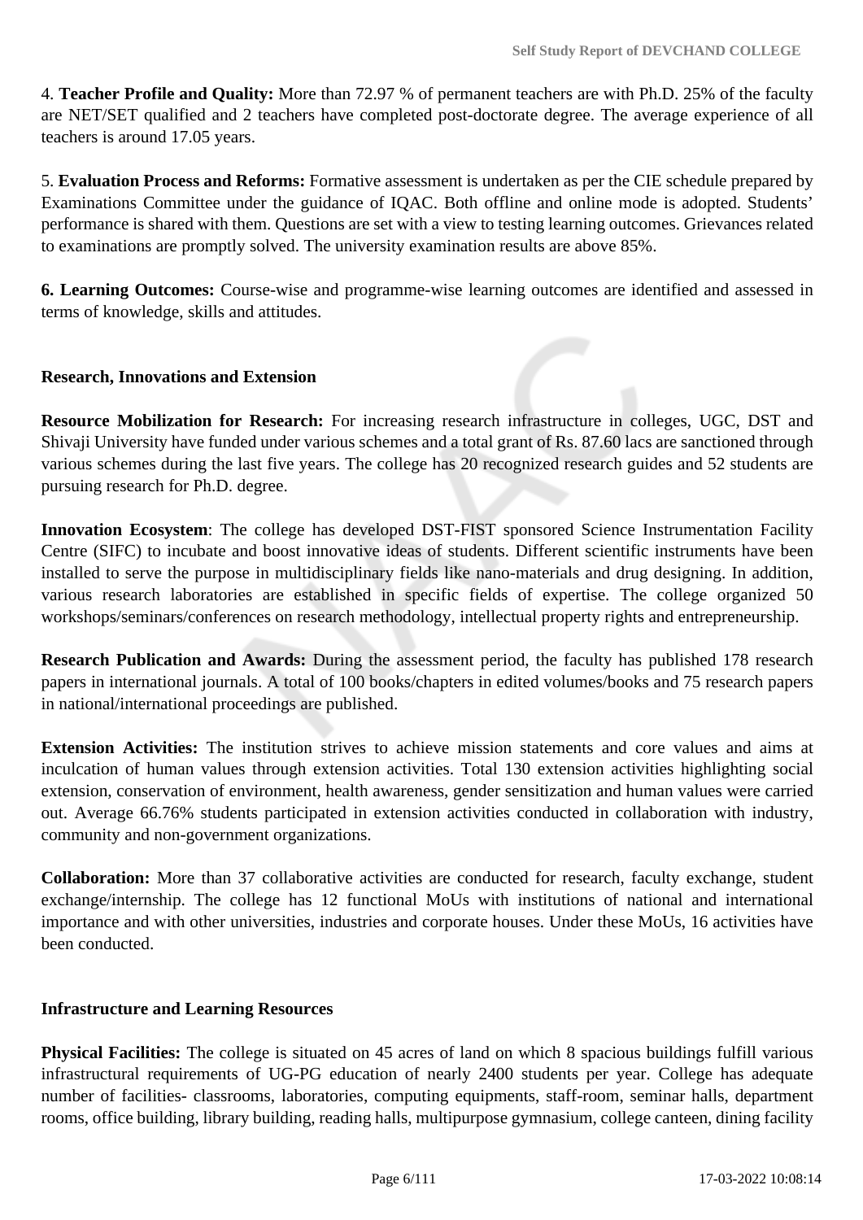4. **Teacher Profile and Quality:** More than 72.97 % of permanent teachers are with Ph.D. 25% of the faculty are NET/SET qualified and 2 teachers have completed post-doctorate degree. The average experience of all teachers is around 17.05 years.

5. **Evaluation Process and Reforms:** Formative assessment is undertaken as per the CIE schedule prepared by Examinations Committee under the guidance of IQAC. Both offline and online mode is adopted. Students' performance is shared with them. Questions are set with a view to testing learning outcomes. Grievances related to examinations are promptly solved. The university examination results are above 85%.

**6. Learning Outcomes:** Course-wise and programme-wise learning outcomes are identified and assessed in terms of knowledge, skills and attitudes.

**Research, Innovations and Extension**

**Resource Mobilization for Research:** For increasing research infrastructure in colleges, UGC, DST and Shivaji University have funded under various schemes and a total grant of Rs. 87.60 lacs are sanctioned through various schemes during the last five years. The college has 20 recognized research guides and 52 students are pursuing research for Ph.D. degree.

**Innovation Ecosystem**: The college has developed DST-FIST sponsored Science Instrumentation Facility Centre (SIFC) to incubate and boost innovative ideas of students. Different scientific instruments have been installed to serve the purpose in multidisciplinary fields like nano-materials and drug designing. In addition, various research laboratories are established in specific fields of expertise. The college organized 50 workshops/seminars/conferences on research methodology, intellectual property rights and entrepreneurship.

**Research Publication and Awards:** During the assessment period, the faculty has published 178 research papers in international journals. A total of 100 books/chapters in edited volumes/books and 75 research papers in national/international proceedings are published.

**Extension Activities:** The institution strives to achieve mission statements and core values and aims at inculcation of human values through extension activities. Total 130 extension activities highlighting social extension, conservation of environment, health awareness, gender sensitization and human values were carried out. Average 66.76% students participated in extension activities conducted in collaboration with industry, community and non-government organizations.

**Collaboration:** More than 37 collaborative activities are conducted for research, faculty exchange, student exchange/internship. The college has 12 functional MoUs with institutions of national and international importance and with other universities, industries and corporate houses. Under these MoUs, 16 activities have been conducted.

**Infrastructure and Learning Resources**

**Physical Facilities:** The college is situated on 45 acres of land on which 8 spacious buildings fulfill various infrastructural requirements of UG-PG education of nearly 2400 students per year. College has adequate number of facilities- classrooms, laboratories, computing equipments, staff-room, seminar halls, department rooms, office building, library building, reading halls, multipurpose gymnasium, college canteen, dining facility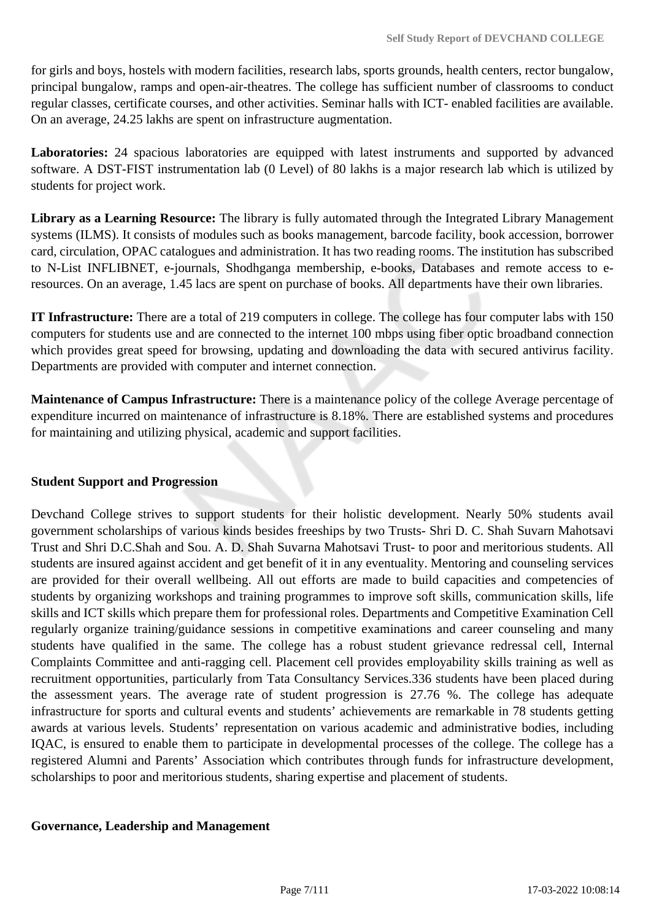for girls and boys, hostels with modern facilities, research labs, sports grounds, health centers, rector bungalow, principal bungalow, ramps and open-air-theatres. The college has sufficient number of classrooms to conduct regular classes, certificate courses, and other activities. Seminar halls with ICT- enabled facilities are available. On an average, 24.25 lakhs are spent on infrastructure augmentation.

**Laboratories:** 24 spacious laboratories are equipped with latest instruments and supported by advanced software. A DST-FIST instrumentation lab (0 Level) of 80 lakhs is a major research lab which is utilized by students for project work.

**Library as a Learning Resource:** The library is fully automated through the Integrated Library Management systems (ILMS). It consists of modules such as books management, barcode facility, book accession, borrower card, circulation, OPAC catalogues and administration. It has two reading rooms. The institution has subscribed to N-List INFLIBNET, e-journals, Shodhganga membership, e-books, Databases and remote access to e-resources. On an average, 1.45 lacs are spent on purchase of books. All departments have their own libraries.

**IT Infrastructure:** There are a total of 219 computers in college. The college has four computer labs with 150 computers for students use and are connected to the internet 100 mbps using fiber optic broadband connection which provides great speed for browsing, updating and downloading the data with secured antivirus facility. Departments are provided with computer and internet connection.

**Maintenance of Campus Infrastructure:** There is a maintenance policy of the college Average percentage of expenditure incurred on maintenance of infrastructure is 8.18%. There are established systems and procedures for maintaining and utilizing physical, academic and support facilities.

**Student Support and Progression**

Devchand College strives to support students for their holistic development. Nearly 50% students avail government scholarships of various kinds besides freeships by two Trusts- Shri D. C. Shah Suvarn Mahotsavi Trust and Shri D.C.Shah and Sou. A. D. Shah Suvarna Mahotsavi Trust- to poor and meritorious students. All students are insured against accident and get benefit of it in any eventuality. Mentoring and counseling services are provided for their overall wellbeing. All out efforts are made to build capacities and competencies of students by organizing workshops and training programmes to improve soft skills, communication skills, life skills and ICT skills which prepare them for professional roles. Departments and Competitive Examination Cell regularly organize training/guidance sessions in competitive examinations and career counseling and many students have qualified in the same. The college has a robust student grievance redressal cell, Internal Complaints Committee and anti-ragging cell. Placement cell provides employability skills training as well as recruitment opportunities, particularly from Tata Consultancy Services.336 students have been placed during the assessment years. The average rate of student progression is 27.76 %. The college has adequate infrastructure for sports and cultural events and students' achievements are remarkable in 78 students getting awards at various levels. Students' representation on various academic and administrative bodies, including IQAC, is ensured to enable them to participate in developmental processes of the college. The college has a registered Alumni and Parents' Association which contributes through funds for infrastructure development, scholarships to poor and meritorious students, sharing expertise and placement of students.

**Governance, Leadership and Management**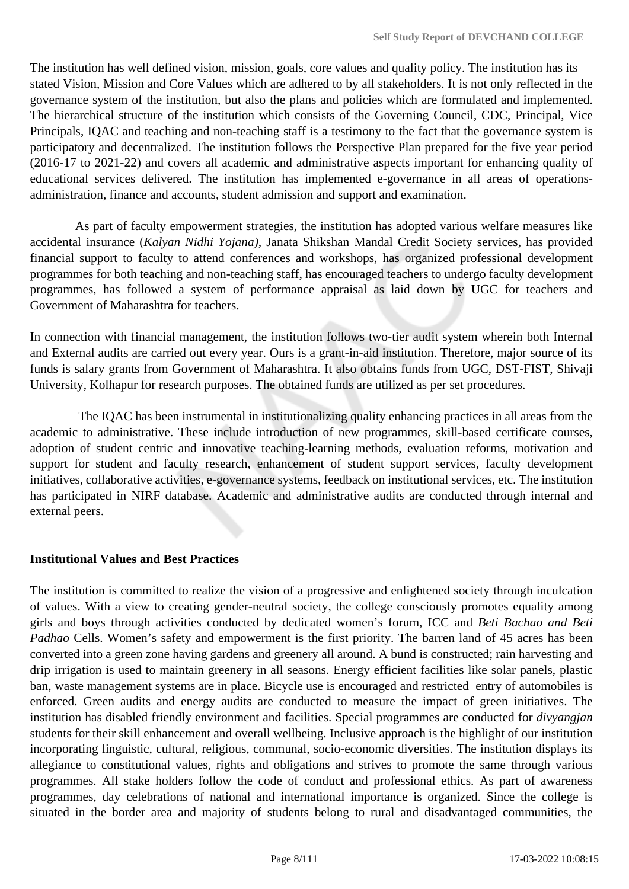The institution has well defined vision, mission, goals, core values and quality policy. The institution has its stated Vision, Mission and Core Values which are adhered to by all stakeholders. It is not only reflected in the governance system of the institution, but also the plans and policies which are formulated and implemented. The hierarchical structure of the institution which consists of the Governing Council, CDC, Principal, Vice Principals, IQAC and teaching and non-teaching staff is a testimony to the fact that the governance system is participatory and decentralized. The institution follows the Perspective Plan prepared for the five year period (2016-17 to 2021-22) and covers all academic and administrative aspects important for enhancing quality of educational services delivered. The institution has implemented e-governance in all areas of operations- administration, finance and accounts, student admission and support and examination.

As part of faculty empowerment strategies, the institution has adopted various welfare measures like accidental insurance (*Kalyan Nidhi Yojana)*, Janata Shikshan Mandal Credit Society services, has provided financial support to faculty to attend conferences and workshops, has organized professional development programmes for both teaching and non-teaching staff, has encouraged teachers to undergo faculty development programmes, has followed a system of performance appraisal as laid down by UGC for teachers and Government of Maharashtra for teachers.

In connection with financial management, the institution follows two-tier audit system wherein both Internal and External audits are carried out every year. Ours is a grant-in-aid institution. Therefore, major source of its funds is salary grants from Government of Maharashtra. It also obtains funds from UGC, DST-FIST, Shivaji University, Kolhapur for research purposes. The obtained funds are utilized as per set procedures.

The IQAC has been instrumental in institutionalizing quality enhancing practices in all areas from the academic to administrative. These include introduction of new programmes, skill-based certificate courses, adoption of student centric and innovative teaching-learning methods, evaluation reforms, motivation and support for student and faculty research, enhancement of student support services, faculty development initiatives, collaborative activities, e-governance systems, feedback on institutional services, etc. The institution has participated in NIRF database. Academic and administrative audits are conducted through internal and external peers.

**Institutional Values and Best Practices**

The institution is committed to realize the vision of a progressive and enlightened society through inculcation of values. With a view to creating gender-neutral society, the college consciously promotes equality among girls and boys through activities conducted by dedicated women's forum, ICC and *Beti Bachao and Beti Padhao* Cells. Women's safety and empowerment is the first priority. The barren land of 45 acres has been converted into a green zone having gardens and greenery all around. A bund is constructed; rain harvesting and drip irrigation is used to maintain greenery in all seasons. Energy efficient facilities like solar panels, plastic ban, waste management systems are in place. Bicycle use is encouraged and restricted entry of automobiles is enforced. Green audits and energy audits are conducted to measure the impact of green initiatives. The institution has disabled friendly environment and facilities. Special programmes are conducted for *divyangjan* students for their skill enhancement and overall wellbeing. Inclusive approach is the highlight of our institution incorporating linguistic, cultural, religious, communal, socio-economic diversities. The institution displays its allegiance to constitutional values, rights and obligations and strives to promote the same through various programmes. All stake holders follow the code of conduct and professional ethics. As part of awareness programmes, day celebrations of national and international importance is organized. Since the college is situated in the border area and majority of students belong to rural and disadvantaged communities, the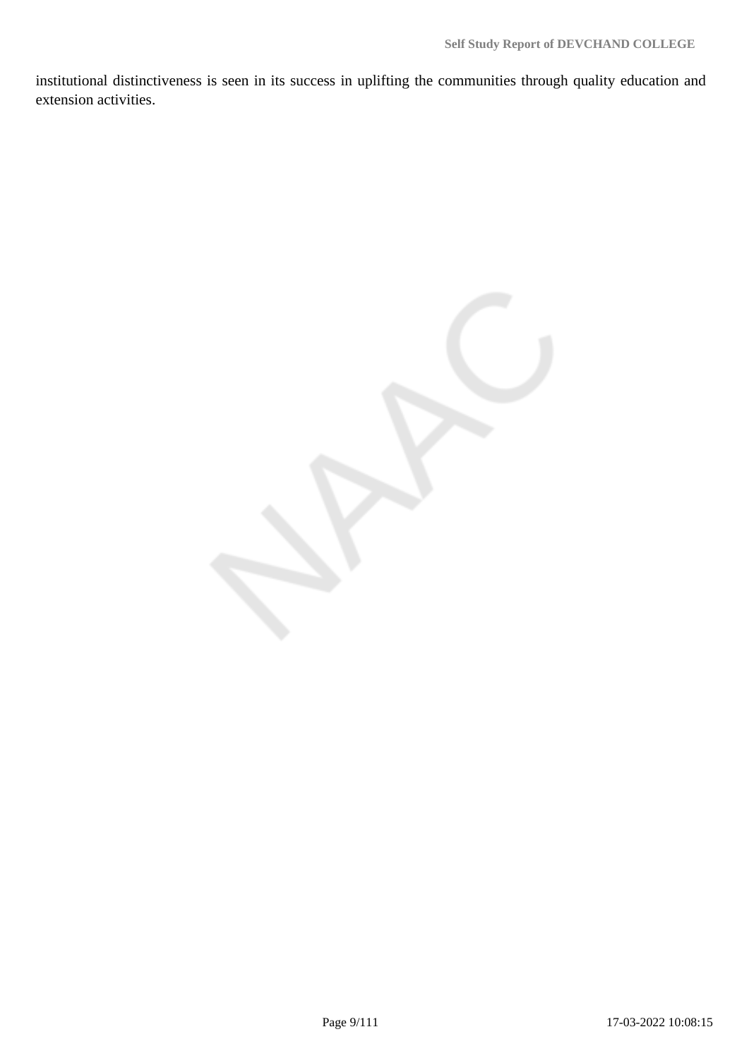institutional distinctiveness is seen in its success in uplifting the communities through quality education and extension activities.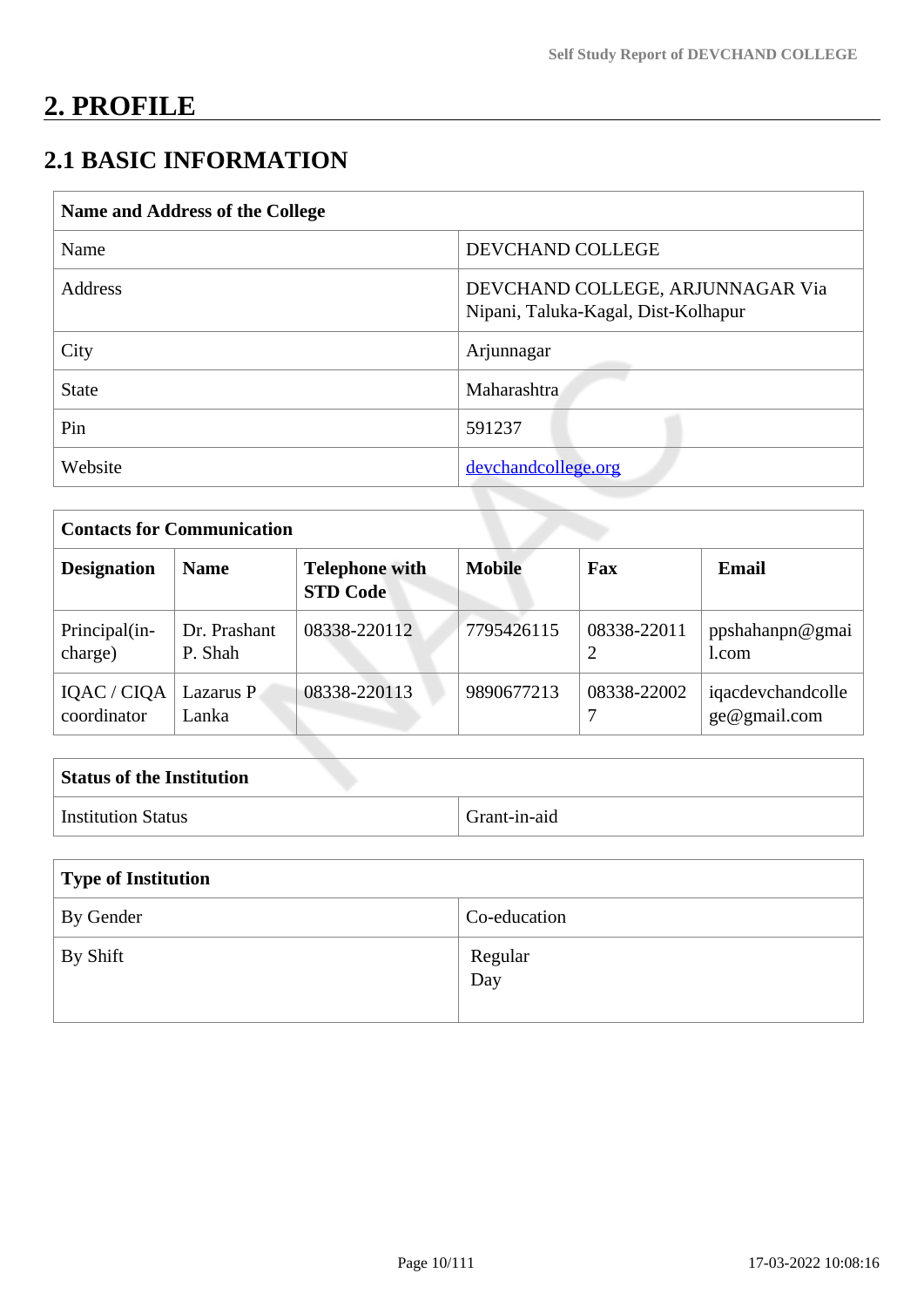# 2. PROFILE

## 2.1 BASIC INFORMATION

| Name and Address of the College | |
|---|---|
| Name | DEVCHAND COLLEGE |
| Address | DEVCHAND COLLEGE, ARJUNNAGAR Via Nipani, Taluka-Kagal, Dist-Kolhapur |
| City | Arjunnagar |
| State | Maharashtra |
| Pin | 591237 |
| Website | devchandcollege.org |

| Contacts for Communication | | | | | |
|---|---|---|---|---|---|
| **Designation** | **Name** | **Telephone with STD Code** | **Mobile** | **Fax** | **Email** |
| Principal(in-charge) | Dr. Prashant P. Shah | 08338-220112 | 7795426115 | 08338-220112 | ppshahanpn@gmail.com |
| IQAC / CIQA coordinator | Lazarus P Lanka | 08338-220113 | 9890677213 | 08338-220027 | iqacdevchandcollege@gmail.com |

| Status of the Institution | |
|---|---|
| Institution Status | Grant-in-aid |

| Type of Institution | |
|---|---|
| By Gender | Co-education |
| By Shift | Regular<br>Day |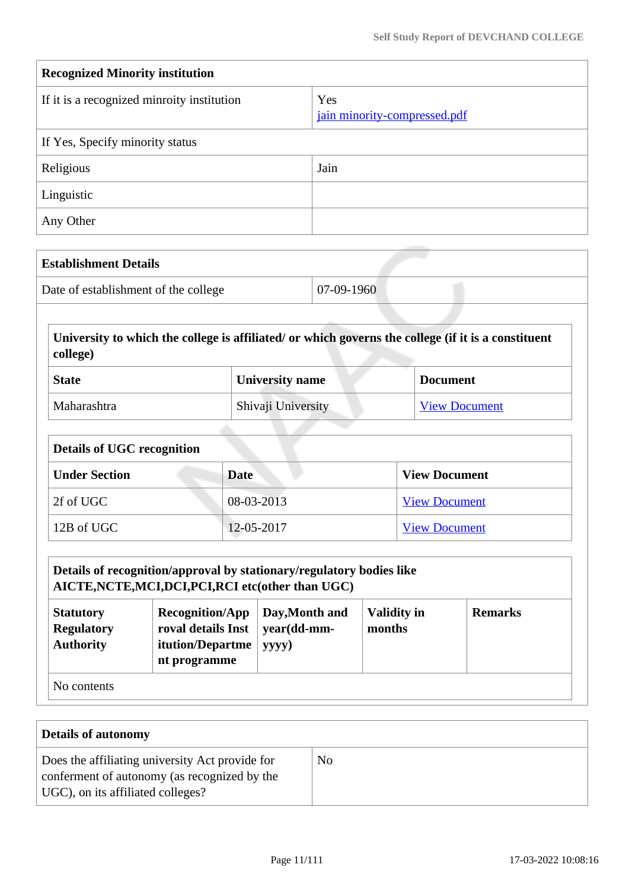| Recognized Minority institution | |
|---|---|
| If it is a recognized minroity institution | Yes<br>jain minority-compressed.pdf |
| If Yes, Specify minority status | |
| Religious | Jain |
| Linguistic | |
| Any Other | |

| Establishment Details | |
|---|---|
| Date of establishment of the college | 07-09-1960 |

| University to which the college is affiliated/ or which governs the college (if it is a constituent college) | | |
|---|---|---|
| **State** | **University name** | **Document** |
| Maharashtra | Shivaji University | View Document |

| Details of UGC recognition | | |
|---|---|---|
| **Under Section** | **Date** | **View Document** |
| 2f of UGC | 08-03-2013 | View Document |
| 12B of UGC | 12-05-2017 | View Document |

| Details of recognition/approval by stationary/regulatory bodies like AICTE,NCTE,MCI,DCI,PCI,RCI etc(other than UGC) | | | | |
|---|---|---|---|---|
| **Statutory Regulatory Authority** | **Recognition/Approval details Institution/Department programme** | **Day,Month and year(dd-mm-yyyy)** | **Validity in months** | **Remarks** |
| No contents | | | | |

| Details of autonomy | |
|---|---|
| Does the affiliating university Act provide for conferment of autonomy (as recognized by the UGC), on its affiliated colleges? | No |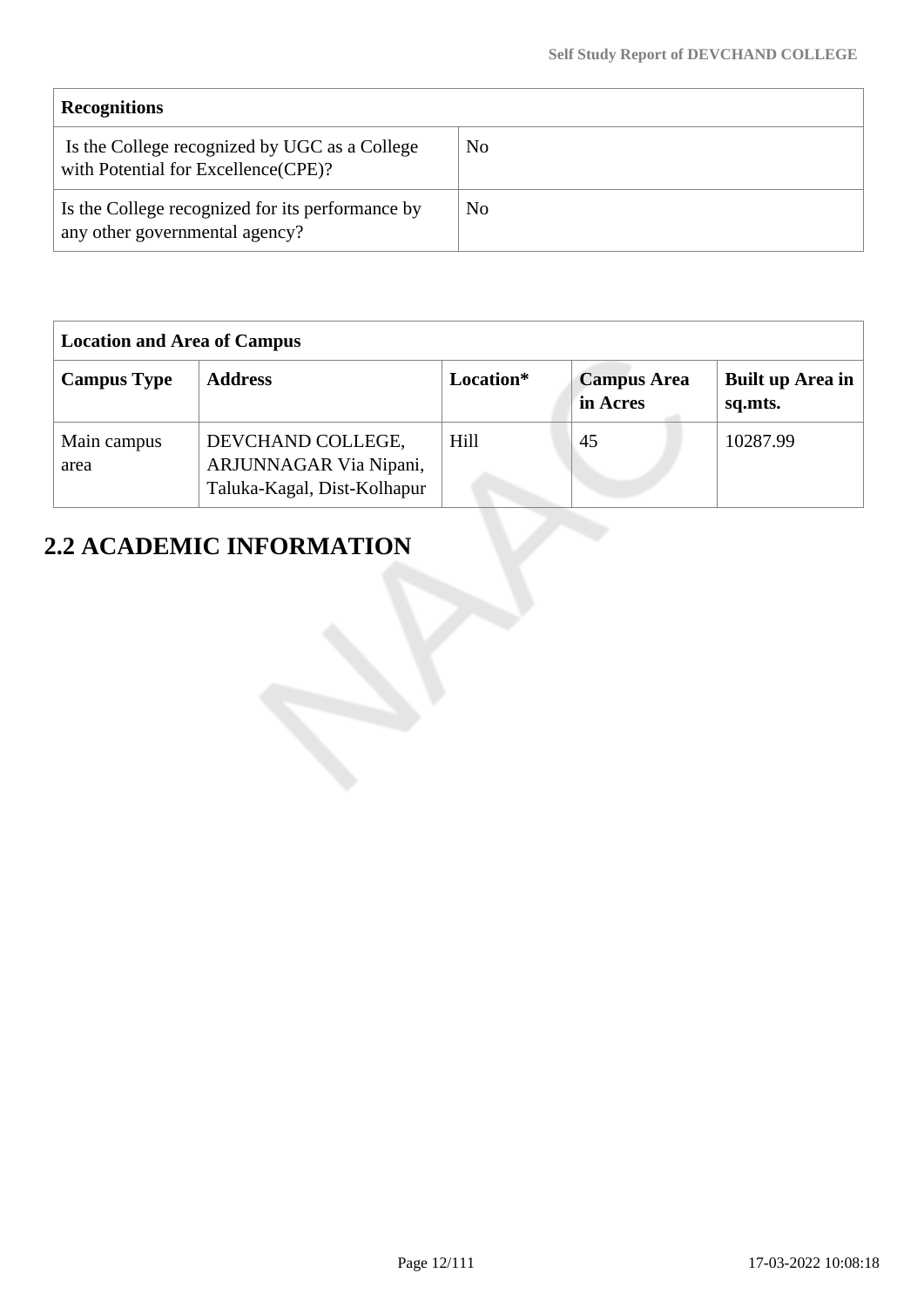| Recognitions | |
|---|---|
| Is the College recognized by UGC as a College with Potential for Excellence(CPE)? | No |
| Is the College recognized for its performance by any other governmental agency? | No |

| Location and Area of Campus | | | | |
|---|---|---|---|---|
| **Campus Type** | **Address** | **Location*** | **Campus Area in Acres** | **Built up Area in sq.mts.** |
| Main campus area | DEVCHAND COLLEGE, ARJUNNAGAR Via Nipani, Taluka-Kagal, Dist-Kolhapur | Hill | 45 | 10287.99 |

## 2.2 ACADEMIC INFORMATION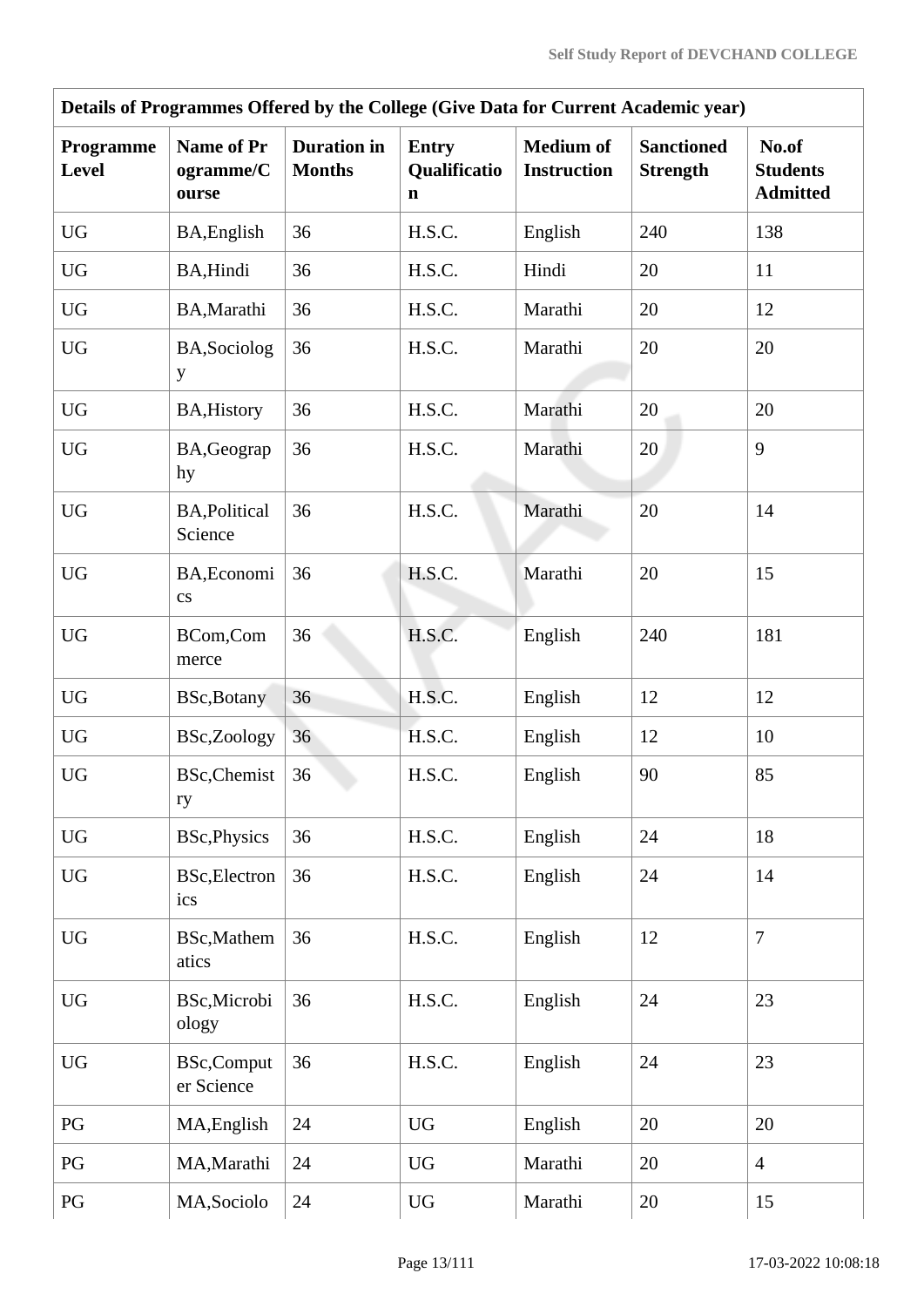| Details of Programmes Offered by the College (Give Data for Current Academic year) | | | | | | |
|---|---|---|---|---|---|---|
| **Programme Level** | **Name of Programme/Course** | **Duration in Months** | **Entry Qualification** | **Medium of Instruction** | **Sanctioned Strength** | **No.of Students Admitted** |
| UG | BA,English | 36 | H.S.C. | English | 240 | 138 |
| UG | BA,Hindi | 36 | H.S.C. | Hindi | 20 | 11 |
| UG | BA,Marathi | 36 | H.S.C. | Marathi | 20 | 12 |
| UG | BA,Sociology | 36 | H.S.C. | Marathi | 20 | 20 |
| UG | BA,History | 36 | H.S.C. | Marathi | 20 | 20 |
| UG | BA,Geography | 36 | H.S.C. | Marathi | 20 | 9 |
| UG | BA,Political Science | 36 | H.S.C. | Marathi | 20 | 14 |
| UG | BA,Economics | 36 | H.S.C. | Marathi | 20 | 15 |
| UG | BCom,Commerce | 36 | H.S.C. | English | 240 | 181 |
| UG | BSc,Botany | 36 | H.S.C. | English | 12 | 12 |
| UG | BSc,Zoology | 36 | H.S.C. | English | 12 | 10 |
| UG | BSc,Chemistry | 36 | H.S.C. | English | 90 | 85 |
| UG | BSc,Physics | 36 | H.S.C. | English | 24 | 18 |
| UG | BSc,Electronics | 36 | H.S.C. | English | 24 | 14 |
| UG | BSc,Mathematics | 36 | H.S.C. | English | 12 | 7 |
| UG | BSc,Microbiology | 36 | H.S.C. | English | 24 | 23 |
| UG | BSc,Computer Science | 36 | H.S.C. | English | 24 | 23 |
| PG | MA,English | 24 | UG | English | 20 | 20 |
| PG | MA,Marathi | 24 | UG | Marathi | 20 | 4 |
| PG | MA,Sociolo | 24 | UG | Marathi | 20 | 15 |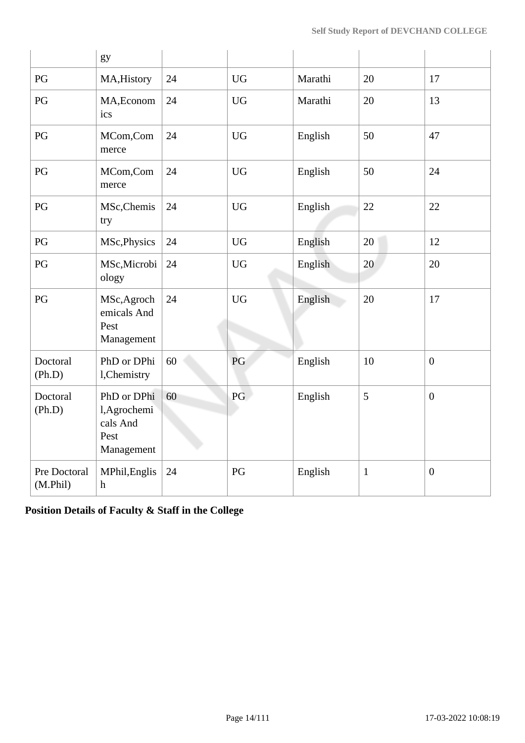|  | gy |  |  |  |  |  |
|---|---|---|---|---|---|---|
| PG | MA,History | 24 | UG | Marathi | 20 | 17 |
| PG | MA,Economics | 24 | UG | Marathi | 20 | 13 |
| PG | MCom,Commerce | 24 | UG | English | 50 | 47 |
| PG | MCom,Commerce | 24 | UG | English | 50 | 24 |
| PG | MSc,Chemistry | 24 | UG | English | 22 | 22 |
| PG | MSc,Physics | 24 | UG | English | 20 | 12 |
| PG | MSc,Microbiology | 24 | UG | English | 20 | 20 |
| PG | MSc,Agrochemicals And Pest Management | 24 | UG | English | 20 | 17 |
| Doctoral (Ph.D) | PhD or DPhil,Chemistry | 60 | PG | English | 10 | 0 |
| Doctoral (Ph.D) | PhD or DPhil,Agrochemicals And Pest Management | 60 | PG | English | 5 | 0 |
| Pre Doctoral (M.Phil) | MPhil,English | 24 | PG | English | 1 | 0 |

**Position Details of Faculty & Staff in the College**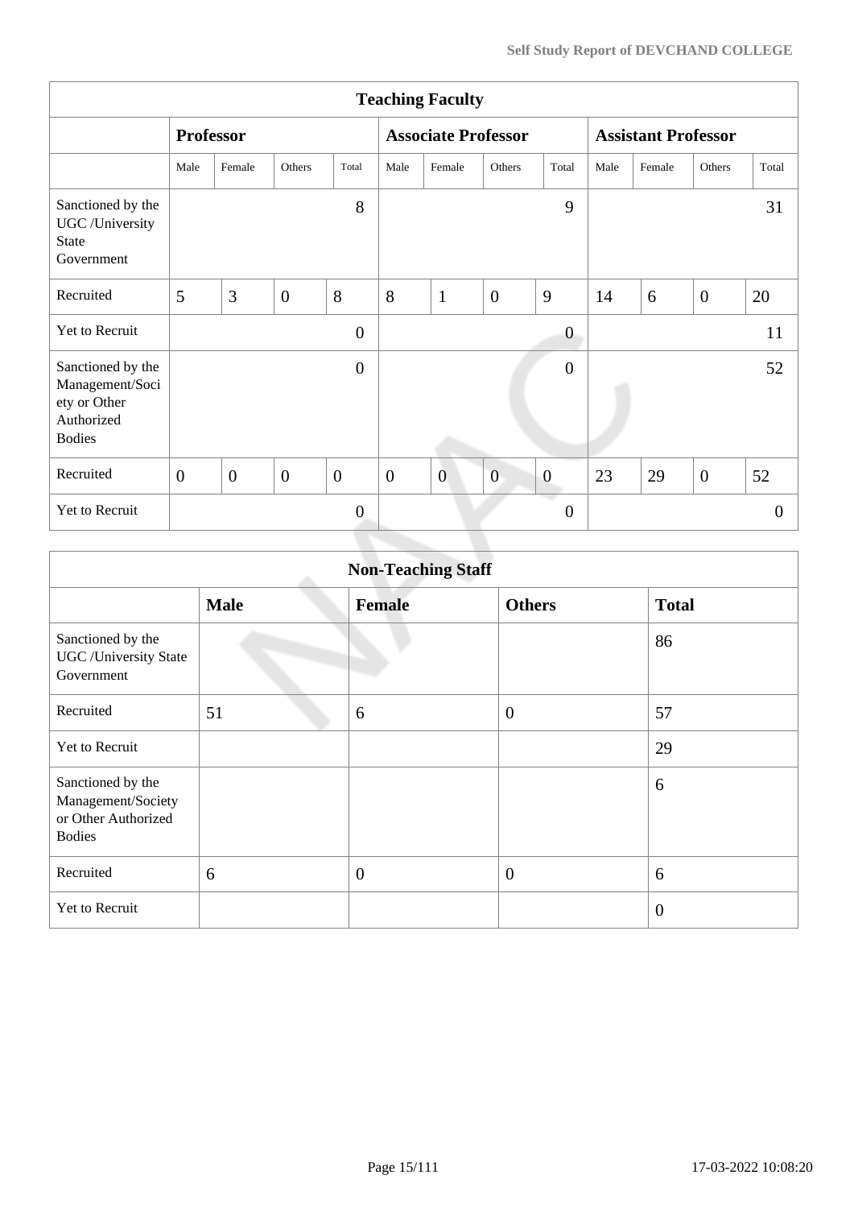| Teaching Faculty | | | | | | | | | | | | |
|---|---|---|---|---|---|---|---|---|---|---|---|---|
| | **Professor** | | | | **Associate Professor** | | | | **Assistant Professor** | | | |
| | Male | Female | Others | Total | Male | Female | Others | Total | Male | Female | Others | Total |
| Sanctioned by the UGC /University State Government | | | | 8 | | | | 9 | | | | 31 |
| Recruited | 5 | 3 | 0 | 8 | 8 | 1 | 0 | 9 | 14 | 6 | 0 | 20 |
| Yet to Recruit | | | | 0 | | | | 0 | | | | 11 |
| Sanctioned by the Management/Society or Other Authorized Bodies | | | | 0 | | | | 0 | | | | 52 |
| Recruited | 0 | 0 | 0 | 0 | 0 | 0 | 0 | 0 | 23 | 29 | 0 | 52 |
| Yet to Recruit | | | | 0 | | | | 0 | | | | 0 |

| Non-Teaching Staff | | | | |
|---|---|---|---|---|
| | **Male** | **Female** | **Others** | **Total** |
| Sanctioned by the UGC /University State Government | | | | 86 |
| Recruited | 51 | 6 | 0 | 57 |
| Yet to Recruit | | | | 29 |
| Sanctioned by the Management/Society or Other Authorized Bodies | | | | 6 |
| Recruited | 6 | 0 | 0 | 6 |
| Yet to Recruit | | | | 0 |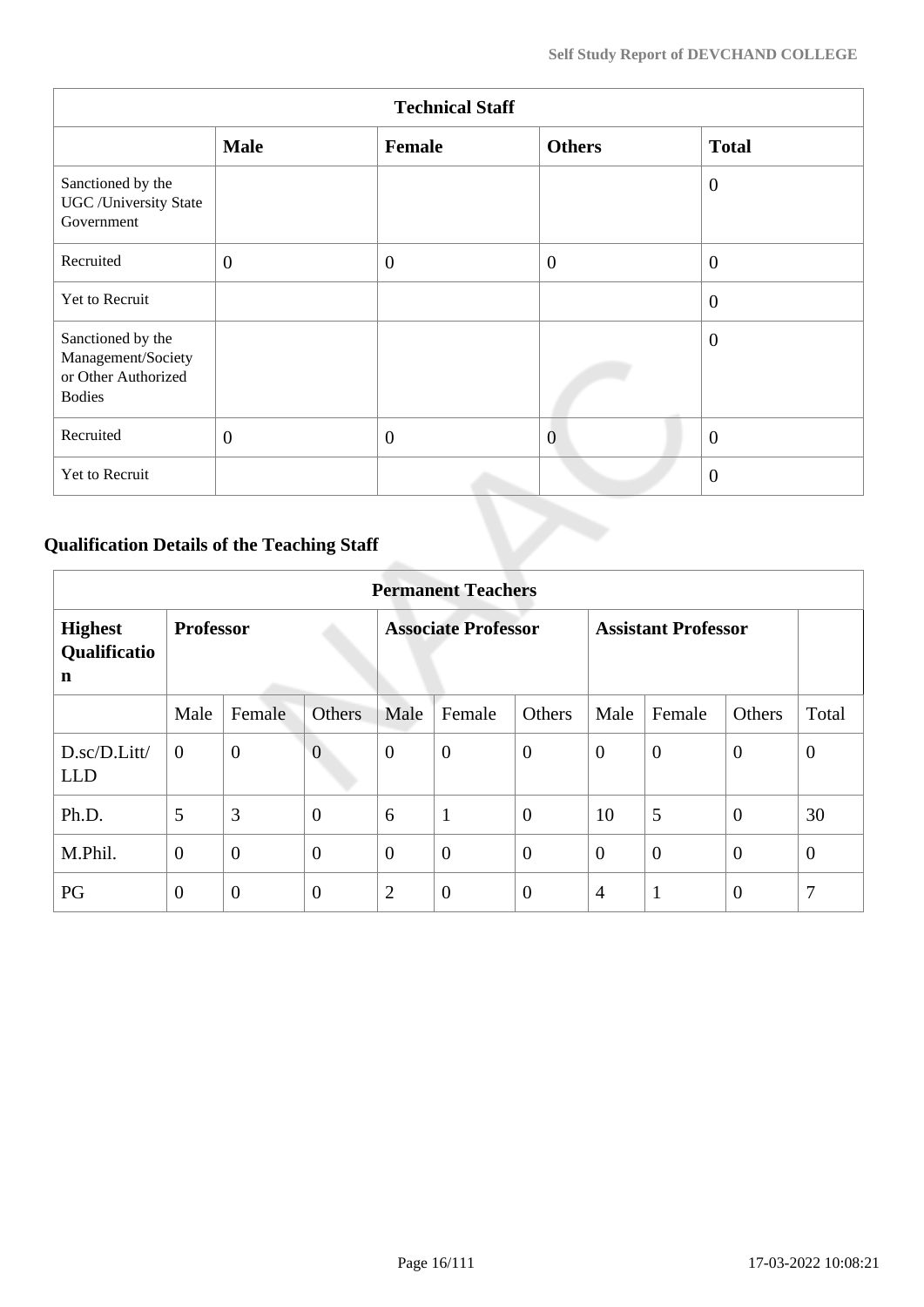| Technical Staff | | | | |
|---|---|---|---|---|
| | **Male** | **Female** | **Others** | **Total** |
| Sanctioned by the UGC /University State Government | | | | 0 |
| Recruited | 0 | 0 | 0 | 0 |
| Yet to Recruit | | | | 0 |
| Sanctioned by the Management/Society or Other Authorized Bodies | | | | 0 |
| Recruited | 0 | 0 | 0 | 0 |
| Yet to Recruit | | | | 0 |

### Qualification Details of the Teaching Staff

| Permanent Teachers | | | | | | | | | | |
|---|---|---|---|---|---|---|---|---|---|---|
| **Highest Qualification** | **Professor** | | | **Associate Professor** | | | **Assistant Professor** | | | |
| | Male | Female | Others | Male | Female | Others | Male | Female | Others | Total |
| D.sc/D.Litt/ LLD | 0 | 0 | 0 | 0 | 0 | 0 | 0 | 0 | 0 | 0 |
| Ph.D. | 5 | 3 | 0 | 6 | 1 | 0 | 10 | 5 | 0 | 30 |
| M.Phil. | 0 | 0 | 0 | 0 | 0 | 0 | 0 | 0 | 0 | 0 |
| PG | 0 | 0 | 0 | 2 | 0 | 0 | 4 | 1 | 0 | 7 |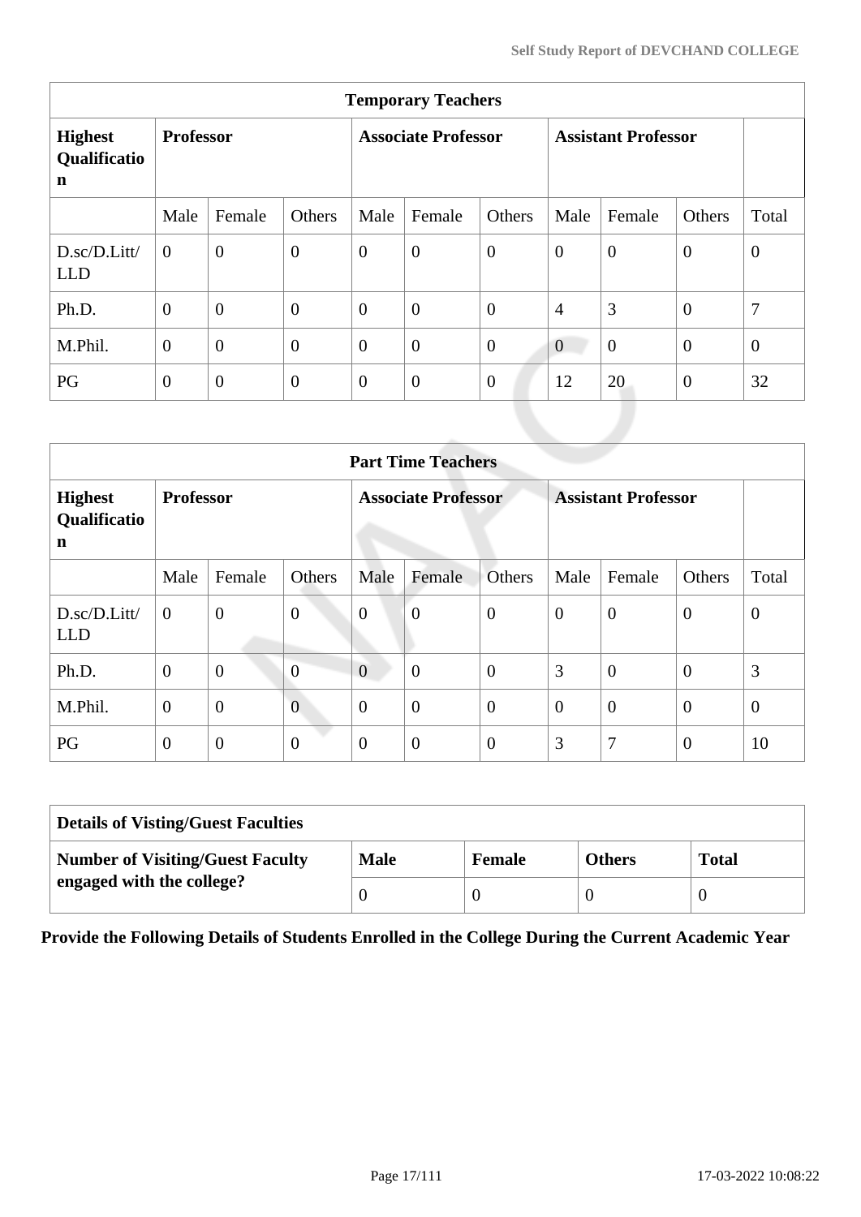| Temporary Teachers | | | | | | | | | | |
|---|---|---|---|---|---|---|---|---|---|---|
| **Highest Qualification** | **Professor** | | | **Associate Professor** | | | **Assistant Professor** | | | |
| | Male | Female | Others | Male | Female | Others | Male | Female | Others | Total |
| D.sc/D.Litt/LLD | 0 | 0 | 0 | 0 | 0 | 0 | 0 | 0 | 0 | 0 |
| Ph.D. | 0 | 0 | 0 | 0 | 0 | 0 | 4 | 3 | 0 | 7 |
| M.Phil. | 0 | 0 | 0 | 0 | 0 | 0 | 0 | 0 | 0 | 0 |
| PG | 0 | 0 | 0 | 0 | 0 | 0 | 12 | 20 | 0 | 32 |

| Part Time Teachers | | | | | | | | | | |
|---|---|---|---|---|---|---|---|---|---|---|
| **Highest Qualification** | **Professor** | | | **Associate Professor** | | | **Assistant Professor** | | | |
| | Male | Female | Others | Male | Female | Others | Male | Female | Others | Total |
| D.sc/D.Litt/LLD | 0 | 0 | 0 | 0 | 0 | 0 | 0 | 0 | 0 | 0 |
| Ph.D. | 0 | 0 | 0 | 0 | 0 | 0 | 3 | 0 | 0 | 3 |
| M.Phil. | 0 | 0 | 0 | 0 | 0 | 0 | 0 | 0 | 0 | 0 |
| PG | 0 | 0 | 0 | 0 | 0 | 0 | 3 | 7 | 0 | 10 |

| Details of Visting/Guest Faculties | | | | |
|---|---|---|---|---|
| **Number of Visiting/Guest Faculty engaged with the college?** | **Male** | **Female** | **Others** | **Total** |
| | 0 | 0 | 0 | 0 |

**Provide the Following Details of Students Enrolled in the College During the Current Academic Year**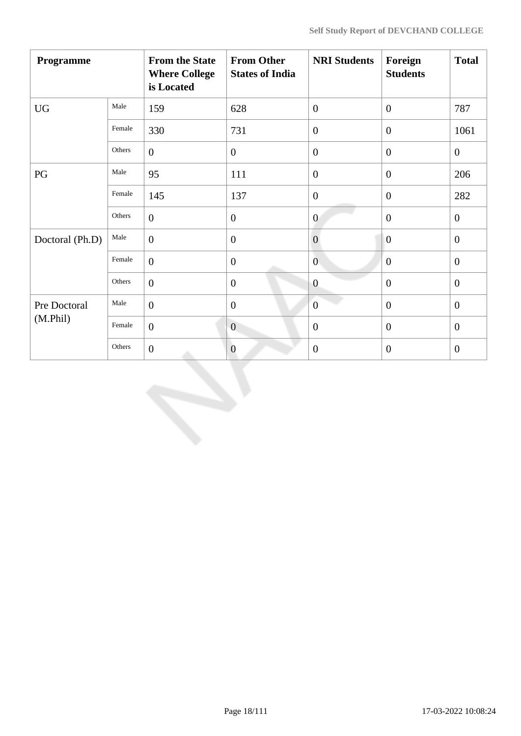| Programme | | From the State Where College is Located | From Other States of India | NRI Students | Foreign Students | Total |
|---|---|---|---|---|---|---|
| UG | Male | 159 | 628 | 0 | 0 | 787 |
| | Female | 330 | 731 | 0 | 0 | 1061 |
| | Others | 0 | 0 | 0 | 0 | 0 |
| PG | Male | 95 | 111 | 0 | 0 | 206 |
| | Female | 145 | 137 | 0 | 0 | 282 |
| | Others | 0 | 0 | 0 | 0 | 0 |
| Doctoral (Ph.D) | Male | 0 | 0 | 0 | 0 | 0 |
| | Female | 0 | 0 | 0 | 0 | 0 |
| | Others | 0 | 0 | 0 | 0 | 0 |
| Pre Doctoral (M.Phil) | Male | 0 | 0 | 0 | 0 | 0 |
| | Female | 0 | 0 | 0 | 0 | 0 |
| | Others | 0 | 0 | 0 | 0 | 0 |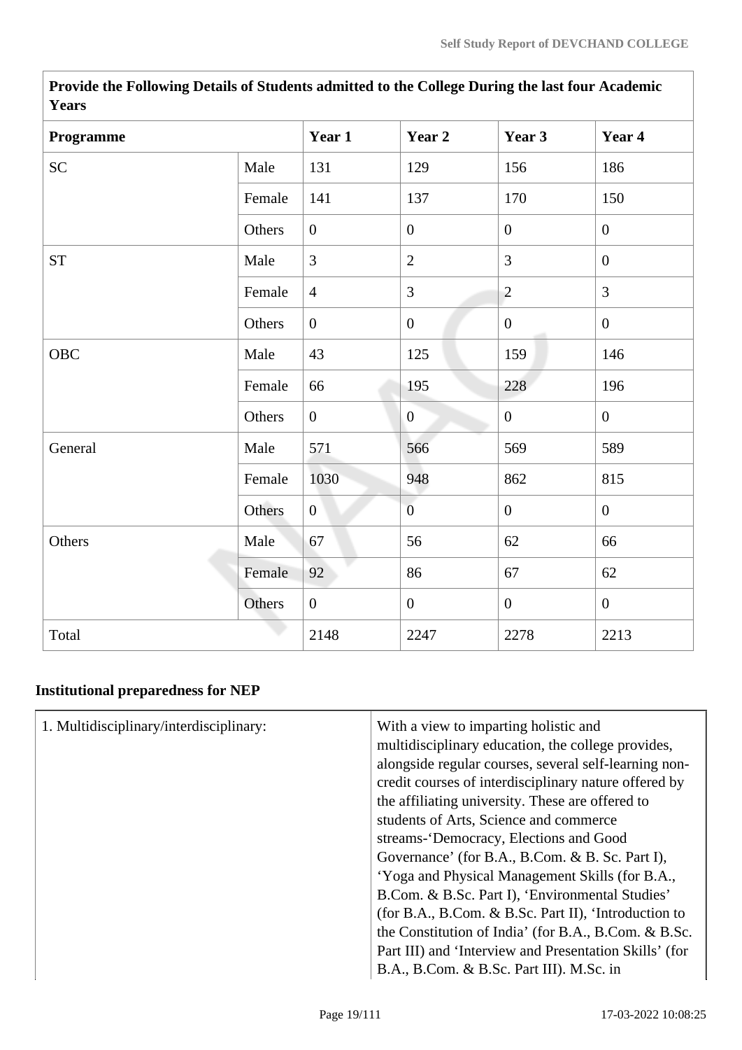| Provide the Following Details of Students admitted to the College During the last four Academic Years | | | | | |
|---|---|---|---|---|---|
| **Programme** | | **Year 1** | **Year 2** | **Year 3** | **Year 4** |
| SC | Male | 131 | 129 | 156 | 186 |
| | Female | 141 | 137 | 170 | 150 |
| | Others | 0 | 0 | 0 | 0 |
| ST | Male | 3 | 2 | 3 | 0 |
| | Female | 4 | 3 | 2 | 3 |
| | Others | 0 | 0 | 0 | 0 |
| OBC | Male | 43 | 125 | 159 | 146 |
| | Female | 66 | 195 | 228 | 196 |
| | Others | 0 | 0 | 0 | 0 |
| General | Male | 571 | 566 | 569 | 589 |
| | Female | 1030 | 948 | 862 | 815 |
| | Others | 0 | 0 | 0 | 0 |
| Others | Male | 67 | 56 | 62 | 66 |
| | Female | 92 | 86 | 67 | 62 |
| | Others | 0 | 0 | 0 | 0 |
| Total | | 2148 | 2247 | 2278 | 2213 |

## Institutional preparedness for NEP

| | |
|---|---|
| 1. Multidisciplinary/interdisciplinary: | With a view to imparting holistic and multidisciplinary education, the college provides, alongside regular courses, several self-learning non-credit courses of interdisciplinary nature offered by the affiliating university. These are offered to students of Arts, Science and commerce streams-'Democracy, Elections and Good Governance' (for B.A., B.Com. & B. Sc. Part I), 'Yoga and Physical Management Skills (for B.A., B.Com. & B.Sc. Part I), 'Environmental Studies' (for B.A., B.Com. & B.Sc. Part II), 'Introduction to the Constitution of India' (for B.A., B.Com. & B.Sc. Part III) and 'Interview and Presentation Skills' (for B.A., B.Com. & B.Sc. Part III). M.Sc. in |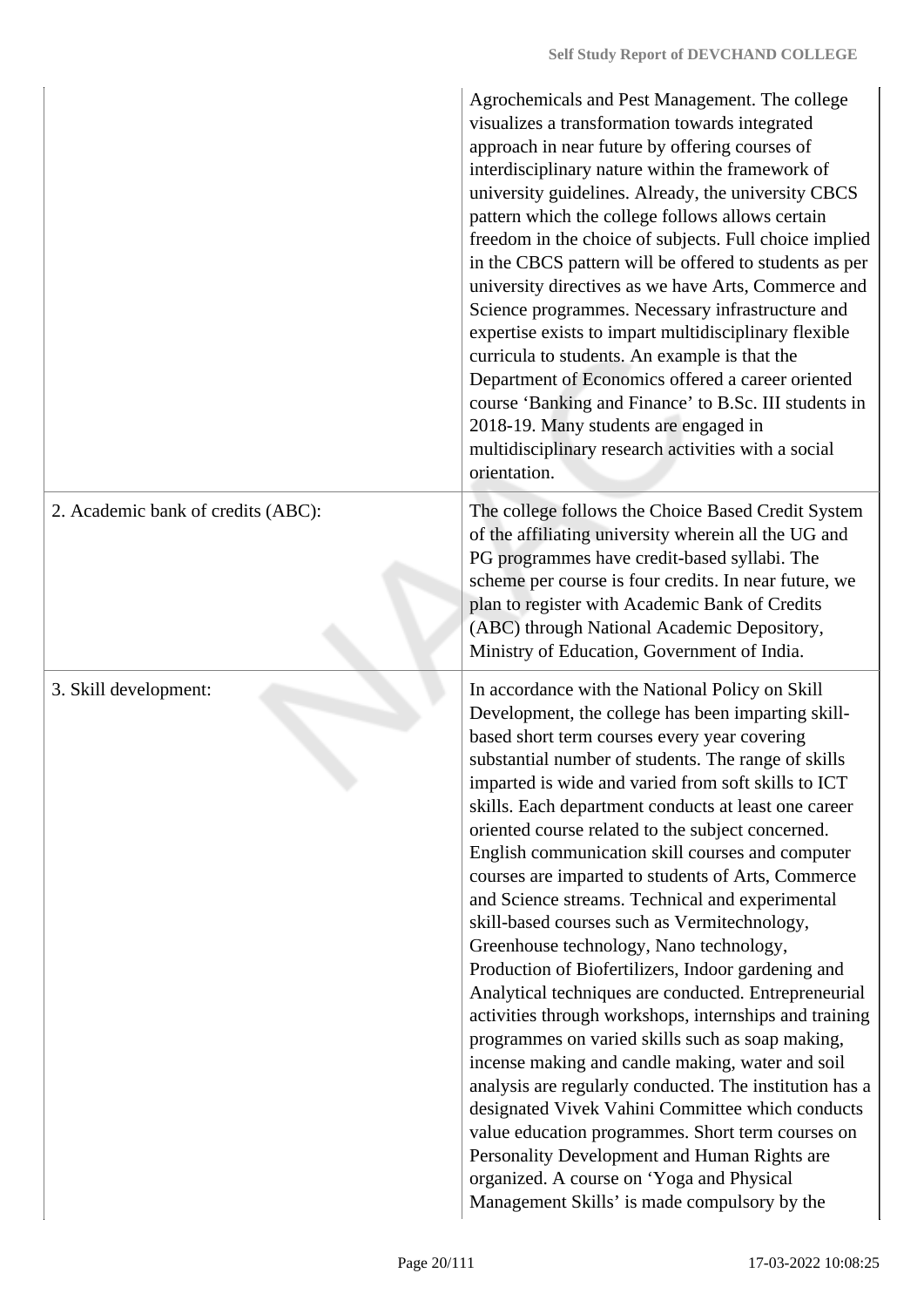| | |
|---|---|
| | Agrochemicals and Pest Management. The college visualizes a transformation towards integrated approach in near future by offering courses of interdisciplinary nature within the framework of university guidelines. Already, the university CBCS pattern which the college follows allows certain freedom in the choice of subjects. Full choice implied in the CBCS pattern will be offered to students as per university directives as we have Arts, Commerce and Science programmes. Necessary infrastructure and expertise exists to impart multidisciplinary flexible curricula to students. An example is that the Department of Economics offered a career oriented course 'Banking and Finance' to B.Sc. III students in 2018-19. Many students are engaged in multidisciplinary research activities with a social orientation. |
| 2. Academic bank of credits (ABC): | The college follows the Choice Based Credit System of the affiliating university wherein all the UG and PG programmes have credit-based syllabi. The scheme per course is four credits. In near future, we plan to register with Academic Bank of Credits (ABC) through National Academic Depository, Ministry of Education, Government of India. |
| 3. Skill development: | In accordance with the National Policy on Skill Development, the college has been imparting skill-based short term courses every year covering substantial number of students. The range of skills imparted is wide and varied from soft skills to ICT skills. Each department conducts at least one career oriented course related to the subject concerned. English communication skill courses and computer courses are imparted to students of Arts, Commerce and Science streams. Technical and experimental skill-based courses such as Vermitechnology, Greenhouse technology, Nano technology, Production of Biofertilizers, Indoor gardening and Analytical techniques are conducted. Entrepreneurial activities through workshops, internships and training programmes on varied skills such as soap making, incense making and candle making, water and soil analysis are regularly conducted. The institution has a designated Vivek Vahini Committee which conducts value education programmes. Short term courses on Personality Development and Human Rights are organized. A course on 'Yoga and Physical Management Skills' is made compulsory by the |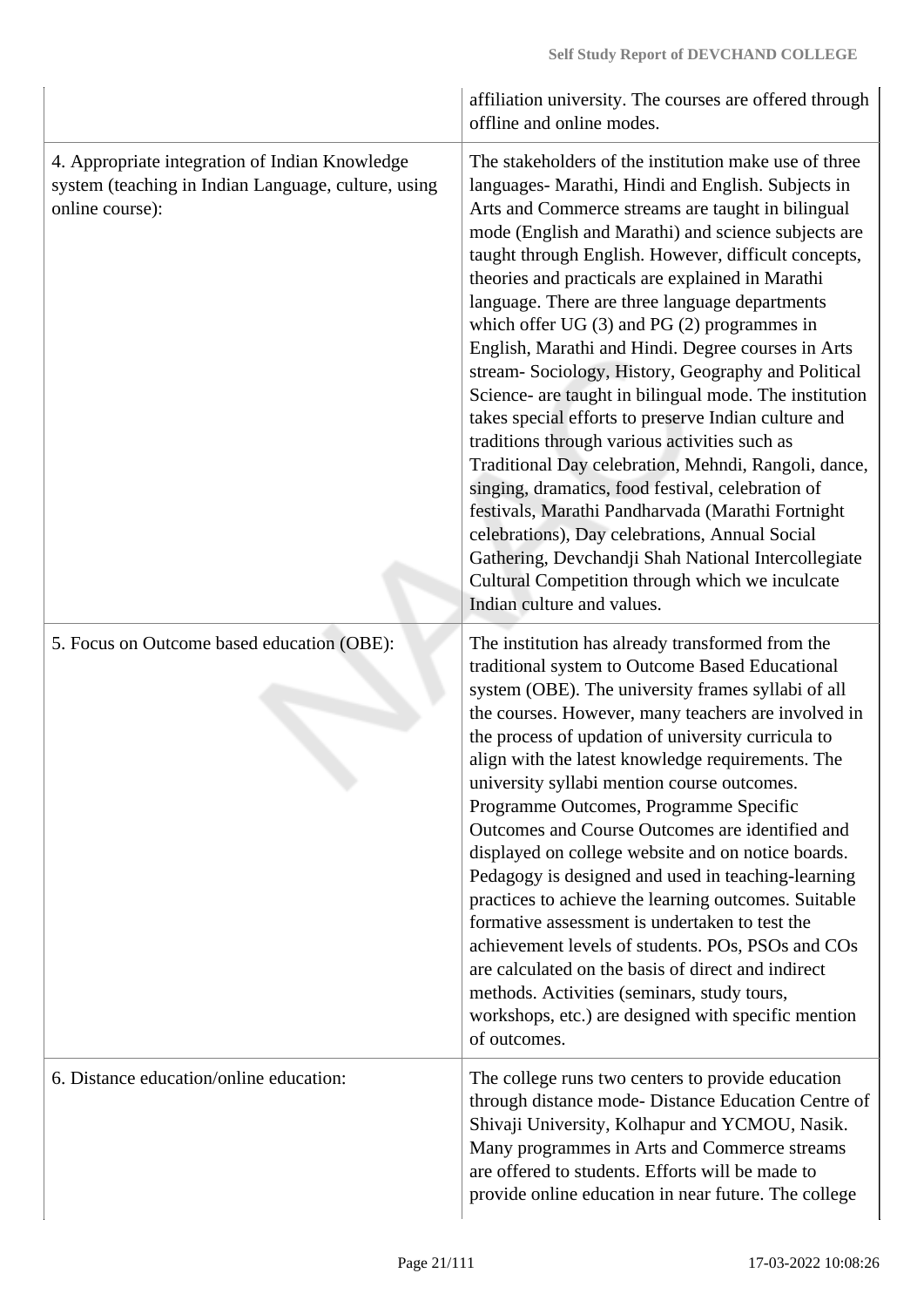| | |
|---|---|
| | affiliation university. The courses are offered through offline and online modes. |
| 4. Appropriate integration of Indian Knowledge system (teaching in Indian Language, culture, using online course): | The stakeholders of the institution make use of three languages- Marathi, Hindi and English. Subjects in Arts and Commerce streams are taught in bilingual mode (English and Marathi) and science subjects are taught through English. However, difficult concepts, theories and practicals are explained in Marathi language. There are three language departments which offer UG (3) and PG (2) programmes in English, Marathi and Hindi. Degree courses in Arts stream- Sociology, History, Geography and Political Science- are taught in bilingual mode. The institution takes special efforts to preserve Indian culture and traditions through various activities such as Traditional Day celebration, Mehndi, Rangoli, dance, singing, dramatics, food festival, celebration of festivals, Marathi Pandharvada (Marathi Fortnight celebrations), Day celebrations, Annual Social Gathering, Devchandji Shah National Intercollegiate Cultural Competition through which we inculcate Indian culture and values. |
| 5. Focus on Outcome based education (OBE): | The institution has already transformed from the traditional system to Outcome Based Educational system (OBE). The university frames syllabi of all the courses. However, many teachers are involved in the process of updation of university curricula to align with the latest knowledge requirements. The university syllabi mention course outcomes. Programme Outcomes, Programme Specific Outcomes and Course Outcomes are identified and displayed on college website and on notice boards. Pedagogy is designed and used in teaching-learning practices to achieve the learning outcomes. Suitable formative assessment is undertaken to test the achievement levels of students. POs, PSOs and COs are calculated on the basis of direct and indirect methods. Activities (seminars, study tours, workshops, etc.) are designed with specific mention of outcomes. |
| 6. Distance education/online education: | The college runs two centers to provide education through distance mode- Distance Education Centre of Shivaji University, Kolhapur and YCMOU, Nasik. Many programmes in Arts and Commerce streams are offered to students. Efforts will be made to provide online education in near future. The college |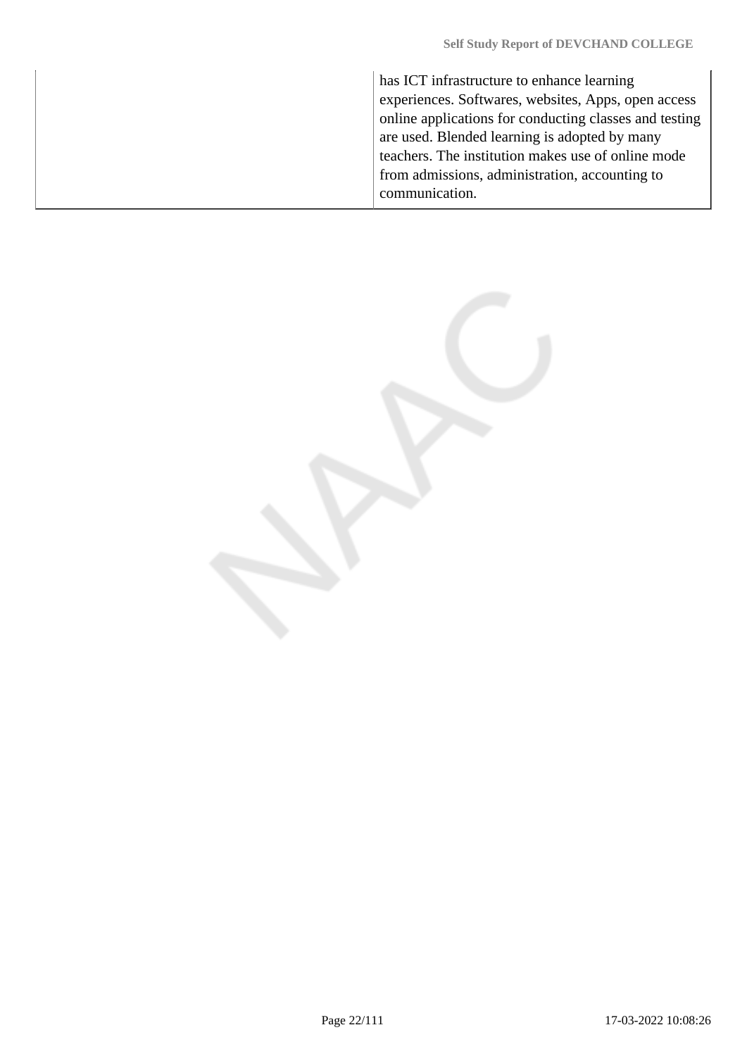| | |
|---|---|
| | has ICT infrastructure to enhance learning experiences. Softwares, websites, Apps, open access online applications for conducting classes and testing are used. Blended learning is adopted by many teachers. The institution makes use of online mode from admissions, administration, accounting to communication. |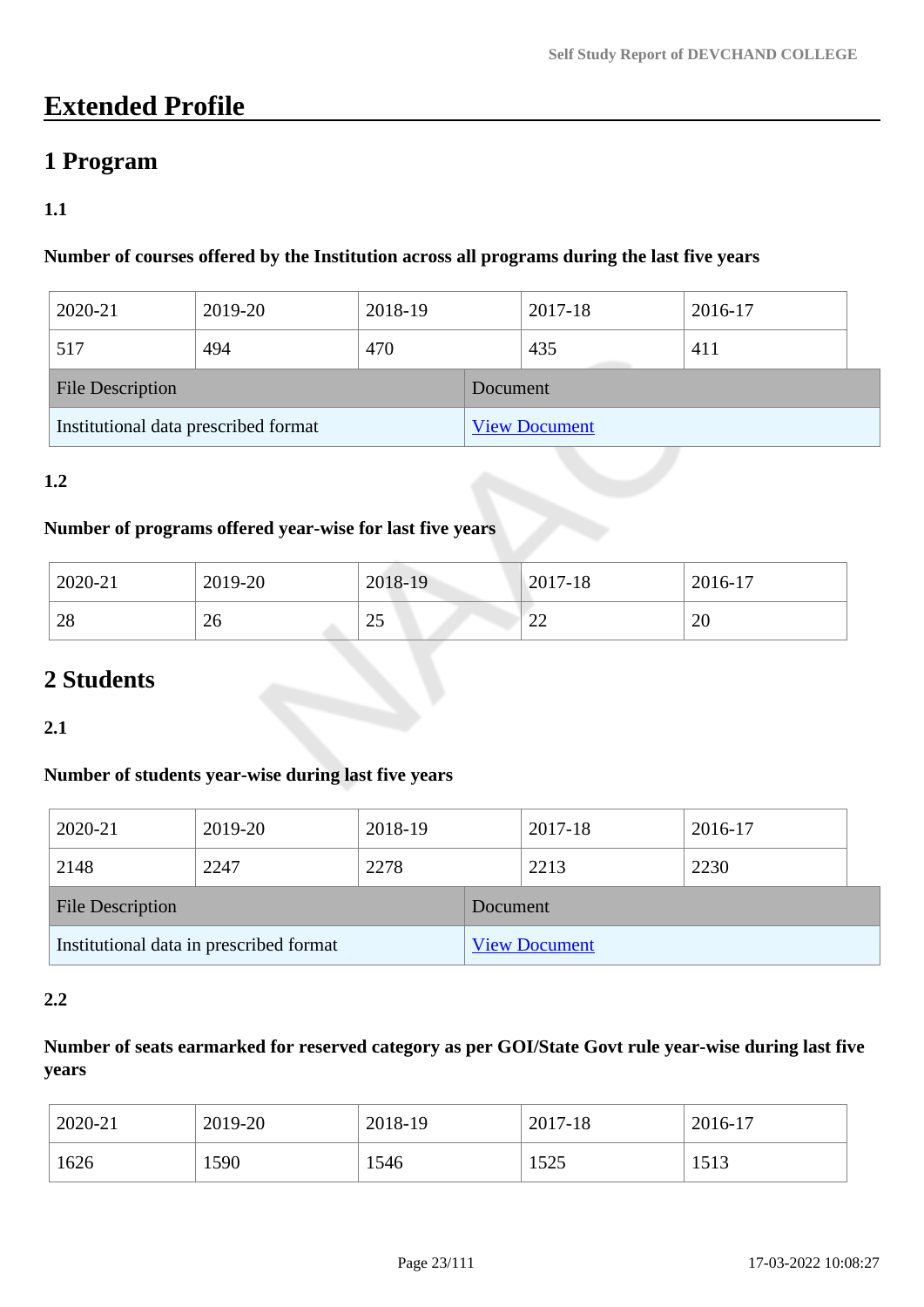# Extended Profile

## 1 Program

### 1.1

**Number of courses offered by the Institution across all programs during the last five years**

| 2020-21 | 2019-20 | 2018-19 | 2017-18 | 2016-17 |
|---|---|---|---|---|
| 517 | 494 | 470 | 435 | 411 |

| File Description | Document |
|---|---|
| Institutional data prescribed format | View Document |

### 1.2

**Number of programs offered year-wise for last five years**

| 2020-21 | 2019-20 | 2018-19 | 2017-18 | 2016-17 |
|---|---|---|---|---|
| 28 | 26 | 25 | 22 | 20 |

## 2 Students

### 2.1

**Number of students year-wise during last five years**

| 2020-21 | 2019-20 | 2018-19 | 2017-18 | 2016-17 |
|---|---|---|---|---|
| 2148 | 2247 | 2278 | 2213 | 2230 |

| File Description | Document |
|---|---|
| Institutional data in prescribed format | View Document |

### 2.2

**Number of seats earmarked for reserved category as per GOI/State Govt rule year-wise during last five years**

| 2020-21 | 2019-20 | 2018-19 | 2017-18 | 2016-17 |
|---|---|---|---|---|
| 1626 | 1590 | 1546 | 1525 | 1513 |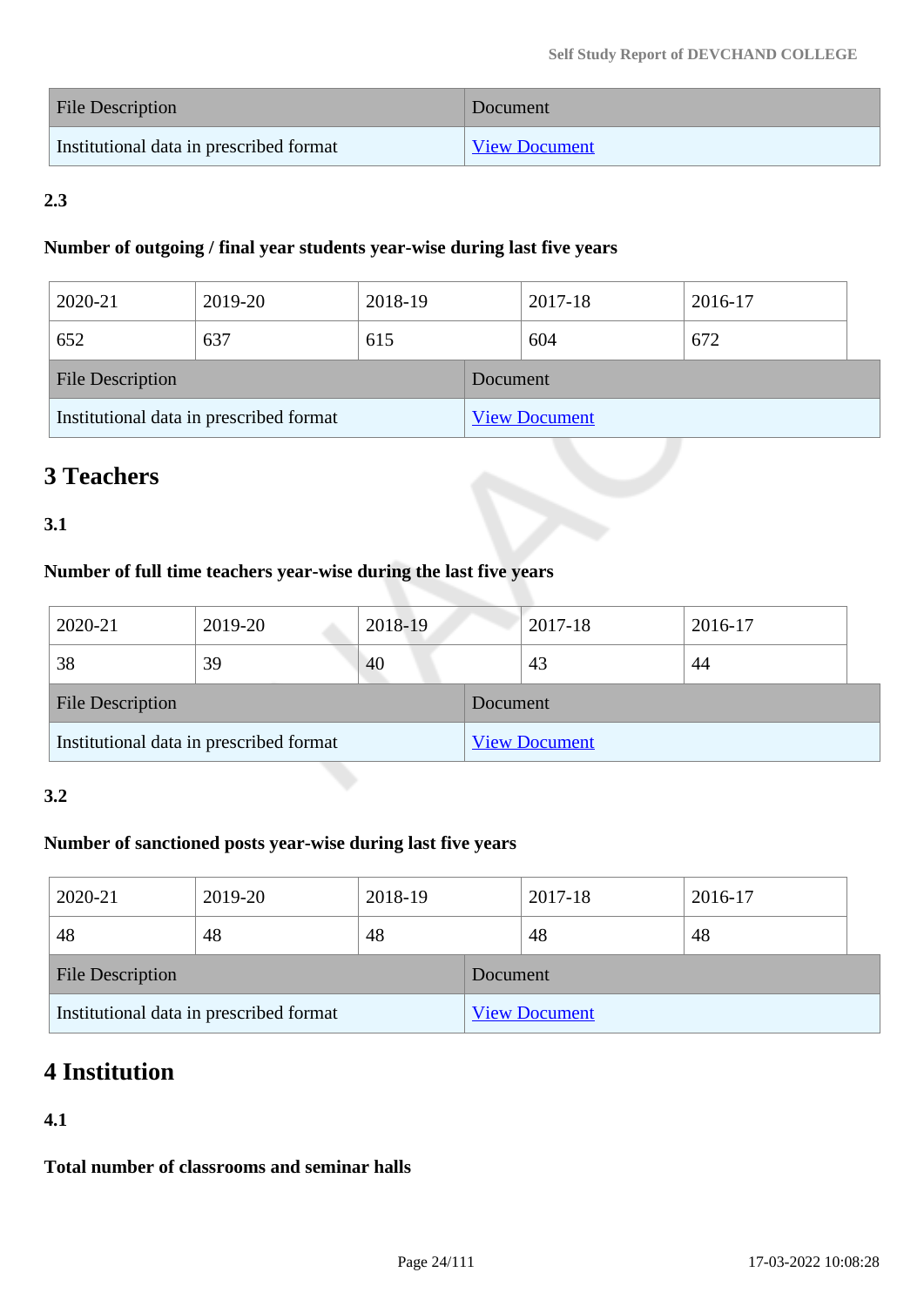| File Description | Document |
|---|---|
| Institutional data in prescribed format | View Document |

**2.3**

**Number of outgoing / final year students year-wise during last five years**

| 2020-21 | 2019-20 | 2018-19 | 2017-18 | 2016-17 |
|---|---|---|---|---|
| 652 | 637 | 615 | 604 | 672 |

| File Description | Document |
|---|---|
| Institutional data in prescribed format | View Document |

# 3 Teachers

**3.1**

**Number of full time teachers year-wise during the last five years**

| 2020-21 | 2019-20 | 2018-19 | 2017-18 | 2016-17 |
|---|---|---|---|---|
| 38 | 39 | 40 | 43 | 44 |

| File Description | Document |
|---|---|
| Institutional data in prescribed format | View Document |

**3.2**

**Number of sanctioned posts year-wise during last five years**

| 2020-21 | 2019-20 | 2018-19 | 2017-18 | 2016-17 |
|---|---|---|---|---|
| 48 | 48 | 48 | 48 | 48 |

| File Description | Document |
|---|---|
| Institutional data in prescribed format | View Document |

# 4 Institution

**4.1**

**Total number of classrooms and seminar halls**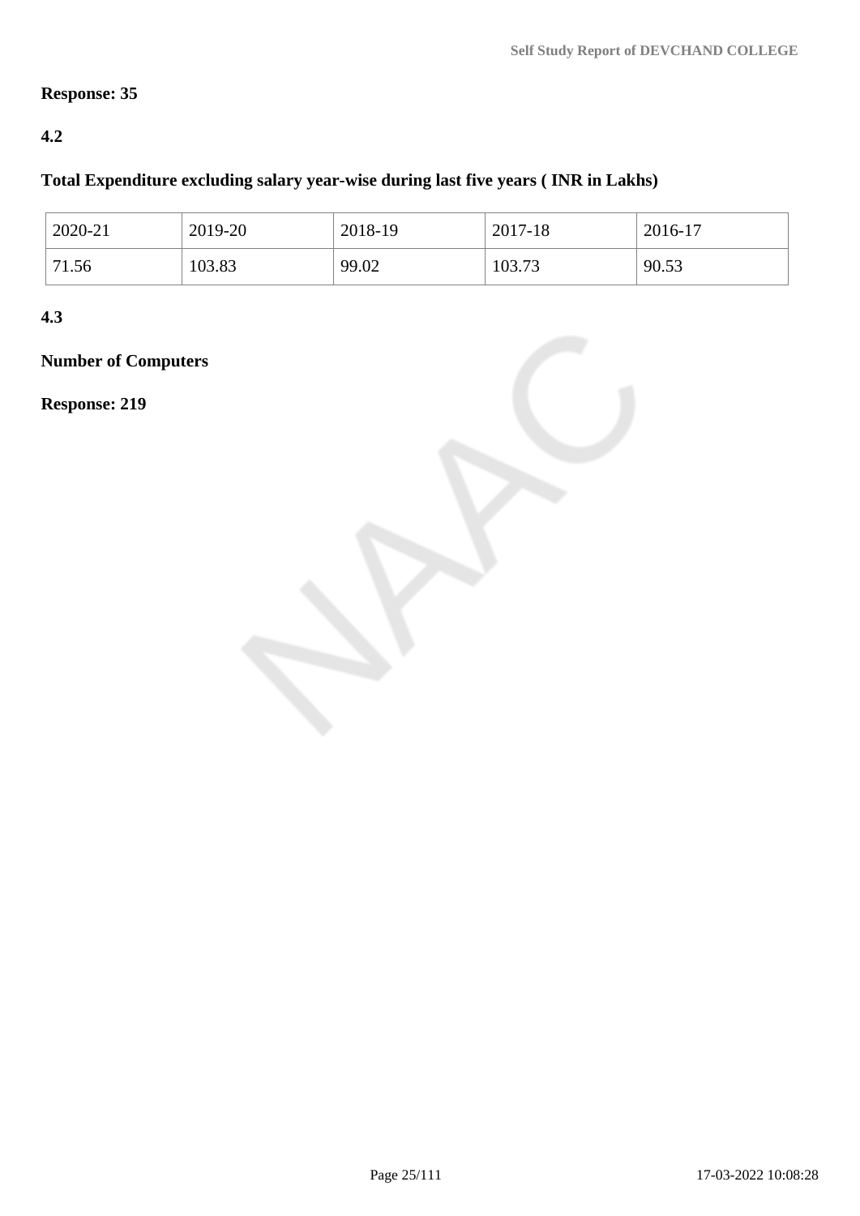**Response: 35**

**4.2**

**Total Expenditure excluding salary year-wise during last five years ( INR in Lakhs)**

| 2020-21 | 2019-20 | 2018-19 | 2017-18 | 2016-17 |
|---|---|---|---|---|
| 71.56 | 103.83 | 99.02 | 103.73 | 90.53 |

**4.3**

**Number of Computers**

**Response: 219**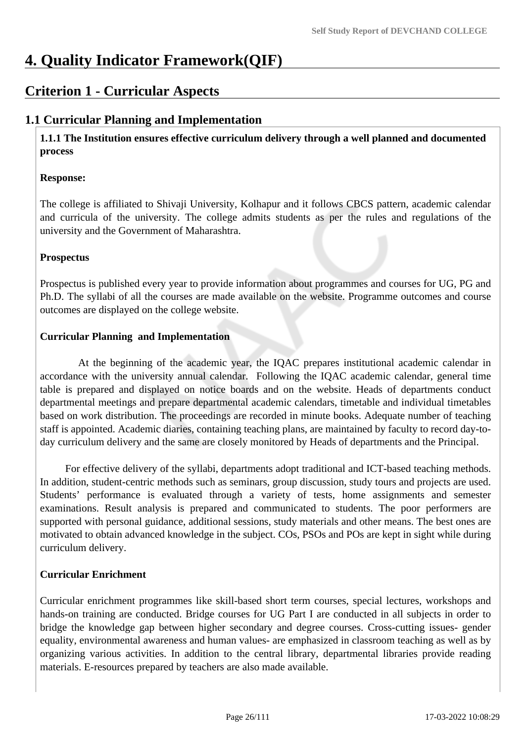# 4. Quality Indicator Framework(QIF)

## Criterion 1 - Curricular Aspects

### 1.1 Curricular Planning and Implementation

**1.1.1 The Institution ensures effective curriculum delivery through a well planned and documented process**

**Response:**

The college is affiliated to Shivaji University, Kolhapur and it follows CBCS pattern, academic calendar and curricula of the university. The college admits students as per the rules and regulations of the university and the Government of Maharashtra.

**Prospectus**

Prospectus is published every year to provide information about programmes and courses for UG, PG and Ph.D. The syllabi of all the courses are made available on the website. Programme outcomes and course outcomes are displayed on the college website.

**Curricular Planning and Implementation**

At the beginning of the academic year, the IQAC prepares institutional academic calendar in accordance with the university annual calendar. Following the IQAC academic calendar, general time table is prepared and displayed on notice boards and on the website. Heads of departments conduct departmental meetings and prepare departmental academic calendars, timetable and individual timetables based on work distribution. The proceedings are recorded in minute books. Adequate number of teaching staff is appointed. Academic diaries, containing teaching plans, are maintained by faculty to record day-to-day curriculum delivery and the same are closely monitored by Heads of departments and the Principal.

For effective delivery of the syllabi, departments adopt traditional and ICT-based teaching methods. In addition, student-centric methods such as seminars, group discussion, study tours and projects are used. Students' performance is evaluated through a variety of tests, home assignments and semester examinations. Result analysis is prepared and communicated to students. The poor performers are supported with personal guidance, additional sessions, study materials and other means. The best ones are motivated to obtain advanced knowledge in the subject. COs, PSOs and POs are kept in sight while during curriculum delivery.

**Curricular Enrichment**

Curricular enrichment programmes like skill-based short term courses, special lectures, workshops and hands-on training are conducted. Bridge courses for UG Part I are conducted in all subjects in order to bridge the knowledge gap between higher secondary and degree courses. Cross-cutting issues- gender equality, environmental awareness and human values- are emphasized in classroom teaching as well as by organizing various activities. In addition to the central library, departmental libraries provide reading materials. E-resources prepared by teachers are also made available.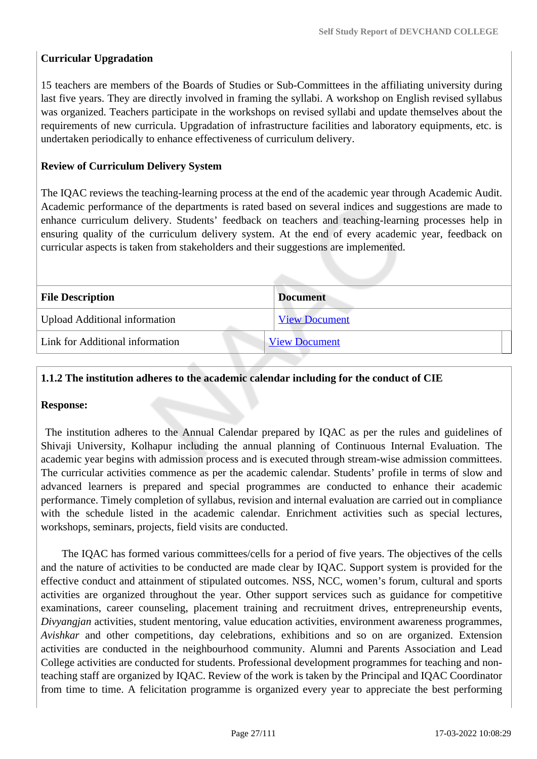**Curricular Upgradation**

15 teachers are members of the Boards of Studies or Sub-Committees in the affiliating university during last five years. They are directly involved in framing the syllabi. A workshop on English revised syllabus was organized. Teachers participate in the workshops on revised syllabi and update themselves about the requirements of new curricula. Upgradation of infrastructure facilities and laboratory equipments, etc. is undertaken periodically to enhance effectiveness of curriculum delivery.

**Review of Curriculum Delivery System**

The IQAC reviews the teaching-learning process at the end of the academic year through Academic Audit. Academic performance of the departments is rated based on several indices and suggestions are made to enhance curriculum delivery. Students' feedback on teachers and teaching-learning processes help in ensuring quality of the curriculum delivery system. At the end of every academic year, feedback on curricular aspects is taken from stakeholders and their suggestions are implemented.

| File Description | Document |
|---|---|
| Upload Additional information | View Document |
| Link for Additional information | View Document |

**1.1.2 The institution adheres to the academic calendar including for the conduct of CIE**

**Response:**

The institution adheres to the Annual Calendar prepared by IQAC as per the rules and guidelines of Shivaji University, Kolhapur including the annual planning of Continuous Internal Evaluation. The academic year begins with admission process and is executed through stream-wise admission committees. The curricular activities commence as per the academic calendar. Students' profile in terms of slow and advanced learners is prepared and special programmes are conducted to enhance their academic performance. Timely completion of syllabus, revision and internal evaluation are carried out in compliance with the schedule listed in the academic calendar. Enrichment activities such as special lectures, workshops, seminars, projects, field visits are conducted.

The IQAC has formed various committees/cells for a period of five years. The objectives of the cells and the nature of activities to be conducted are made clear by IQAC. Support system is provided for the effective conduct and attainment of stipulated outcomes. NSS, NCC, women's forum, cultural and sports activities are organized throughout the year. Other support services such as guidance for competitive examinations, career counseling, placement training and recruitment drives, entrepreneurship events, *Divyangjan* activities, student mentoring, value education activities, environment awareness programmes, *Avishkar* and other competitions, day celebrations, exhibitions and so on are organized. Extension activities are conducted in the neighbourhood community. Alumni and Parents Association and Lead College activities are conducted for students. Professional development programmes for teaching and non-teaching staff are organized by IQAC. Review of the work is taken by the Principal and IQAC Coordinator from time to time. A felicitation programme is organized every year to appreciate the best performing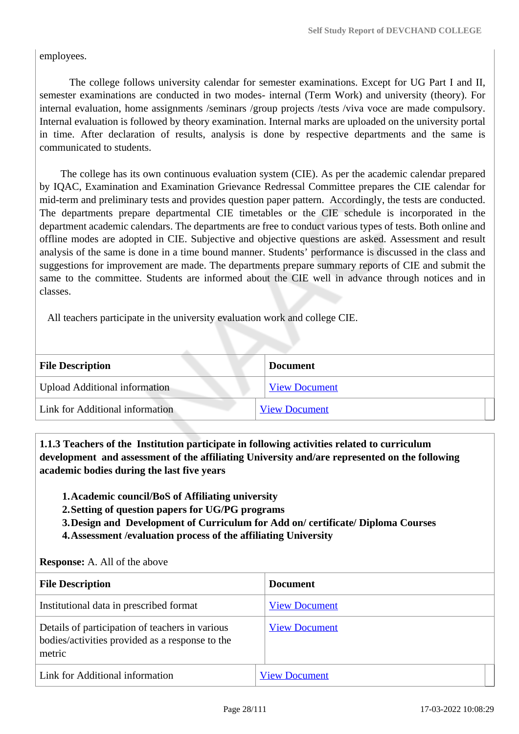employees.

The college follows university calendar for semester examinations. Except for UG Part I and II, semester examinations are conducted in two modes- internal (Term Work) and university (theory). For internal evaluation, home assignments /seminars /group projects /tests /viva voce are made compulsory. Internal evaluation is followed by theory examination. Internal marks are uploaded on the university portal in time. After declaration of results, analysis is done by respective departments and the same is communicated to students.

The college has its own continuous evaluation system (CIE). As per the academic calendar prepared by IQAC, Examination and Examination Grievance Redressal Committee prepares the CIE calendar for mid-term and preliminary tests and provides question paper pattern. Accordingly, the tests are conducted. The departments prepare departmental CIE timetables or the CIE schedule is incorporated in the department academic calendars. The departments are free to conduct various types of tests. Both online and offline modes are adopted in CIE. Subjective and objective questions are asked. Assessment and result analysis of the same is done in a time bound manner. Students' performance is discussed in the class and suggestions for improvement are made. The departments prepare summary reports of CIE and submit the same to the committee. Students are informed about the CIE well in advance through notices and in classes.

All teachers participate in the university evaluation work and college CIE.

| File Description | Document |
|---|---|
| Upload Additional information | View Document |
| Link for Additional information | View Document |

**1.1.3 Teachers of the Institution participate in following activities related to curriculum development and assessment of the affiliating University and/are represented on the following academic bodies during the last five years**

1. **Academic council/BoS of Affiliating university**
2. **Setting of question papers for UG/PG programs**
3. **Design and Development of Curriculum for Add on/ certificate/ Diploma Courses**
4. **Assessment /evaluation process of the affiliating University**

**Response:** A. All of the above

| File Description | Document |
|---|---|
| Institutional data in prescribed format | View Document |
| Details of participation of teachers in various bodies/activities provided as a response to the metric | View Document |
| Link for Additional information | View Document |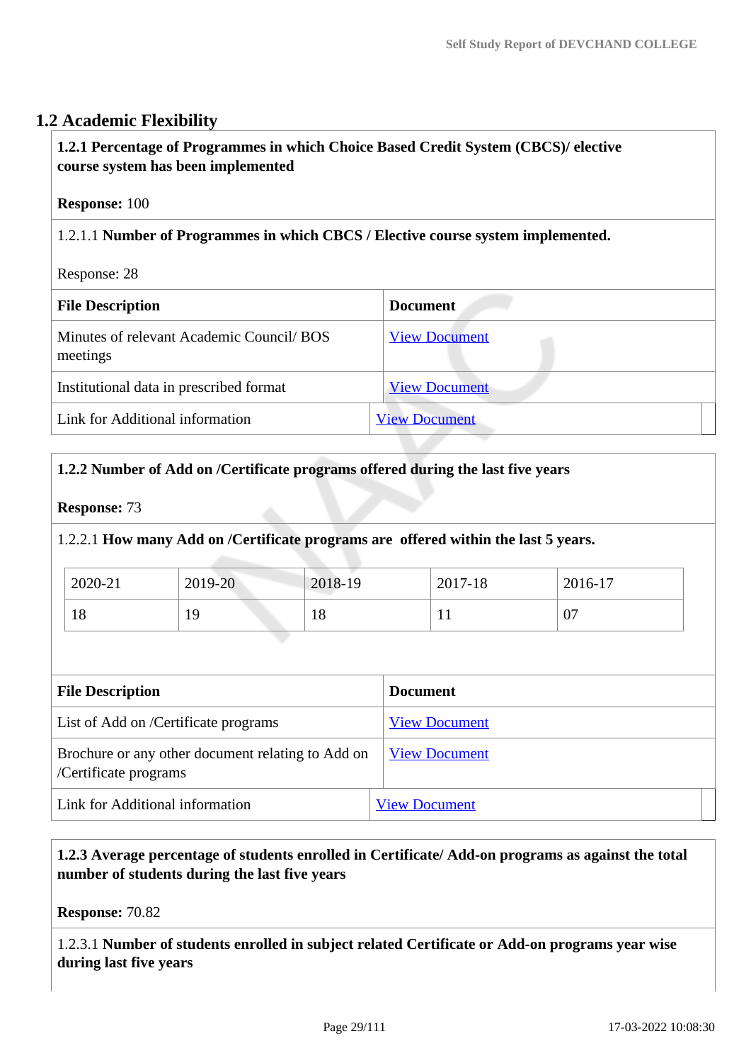## 1.2 Academic Flexibility

**1.2.1 Percentage of Programmes in which Choice Based Credit System (CBCS)/ elective course system has been implemented**

**Response:** 100

1.2.1.1 **Number of Programmes in which CBCS / Elective course system implemented.**

Response: 28

| File Description | Document |
|---|---|
| Minutes of relevant Academic Council/ BOS meetings | View Document |
| Institutional data in prescribed format | View Document |
| Link for Additional information | View Document |

**1.2.2 Number of Add on /Certificate programs offered during the last five years**

**Response:** 73

1.2.2.1 **How many Add on /Certificate programs are offered within the last 5 years.**

| 2020-21 | 2019-20 | 2018-19 | 2017-18 | 2016-17 |
|---|---|---|---|---|
| 18 | 19 | 18 | 11 | 07 |

| File Description | Document |
|---|---|
| List of Add on /Certificate programs | View Document |
| Brochure or any other document relating to Add on /Certificate programs | View Document |
| Link for Additional information | View Document |

**1.2.3 Average percentage of students enrolled in Certificate/ Add-on programs as against the total number of students during the last five years**

**Response:** 70.82

1.2.3.1 **Number of students enrolled in subject related Certificate or Add-on programs year wise during last five years**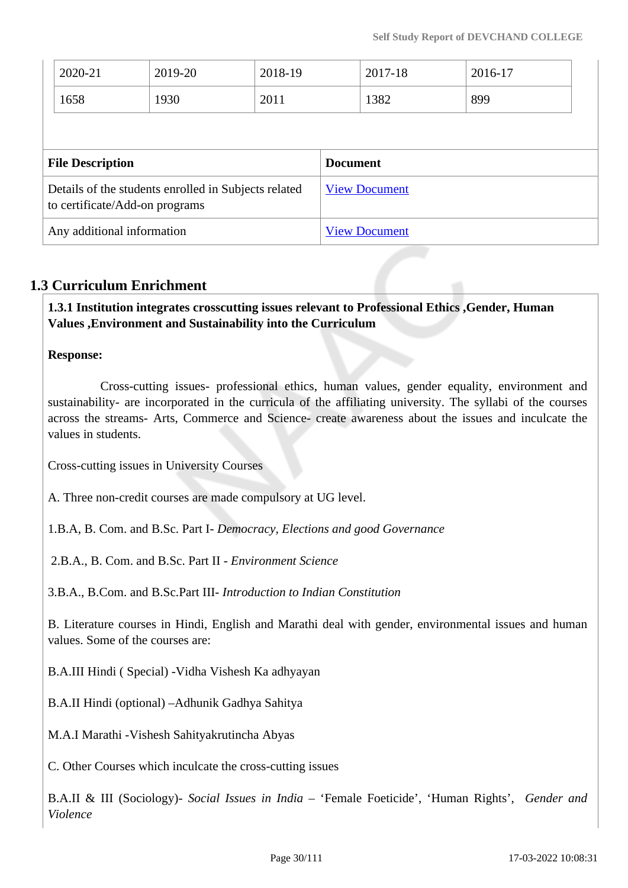| 2020-21 | 2019-20 | 2018-19 | 2017-18 | 2016-17 |
|---|---|---|---|---|
| 1658 | 1930 | 2011 | 1382 | 899 |

| File Description | Document |
|---|---|
| Details of the students enrolled in Subjects related to certificate/Add-on programs | View Document |
| Any additional information | View Document |

## 1.3 Curriculum Enrichment

**1.3.1 Institution integrates crosscutting issues relevant to Professional Ethics ,Gender, Human Values ,Environment and Sustainability into the Curriculum**

**Response:**

Cross-cutting issues- professional ethics, human values, gender equality, environment and sustainability- are incorporated in the curricula of the affiliating university. The syllabi of the courses across the streams- Arts, Commerce and Science- create awareness about the issues and inculcate the values in students.

Cross-cutting issues in University Courses

A. Three non-credit courses are made compulsory at UG level.

1.B.A, B. Com. and B.Sc. Part I- *Democracy, Elections and good Governance*

2.B.A., B. Com. and B.Sc. Part II - *Environment Science*

3.B.A., B.Com. and B.Sc.Part III- *Introduction to Indian Constitution*

B. Literature courses in Hindi, English and Marathi deal with gender, environmental issues and human values. Some of the courses are:

B.A.III Hindi ( Special) -Vidha Vishesh Ka adhyayan

B.A.II Hindi (optional) –Adhunik Gadhya Sahitya

M.A.I Marathi -Vishesh Sahityakrutincha Abyas

C. Other Courses which inculcate the cross-cutting issues

B.A.II & III (Sociology)- *Social Issues in India* – 'Female Foeticide', 'Human Rights', *Gender and Violence*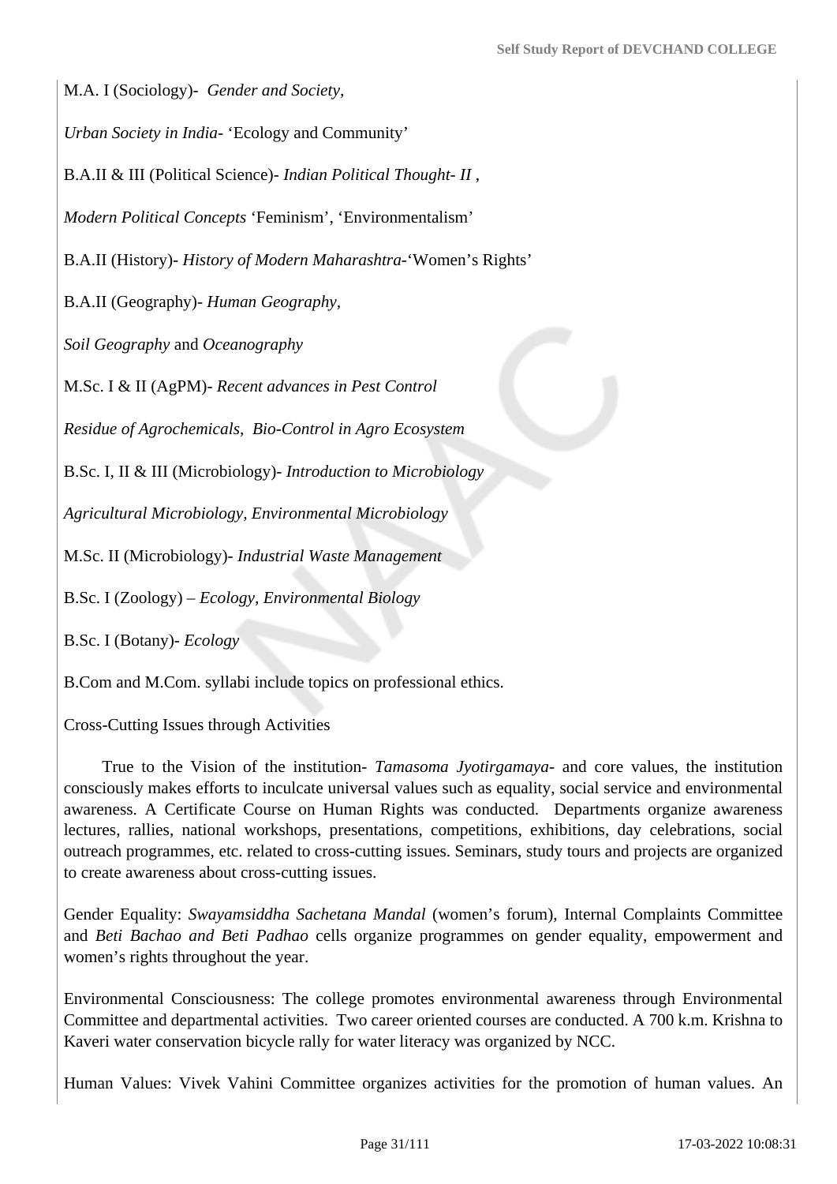M.A. I (Sociology)- *Gender and Society,*

*Urban Society in India*- 'Ecology and Community'

B.A.II & III (Political Science)- *Indian Political Thought- II* ,

*Modern Political Concepts* 'Feminism', 'Environmentalism'

B.A.II (History)- *History of Modern Maharashtra*-'Women's Rights'

B.A.II (Geography)- *Human Geography,*

*Soil Geography* and *Oceanography*

M.Sc. I & II (AgPM)- *Recent advances in Pest Control*

*Residue of Agrochemicals, Bio-Control in Agro Ecosystem*

B.Sc. I, II & III (Microbiology)- *Introduction to Microbiology*

*Agricultural Microbiology, Environmental Microbiology*

M.Sc. II (Microbiology)- *Industrial Waste Management*

B.Sc. I (Zoology) – *Ecology, Environmental Biology*

B.Sc. I (Botany)- *Ecology*

B.Com and M.Com. syllabi include topics on professional ethics.

Cross-Cutting Issues through Activities

True to the Vision of the institution- *Tamasoma Jyotirgamaya*- and core values, the institution consciously makes efforts to inculcate universal values such as equality, social service and environmental awareness. A Certificate Course on Human Rights was conducted. Departments organize awareness lectures, rallies, national workshops, presentations, competitions, exhibitions, day celebrations, social outreach programmes, etc. related to cross-cutting issues. Seminars, study tours and projects are organized to create awareness about cross-cutting issues.

Gender Equality: *Swayamsiddha Sachetana Mandal* (women's forum), Internal Complaints Committee and *Beti Bachao and Beti Padhao* cells organize programmes on gender equality, empowerment and women's rights throughout the year.

Environmental Consciousness: The college promotes environmental awareness through Environmental Committee and departmental activities. Two career oriented courses are conducted. A 700 k.m. Krishna to Kaveri water conservation bicycle rally for water literacy was organized by NCC.

Human Values: Vivek Vahini Committee organizes activities for the promotion of human values. An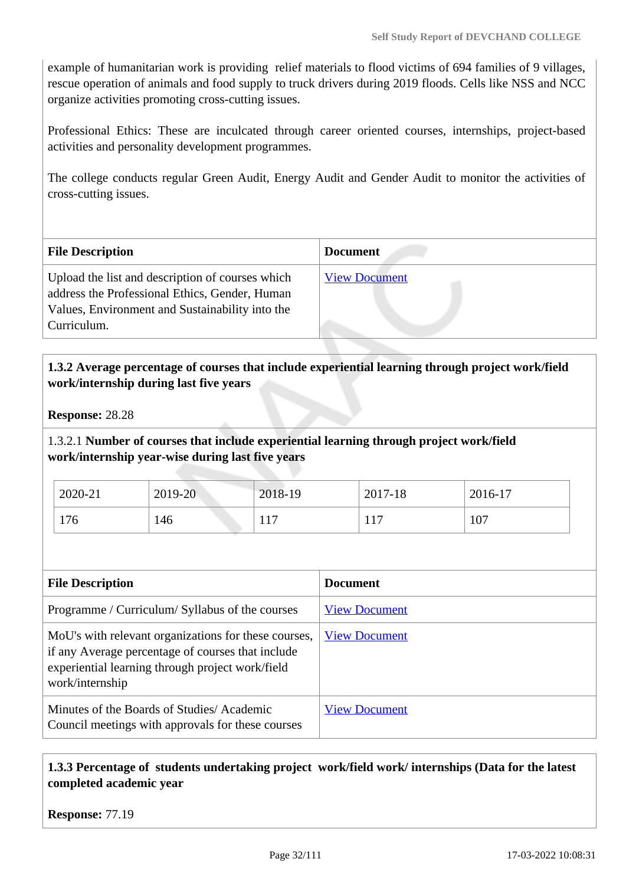example of humanitarian work is providing relief materials to flood victims of 694 families of 9 villages, rescue operation of animals and food supply to truck drivers during 2019 floods. Cells like NSS and NCC organize activities promoting cross-cutting issues.

Professional Ethics: These are inculcated through career oriented courses, internships, project-based activities and personality development programmes.

The college conducts regular Green Audit, Energy Audit and Gender Audit to monitor the activities of cross-cutting issues.

| File Description | Document |
|---|---|
| Upload the list and description of courses which address the Professional Ethics, Gender, Human Values, Environment and Sustainability into the Curriculum. | View Document |

**1.3.2 Average percentage of courses that include experiential learning through project work/field work/internship during last five years**

**Response:** 28.28

1.3.2.1 **Number of courses that include experiential learning through project work/field work/internship year-wise during last five years**

| 2020-21 | 2019-20 | 2018-19 | 2017-18 | 2016-17 |
|---|---|---|---|---|
| 176 | 146 | 117 | 117 | 107 |

| File Description | Document |
|---|---|
| Programme / Curriculum/ Syllabus of the courses | View Document |
| MoU's with relevant organizations for these courses, if any Average percentage of courses that include experiential learning through project work/field work/internship | View Document |
| Minutes of the Boards of Studies/ Academic Council meetings with approvals for these courses | View Document |

**1.3.3 Percentage of students undertaking project work/field work/ internships (Data for the latest completed academic year**

**Response:** 77.19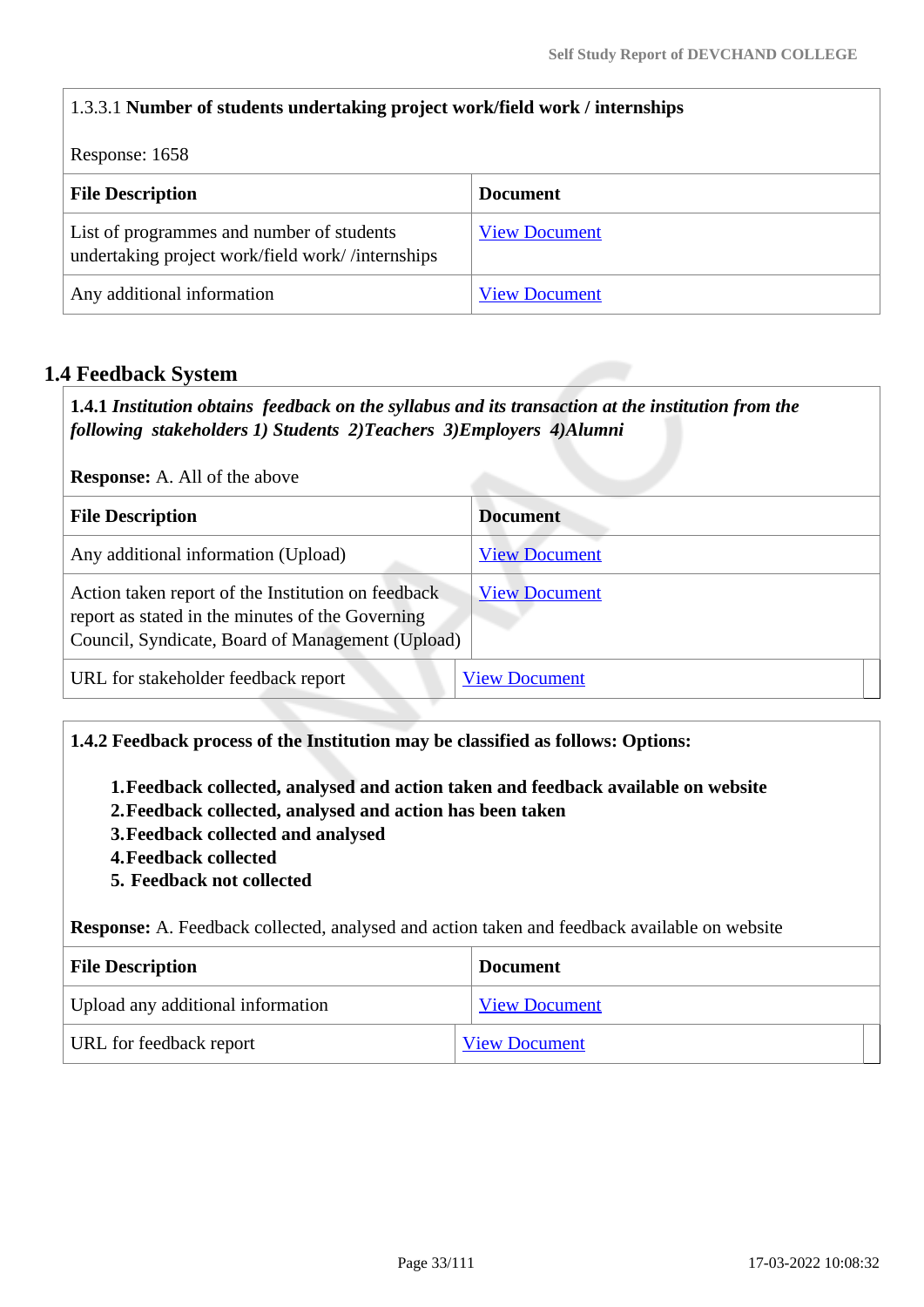1.3.3.1 **Number of students undertaking project work/field work / internships**

Response: 1658

| File Description | Document |
| --- | --- |
| List of programmes and number of students undertaking project work/field work/ /internships | View Document |
| Any additional information | View Document |

## 1.4 Feedback System

**1.4.1** ***Institution obtains feedback on the syllabus and its transaction at the institution from the following stakeholders 1) Students 2)Teachers 3)Employers 4)Alumni***

**Response:** A. All of the above

| File Description | Document |
| --- | --- |
| Any additional information (Upload) | View Document |
| Action taken report of the Institution on feedback report as stated in the minutes of the Governing Council, Syndicate, Board of Management (Upload) | View Document |
| URL for stakeholder feedback report | View Document |

**1.4.2 Feedback process of the Institution may be classified as follows: Options:**

1. **Feedback collected, analysed and action taken and feedback available on website**
2. **Feedback collected, analysed and action has been taken**
3. **Feedback collected and analysed**
4. **Feedback collected**
5. **Feedback not collected**

**Response:** A. Feedback collected, analysed and action taken and feedback available on website

| File Description | Document |
| --- | --- |
| Upload any additional information | View Document |
| URL for feedback report | View Document |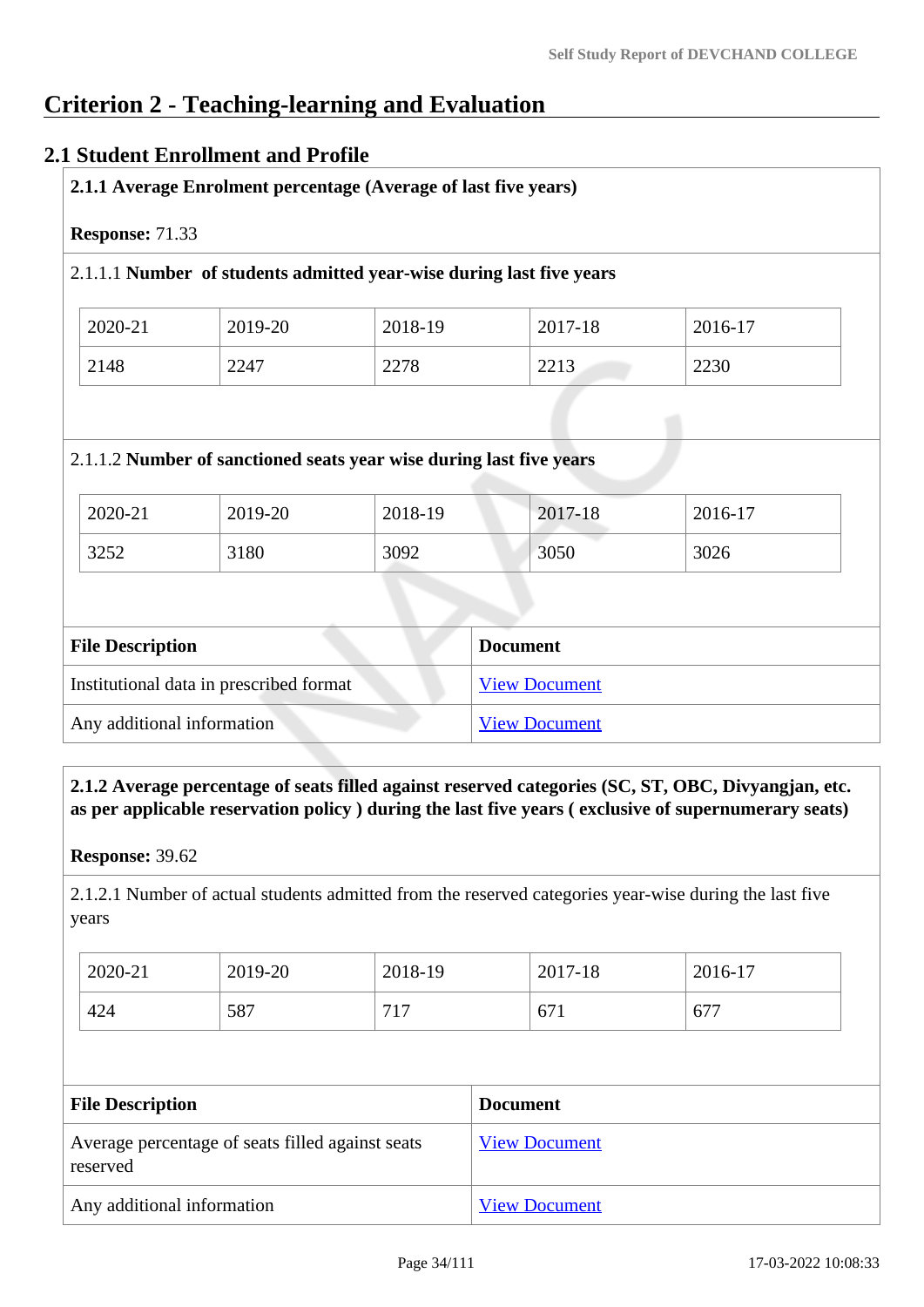# Criterion 2 - Teaching-learning and Evaluation

## 2.1 Student Enrollment and Profile

**2.1.1 Average Enrolment percentage (Average of last five years)**

**Response:** 71.33

2.1.1.1 **Number of students admitted year-wise during last five years**

| 2020-21 | 2019-20 | 2018-19 | 2017-18 | 2016-17 |
|---|---|---|---|---|
| 2148 | 2247 | 2278 | 2213 | 2230 |

2.1.1.2 **Number of sanctioned seats year wise during last five years**

| 2020-21 | 2019-20 | 2018-19 | 2017-18 | 2016-17 |
|---|---|---|---|---|
| 3252 | 3180 | 3092 | 3050 | 3026 |

| File Description | Document |
|---|---|
| Institutional data in prescribed format | View Document |
| Any additional information | View Document |

**2.1.2 Average percentage of seats filled against reserved categories (SC, ST, OBC, Divyangjan, etc. as per applicable reservation policy ) during the last five years ( exclusive of supernumerary seats)**

**Response:** 39.62

2.1.2.1 Number of actual students admitted from the reserved categories year-wise during the last five years

| 2020-21 | 2019-20 | 2018-19 | 2017-18 | 2016-17 |
|---|---|---|---|---|
| 424 | 587 | 717 | 671 | 677 |

| File Description | Document |
|---|---|
| Average percentage of seats filled against seats reserved | View Document |
| Any additional information | View Document |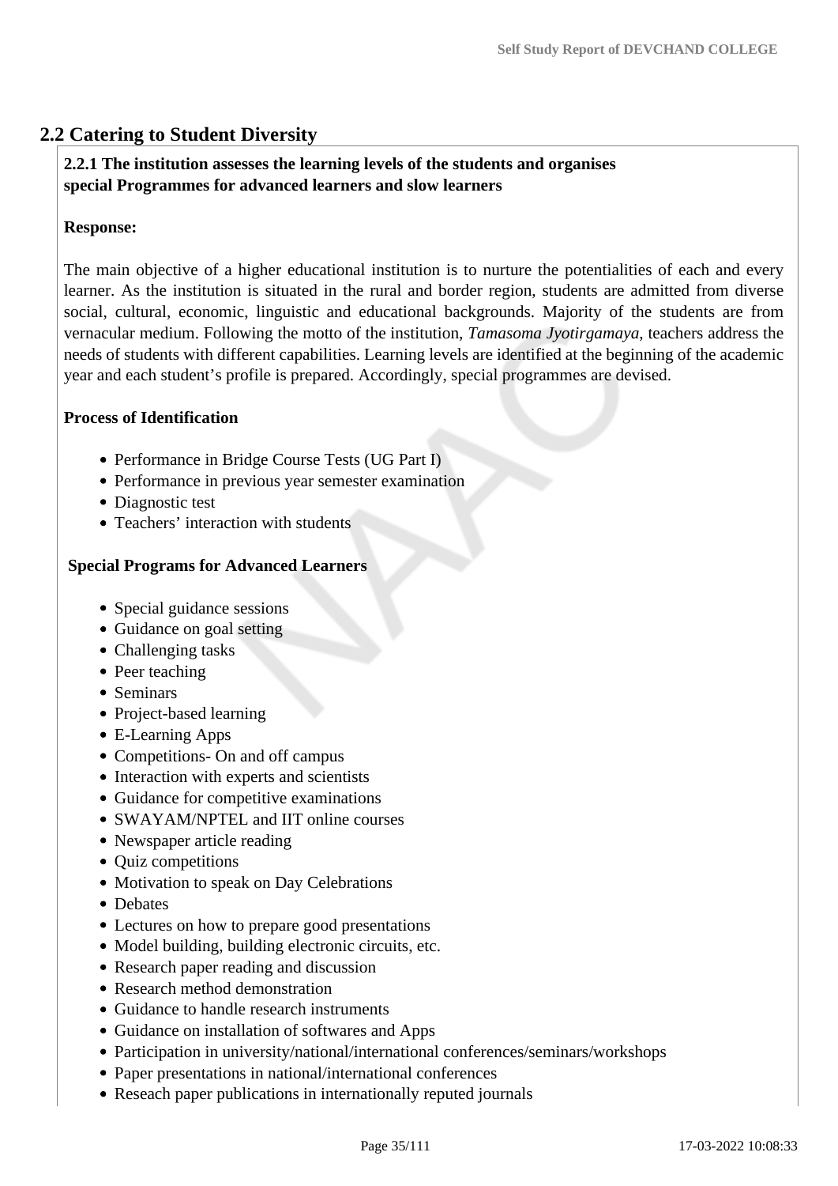## 2.2 Catering to Student Diversity

**2.2.1 The institution assesses the learning levels of the students and organises special Programmes for advanced learners and slow learners**

**Response:**

The main objective of a higher educational institution is to nurture the potentialities of each and every learner. As the institution is situated in the rural and border region, students are admitted from diverse social, cultural, economic, linguistic and educational backgrounds. Majority of the students are from vernacular medium. Following the motto of the institution, *Tamasoma Jyotirgamaya*, teachers address the needs of students with different capabilities. Learning levels are identified at the beginning of the academic year and each student's profile is prepared. Accordingly, special programmes are devised.

**Process of Identification**

- Performance in Bridge Course Tests (UG Part I)
- Performance in previous year semester examination
- Diagnostic test
- Teachers' interaction with students

**Special Programs for Advanced Learners**

- Special guidance sessions
- Guidance on goal setting
- Challenging tasks
- Peer teaching
- Seminars
- Project-based learning
- E-Learning Apps
- Competitions- On and off campus
- Interaction with experts and scientists
- Guidance for competitive examinations
- SWAYAM/NPTEL and IIT online courses
- Newspaper article reading
- Quiz competitions
- Motivation to speak on Day Celebrations
- Debates
- Lectures on how to prepare good presentations
- Model building, building electronic circuits, etc.
- Research paper reading and discussion
- Research method demonstration
- Guidance to handle research instruments
- Guidance on installation of softwares and Apps
- Participation in university/national/international conferences/seminars/workshops
- Paper presentations in national/international conferences
- Reseach paper publications in internationally reputed journals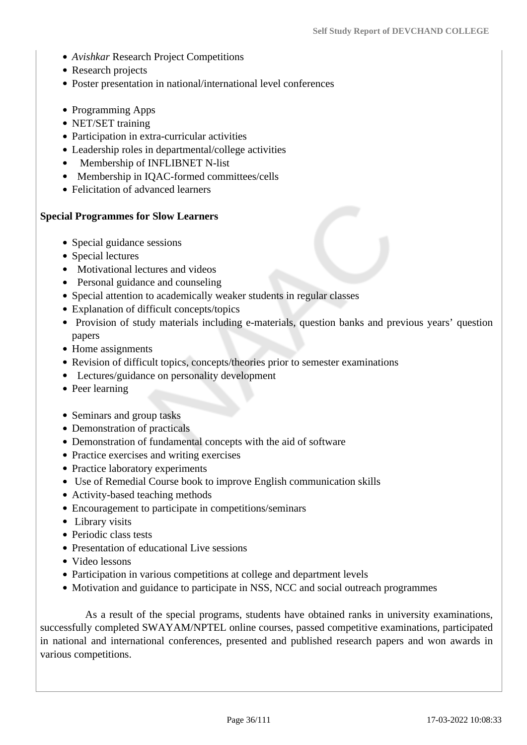- *Avishkar* Research Project Competitions
- Research projects
- Poster presentation in national/international level conferences

- Programming Apps
- NET/SET training
- Participation in extra-curricular activities
- Leadership roles in departmental/college activities
- Membership of INFLIBNET N-list
- Membership in IQAC-formed committees/cells
- Felicitation of advanced learners

**Special Programmes for Slow Learners**

- Special guidance sessions
- Special lectures
- Motivational lectures and videos
- Personal guidance and counseling
- Special attention to academically weaker students in regular classes
- Explanation of difficult concepts/topics
- Provision of study materials including e-materials, question banks and previous years' question papers
- Home assignments
- Revision of difficult topics, concepts/theories prior to semester examinations
- Lectures/guidance on personality development
- Peer learning

- Seminars and group tasks
- Demonstration of practicals
- Demonstration of fundamental concepts with the aid of software
- Practice exercises and writing exercises
- Practice laboratory experiments
- Use of Remedial Course book to improve English communication skills
- Activity-based teaching methods
- Encouragement to participate in competitions/seminars
- Library visits
- Periodic class tests
- Presentation of educational Live sessions
- Video lessons
- Participation in various competitions at college and department levels
- Motivation and guidance to participate in NSS, NCC and social outreach programmes

As a result of the special programs, students have obtained ranks in university examinations, successfully completed SWAYAM/NPTEL online courses, passed competitive examinations, participated in national and international conferences, presented and published research papers and won awards in various competitions.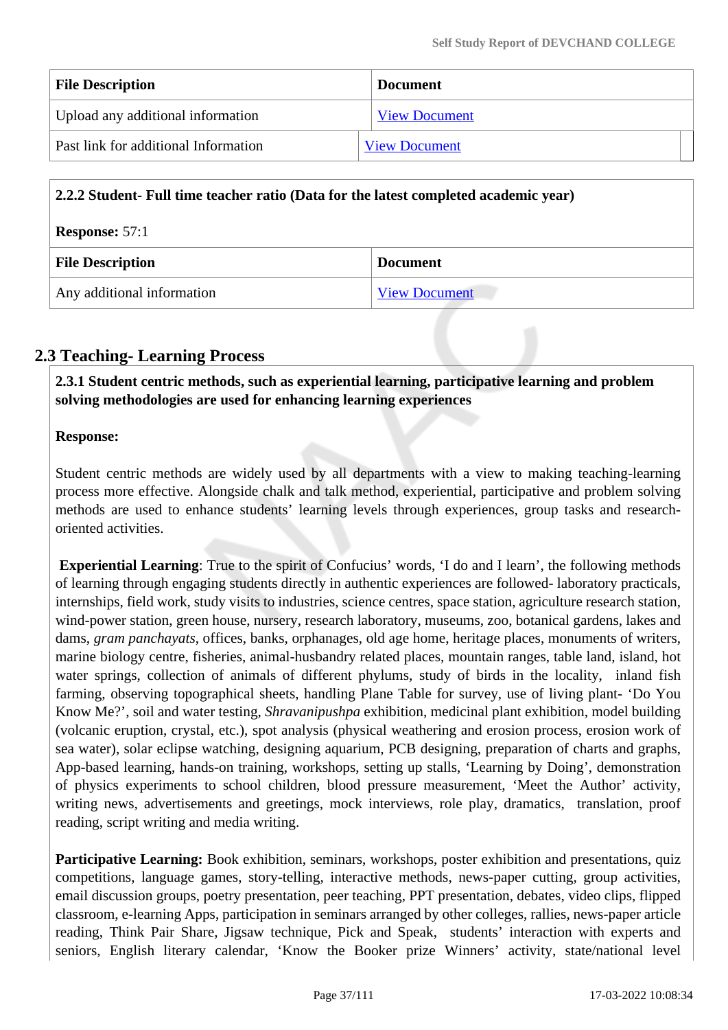| File Description | Document |
| --- | --- |
| Upload any additional information | View Document |
| Past link for additional Information | View Document |

**2.2.2 Student- Full time teacher ratio (Data for the latest completed academic year)**

**Response:** 57:1

| File Description | Document |
| --- | --- |
| Any additional information | View Document |

## 2.3 Teaching- Learning Process

**2.3.1 Student centric methods, such as experiential learning, participative learning and problem solving methodologies are used for enhancing learning experiences**

**Response:**

Student centric methods are widely used by all departments with a view to making teaching-learning process more effective. Alongside chalk and talk method, experiential, participative and problem solving methods are used to enhance students' learning levels through experiences, group tasks and research-oriented activities.

**Experiential Learning**: True to the spirit of Confucius' words, 'I do and I learn', the following methods of learning through engaging students directly in authentic experiences are followed- laboratory practicals, internships, field work, study visits to industries, science centres, space station, agriculture research station, wind-power station, green house, nursery, research laboratory, museums, zoo, botanical gardens, lakes and dams, *gram panchayats*, offices, banks, orphanages, old age home, heritage places, monuments of writers, marine biology centre, fisheries, animal-husbandry related places, mountain ranges, table land, island, hot water springs, collection of animals of different phylums, study of birds in the locality, inland fish farming, observing topographical sheets, handling Plane Table for survey, use of living plant- 'Do You Know Me?', soil and water testing, *Shravanipushpa* exhibition, medicinal plant exhibition, model building (volcanic eruption, crystal, etc.), spot analysis (physical weathering and erosion process, erosion work of sea water), solar eclipse watching, designing aquarium, PCB designing, preparation of charts and graphs, App-based learning, hands-on training, workshops, setting up stalls, 'Learning by Doing', demonstration of physics experiments to school children, blood pressure measurement, 'Meet the Author' activity, writing news, advertisements and greetings, mock interviews, role play, dramatics, translation, proof reading, script writing and media writing.

**Participative Learning:** Book exhibition, seminars, workshops, poster exhibition and presentations, quiz competitions, language games, story-telling, interactive methods, news-paper cutting, group activities, email discussion groups, poetry presentation, peer teaching, PPT presentation, debates, video clips, flipped classroom, e-learning Apps, participation in seminars arranged by other colleges, rallies, news-paper article reading, Think Pair Share, Jigsaw technique, Pick and Speak, students' interaction with experts and seniors, English literary calendar, 'Know the Booker prize Winners' activity, state/national level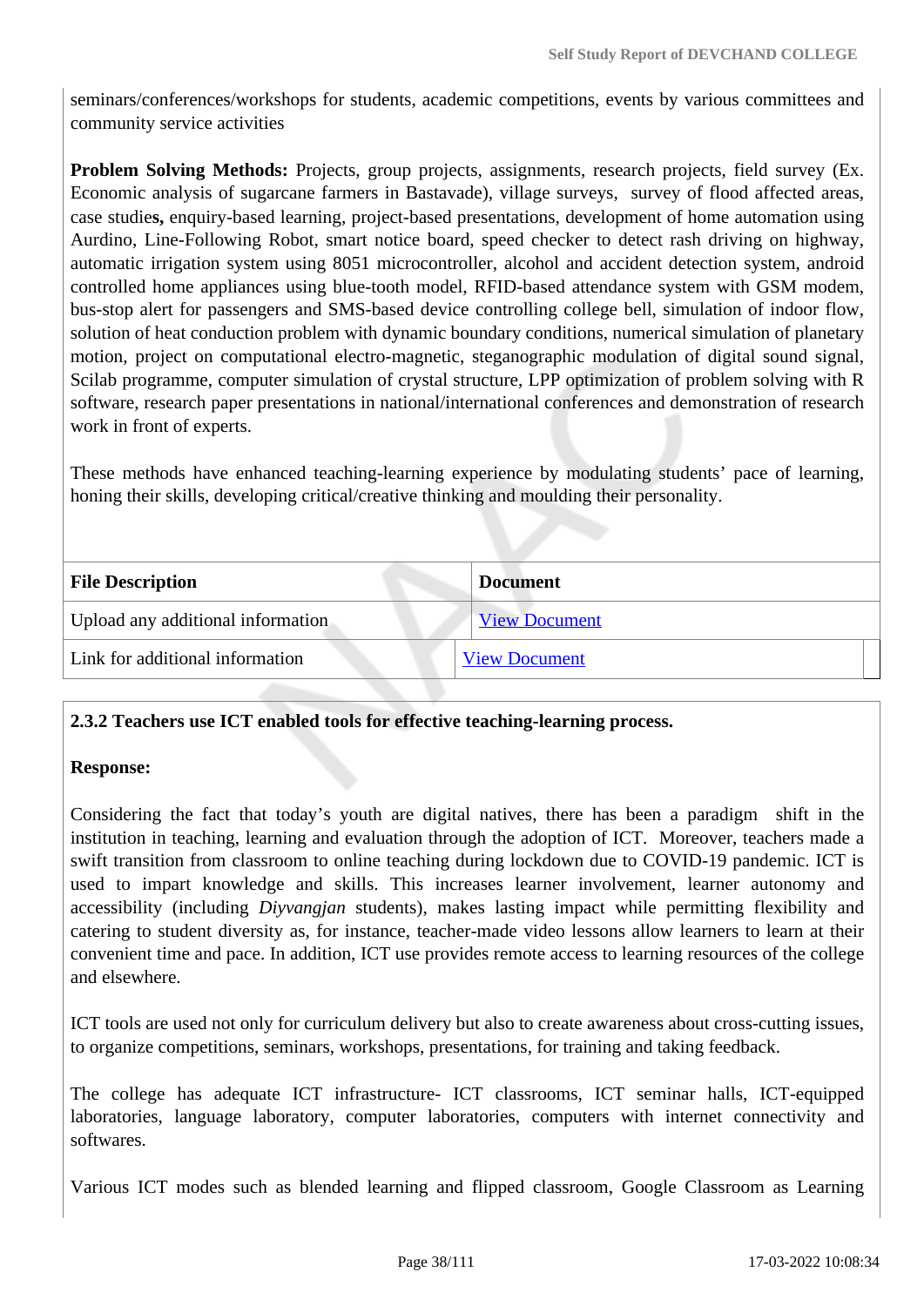seminars/conferences/workshops for students, academic competitions, events by various committees and community service activities

**Problem Solving Methods:** Projects, group projects, assignments, research projects, field survey (Ex. Economic analysis of sugarcane farmers in Bastavade), village surveys, survey of flood affected areas, case studie**s,** enquiry-based learning, project-based presentations, development of home automation using Aurdino, Line-Following Robot, smart notice board, speed checker to detect rash driving on highway, automatic irrigation system using 8051 microcontroller, alcohol and accident detection system, android controlled home appliances using blue-tooth model, RFID-based attendance system with GSM modem, bus-stop alert for passengers and SMS-based device controlling college bell, simulation of indoor flow, solution of heat conduction problem with dynamic boundary conditions, numerical simulation of planetary motion, project on computational electro-magnetic, steganographic modulation of digital sound signal, Scilab programme, computer simulation of crystal structure, LPP optimization of problem solving with R software, research paper presentations in national/international conferences and demonstration of research work in front of experts.

These methods have enhanced teaching-learning experience by modulating students' pace of learning, honing their skills, developing critical/creative thinking and moulding their personality.

| File Description | Document |
|---|---|
| Upload any additional information | View Document |
| Link for additional information | View Document |

**2.3.2 Teachers use ICT enabled tools for effective teaching-learning process.**

**Response:**

Considering the fact that today's youth are digital natives, there has been a paradigm shift in the institution in teaching, learning and evaluation through the adoption of ICT. Moreover, teachers made a swift transition from classroom to online teaching during lockdown due to COVID-19 pandemic. ICT is used to impart knowledge and skills. This increases learner involvement, learner autonomy and accessibility (including *Diyvangjan* students), makes lasting impact while permitting flexibility and catering to student diversity as, for instance, teacher-made video lessons allow learners to learn at their convenient time and pace. In addition, ICT use provides remote access to learning resources of the college and elsewhere.

ICT tools are used not only for curriculum delivery but also to create awareness about cross-cutting issues, to organize competitions, seminars, workshops, presentations, for training and taking feedback.

The college has adequate ICT infrastructure- ICT classrooms, ICT seminar halls, ICT-equipped laboratories, language laboratory, computer laboratories, computers with internet connectivity and softwares.

Various ICT modes such as blended learning and flipped classroom, Google Classroom as Learning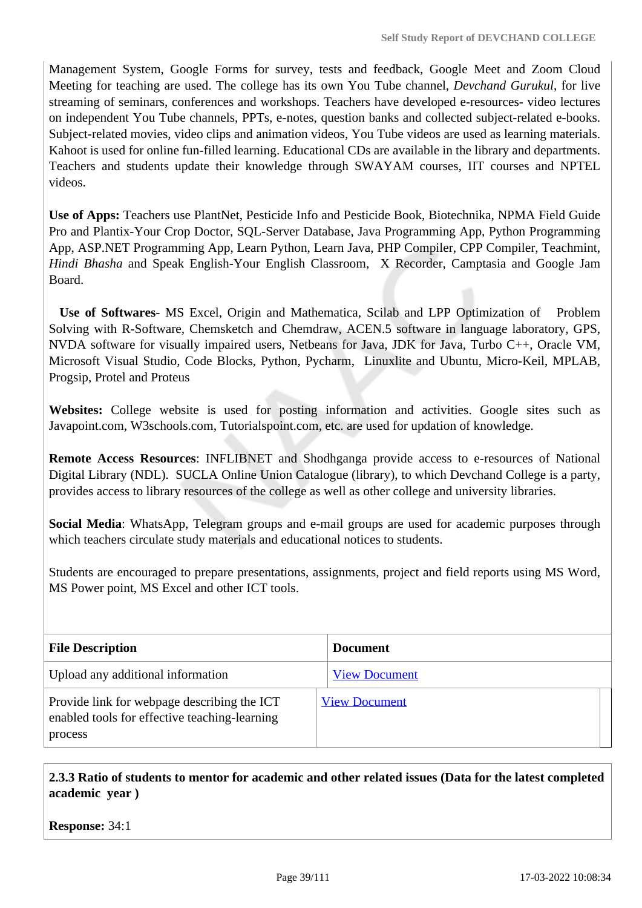Management System, Google Forms for survey, tests and feedback, Google Meet and Zoom Cloud Meeting for teaching are used. The college has its own You Tube channel, *Devchand Gurukul*, for live streaming of seminars, conferences and workshops. Teachers have developed e-resources- video lectures on independent You Tube channels, PPTs, e-notes, question banks and collected subject-related e-books. Subject-related movies, video clips and animation videos, You Tube videos are used as learning materials. Kahoot is used for online fun-filled learning. Educational CDs are available in the library and departments. Teachers and students update their knowledge through SWAYAM courses, IIT courses and NPTEL videos.

**Use of Apps:** Teachers use PlantNet, Pesticide Info and Pesticide Book, Biotechnika, NPMA Field Guide Pro and Plantix-Your Crop Doctor, SQL-Server Database, Java Programming App, Python Programming App, ASP.NET Programming App, Learn Python, Learn Java, PHP Compiler, CPP Compiler, Teachmint, *Hindi Bhasha* and Speak English-Your English Classroom, X Recorder, Camptasia and Google Jam Board.

**Use of Softwares**- MS Excel, Origin and Mathematica, Scilab and LPP Optimization of Problem Solving with R-Software, Chemsketch and Chemdraw, ACEN.5 software in language laboratory, GPS, NVDA software for visually impaired users, Netbeans for Java, JDK for Java, Turbo C++, Oracle VM, Microsoft Visual Studio, Code Blocks, Python, Pycharm, Linuxlite and Ubuntu, Micro-Keil, MPLAB, Progsip, Protel and Proteus

**Websites:** College website is used for posting information and activities. Google sites such as Javapoint.com, W3schools.com, Tutorialspoint.com, etc. are used for updation of knowledge.

**Remote Access Resources**: INFLIBNET and Shodhganga provide access to e-resources of National Digital Library (NDL). SUCLA Online Union Catalogue (library), to which Devchand College is a party, provides access to library resources of the college as well as other college and university libraries.

**Social Media**: WhatsApp, Telegram groups and e-mail groups are used for academic purposes through which teachers circulate study materials and educational notices to students.

Students are encouraged to prepare presentations, assignments, project and field reports using MS Word, MS Power point, MS Excel and other ICT tools.

| File Description | Document |
|---|---|
| Upload any additional information | View Document |
| Provide link for webpage describing the ICT enabled tools for effective teaching-learning process | View Document |

**2.3.3 Ratio of students to mentor for academic and other related issues (Data for the latest completed academic year )**

**Response:** 34:1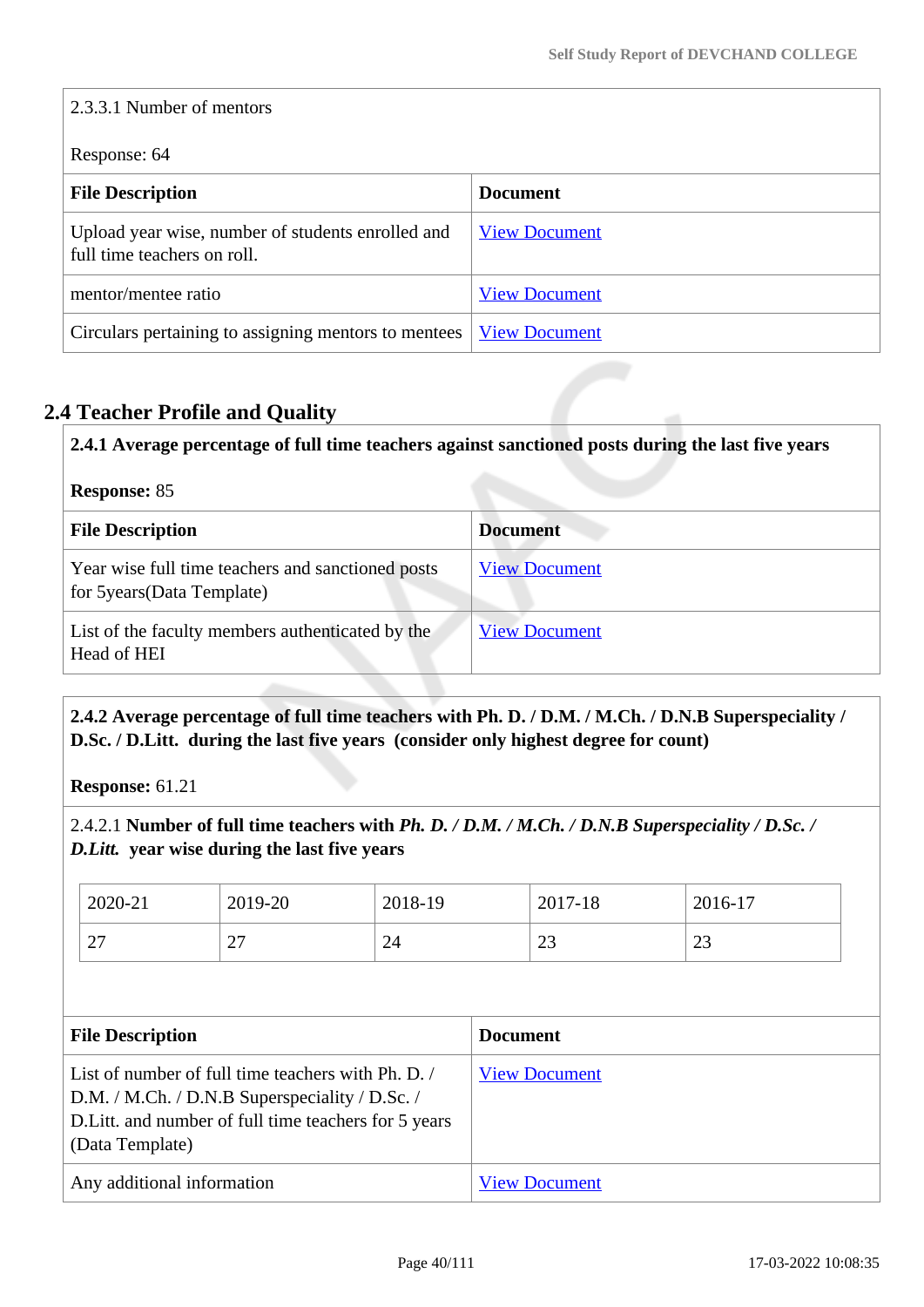2.3.3.1 Number of mentors

Response: 64

| File Description | Document |
|---|---|
| Upload year wise, number of students enrolled and full time teachers on roll. | View Document |
| mentor/mentee ratio | View Document |
| Circulars pertaining to assigning mentors to mentees | View Document |

## 2.4 Teacher Profile and Quality

**2.4.1 Average percentage of full time teachers against sanctioned posts during the last five years**

**Response:** 85

| File Description | Document |
|---|---|
| Year wise full time teachers and sanctioned posts for 5years(Data Template) | View Document |
| List of the faculty members authenticated by the Head of HEI | View Document |

**2.4.2 Average percentage of full time teachers with Ph. D. / D.M. / M.Ch. / D.N.B Superspeciality / D.Sc. / D.Litt. during the last five years (consider only highest degree for count)**

**Response:** 61.21

2.4.2.1 **Number of full time teachers with *Ph. D. / D.M. / M.Ch. / D.N.B Superspeciality / D.Sc. / D.Litt.* year wise during the last five years**

| 2020-21 | 2019-20 | 2018-19 | 2017-18 | 2016-17 |
|---|---|---|---|---|
| 27 | 27 | 24 | 23 | 23 |

| File Description | Document |
|---|---|
| List of number of full time teachers with Ph. D. / D.M. / M.Ch. / D.N.B Superspeciality / D.Sc. / D.Litt. and number of full time teachers for 5 years (Data Template) | View Document |
| Any additional information | View Document |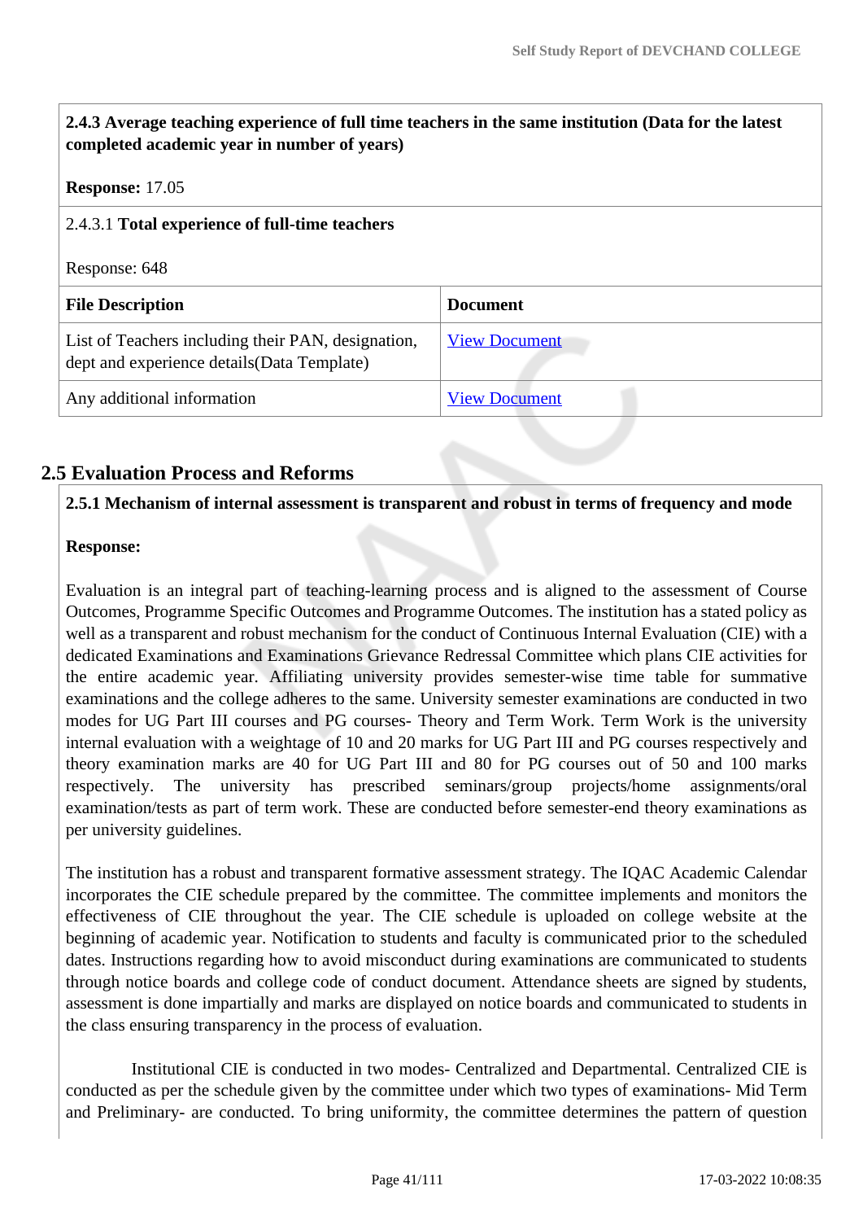**2.4.3 Average teaching experience of full time teachers in the same institution (Data for the latest completed academic year in number of years)**

**Response:** 17.05

2.4.3.1 **Total experience of full-time teachers**

Response: 648

| File Description | Document |
|---|---|
| List of Teachers including their PAN, designation, dept and experience details(Data Template) | View Document |
| Any additional information | View Document |

## 2.5 Evaluation Process and Reforms

**2.5.1 Mechanism of internal assessment is transparent and robust in terms of frequency and mode**

**Response:**

Evaluation is an integral part of teaching-learning process and is aligned to the assessment of Course Outcomes, Programme Specific Outcomes and Programme Outcomes. The institution has a stated policy as well as a transparent and robust mechanism for the conduct of Continuous Internal Evaluation (CIE) with a dedicated Examinations and Examinations Grievance Redressal Committee which plans CIE activities for the entire academic year. Affiliating university provides semester-wise time table for summative examinations and the college adheres to the same. University semester examinations are conducted in two modes for UG Part III courses and PG courses- Theory and Term Work. Term Work is the university internal evaluation with a weightage of 10 and 20 marks for UG Part III and PG courses respectively and theory examination marks are 40 for UG Part III and 80 for PG courses out of 50 and 100 marks respectively. The university has prescribed seminars/group projects/home assignments/oral examination/tests as part of term work. These are conducted before semester-end theory examinations as per university guidelines.

The institution has a robust and transparent formative assessment strategy. The IQAC Academic Calendar incorporates the CIE schedule prepared by the committee. The committee implements and monitors the effectiveness of CIE throughout the year. The CIE schedule is uploaded on college website at the beginning of academic year. Notification to students and faculty is communicated prior to the scheduled dates. Instructions regarding how to avoid misconduct during examinations are communicated to students through notice boards and college code of conduct document. Attendance sheets are signed by students, assessment is done impartially and marks are displayed on notice boards and communicated to students in the class ensuring transparency in the process of evaluation.

Institutional CIE is conducted in two modes- Centralized and Departmental. Centralized CIE is conducted as per the schedule given by the committee under which two types of examinations- Mid Term and Preliminary- are conducted. To bring uniformity, the committee determines the pattern of question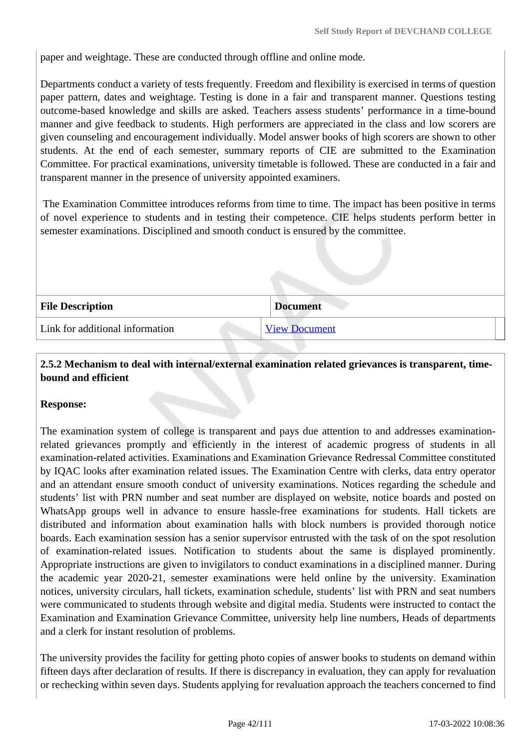paper and weightage. These are conducted through offline and online mode.

Departments conduct a variety of tests frequently. Freedom and flexibility is exercised in terms of question paper pattern, dates and weightage. Testing is done in a fair and transparent manner. Questions testing outcome-based knowledge and skills are asked. Teachers assess students' performance in a time-bound manner and give feedback to students. High performers are appreciated in the class and low scorers are given counseling and encouragement individually. Model answer books of high scorers are shown to other students. At the end of each semester, summary reports of CIE are submitted to the Examination Committee. For practical examinations, university timetable is followed. These are conducted in a fair and transparent manner in the presence of university appointed examiners.

The Examination Committee introduces reforms from time to time. The impact has been positive in terms of novel experience to students and in testing their competence. CIE helps students perform better in semester examinations. Disciplined and smooth conduct is ensured by the committee.

| File Description | Document |
|---|---|
| Link for additional information | View Document |

**2.5.2 Mechanism to deal with internal/external examination related grievances is transparent, time-bound and efficient**

**Response:**

The examination system of college is transparent and pays due attention to and addresses examination-related grievances promptly and efficiently in the interest of academic progress of students in all examination-related activities. Examinations and Examination Grievance Redressal Committee constituted by IQAC looks after examination related issues. The Examination Centre with clerks, data entry operator and an attendant ensure smooth conduct of university examinations. Notices regarding the schedule and students' list with PRN number and seat number are displayed on website, notice boards and posted on WhatsApp groups well in advance to ensure hassle-free examinations for students. Hall tickets are distributed and information about examination halls with block numbers is provided thorough notice boards. Each examination session has a senior supervisor entrusted with the task of on the spot resolution of examination-related issues. Notification to students about the same is displayed prominently. Appropriate instructions are given to invigilators to conduct examinations in a disciplined manner. During the academic year 2020-21, semester examinations were held online by the university. Examination notices, university circulars, hall tickets, examination schedule, students' list with PRN and seat numbers were communicated to students through website and digital media. Students were instructed to contact the Examination and Examination Grievance Committee, university help line numbers, Heads of departments and a clerk for instant resolution of problems.

The university provides the facility for getting photo copies of answer books to students on demand within fifteen days after declaration of results. If there is discrepancy in evaluation, they can apply for revaluation or rechecking within seven days. Students applying for revaluation approach the teachers concerned to find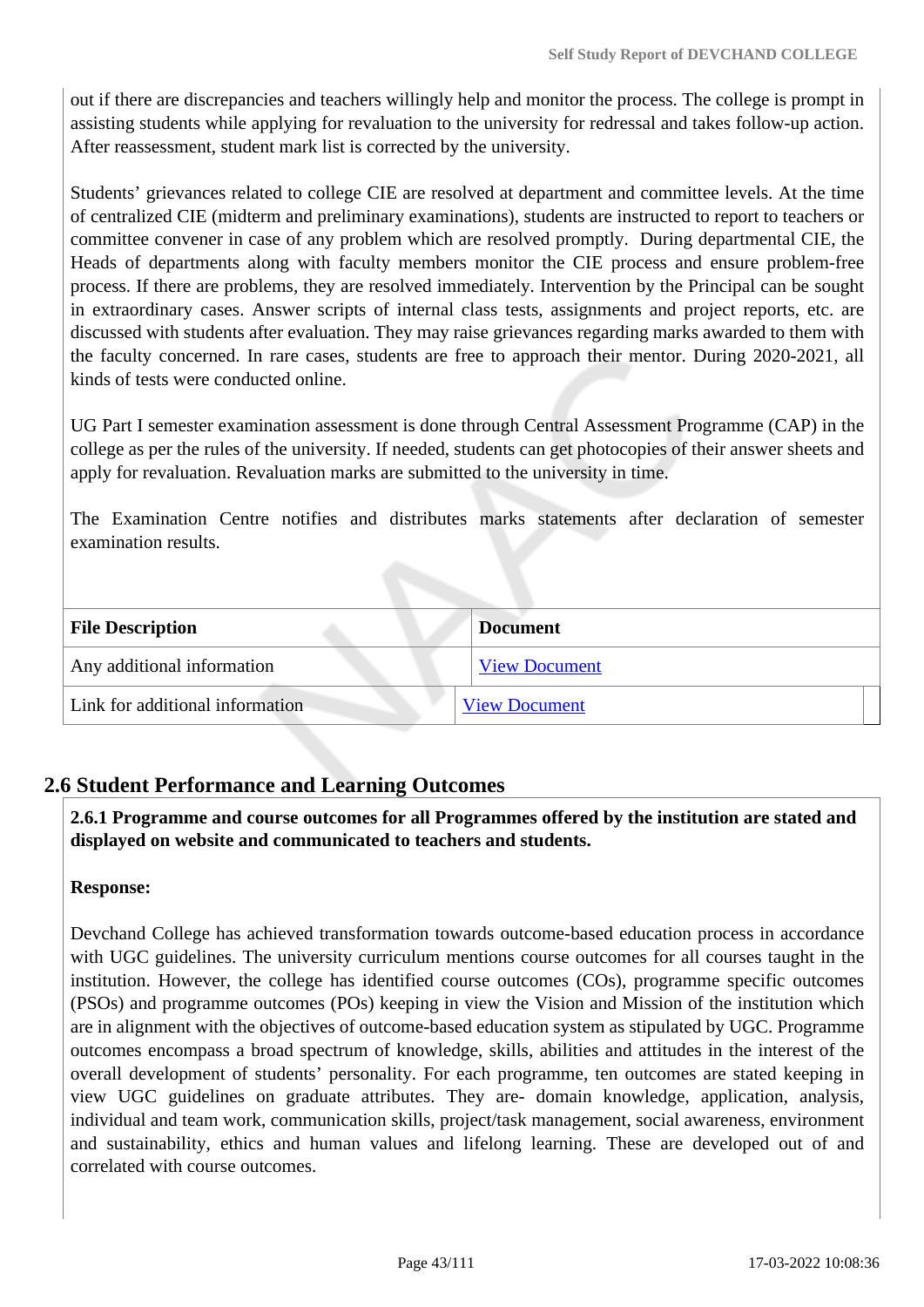out if there are discrepancies and teachers willingly help and monitor the process. The college is prompt in assisting students while applying for revaluation to the university for redressal and takes follow-up action. After reassessment, student mark list is corrected by the university.

Students' grievances related to college CIE are resolved at department and committee levels. At the time of centralized CIE (midterm and preliminary examinations), students are instructed to report to teachers or committee convener in case of any problem which are resolved promptly. During departmental CIE, the Heads of departments along with faculty members monitor the CIE process and ensure problem-free process. If there are problems, they are resolved immediately. Intervention by the Principal can be sought in extraordinary cases. Answer scripts of internal class tests, assignments and project reports, etc. are discussed with students after evaluation. They may raise grievances regarding marks awarded to them with the faculty concerned. In rare cases, students are free to approach their mentor. During 2020-2021, all kinds of tests were conducted online.

UG Part I semester examination assessment is done through Central Assessment Programme (CAP) in the college as per the rules of the university. If needed, students can get photocopies of their answer sheets and apply for revaluation. Revaluation marks are submitted to the university in time.

The Examination Centre notifies and distributes marks statements after declaration of semester examination results.

| File Description | Document |
|---|---|
| Any additional information | View Document |
| Link for additional information | View Document |

## 2.6 Student Performance and Learning Outcomes

**2.6.1 Programme and course outcomes for all Programmes offered by the institution are stated and displayed on website and communicated to teachers and students.**

**Response:**

Devchand College has achieved transformation towards outcome-based education process in accordance with UGC guidelines. The university curriculum mentions course outcomes for all courses taught in the institution. However, the college has identified course outcomes (COs), programme specific outcomes (PSOs) and programme outcomes (POs) keeping in view the Vision and Mission of the institution which are in alignment with the objectives of outcome-based education system as stipulated by UGC. Programme outcomes encompass a broad spectrum of knowledge, skills, abilities and attitudes in the interest of the overall development of students' personality. For each programme, ten outcomes are stated keeping in view UGC guidelines on graduate attributes. They are- domain knowledge, application, analysis, individual and team work, communication skills, project/task management, social awareness, environment and sustainability, ethics and human values and lifelong learning. These are developed out of and correlated with course outcomes.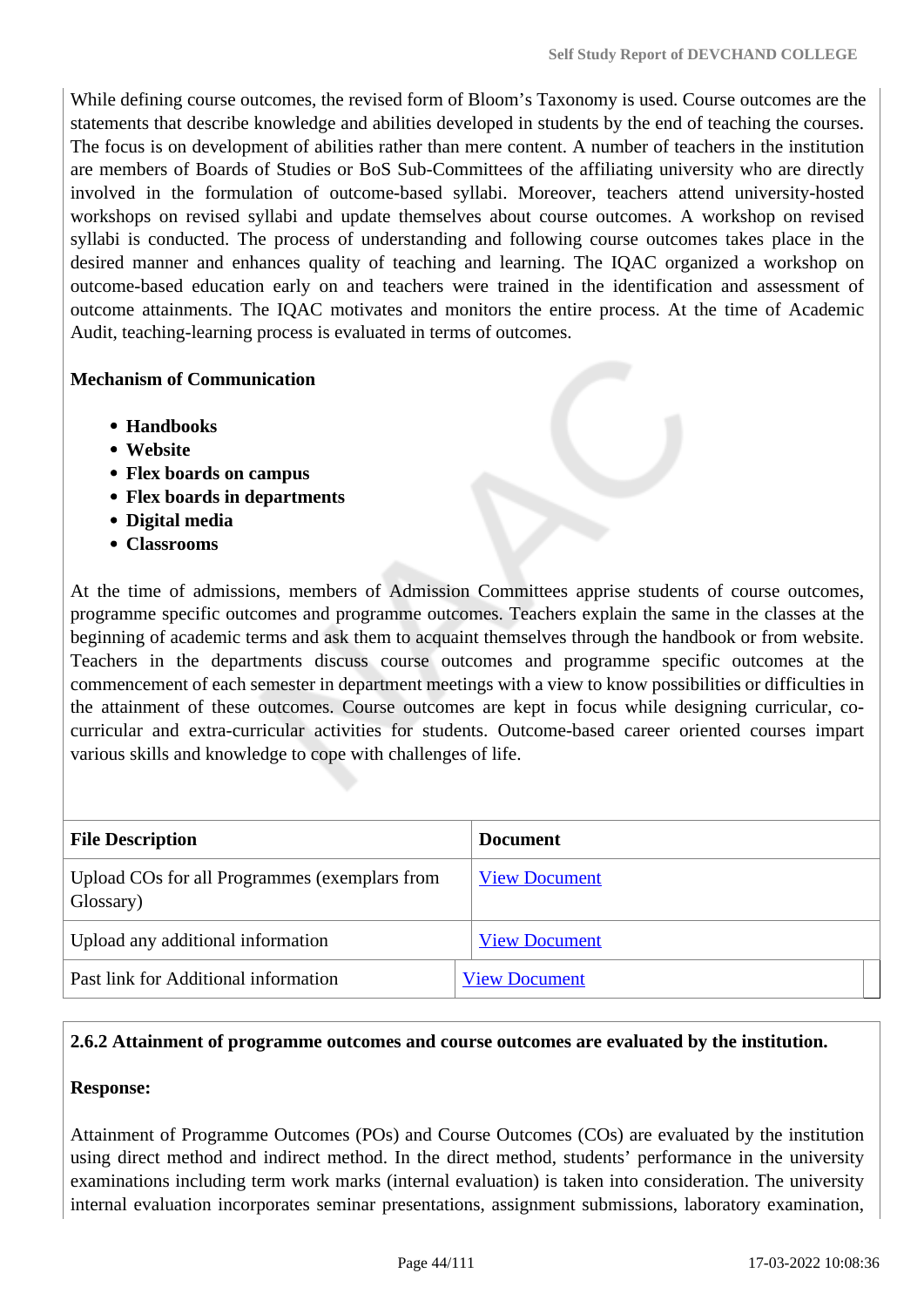While defining course outcomes, the revised form of Bloom's Taxonomy is used. Course outcomes are the statements that describe knowledge and abilities developed in students by the end of teaching the courses. The focus is on development of abilities rather than mere content. A number of teachers in the institution are members of Boards of Studies or BoS Sub-Committees of the affiliating university who are directly involved in the formulation of outcome-based syllabi. Moreover, teachers attend university-hosted workshops on revised syllabi and update themselves about course outcomes. A workshop on revised syllabi is conducted. The process of understanding and following course outcomes takes place in the desired manner and enhances quality of teaching and learning. The IQAC organized a workshop on outcome-based education early on and teachers were trained in the identification and assessment of outcome attainments. The IQAC motivates and monitors the entire process. At the time of Academic Audit, teaching-learning process is evaluated in terms of outcomes.

**Mechanism of Communication**

- **Handbooks**
- **Website**
- **Flex boards on campus**
- **Flex boards in departments**
- **Digital media**
- **Classrooms**

At the time of admissions, members of Admission Committees apprise students of course outcomes, programme specific outcomes and programme outcomes. Teachers explain the same in the classes at the beginning of academic terms and ask them to acquaint themselves through the handbook or from website. Teachers in the departments discuss course outcomes and programme specific outcomes at the commencement of each semester in department meetings with a view to know possibilities or difficulties in the attainment of these outcomes. Course outcomes are kept in focus while designing curricular, co-curricular and extra-curricular activities for students. Outcome-based career oriented courses impart various skills and knowledge to cope with challenges of life.

| File Description | Document |
|---|---|
| Upload COs for all Programmes (exemplars from Glossary) | View Document |
| Upload any additional information | View Document |
| Past link for Additional information | View Document |

**2.6.2 Attainment of programme outcomes and course outcomes are evaluated by the institution.**

**Response:**

Attainment of Programme Outcomes (POs) and Course Outcomes (COs) are evaluated by the institution using direct method and indirect method. In the direct method, students' performance in the university examinations including term work marks (internal evaluation) is taken into consideration. The university internal evaluation incorporates seminar presentations, assignment submissions, laboratory examination,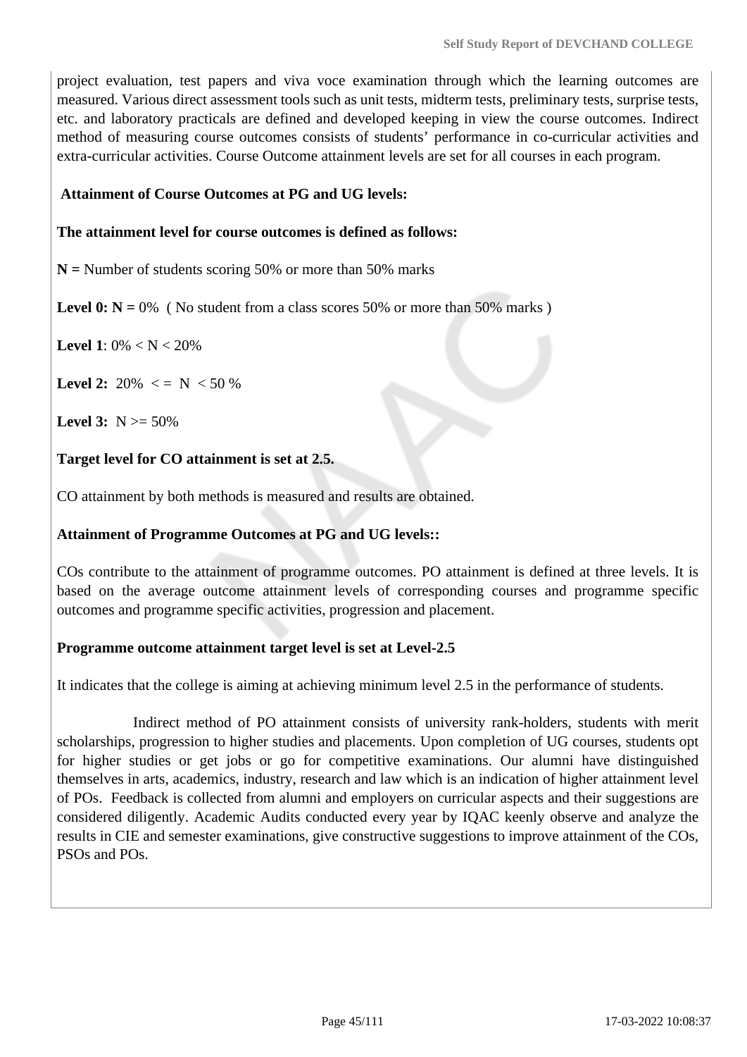project evaluation, test papers and viva voce examination through which the learning outcomes are measured. Various direct assessment tools such as unit tests, midterm tests, preliminary tests, surprise tests, etc. and laboratory practicals are defined and developed keeping in view the course outcomes. Indirect method of measuring course outcomes consists of students' performance in co-curricular activities and extra-curricular activities. Course Outcome attainment levels are set for all courses in each program.

**Attainment of Course Outcomes at PG and UG levels:**

**The attainment level for course outcomes is defined as follows:**

**N =** Number of students scoring 50% or more than 50% marks

**Level 0: N =** 0% ( No student from a class scores 50% or more than 50% marks )

**Level 1**: 0% < N < 20%

**Level 2:** 20% <= N < 50 %

**Level 3:** N >= 50%

**Target level for CO attainment is set at 2.5.**

CO attainment by both methods is measured and results are obtained.

**Attainment of Programme Outcomes at PG and UG levels::**

COs contribute to the attainment of programme outcomes. PO attainment is defined at three levels. It is based on the average outcome attainment levels of corresponding courses and programme specific outcomes and programme specific activities, progression and placement.

**Programme outcome attainment target level is set at Level-2.5**

It indicates that the college is aiming at achieving minimum level 2.5 in the performance of students.

Indirect method of PO attainment consists of university rank-holders, students with merit scholarships, progression to higher studies and placements. Upon completion of UG courses, students opt for higher studies or get jobs or go for competitive examinations. Our alumni have distinguished themselves in arts, academics, industry, research and law which is an indication of higher attainment level of POs. Feedback is collected from alumni and employers on curricular aspects and their suggestions are considered diligently. Academic Audits conducted every year by IQAC keenly observe and analyze the results in CIE and semester examinations, give constructive suggestions to improve attainment of the COs, PSOs and POs.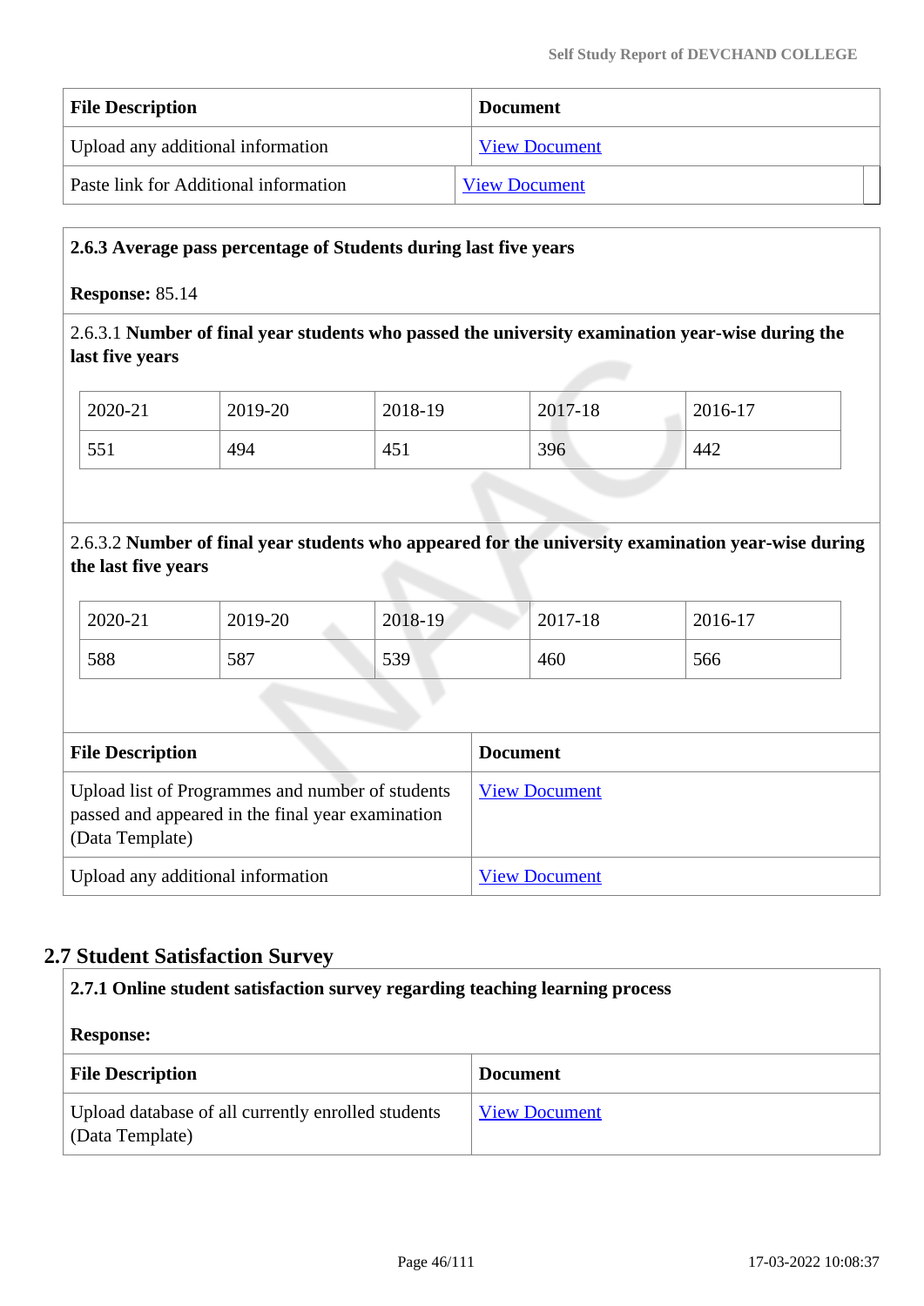| File Description | Document |
| --- | --- |
| Upload any additional information | View Document |
| Paste link for Additional information | View Document |

**2.6.3 Average pass percentage of Students during last five years**

**Response:** 85.14

2.6.3.1 **Number of final year students who passed the university examination year-wise during the last five years**

| 2020-21 | 2019-20 | 2018-19 | 2017-18 | 2016-17 |
| --- | --- | --- | --- | --- |
| 551 | 494 | 451 | 396 | 442 |

2.6.3.2 **Number of final year students who appeared for the university examination year-wise during the last five years**

| 2020-21 | 2019-20 | 2018-19 | 2017-18 | 2016-17 |
| --- | --- | --- | --- | --- |
| 588 | 587 | 539 | 460 | 566 |

| File Description | Document |
| --- | --- |
| Upload list of Programmes and number of students passed and appeared in the final year examination (Data Template) | View Document |
| Upload any additional information | View Document |

## 2.7 Student Satisfaction Survey

**2.7.1 Online student satisfaction survey regarding teaching learning process**

**Response:**

| File Description | Document |
| --- | --- |
| Upload database of all currently enrolled students (Data Template) | View Document |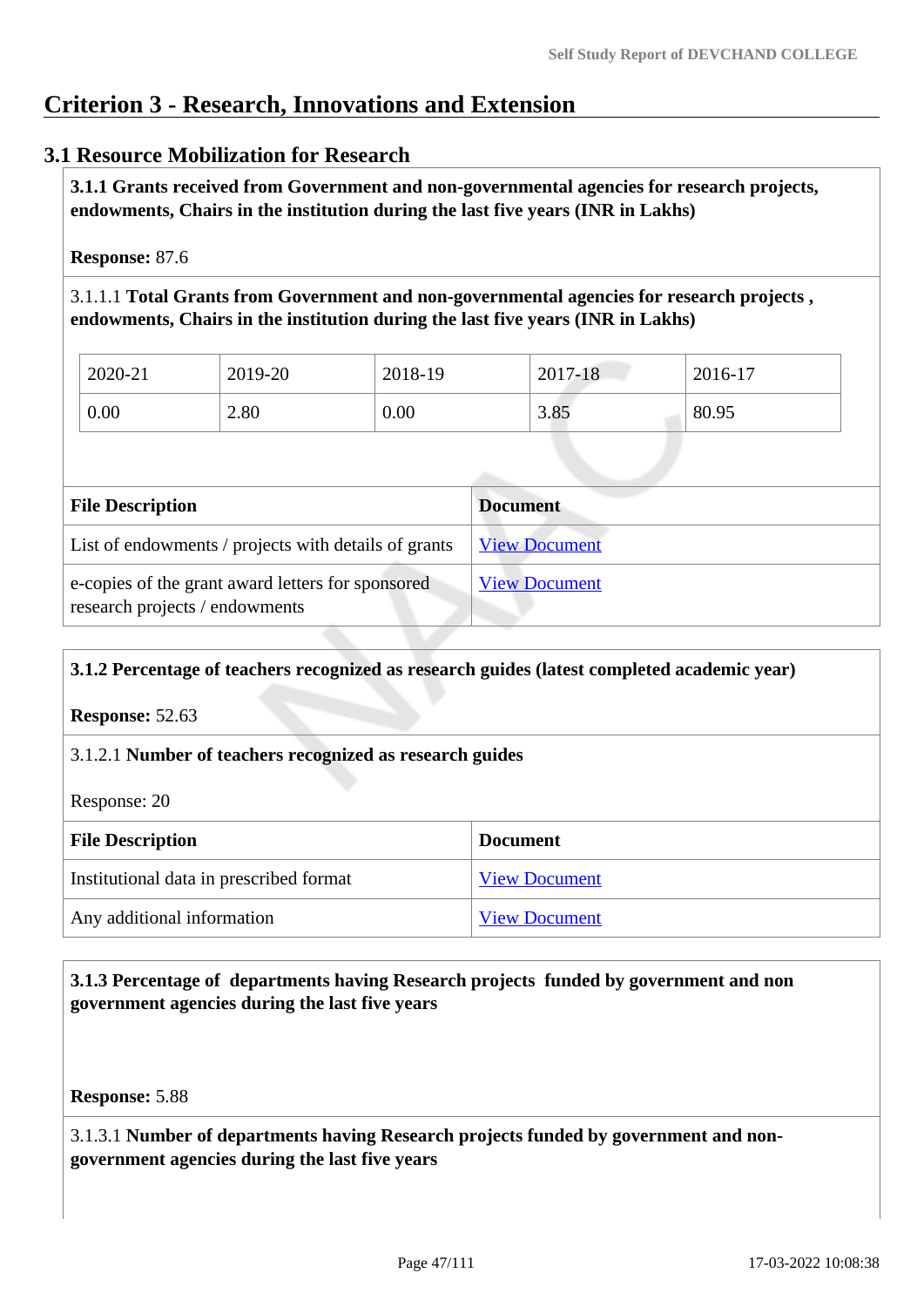# Criterion 3 - Research, Innovations and Extension

## 3.1 Resource Mobilization for Research

**3.1.1 Grants received from Government and non-governmental agencies for research projects, endowments, Chairs in the institution during the last five years (INR in Lakhs)**

**Response:** 87.6

3.1.1.1 **Total Grants from Government and non-governmental agencies for research projects , endowments, Chairs in the institution during the last five years (INR in Lakhs)**

| 2020-21 | 2019-20 | 2018-19 | 2017-18 | 2016-17 |
|---|---|---|---|---|
| 0.00 | 2.80 | 0.00 | 3.85 | 80.95 |

| File Description | Document |
|---|---|
| List of endowments / projects with details of grants | View Document |
| e-copies of the grant award letters for sponsored research projects / endowments | View Document |

**3.1.2 Percentage of teachers recognized as research guides (latest completed academic year)**

**Response:** 52.63

3.1.2.1 **Number of teachers recognized as research guides**

Response: 20

| File Description | Document |
|---|---|
| Institutional data in prescribed format | View Document |
| Any additional information | View Document |

**3.1.3 Percentage of departments having Research projects funded by government and non government agencies during the last five years**

**Response:** 5.88

3.1.3.1 **Number of departments having Research projects funded by government and non-government agencies during the last five years**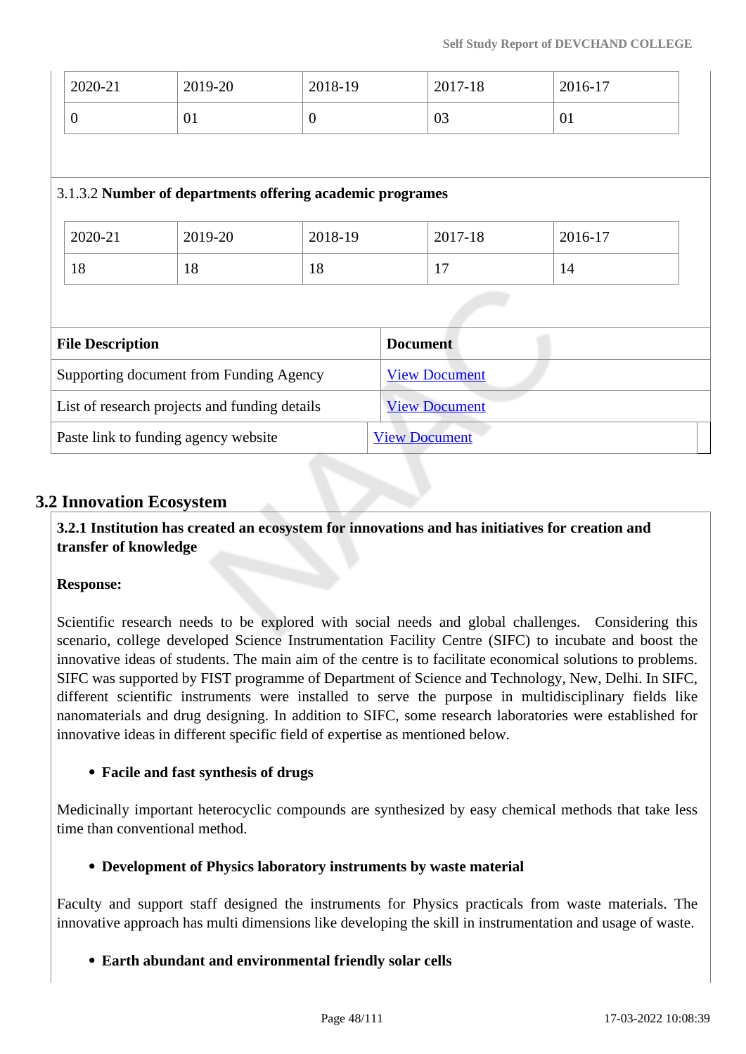| 2020-21 | 2019-20 | 2018-19 | 2017-18 | 2016-17 |
|---|---|---|---|---|
| 0 | 01 | 0 | 03 | 01 |

3.1.3.2 **Number of departments offering academic programes**

| 2020-21 | 2019-20 | 2018-19 | 2017-18 | 2016-17 |
|---|---|---|---|---|
| 18 | 18 | 18 | 17 | 14 |

| File Description | Document |
|---|---|
| Supporting document from Funding Agency | View Document |
| List of research projects and funding details | View Document |
| Paste link to funding agency website | View Document |

## 3.2 Innovation Ecosystem

**3.2.1 Institution has created an ecosystem for innovations and has initiatives for creation and transfer of knowledge**

**Response:**

Scientific research needs to be explored with social needs and global challenges. Considering this scenario, college developed Science Instrumentation Facility Centre (SIFC) to incubate and boost the innovative ideas of students. The main aim of the centre is to facilitate economical solutions to problems. SIFC was supported by FIST programme of Department of Science and Technology, New, Delhi. In SIFC, different scientific instruments were installed to serve the purpose in multidisciplinary fields like nanomaterials and drug designing. In addition to SIFC, some research laboratories were established for innovative ideas in different specific field of expertise as mentioned below.

- **Facile and fast synthesis of drugs**

Medicinally important heterocyclic compounds are synthesized by easy chemical methods that take less time than conventional method.

- **Development of Physics laboratory instruments by waste material**

Faculty and support staff designed the instruments for Physics practicals from waste materials. The innovative approach has multi dimensions like developing the skill in instrumentation and usage of waste.

- **Earth abundant and environmental friendly solar cells**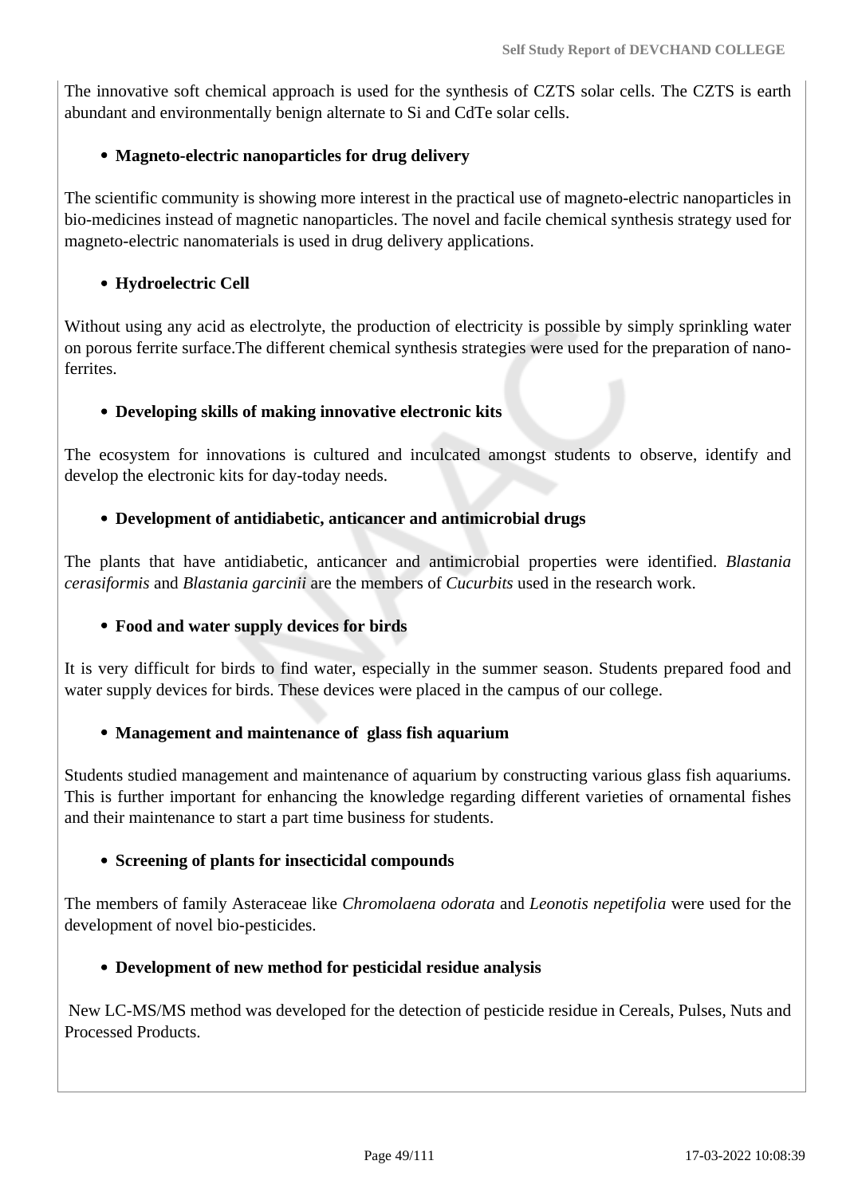The innovative soft chemical approach is used for the synthesis of CZTS solar cells. The CZTS is earth abundant and environmentally benign alternate to Si and CdTe solar cells.

- **Magneto-electric nanoparticles for drug delivery**

The scientific community is showing more interest in the practical use of magneto-electric nanoparticles in bio-medicines instead of magnetic nanoparticles. The novel and facile chemical synthesis strategy used for magneto-electric nanomaterials is used in drug delivery applications.

- **Hydroelectric Cell**

Without using any acid as electrolyte, the production of electricity is possible by simply sprinkling water on porous ferrite surface.The different chemical synthesis strategies were used for the preparation of nano-ferrites.

- **Developing skills of making innovative electronic kits**

The ecosystem for innovations is cultured and inculcated amongst students to observe, identify and develop the electronic kits for day-today needs.

- **Development of antidiabetic, anticancer and antimicrobial drugs**

The plants that have antidiabetic, anticancer and antimicrobial properties were identified. *Blastania cerasiformis* and *Blastania garcinii* are the members of *Cucurbits* used in the research work.

- **Food and water supply devices for birds**

It is very difficult for birds to find water, especially in the summer season. Students prepared food and water supply devices for birds. These devices were placed in the campus of our college.

- **Management and maintenance of glass fish aquarium**

Students studied management and maintenance of aquarium by constructing various glass fish aquariums. This is further important for enhancing the knowledge regarding different varieties of ornamental fishes and their maintenance to start a part time business for students.

- **Screening of plants for insecticidal compounds**

The members of family Asteraceae like *Chromolaena odorata* and *Leonotis nepetifolia* were used for the development of novel bio-pesticides.

- **Development of new method for pesticidal residue analysis**

New LC-MS/MS method was developed for the detection of pesticide residue in Cereals, Pulses, Nuts and Processed Products.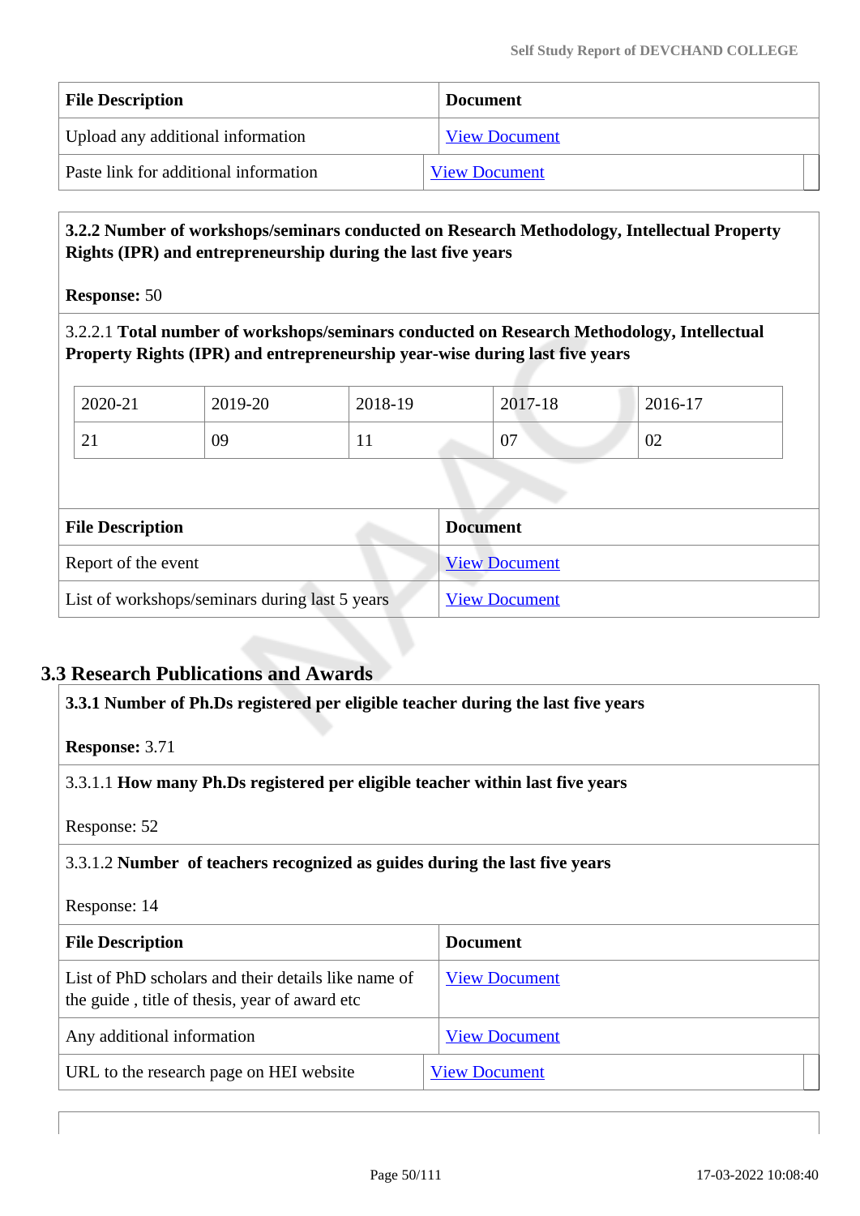| File Description | Document |
|---|---|
| Upload any additional information | View Document |
| Paste link for additional information | View Document |

**3.2.2 Number of workshops/seminars conducted on Research Methodology, Intellectual Property Rights (IPR) and entrepreneurship during the last five years**

**Response:** 50

3.2.2.1 **Total number of workshops/seminars conducted on Research Methodology, Intellectual Property Rights (IPR) and entrepreneurship year-wise during last five years**

| 2020-21 | 2019-20 | 2018-19 | 2017-18 | 2016-17 |
|---|---|---|---|---|
| 21 | 09 | 11 | 07 | 02 |

| File Description | Document |
|---|---|
| Report of the event | View Document |
| List of workshops/seminars during last 5 years | View Document |

## 3.3 Research Publications and Awards

**3.3.1 Number of Ph.Ds registered per eligible teacher during the last five years**

**Response:** 3.71

3.3.1.1 **How many Ph.Ds registered per eligible teacher within last five years**

Response: 52

3.3.1.2 **Number of teachers recognized as guides during the last five years**

Response: 14

| File Description | Document |
|---|---|
| List of PhD scholars and their details like name of the guide , title of thesis, year of award etc | View Document |
| Any additional information | View Document |
| URL to the research page on HEI website | View Document |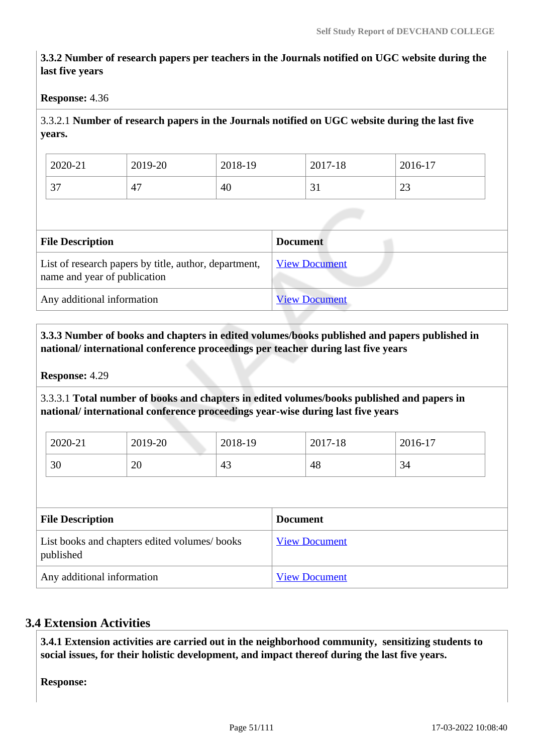**3.3.2 Number of research papers per teachers in the Journals notified on UGC website during the last five years**

**Response:** 4.36

3.3.2.1 **Number of research papers in the Journals notified on UGC website during the last five years.**

| 2020-21 | 2019-20 | 2018-19 | 2017-18 | 2016-17 |
|---|---|---|---|---|
| 37 | 47 | 40 | 31 | 23 |

| File Description | Document |
|---|---|
| List of research papers by title, author, department, name and year of publication | View Document |
| Any additional information | View Document |

**3.3.3 Number of books and chapters in edited volumes/books published and papers published in national/ international conference proceedings per teacher during last five years**

**Response:** 4.29

3.3.3.1 **Total number of books and chapters in edited volumes/books published and papers in national/ international conference proceedings year-wise during last five years**

| 2020-21 | 2019-20 | 2018-19 | 2017-18 | 2016-17 |
|---|---|---|---|---|
| 30 | 20 | 43 | 48 | 34 |

| File Description | Document |
|---|---|
| List books and chapters edited volumes/ books published | View Document |
| Any additional information | View Document |

## 3.4 Extension Activities

**3.4.1 Extension activities are carried out in the neighborhood community, sensitizing students to social issues, for their holistic development, and impact thereof during the last five years.**

**Response:**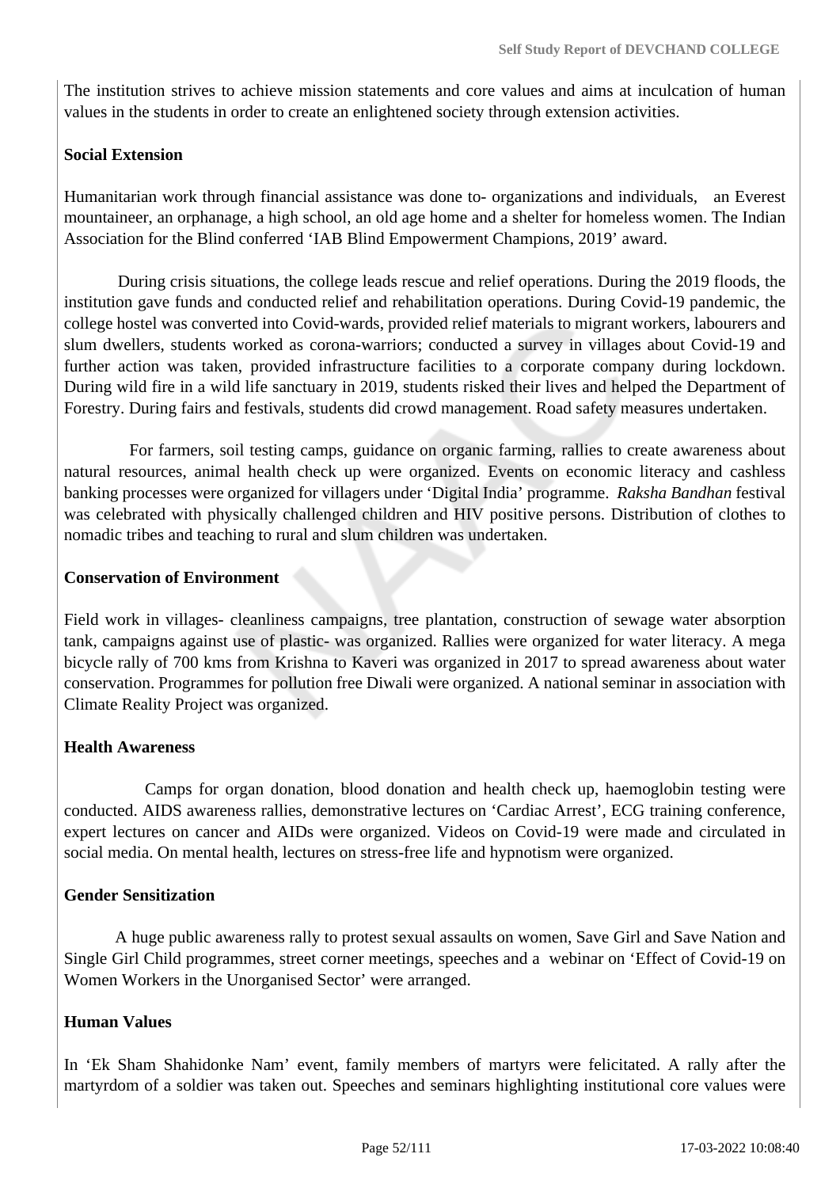The institution strives to achieve mission statements and core values and aims at inculcation of human values in the students in order to create an enlightened society through extension activities.

**Social Extension**

Humanitarian work through financial assistance was done to- organizations and individuals, an Everest mountaineer, an orphanage, a high school, an old age home and a shelter for homeless women. The Indian Association for the Blind conferred 'IAB Blind Empowerment Champions, 2019' award.

During crisis situations, the college leads rescue and relief operations. During the 2019 floods, the institution gave funds and conducted relief and rehabilitation operations. During Covid-19 pandemic, the college hostel was converted into Covid-wards, provided relief materials to migrant workers, labourers and slum dwellers, students worked as corona-warriors; conducted a survey in villages about Covid-19 and further action was taken, provided infrastructure facilities to a corporate company during lockdown. During wild fire in a wild life sanctuary in 2019, students risked their lives and helped the Department of Forestry. During fairs and festivals, students did crowd management. Road safety measures undertaken.

For farmers, soil testing camps, guidance on organic farming, rallies to create awareness about natural resources, animal health check up were organized. Events on economic literacy and cashless banking processes were organized for villagers under 'Digital India' programme. *Raksha Bandhan* festival was celebrated with physically challenged children and HIV positive persons. Distribution of clothes to nomadic tribes and teaching to rural and slum children was undertaken.

**Conservation of Environment**

Field work in villages- cleanliness campaigns, tree plantation, construction of sewage water absorption tank, campaigns against use of plastic- was organized. Rallies were organized for water literacy. A mega bicycle rally of 700 kms from Krishna to Kaveri was organized in 2017 to spread awareness about water conservation. Programmes for pollution free Diwali were organized. A national seminar in association with Climate Reality Project was organized.

**Health Awareness**

Camps for organ donation, blood donation and health check up, haemoglobin testing were conducted. AIDS awareness rallies, demonstrative lectures on 'Cardiac Arrest', ECG training conference, expert lectures on cancer and AIDs were organized. Videos on Covid-19 were made and circulated in social media. On mental health, lectures on stress-free life and hypnotism were organized.

**Gender Sensitization**

A huge public awareness rally to protest sexual assaults on women, Save Girl and Save Nation and Single Girl Child programmes, street corner meetings, speeches and a webinar on 'Effect of Covid-19 on Women Workers in the Unorganised Sector' were arranged.

**Human Values**

In 'Ek Sham Shahidonke Nam' event, family members of martyrs were felicitated. A rally after the martyrdom of a soldier was taken out. Speeches and seminars highlighting institutional core values were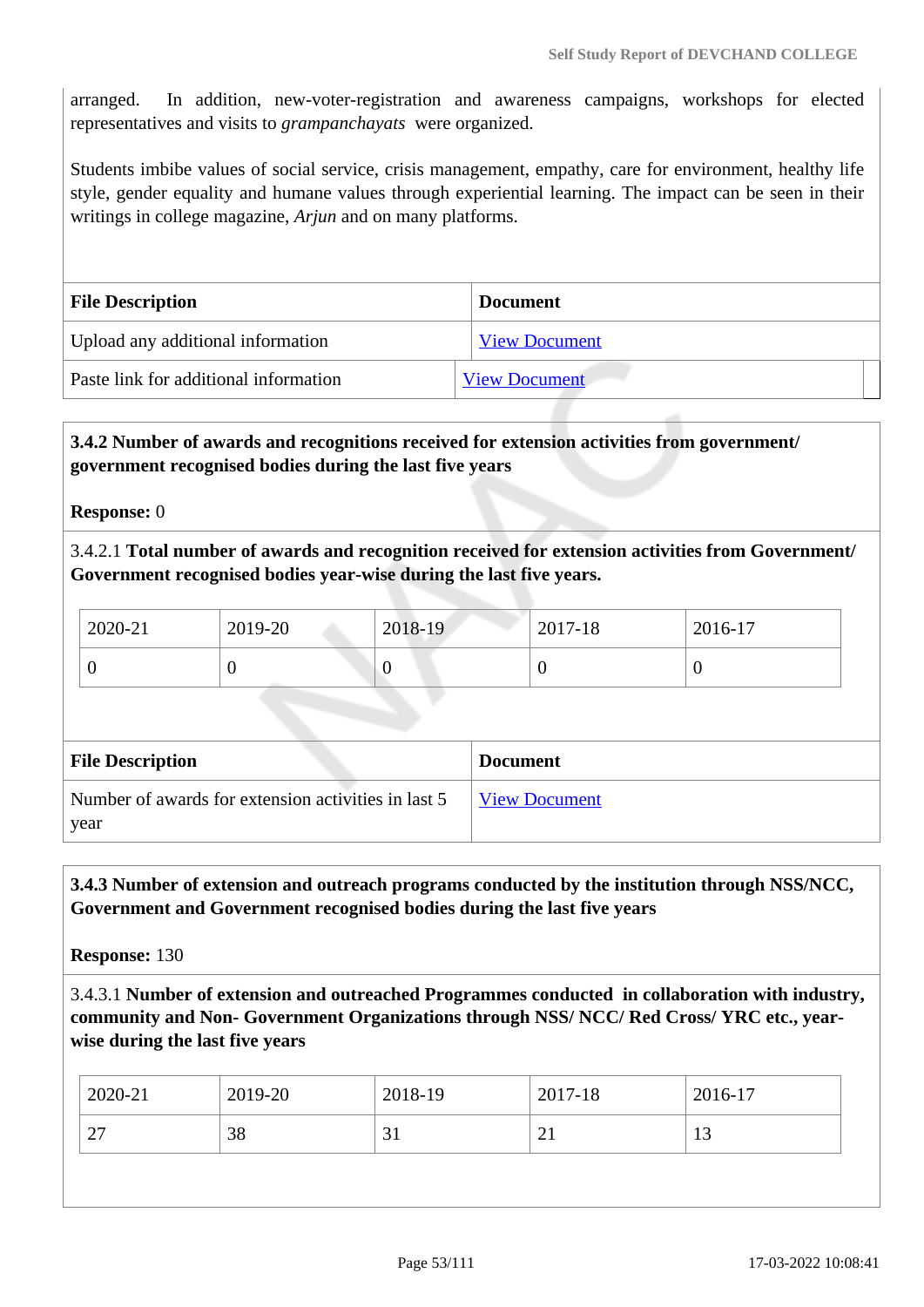arranged. In addition, new-voter-registration and awareness campaigns, workshops for elected representatives and visits to *grampanchayats* were organized.

Students imbibe values of social service, crisis management, empathy, care for environment, healthy life style, gender equality and humane values through experiential learning. The impact can be seen in their writings in college magazine, *Arjun* and on many platforms.

| File Description | Document |
|---|---|
| Upload any additional information | View Document |
| Paste link for additional information | View Document |

**3.4.2 Number of awards and recognitions received for extension activities from government/ government recognised bodies during the last five years**

**Response:** 0

3.4.2.1 **Total number of awards and recognition received for extension activities from Government/ Government recognised bodies year-wise during the last five years.**

| 2020-21 | 2019-20 | 2018-19 | 2017-18 | 2016-17 |
|---|---|---|---|---|
| 0 | 0 | 0 | 0 | 0 |

| File Description | Document |
|---|---|
| Number of awards for extension activities in last 5 year | View Document |

**3.4.3 Number of extension and outreach programs conducted by the institution through NSS/NCC, Government and Government recognised bodies during the last five years**

**Response:** 130

3.4.3.1 **Number of extension and outreached Programmes conducted in collaboration with industry, community and Non- Government Organizations through NSS/ NCC/ Red Cross/ YRC etc., year-wise during the last five years**

| 2020-21 | 2019-20 | 2018-19 | 2017-18 | 2016-17 |
|---|---|---|---|---|
| 27 | 38 | 31 | 21 | 13 |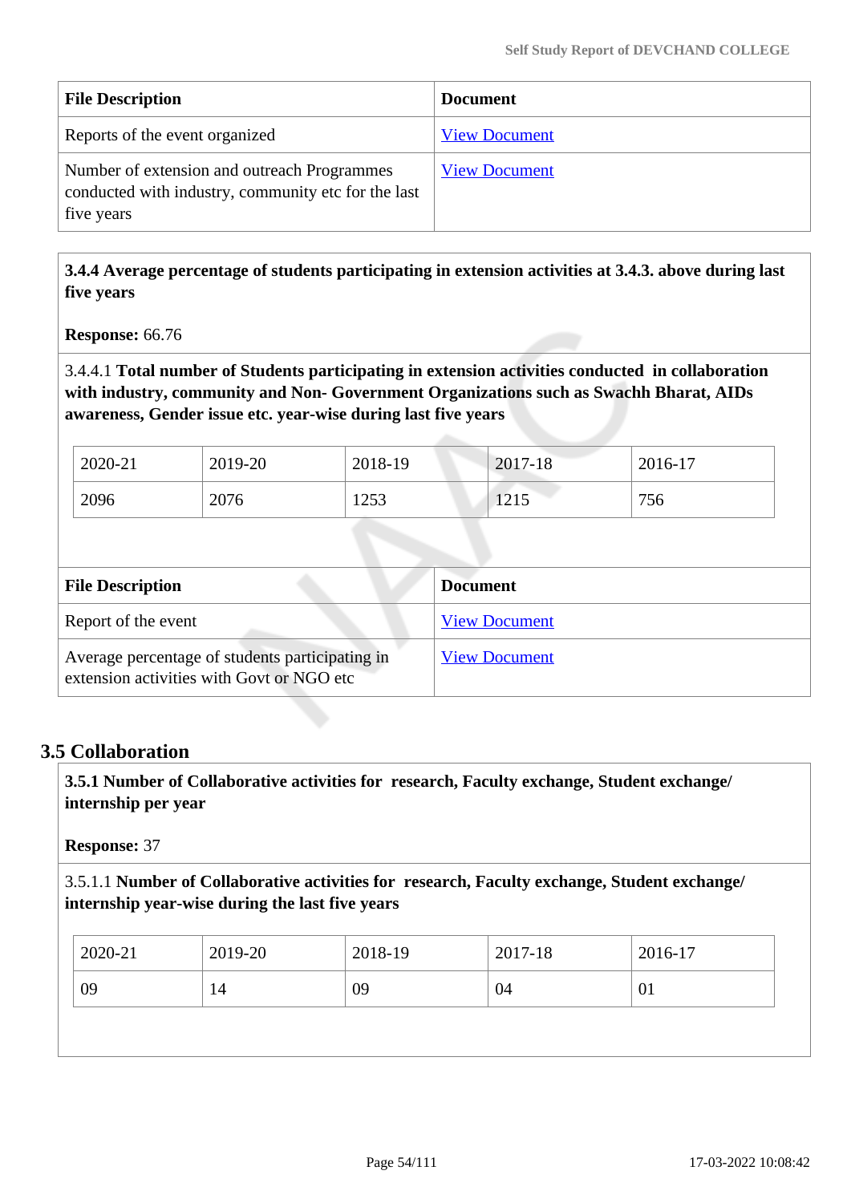| File Description | Document |
|---|---|
| Reports of the event organized | View Document |
| Number of extension and outreach Programmes conducted with industry, community etc for the last five years | View Document |

**3.4.4 Average percentage of students participating in extension activities at 3.4.3. above during last five years**

**Response:** 66.76

3.4.4.1 **Total number of Students participating in extension activities conducted in collaboration with industry, community and Non- Government Organizations such as Swachh Bharat, AIDs awareness, Gender issue etc. year-wise during last five years**

| 2020-21 | 2019-20 | 2018-19 | 2017-18 | 2016-17 |
|---|---|---|---|---|
| 2096 | 2076 | 1253 | 1215 | 756 |

| File Description | Document |
|---|---|
| Report of the event | View Document |
| Average percentage of students participating in extension activities with Govt or NGO etc | View Document |

## 3.5 Collaboration

**3.5.1 Number of Collaborative activities for research, Faculty exchange, Student exchange/ internship per year**

**Response:** 37

3.5.1.1 **Number of Collaborative activities for research, Faculty exchange, Student exchange/ internship year-wise during the last five years**

| 2020-21 | 2019-20 | 2018-19 | 2017-18 | 2016-17 |
|---|---|---|---|---|
| 09 | 14 | 09 | 04 | 01 |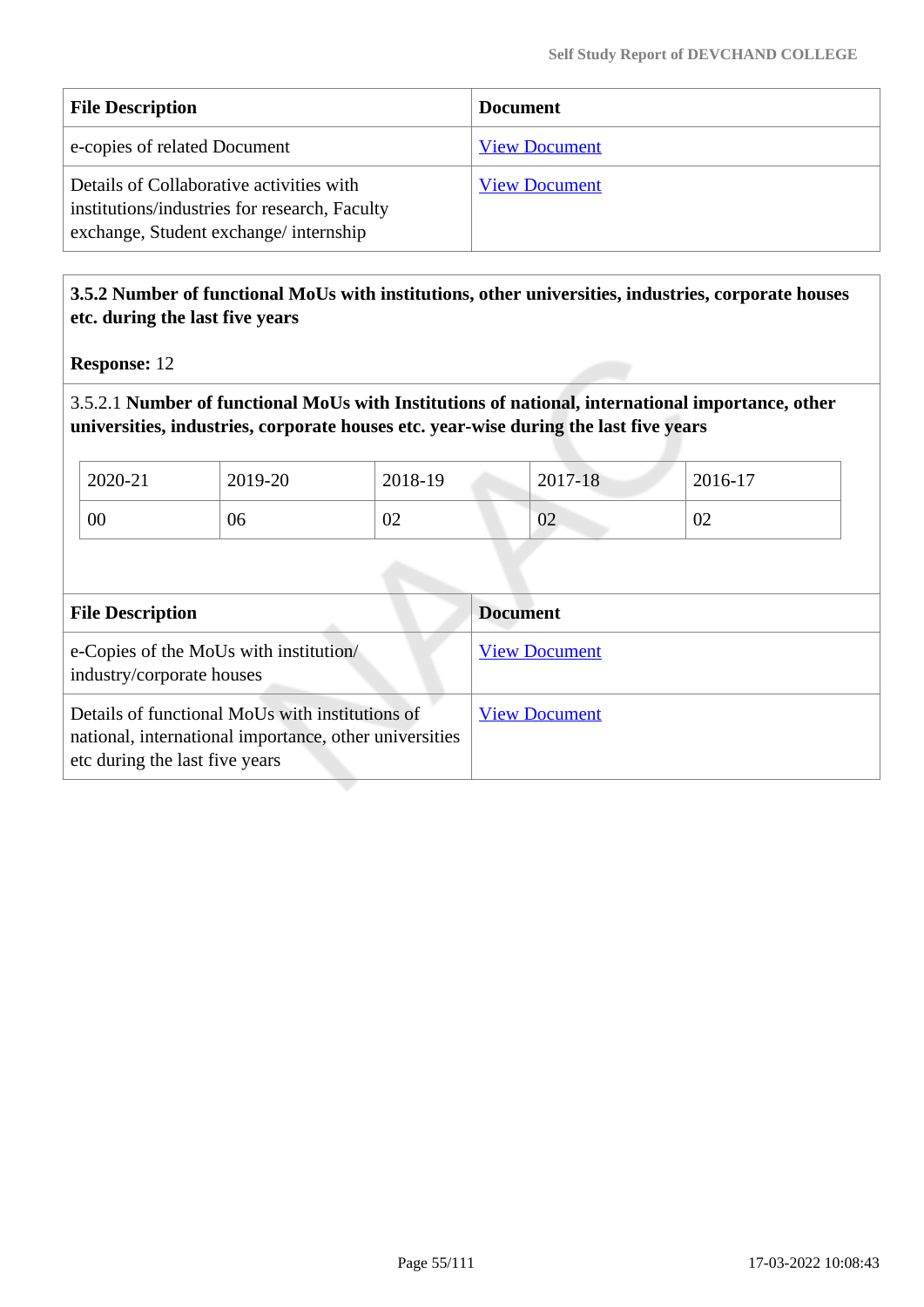| File Description | Document |
| --- | --- |
| e-copies of related Document | View Document |
| Details of Collaborative activities with institutions/industries for research, Faculty exchange, Student exchange/ internship | View Document |

**3.5.2 Number of functional MoUs with institutions, other universities, industries, corporate houses etc. during the last five years**

**Response:** 12

3.5.2.1 **Number of functional MoUs with Institutions of national, international importance, other universities, industries, corporate houses etc. year-wise during the last five years**

| 2020-21 | 2019-20 | 2018-19 | 2017-18 | 2016-17 |
| --- | --- | --- | --- | --- |
| 00 | 06 | 02 | 02 | 02 |

| File Description | Document |
| --- | --- |
| e-Copies of the MoUs with institution/ industry/corporate houses | View Document |
| Details of functional MoUs with institutions of national, international importance, other universities etc during the last five years | View Document |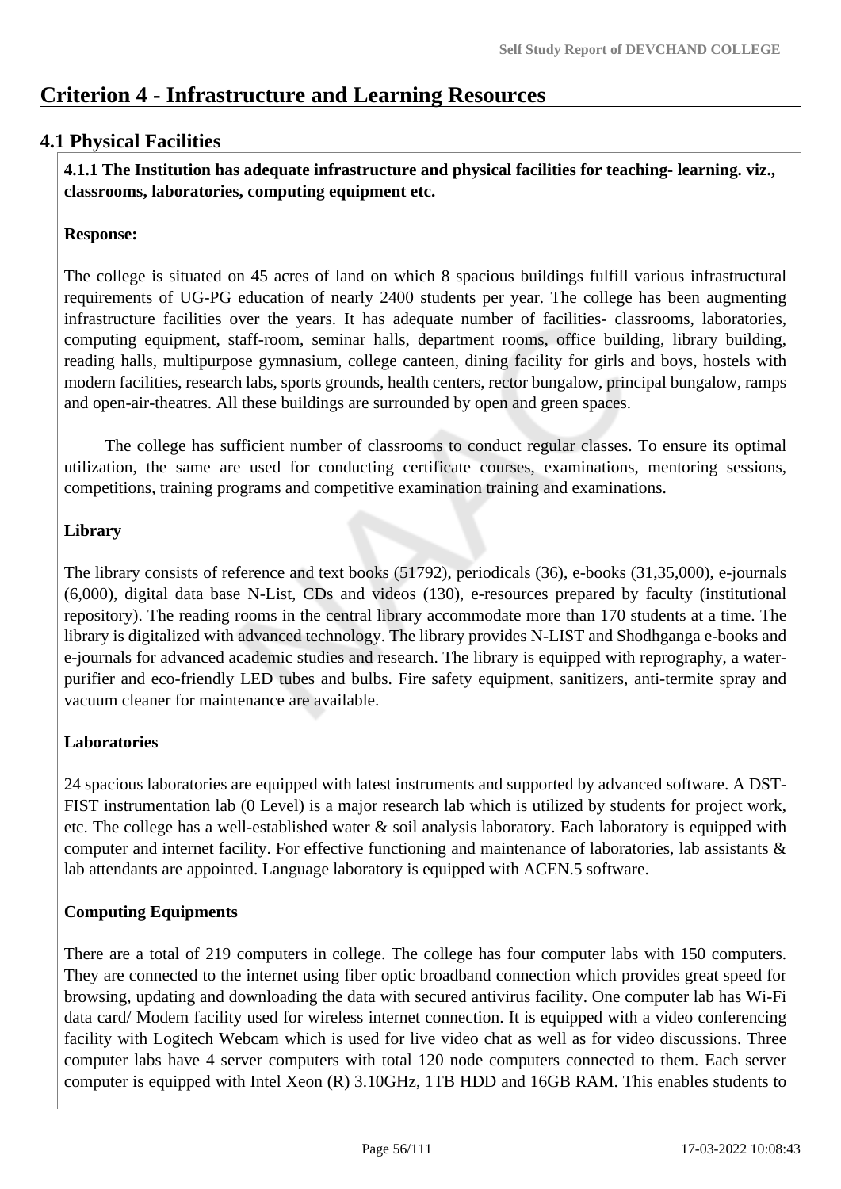# Criterion 4 - Infrastructure and Learning Resources

## 4.1 Physical Facilities

**4.1.1 The Institution has adequate infrastructure and physical facilities for teaching- learning. viz., classrooms, laboratories, computing equipment etc.**

**Response:**

The college is situated on 45 acres of land on which 8 spacious buildings fulfill various infrastructural requirements of UG-PG education of nearly 2400 students per year. The college has been augmenting infrastructure facilities over the years. It has adequate number of facilities- classrooms, laboratories, computing equipment, staff-room, seminar halls, department rooms, office building, library building, reading halls, multipurpose gymnasium, college canteen, dining facility for girls and boys, hostels with modern facilities, research labs, sports grounds, health centers, rector bungalow, principal bungalow, ramps and open-air-theatres. All these buildings are surrounded by open and green spaces.

The college has sufficient number of classrooms to conduct regular classes. To ensure its optimal utilization, the same are used for conducting certificate courses, examinations, mentoring sessions, competitions, training programs and competitive examination training and examinations.

**Library**

The library consists of reference and text books (51792), periodicals (36), e-books (31,35,000), e-journals (6,000), digital data base N-List, CDs and videos (130), e-resources prepared by faculty (institutional repository). The reading rooms in the central library accommodate more than 170 students at a time. The library is digitalized with advanced technology. The library provides N-LIST and Shodhganga e-books and e-journals for advanced academic studies and research. The library is equipped with reprography, a water-purifier and eco-friendly LED tubes and bulbs. Fire safety equipment, sanitizers, anti-termite spray and vacuum cleaner for maintenance are available.

**Laboratories**

24 spacious laboratories are equipped with latest instruments and supported by advanced software. A DST-FIST instrumentation lab (0 Level) is a major research lab which is utilized by students for project work, etc. The college has a well-established water & soil analysis laboratory. Each laboratory is equipped with computer and internet facility. For effective functioning and maintenance of laboratories, lab assistants & lab attendants are appointed. Language laboratory is equipped with ACEN.5 software.

**Computing Equipments**

There are a total of 219 computers in college. The college has four computer labs with 150 computers. They are connected to the internet using fiber optic broadband connection which provides great speed for browsing, updating and downloading the data with secured antivirus facility. One computer lab has Wi-Fi data card/ Modem facility used for wireless internet connection. It is equipped with a video conferencing facility with Logitech Webcam which is used for live video chat as well as for video discussions. Three computer labs have 4 server computers with total 120 node computers connected to them. Each server computer is equipped with Intel Xeon (R) 3.10GHz, 1TB HDD and 16GB RAM. This enables students to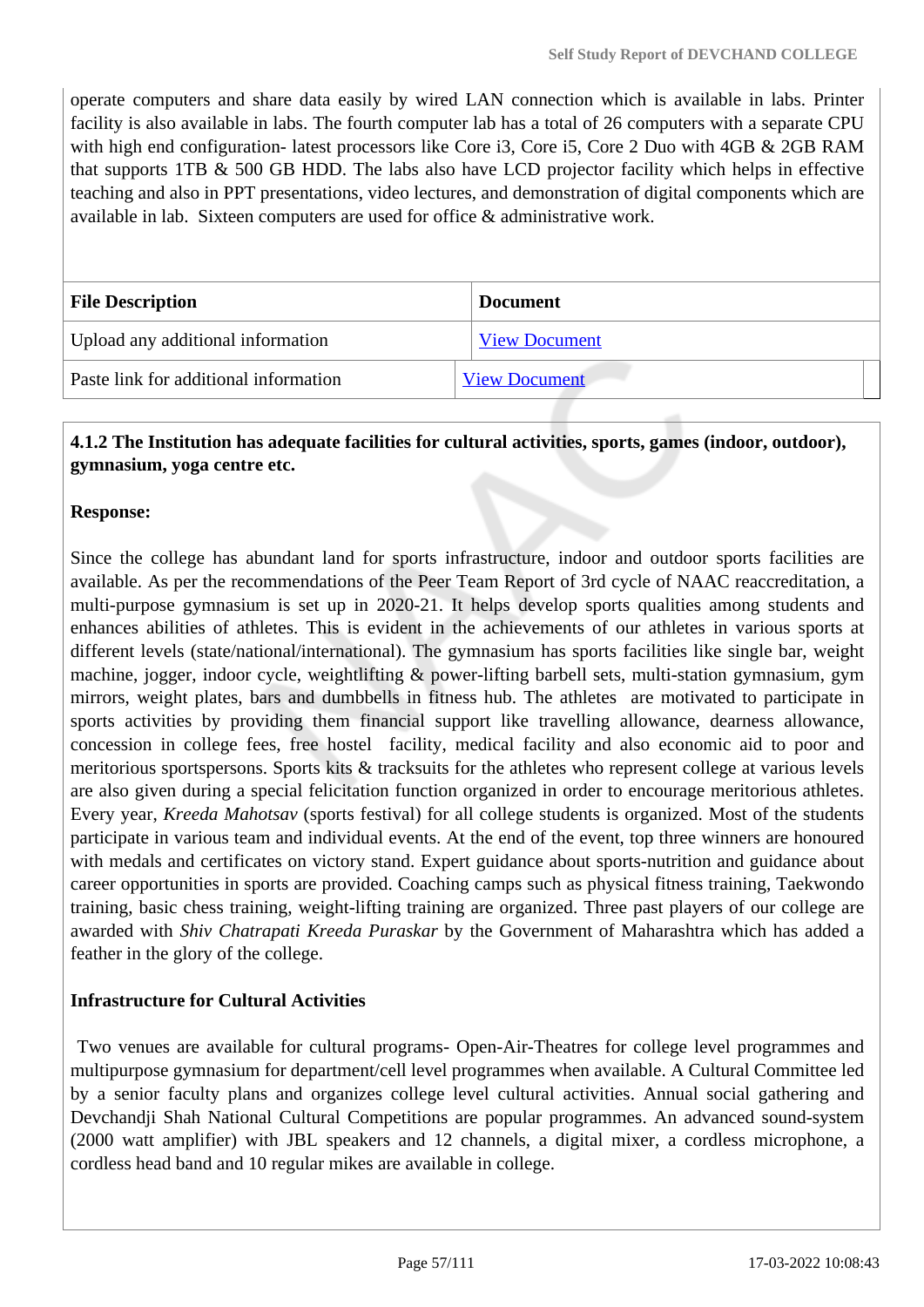operate computers and share data easily by wired LAN connection which is available in labs. Printer facility is also available in labs. The fourth computer lab has a total of 26 computers with a separate CPU with high end configuration- latest processors like Core i3, Core i5, Core 2 Duo with 4GB & 2GB RAM that supports 1TB & 500 GB HDD. The labs also have LCD projector facility which helps in effective teaching and also in PPT presentations, video lectures, and demonstration of digital components which are available in lab. Sixteen computers are used for office & administrative work.

| File Description | Document |
|---|---|
| Upload any additional information | View Document |
| Paste link for additional information | View Document |

**4.1.2 The Institution has adequate facilities for cultural activities, sports, games (indoor, outdoor), gymnasium, yoga centre etc.**

**Response:**

Since the college has abundant land for sports infrastructure, indoor and outdoor sports facilities are available. As per the recommendations of the Peer Team Report of 3rd cycle of NAAC reaccreditation, a multi-purpose gymnasium is set up in 2020-21. It helps develop sports qualities among students and enhances abilities of athletes. This is evident in the achievements of our athletes in various sports at different levels (state/national/international). The gymnasium has sports facilities like single bar, weight machine, jogger, indoor cycle, weightlifting & power-lifting barbell sets, multi-station gymnasium, gym mirrors, weight plates, bars and dumbbells in fitness hub. The athletes are motivated to participate in sports activities by providing them financial support like travelling allowance, dearness allowance, concession in college fees, free hostel facility, medical facility and also economic aid to poor and meritorious sportspersons. Sports kits & tracksuits for the athletes who represent college at various levels are also given during a special felicitation function organized in order to encourage meritorious athletes. Every year, *Kreeda Mahotsav* (sports festival) for all college students is organized. Most of the students participate in various team and individual events. At the end of the event, top three winners are honoured with medals and certificates on victory stand. Expert guidance about sports-nutrition and guidance about career opportunities in sports are provided. Coaching camps such as physical fitness training, Taekwondo training, basic chess training, weight-lifting training are organized. Three past players of our college are awarded with *Shiv Chatrapati Kreeda Puraskar* by the Government of Maharashtra which has added a feather in the glory of the college.

**Infrastructure for Cultural Activities**

Two venues are available for cultural programs- Open-Air-Theatres for college level programmes and multipurpose gymnasium for department/cell level programmes when available. A Cultural Committee led by a senior faculty plans and organizes college level cultural activities. Annual social gathering and Devchandji Shah National Cultural Competitions are popular programmes. An advanced sound-system (2000 watt amplifier) with JBL speakers and 12 channels, a digital mixer, a cordless microphone, a cordless head band and 10 regular mikes are available in college.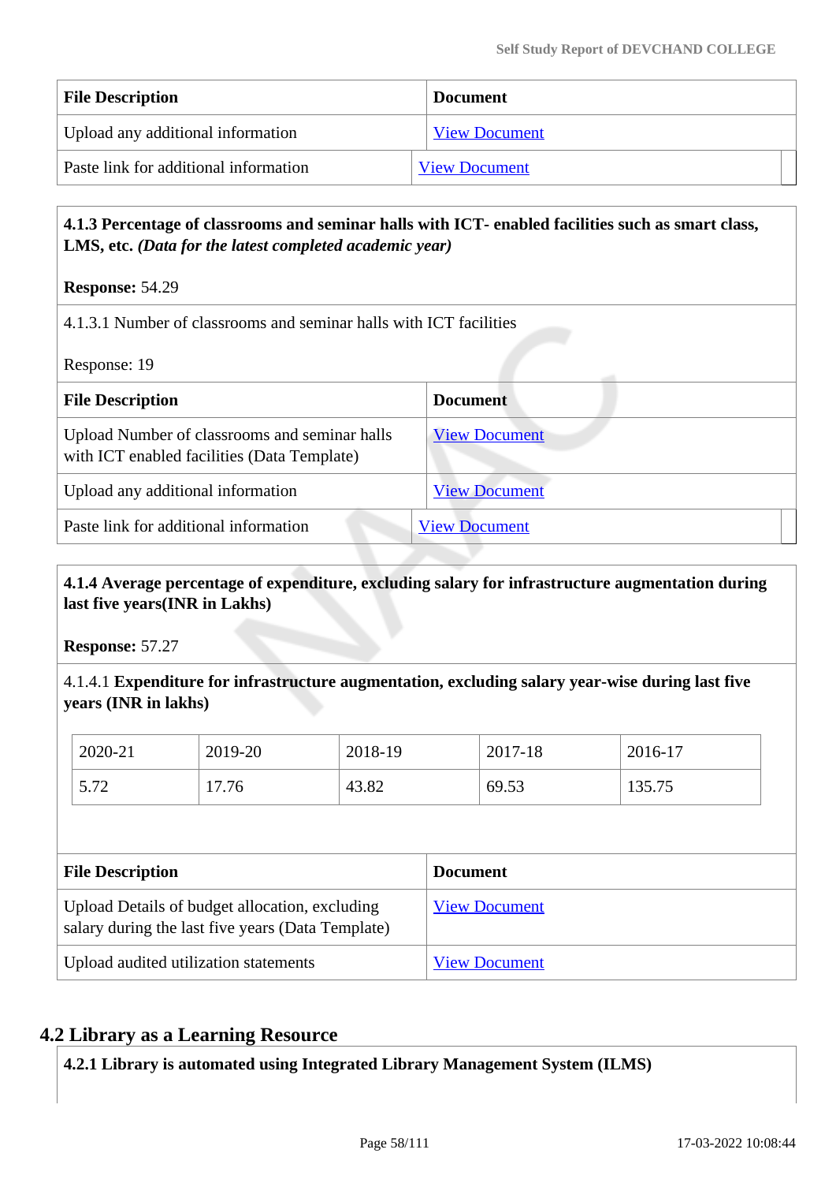| File Description | Document |
|---|---|
| Upload any additional information | View Document |
| Paste link for additional information | View Document |

**4.1.3 Percentage of classrooms and seminar halls with ICT- enabled facilities such as smart class, LMS, etc.** ***(Data for the latest completed academic year)***

**Response:** 54.29

4.1.3.1 Number of classrooms and seminar halls with ICT facilities

Response: 19

| File Description | Document |
|---|---|
| Upload Number of classrooms and seminar halls with ICT enabled facilities (Data Template) | View Document |
| Upload any additional information | View Document |
| Paste link for additional information | View Document |

**4.1.4 Average percentage of expenditure, excluding salary for infrastructure augmentation during last five years(INR in Lakhs)**

**Response:** 57.27

4.1.4.1 **Expenditure for infrastructure augmentation, excluding salary year-wise during last five years (INR in lakhs)**

| 2020-21 | 2019-20 | 2018-19 | 2017-18 | 2016-17 |
|---|---|---|---|---|
| 5.72 | 17.76 | 43.82 | 69.53 | 135.75 |

| File Description | Document |
|---|---|
| Upload Details of budget allocation, excluding salary during the last five years (Data Template) | View Document |
| Upload audited utilization statements | View Document |

## 4.2 Library as a Learning Resource

**4.2.1 Library is automated using Integrated Library Management System (ILMS)**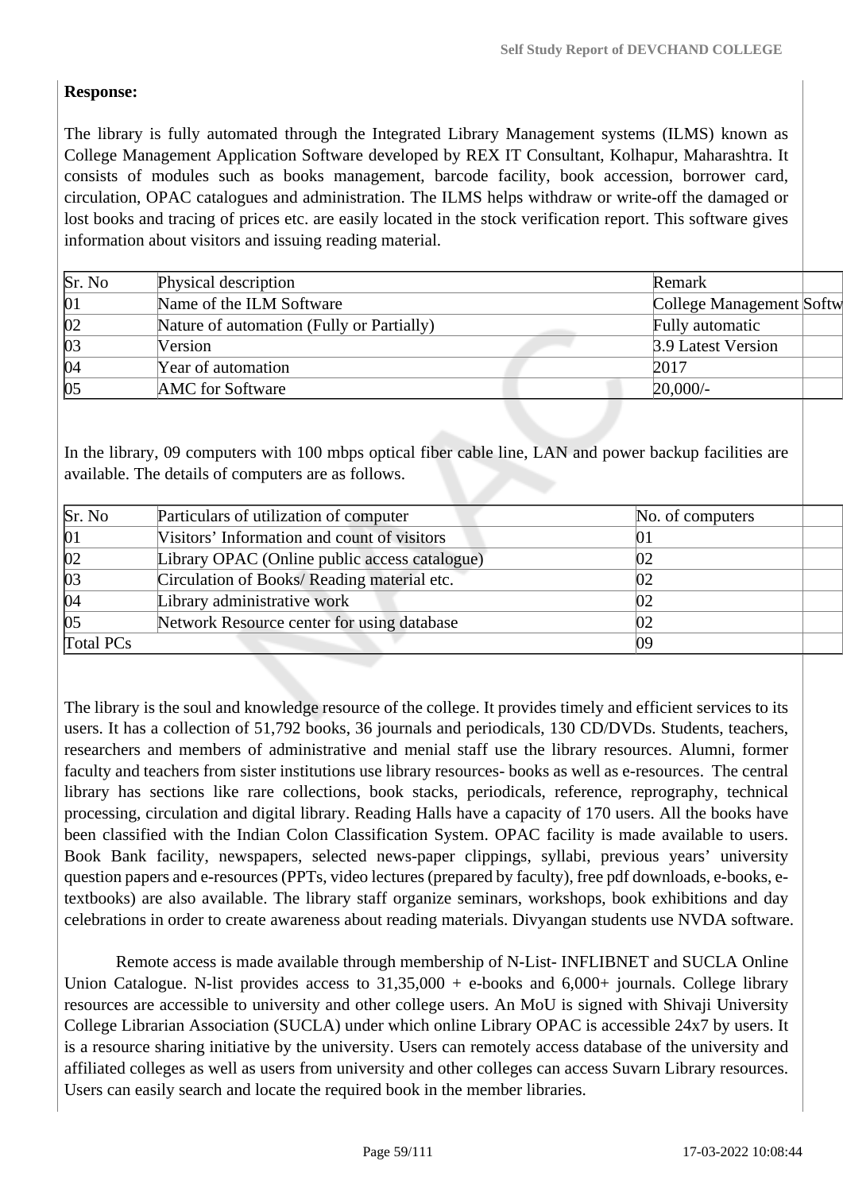**Response:**

The library is fully automated through the Integrated Library Management systems (ILMS) known as College Management Application Software developed by REX IT Consultant, Kolhapur, Maharashtra. It consists of modules such as books management, barcode facility, book accession, borrower card, circulation, OPAC catalogues and administration. The ILMS helps withdraw or write-off the damaged or lost books and tracing of prices etc. are easily located in the stock verification report. This software gives information about visitors and issuing reading material.

| Sr. No | Physical description | Remark |
|---|---|---|
| 01 | Name of the ILM Software | College Management Softw |
| 02 | Nature of automation (Fully or Partially) | Fully automatic |
| 03 | Version | 3.9 Latest Version |
| 04 | Year of automation | 2017 |
| 05 | AMC for Software | 20,000/- |

In the library, 09 computers with 100 mbps optical fiber cable line, LAN and power backup facilities are available. The details of computers are as follows.

| Sr. No | Particulars of utilization of computer | No. of computers |
|---|---|---|
| 01 | Visitors' Information and count of visitors | 01 |
| 02 | Library OPAC (Online public access catalogue) | 02 |
| 03 | Circulation of Books/ Reading material etc. | 02 |
| 04 | Library administrative work | 02 |
| 05 | Network Resource center for using database | 02 |
| Total PCs | | 09 |

The library is the soul and knowledge resource of the college. It provides timely and efficient services to its users. It has a collection of 51,792 books, 36 journals and periodicals, 130 CD/DVDs. Students, teachers, researchers and members of administrative and menial staff use the library resources. Alumni, former faculty and teachers from sister institutions use library resources- books as well as e-resources. The central library has sections like rare collections, book stacks, periodicals, reference, reprography, technical processing, circulation and digital library. Reading Halls have a capacity of 170 users. All the books have been classified with the Indian Colon Classification System. OPAC facility is made available to users. Book Bank facility, newspapers, selected news-paper clippings, syllabi, previous years' university question papers and e-resources (PPTs, video lectures (prepared by faculty), free pdf downloads, e-books, e-textbooks) are also available. The library staff organize seminars, workshops, book exhibitions and day celebrations in order to create awareness about reading materials. Divyangan students use NVDA software.

Remote access is made available through membership of N-List- INFLIBNET and SUCLA Online Union Catalogue. N-list provides access to 31,35,000 + e-books and 6,000+ journals. College library resources are accessible to university and other college users. An MoU is signed with Shivaji University College Librarian Association (SUCLA) under which online Library OPAC is accessible 24x7 by users. It is a resource sharing initiative by the university. Users can remotely access database of the university and affiliated colleges as well as users from university and other colleges can access Suvarn Library resources. Users can easily search and locate the required book in the member libraries.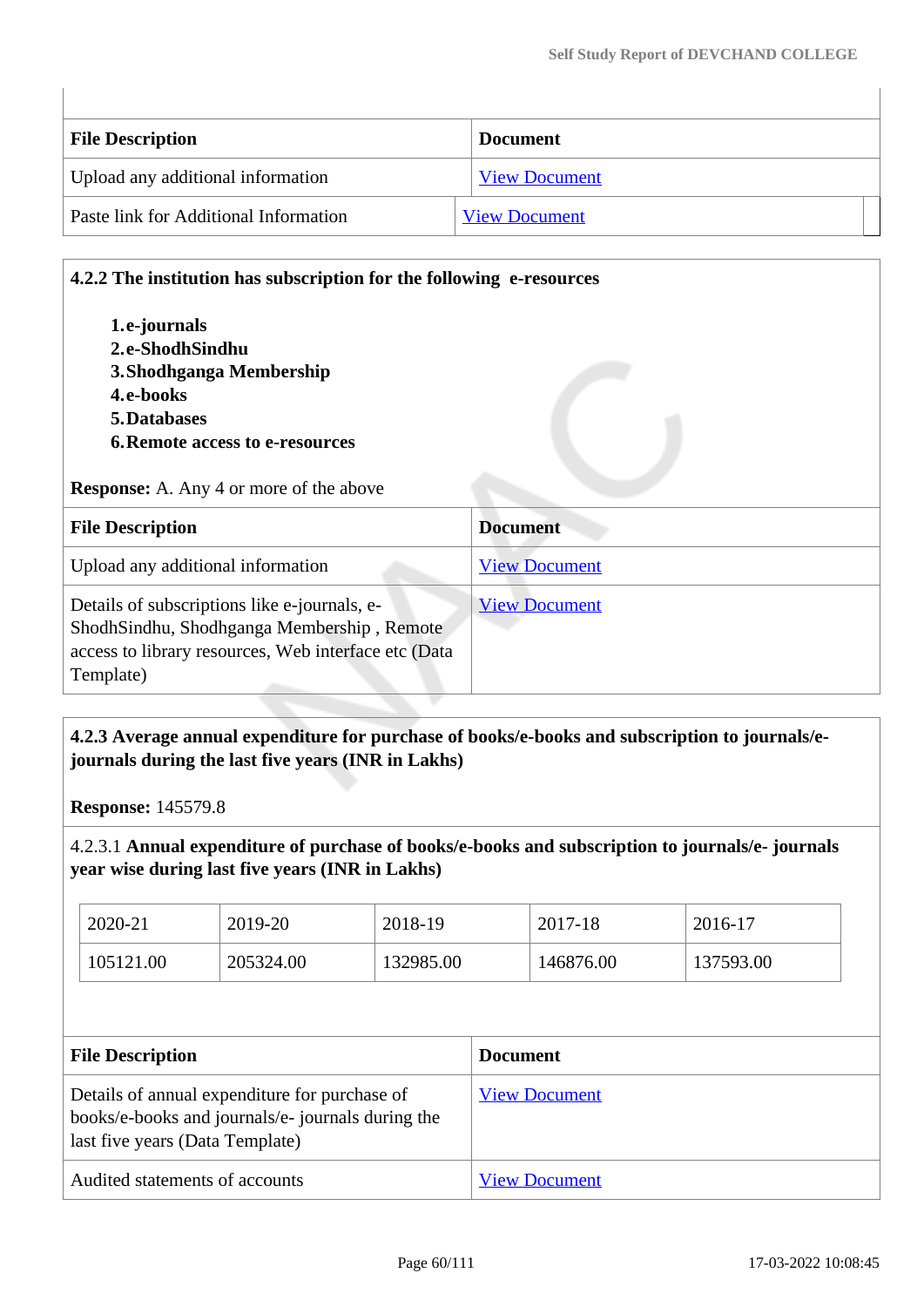| File Description | Document |
|---|---|
| Upload any additional information | View Document |
| Paste link for Additional Information | View Document |

**4.2.2 The institution has subscription for the following e-resources**

1. **e-journals**
2. **e-ShodhSindhu**
3. **Shodhganga Membership**
4. **e-books**
5. **Databases**
6. **Remote access to e-resources**

**Response:** A. Any 4 or more of the above

| File Description | Document |
|---|---|
| Upload any additional information | View Document |
| Details of subscriptions like e-journals, e-ShodhSindhu, Shodhganga Membership , Remote access to library resources, Web interface etc (Data Template) | View Document |

**4.2.3 Average annual expenditure for purchase of books/e-books and subscription to journals/e-journals during the last five years (INR in Lakhs)**

**Response:** 145579.8

4.2.3.1 **Annual expenditure of purchase of books/e-books and subscription to journals/e- journals year wise during last five years (INR in Lakhs)**

| 2020-21 | 2019-20 | 2018-19 | 2017-18 | 2016-17 |
|---|---|---|---|---|
| 105121.00 | 205324.00 | 132985.00 | 146876.00 | 137593.00 |

| File Description | Document |
|---|---|
| Details of annual expenditure for purchase of books/e-books and journals/e- journals during the last five years (Data Template) | View Document |
| Audited statements of accounts | View Document |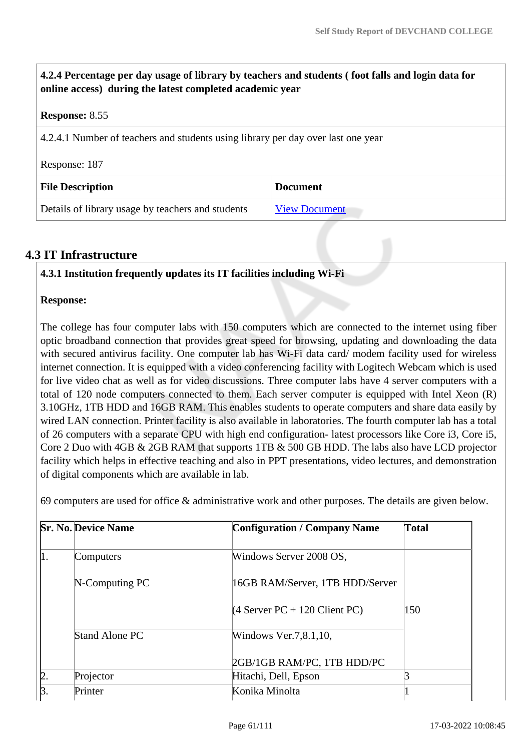| **4.2.4 Percentage per day usage of library by teachers and students ( foot falls and login data for online access) during the latest completed academic year** | |
|---|---|
| **Response:** 8.55 | |
| 4.2.4.1 Number of teachers and students using library per day over last one year<br><br>Response: 187 | |
| **File Description** | **Document** |
| Details of library usage by teachers and students | View Document |

## 4.3 IT Infrastructure

**4.3.1 Institution frequently updates its IT facilities including Wi-Fi**

**Response:**

The college has four computer labs with 150 computers which are connected to the internet using fiber optic broadband connection that provides great speed for browsing, updating and downloading the data with secured antivirus facility. One computer lab has Wi-Fi data card/ modem facility used for wireless internet connection. It is equipped with a video conferencing facility with Logitech Webcam which is used for live video chat as well as for video discussions. Three computer labs have 4 server computers with a total of 120 node computers connected to them. Each server computer is equipped with Intel Xeon (R) 3.10GHz, 1TB HDD and 16GB RAM. This enables students to operate computers and share data easily by wired LAN connection. Printer facility is also available in laboratories. The fourth computer lab has a total of 26 computers with a separate CPU with high end configuration- latest processors like Core i3, Core i5, Core 2 Duo with 4GB & 2GB RAM that supports 1TB & 500 GB HDD. The labs also have LCD projector facility which helps in effective teaching and also in PPT presentations, video lectures, and demonstration of digital components which are available in lab.

69 computers are used for office & administrative work and other purposes. The details are given below.

| Sr. No. | Device Name | Configuration / Company Name | Total |
|---|---|---|---|
| 1. | Computers<br><br>N-Computing PC | Windows Server 2008 OS,<br><br>16GB RAM/Server, 1TB HDD/Server<br><br>(4 Server PC + 120 Client PC) | 150 |
| | Stand Alone PC | Windows Ver.7,8.1,10,<br><br>2GB/1GB RAM/PC, 1TB HDD/PC | |
| 2. | Projector | Hitachi, Dell, Epson | 3 |
| 3. | Printer | Konika Minolta | 1 |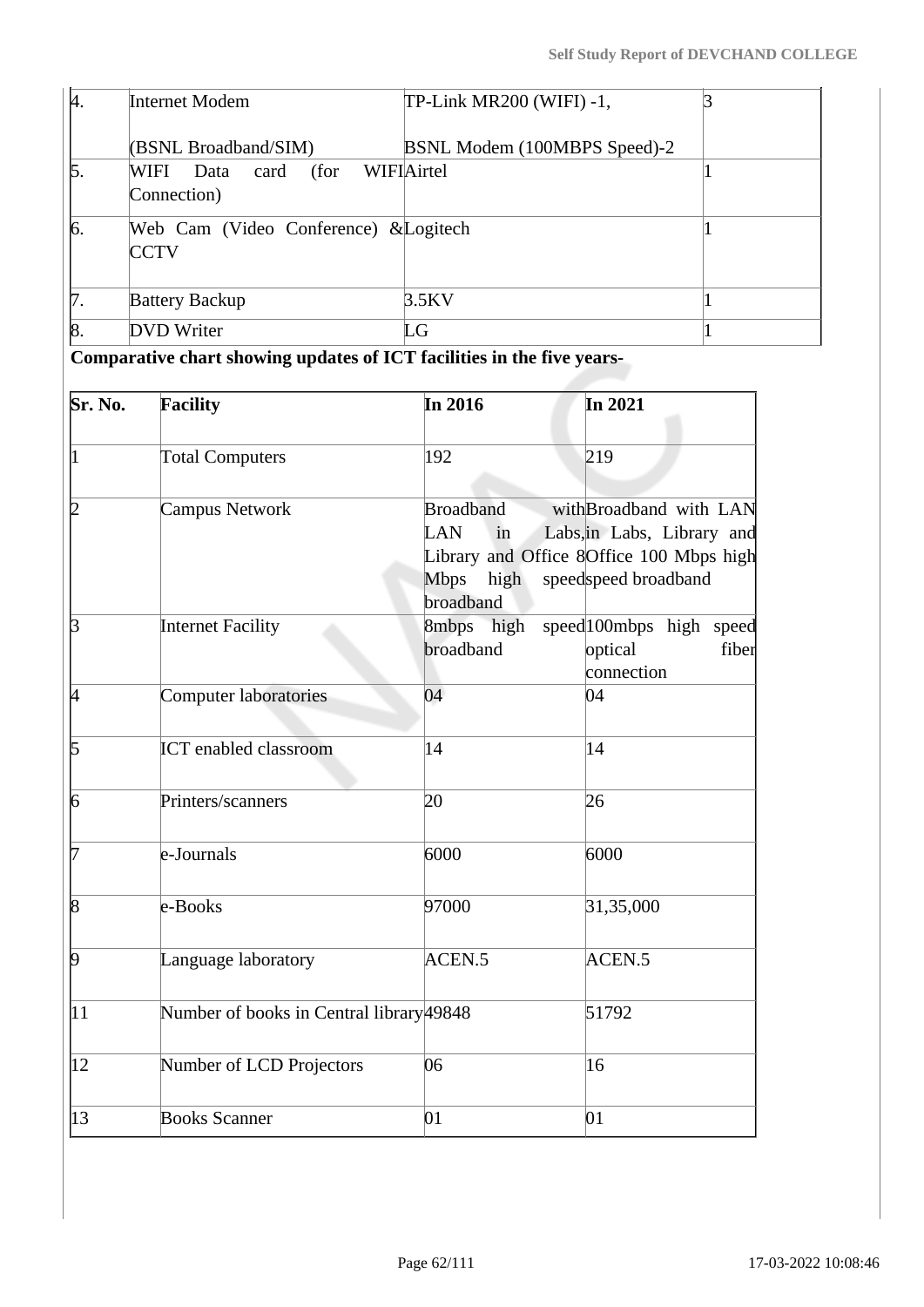| 4. | Internet Modem (BSNL Broadband/SIM) | TP-Link MR200 (WIFI) -1, BSNL Modem (100MBPS Speed)-2 | 3 |
|---|---|---|---|
| 5. | WIFI Data card (for WIFI Connection) | Airtel | 1 |
| 6. | Web Cam (Video Conference) & CCTV | Logitech | 1 |
| 7. | Battery Backup | 3.5KV | 1 |
| 8. | DVD Writer | LG | 1 |

**Comparative chart showing updates of ICT facilities in the five years-**

| Sr. No. | Facility | In 2016 | In 2021 |
|---|---|---|---|
| 1 | Total Computers | 192 | 219 |
| 2 | Campus Network | Broadband with LAN in Labs, Library and Office 8 Mbps high speed broadband | Broadband with LAN in Labs, Library and Office 100 Mbps high speed broadband |
| 3 | Internet Facility | 8mbps high speed broadband | 100mbps high speed optical fiber connection |
| 4 | Computer laboratories | 04 | 04 |
| 5 | ICT enabled classroom | 14 | 14 |
| 6 | Printers/scanners | 20 | 26 |
| 7 | e-Journals | 6000 | 6000 |
| 8 | e-Books | 97000 | 31,35,000 |
| 9 | Language laboratory | ACEN.5 | ACEN.5 |
| 11 | Number of books in Central library | 49848 | 51792 |
| 12 | Number of LCD Projectors | 06 | 16 |
| 13 | Books Scanner | 01 | 01 |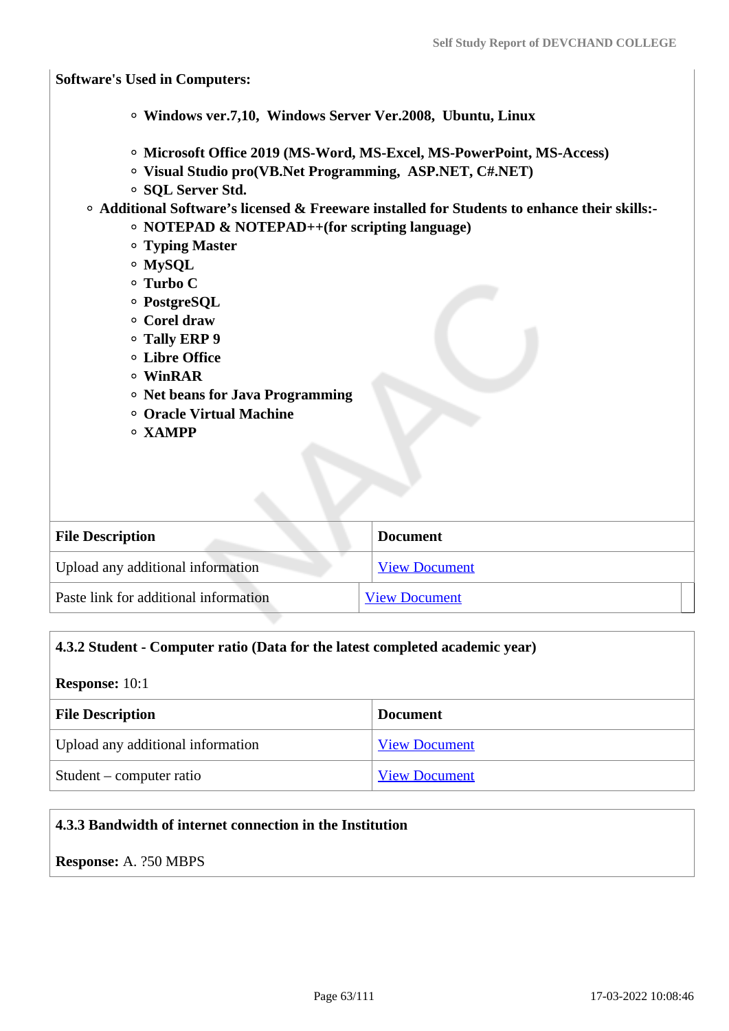**Software's Used in Computers:**

  - **Windows ver.7,10, Windows Server Ver.2008, Ubuntu, Linux**
  - **Microsoft Office 2019 (MS-Word, MS-Excel, MS-PowerPoint, MS-Access)**
  - **Visual Studio pro(VB.Net Programming, ASP.NET, C#.NET)**
  - **SQL Server Std.**
- **Additional Software's licensed & Freeware installed for Students to enhance their skills:-**
  - **NOTEPAD & NOTEPAD++(for scripting language)**
  - **Typing Master**
  - **MySQL**
  - **Turbo C**
  - **PostgreSQL**
  - **Corel draw**
  - **Tally ERP 9**
  - **Libre Office**
  - **WinRAR**
  - **Net beans for Java Programming**
  - **Oracle Virtual Machine**
  - **XAMPP**

| File Description | Document |
|---|---|
| Upload any additional information | View Document |
| Paste link for additional information | View Document |

**4.3.2 Student - Computer ratio (Data for the latest completed academic year)**

**Response:** 10:1

| File Description | Document |
|---|---|
| Upload any additional information | View Document |
| Student – computer ratio | View Document |

**4.3.3 Bandwidth of internet connection in the Institution**

**Response:** A. ?50 MBPS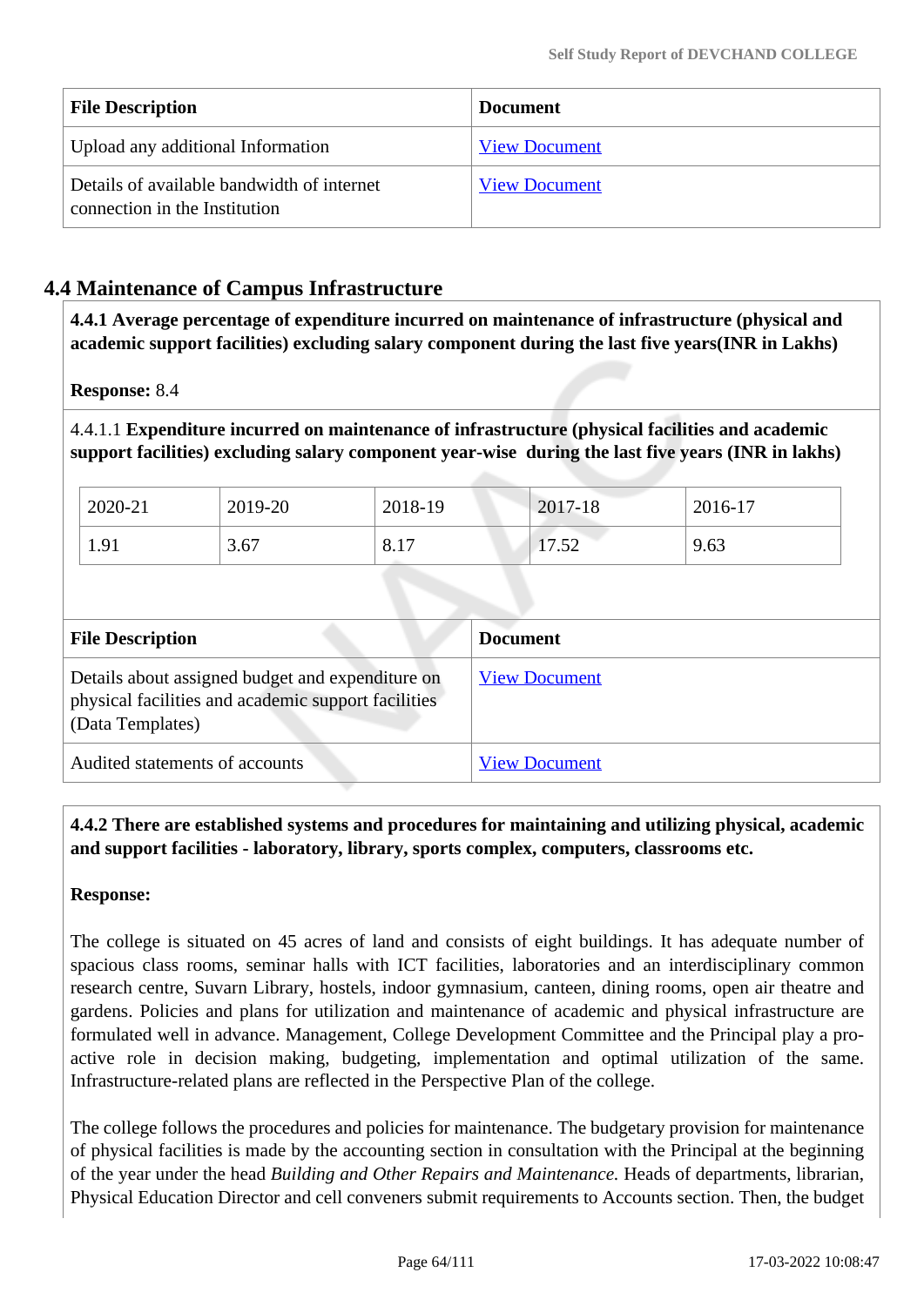| File Description | Document |
| --- | --- |
| Upload any additional Information | View Document |
| Details of available bandwidth of internet connection in the Institution | View Document |

## 4.4 Maintenance of Campus Infrastructure

**4.4.1 Average percentage of expenditure incurred on maintenance of infrastructure (physical and academic support facilities) excluding salary component during the last five years(INR in Lakhs)**

**Response:** 8.4

4.4.1.1 **Expenditure incurred on maintenance of infrastructure (physical facilities and academic support facilities) excluding salary component year-wise during the last five years (INR in lakhs)**

| 2020-21 | 2019-20 | 2018-19 | 2017-18 | 2016-17 |
| --- | --- | --- | --- | --- |
| 1.91 | 3.67 | 8.17 | 17.52 | 9.63 |

| File Description | Document |
| --- | --- |
| Details about assigned budget and expenditure on physical facilities and academic support facilities (Data Templates) | View Document |
| Audited statements of accounts | View Document |

**4.4.2 There are established systems and procedures for maintaining and utilizing physical, academic and support facilities - laboratory, library, sports complex, computers, classrooms etc.**

**Response:**

The college is situated on 45 acres of land and consists of eight buildings. It has adequate number of spacious class rooms, seminar halls with ICT facilities, laboratories and an interdisciplinary common research centre, Suvarn Library, hostels, indoor gymnasium, canteen, dining rooms, open air theatre and gardens. Policies and plans for utilization and maintenance of academic and physical infrastructure are formulated well in advance. Management, College Development Committee and the Principal play a pro-active role in decision making, budgeting, implementation and optimal utilization of the same. Infrastructure-related plans are reflected in the Perspective Plan of the college.

The college follows the procedures and policies for maintenance. The budgetary provision for maintenance of physical facilities is made by the accounting section in consultation with the Principal at the beginning of the year under the head *Building and Other Repairs and Maintenance.* Heads of departments, librarian, Physical Education Director and cell conveners submit requirements to Accounts section. Then, the budget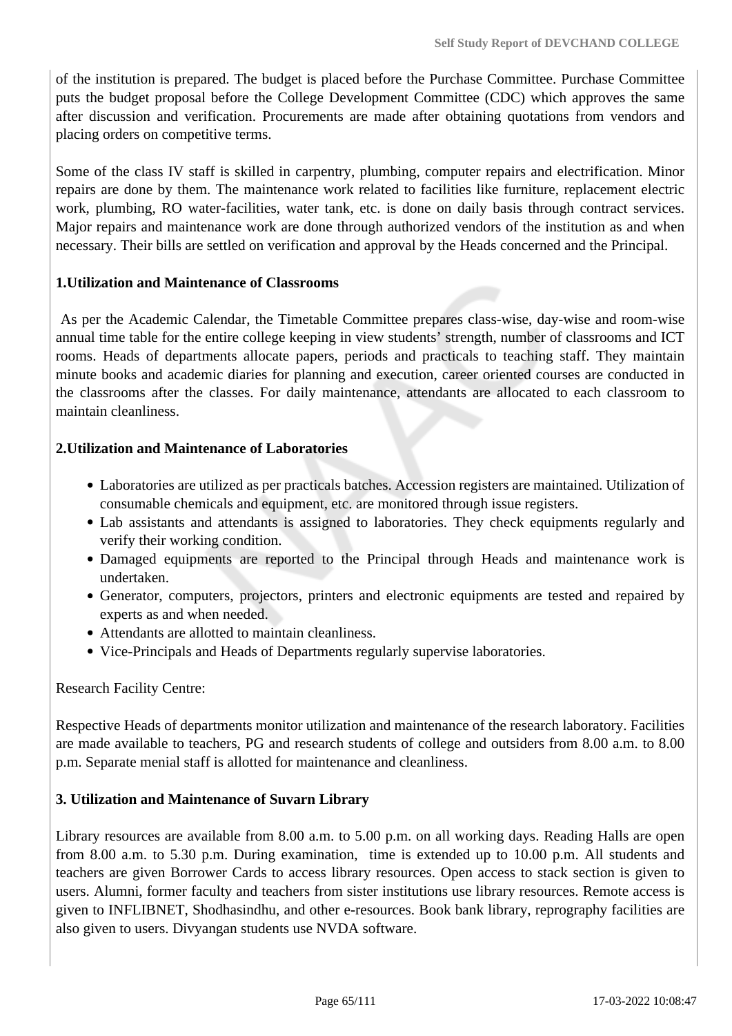of the institution is prepared. The budget is placed before the Purchase Committee. Purchase Committee puts the budget proposal before the College Development Committee (CDC) which approves the same after discussion and verification. Procurements are made after obtaining quotations from vendors and placing orders on competitive terms.

Some of the class IV staff is skilled in carpentry, plumbing, computer repairs and electrification. Minor repairs are done by them. The maintenance work related to facilities like furniture, replacement electric work, plumbing, RO water-facilities, water tank, etc. is done on daily basis through contract services. Major repairs and maintenance work are done through authorized vendors of the institution as and when necessary. Their bills are settled on verification and approval by the Heads concerned and the Principal.

**1.Utilization and Maintenance of Classrooms**

As per the Academic Calendar, the Timetable Committee prepares class-wise, day-wise and room-wise annual time table for the entire college keeping in view students' strength, number of classrooms and ICT rooms. Heads of departments allocate papers, periods and practicals to teaching staff. They maintain minute books and academic diaries for planning and execution, career oriented courses are conducted in the classrooms after the classes. For daily maintenance, attendants are allocated to each classroom to maintain cleanliness.

**2.Utilization and Maintenance of Laboratories**

- Laboratories are utilized as per practicals batches. Accession registers are maintained. Utilization of consumable chemicals and equipment, etc. are monitored through issue registers.
- Lab assistants and attendants is assigned to laboratories. They check equipments regularly and verify their working condition.
- Damaged equipments are reported to the Principal through Heads and maintenance work is undertaken.
- Generator, computers, projectors, printers and electronic equipments are tested and repaired by experts as and when needed.
- Attendants are allotted to maintain cleanliness.
- Vice-Principals and Heads of Departments regularly supervise laboratories.

Research Facility Centre:

Respective Heads of departments monitor utilization and maintenance of the research laboratory. Facilities are made available to teachers, PG and research students of college and outsiders from 8.00 a.m. to 8.00 p.m. Separate menial staff is allotted for maintenance and cleanliness.

**3. Utilization and Maintenance of Suvarn Library**

Library resources are available from 8.00 a.m. to 5.00 p.m. on all working days. Reading Halls are open from 8.00 a.m. to 5.30 p.m. During examination, time is extended up to 10.00 p.m. All students and teachers are given Borrower Cards to access library resources. Open access to stack section is given to users. Alumni, former faculty and teachers from sister institutions use library resources. Remote access is given to INFLIBNET, Shodhasindhu, and other e-resources. Book bank library, reprography facilities are also given to users. Divyangan students use NVDA software.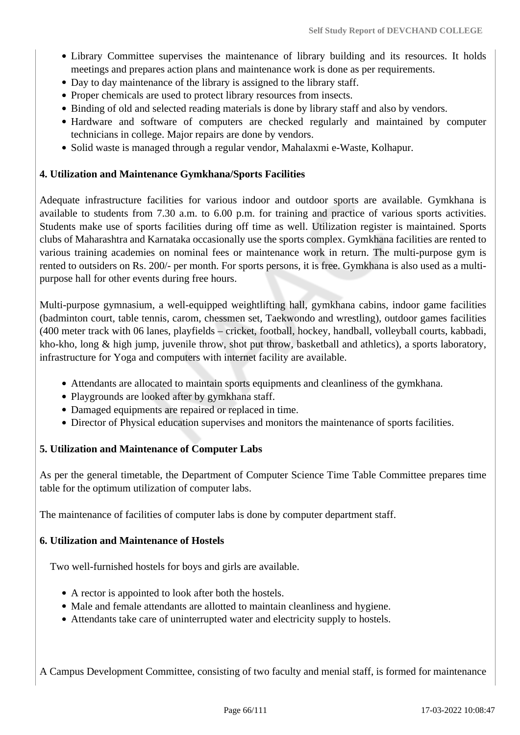- Library Committee supervises the maintenance of library building and its resources. It holds meetings and prepares action plans and maintenance work is done as per requirements.
- Day to day maintenance of the library is assigned to the library staff.
- Proper chemicals are used to protect library resources from insects.
- Binding of old and selected reading materials is done by library staff and also by vendors.
- Hardware and software of computers are checked regularly and maintained by computer technicians in college. Major repairs are done by vendors.
- Solid waste is managed through a regular vendor, Mahalaxmi e-Waste, Kolhapur.

**4. Utilization and Maintenance Gymkhana/Sports Facilities**

Adequate infrastructure facilities for various indoor and outdoor sports are available. Gymkhana is available to students from 7.30 a.m. to 6.00 p.m. for training and practice of various sports activities. Students make use of sports facilities during off time as well. Utilization register is maintained. Sports clubs of Maharashtra and Karnataka occasionally use the sports complex. Gymkhana facilities are rented to various training academies on nominal fees or maintenance work in return. The multi-purpose gym is rented to outsiders on Rs. 200/- per month. For sports persons, it is free. Gymkhana is also used as a multi-purpose hall for other events during free hours.

Multi-purpose gymnasium, a well-equipped weightlifting hall, gymkhana cabins, indoor game facilities (badminton court, table tennis, carom, chessmen set, Taekwondo and wrestling), outdoor games facilities (400 meter track with 06 lanes, playfields – cricket, football, hockey, handball, volleyball courts, kabbadi, kho-kho, long & high jump, juvenile throw, shot put throw, basketball and athletics), a sports laboratory, infrastructure for Yoga and computers with internet facility are available.

- Attendants are allocated to maintain sports equipments and cleanliness of the gymkhana.
- Playgrounds are looked after by gymkhana staff.
- Damaged equipments are repaired or replaced in time.
- Director of Physical education supervises and monitors the maintenance of sports facilities.

**5. Utilization and Maintenance of Computer Labs**

As per the general timetable, the Department of Computer Science Time Table Committee prepares time table for the optimum utilization of computer labs.

The maintenance of facilities of computer labs is done by computer department staff.

**6. Utilization and Maintenance of Hostels**

Two well-furnished hostels for boys and girls are available.

- A rector is appointed to look after both the hostels.
- Male and female attendants are allotted to maintain cleanliness and hygiene.
- Attendants take care of uninterrupted water and electricity supply to hostels.

A Campus Development Committee, consisting of two faculty and menial staff, is formed for maintenance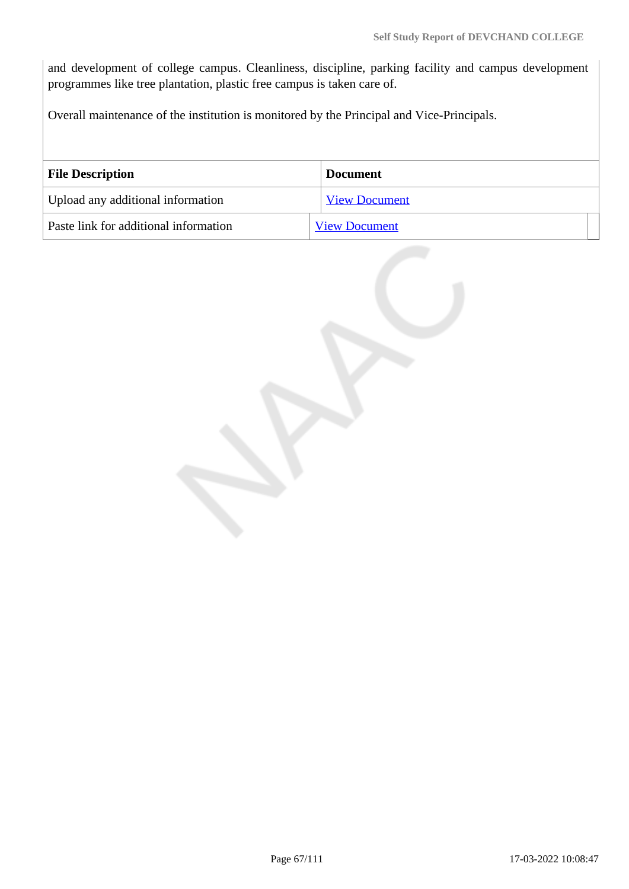and development of college campus. Cleanliness, discipline, parking facility and campus development programmes like tree plantation, plastic free campus is taken care of.

Overall maintenance of the institution is monitored by the Principal and Vice-Principals.

| File Description | Document |
| --- | --- |
| Upload any additional information | View Document |
| Paste link for additional information | View Document |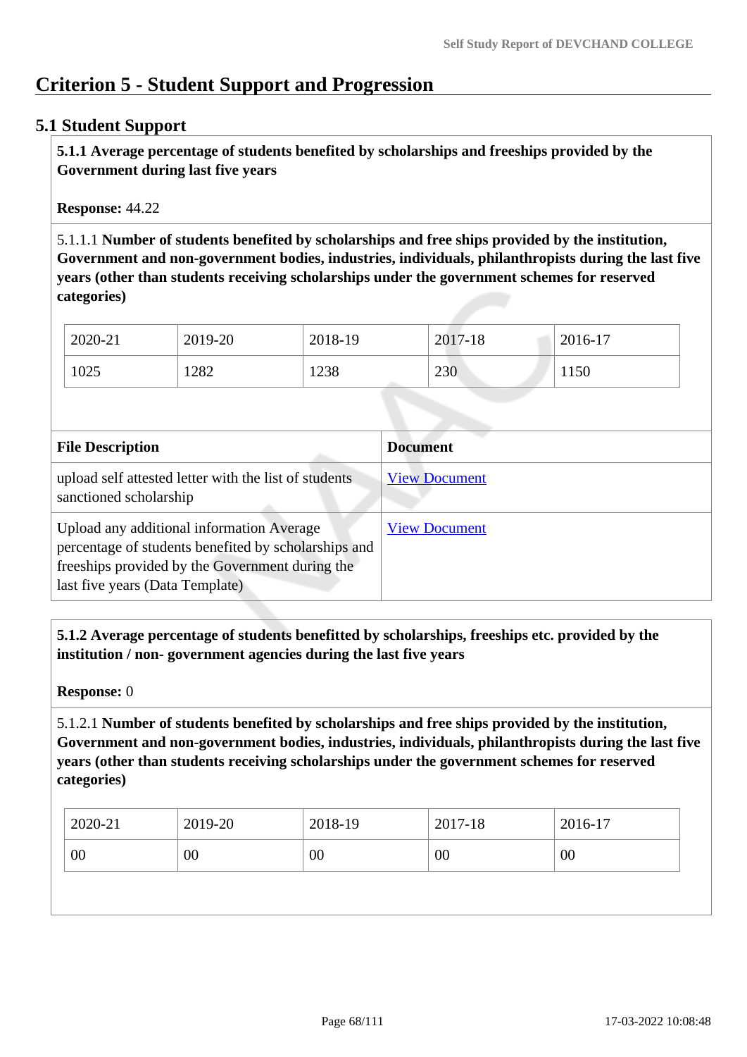# Criterion 5 - Student Support and Progression

## 5.1 Student Support

**5.1.1 Average percentage of students benefited by scholarships and freeships provided by the Government during last five years**

**Response:** 44.22

5.1.1.1 **Number of students benefited by scholarships and free ships provided by the institution, Government and non-government bodies, industries, individuals, philanthropists during the last five years (other than students receiving scholarships under the government schemes for reserved categories)**

| 2020-21 | 2019-20 | 2018-19 | 2017-18 | 2016-17 |
|---|---|---|---|---|
| 1025 | 1282 | 1238 | 230 | 1150 |

| File Description | Document |
|---|---|
| upload self attested letter with the list of students sanctioned scholarship | View Document |
| Upload any additional information Average percentage of students benefited by scholarships and freeships provided by the Government during the last five years (Data Template) | View Document |

**5.1.2 Average percentage of students benefitted by scholarships, freeships etc. provided by the institution / non- government agencies during the last five years**

**Response:** 0

5.1.2.1 **Number of students benefited by scholarships and free ships provided by the institution, Government and non-government bodies, industries, individuals, philanthropists during the last five years (other than students receiving scholarships under the government schemes for reserved categories)**

| 2020-21 | 2019-20 | 2018-19 | 2017-18 | 2016-17 |
|---|---|---|---|---|
| 00 | 00 | 00 | 00 | 00 |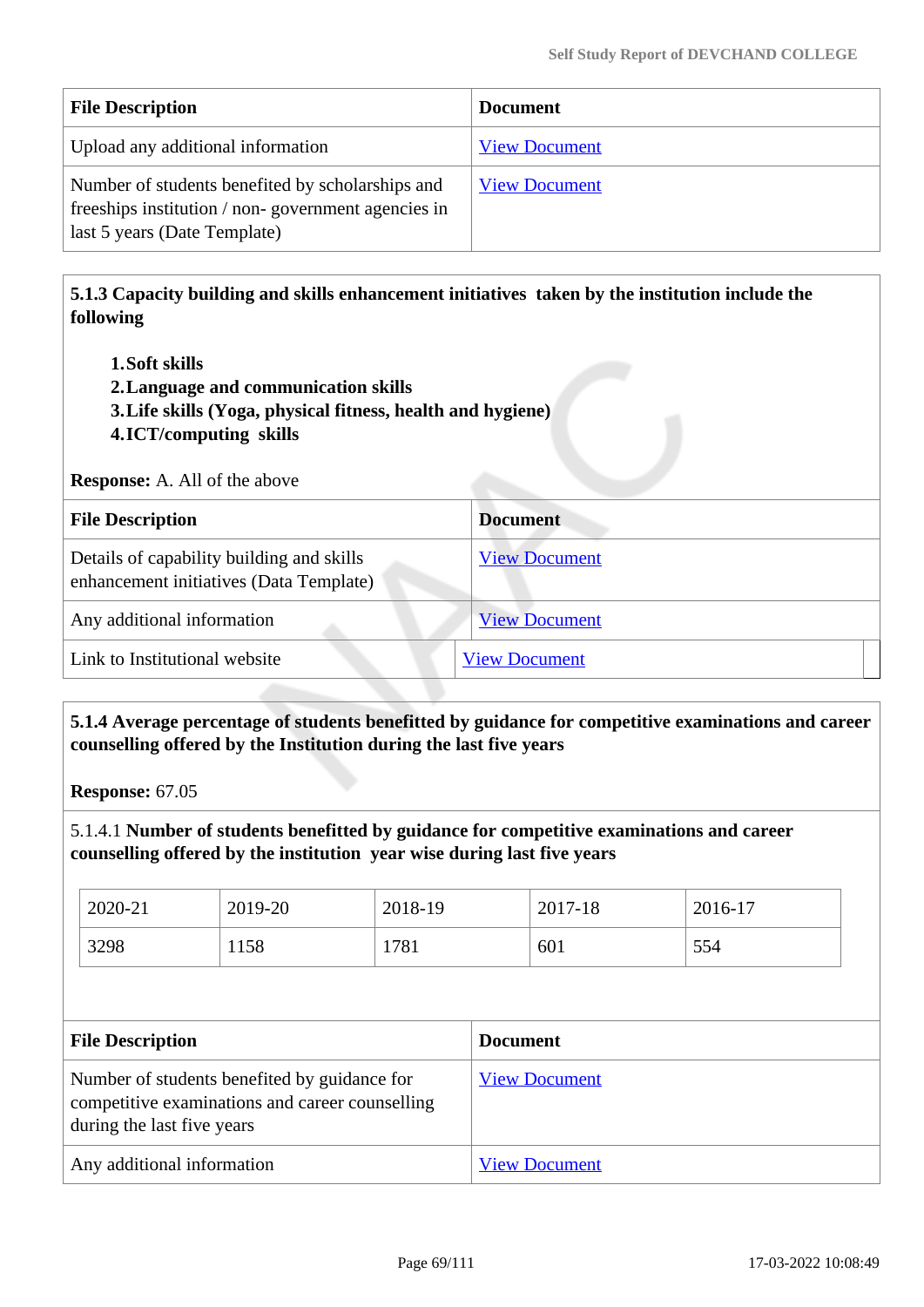| File Description | Document |
| --- | --- |
| Upload any additional information | View Document |
| Number of students benefited by scholarships and freeships institution / non- government agencies in last 5 years (Date Template) | View Document |

**5.1.3 Capacity building and skills enhancement initiatives taken by the institution include the following**

1. **Soft skills**
2. **Language and communication skills**
3. **Life skills (Yoga, physical fitness, health and hygiene)**
4. **ICT/computing skills**

**Response:** A. All of the above

| File Description | Document |
| --- | --- |
| Details of capability building and skills enhancement initiatives (Data Template) | View Document |
| Any additional information | View Document |
| Link to Institutional website | View Document |

**5.1.4 Average percentage of students benefitted by guidance for competitive examinations and career counselling offered by the Institution during the last five years**

**Response:** 67.05

5.1.4.1 **Number of students benefitted by guidance for competitive examinations and career counselling offered by the institution year wise during last five years**

| 2020-21 | 2019-20 | 2018-19 | 2017-18 | 2016-17 |
| --- | --- | --- | --- | --- |
| 3298 | 1158 | 1781 | 601 | 554 |

| File Description | Document |
| --- | --- |
| Number of students benefited by guidance for competitive examinations and career counselling during the last five years | View Document |
| Any additional information | View Document |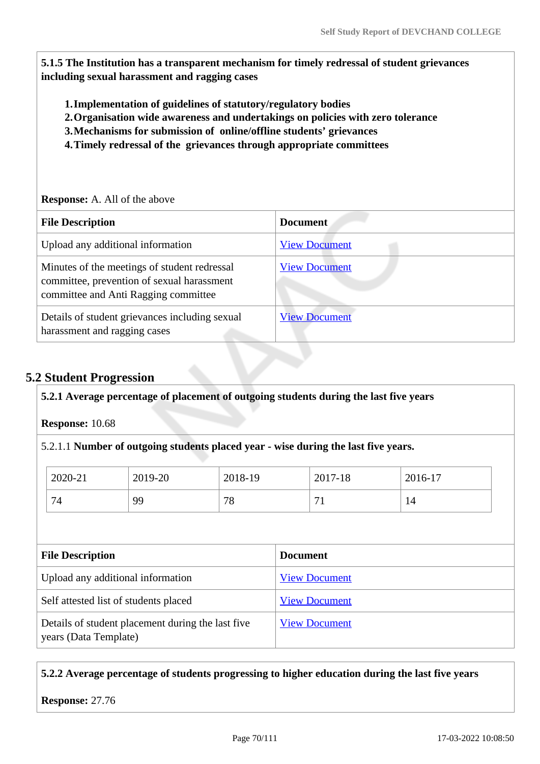**5.1.5 The Institution has a transparent mechanism for timely redressal of student grievances including sexual harassment and ragging cases**

1. **Implementation of guidelines of statutory/regulatory bodies**
2. **Organisation wide awareness and undertakings on policies with zero tolerance**
3. **Mechanisms for submission of online/offline students' grievances**
4. **Timely redressal of the grievances through appropriate committees**

**Response:** A. All of the above

| File Description | Document |
| --- | --- |
| Upload any additional information | View Document |
| Minutes of the meetings of student redressal committee, prevention of sexual harassment committee and Anti Ragging committee | View Document |
| Details of student grievances including sexual harassment and ragging cases | View Document |

## 5.2 Student Progression

**5.2.1 Average percentage of placement of outgoing students during the last five years**

**Response:** 10.68

5.2.1.1 **Number of outgoing students placed year - wise during the last five years.**

| 2020-21 | 2019-20 | 2018-19 | 2017-18 | 2016-17 |
| --- | --- | --- | --- | --- |
| 74 | 99 | 78 | 71 | 14 |

| File Description | Document |
| --- | --- |
| Upload any additional information | View Document |
| Self attested list of students placed | View Document |
| Details of student placement during the last five years (Data Template) | View Document |

**5.2.2 Average percentage of students progressing to higher education during the last five years**

**Response:** 27.76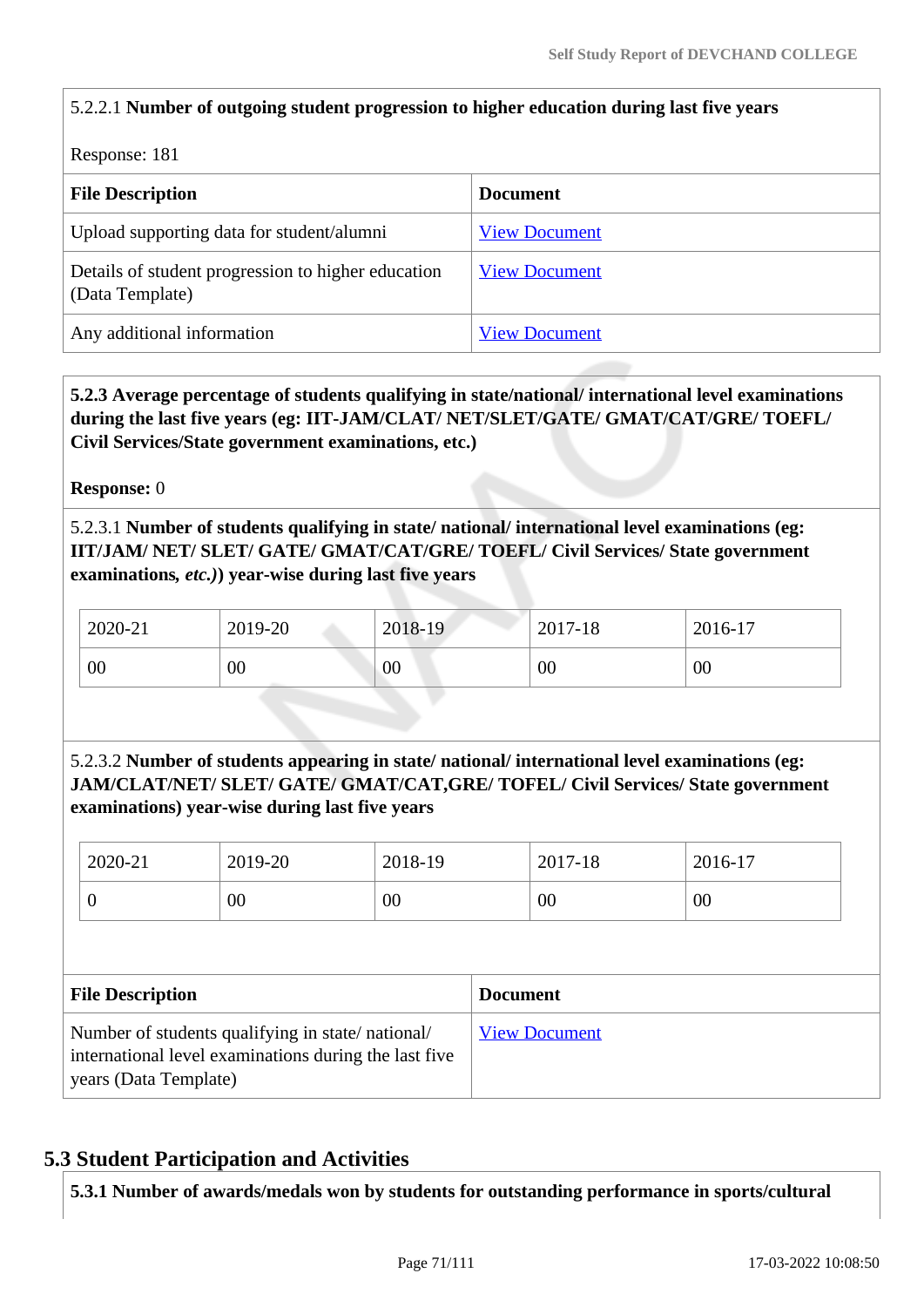5.2.2.1 **Number of outgoing student progression to higher education during last five years**

Response: 181

| File Description | Document |
|---|---|
| Upload supporting data for student/alumni | View Document |
| Details of student progression to higher education (Data Template) | View Document |
| Any additional information | View Document |

**5.2.3 Average percentage of students qualifying in state/national/ international level examinations during the last five years (eg: IIT-JAM/CLAT/ NET/SLET/GATE/ GMAT/CAT/GRE/ TOEFL/ Civil Services/State government examinations, etc.)**

**Response:** 0

5.2.3.1 **Number of students qualifying in state/ national/ international level examinations (eg: IIT/JAM/ NET/ SLET/ GATE/ GMAT/CAT/GRE/ TOEFL/ Civil Services/ State government examinations,** ***etc.)*****) year-wise during last five years**

| 2020-21 | 2019-20 | 2018-19 | 2017-18 | 2016-17 |
|---|---|---|---|---|
| 00 | 00 | 00 | 00 | 00 |

5.2.3.2 **Number of students appearing in state/ national/ international level examinations (eg: JAM/CLAT/NET/ SLET/ GATE/ GMAT/CAT,GRE/ TOFEL/ Civil Services/ State government examinations) year-wise during last five years**

| 2020-21 | 2019-20 | 2018-19 | 2017-18 | 2016-17 |
|---|---|---|---|---|
| 0 | 00 | 00 | 00 | 00 |

| File Description | Document |
|---|---|
| Number of students qualifying in state/ national/ international level examinations during the last five years (Data Template) | View Document |

## 5.3 Student Participation and Activities

**5.3.1 Number of awards/medals won by students for outstanding performance in sports/cultural**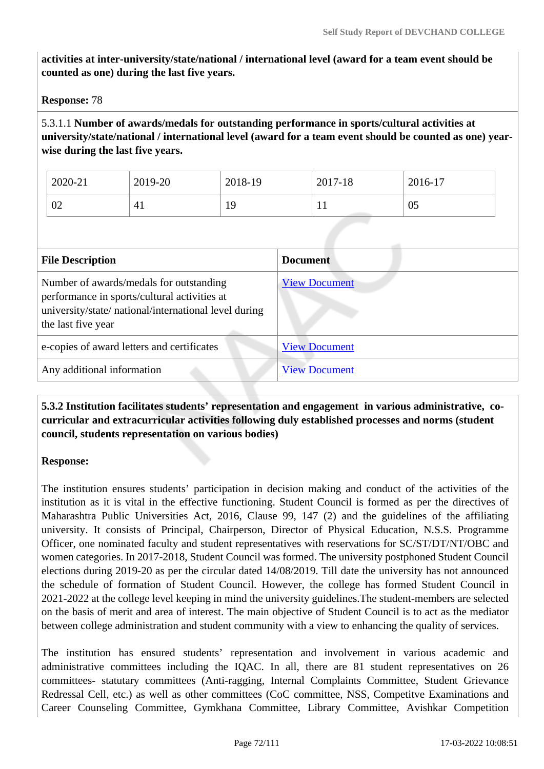**activities at inter-university/state/national / international level (award for a team event should be counted as one) during the last five years.**

**Response:** 78

5.3.1.1 **Number of awards/medals for outstanding performance in sports/cultural activities at university/state/national / international level (award for a team event should be counted as one) year-wise during the last five years.**

| 2020-21 | 2019-20 | 2018-19 | 2017-18 | 2016-17 |
|---|---|---|---|---|
| 02 | 41 | 19 | 11 | 05 |

| File Description | Document |
|---|---|
| Number of awards/medals for outstanding performance in sports/cultural activities at university/state/ national/international level during the last five year | View Document |
| e-copies of award letters and certificates | View Document |
| Any additional information | View Document |

**5.3.2 Institution facilitates students' representation and engagement in various administrative, co-curricular and extracurricular activities following duly established processes and norms (student council, students representation on various bodies)**

**Response:**

The institution ensures students' participation in decision making and conduct of the activities of the institution as it is vital in the effective functioning. Student Council is formed as per the directives of Maharashtra Public Universities Act, 2016, Clause 99, 147 (2) and the guidelines of the affiliating university. It consists of Principal, Chairperson, Director of Physical Education, N.S.S. Programme Officer, one nominated faculty and student representatives with reservations for SC/ST/DT/NT/OBC and women categories. In 2017-2018, Student Council was formed. The university postphoned Student Council elections during 2019-20 as per the circular dated 14/08/2019. Till date the university has not announced the schedule of formation of Student Council. However, the college has formed Student Council in 2021-2022 at the college level keeping in mind the university guidelines.The student-members are selected on the basis of merit and area of interest. The main objective of Student Council is to act as the mediator between college administration and student community with a view to enhancing the quality of services.

The institution has ensured students' representation and involvement in various academic and administrative committees including the IQAC. In all, there are 81 student representatives on 26 committees- statutory committees (Anti-ragging, Internal Complaints Committee, Student Grievance Redressal Cell, etc.) as well as other committees (CoC committee, NSS, Competitve Examinations and Career Counseling Committee, Gymkhana Committee, Library Committee, Avishkar Competition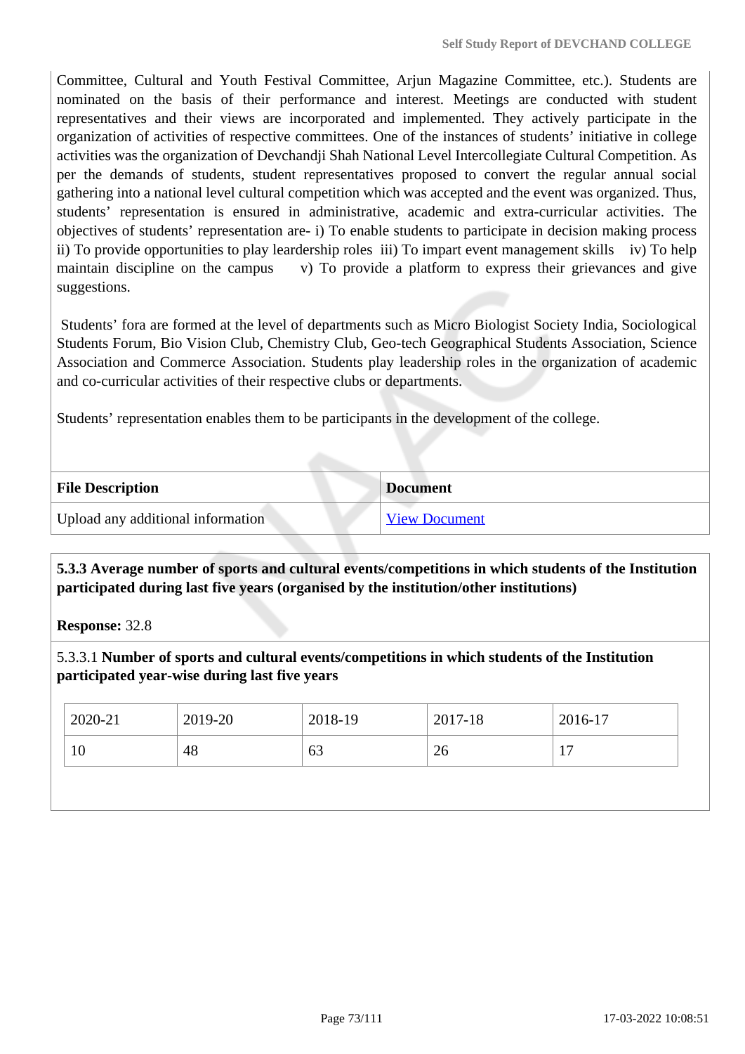Committee, Cultural and Youth Festival Committee, Arjun Magazine Committee, etc.). Students are nominated on the basis of their performance and interest. Meetings are conducted with student representatives and their views are incorporated and implemented. They actively participate in the organization of activities of respective committees. One of the instances of students' initiative in college activities was the organization of Devchandji Shah National Level Intercollegiate Cultural Competition. As per the demands of students, student representatives proposed to convert the regular annual social gathering into a national level cultural competition which was accepted and the event was organized. Thus, students' representation is ensured in administrative, academic and extra-curricular activities. The objectives of students' representation are- i) To enable students to participate in decision making process ii) To provide opportunities to play leardership roles iii) To impart event management skills iv) To help maintain discipline on the campus v) To provide a platform to express their grievances and give suggestions.

Students' fora are formed at the level of departments such as Micro Biologist Society India, Sociological Students Forum, Bio Vision Club, Chemistry Club, Geo-tech Geographical Students Association, Science Association and Commerce Association. Students play leadership roles in the organization of academic and co-curricular activities of their respective clubs or departments.

Students' representation enables them to be participants in the development of the college.

| File Description | Document |
|---|---|
| Upload any additional information | View Document |

**5.3.3 Average number of sports and cultural events/competitions in which students of the Institution participated during last five years (organised by the institution/other institutions)**

**Response:** 32.8

5.3.3.1 **Number of sports and cultural events/competitions in which students of the Institution participated year-wise during last five years**

| 2020-21 | 2019-20 | 2018-19 | 2017-18 | 2016-17 |
|---|---|---|---|---|
| 10 | 48 | 63 | 26 | 17 |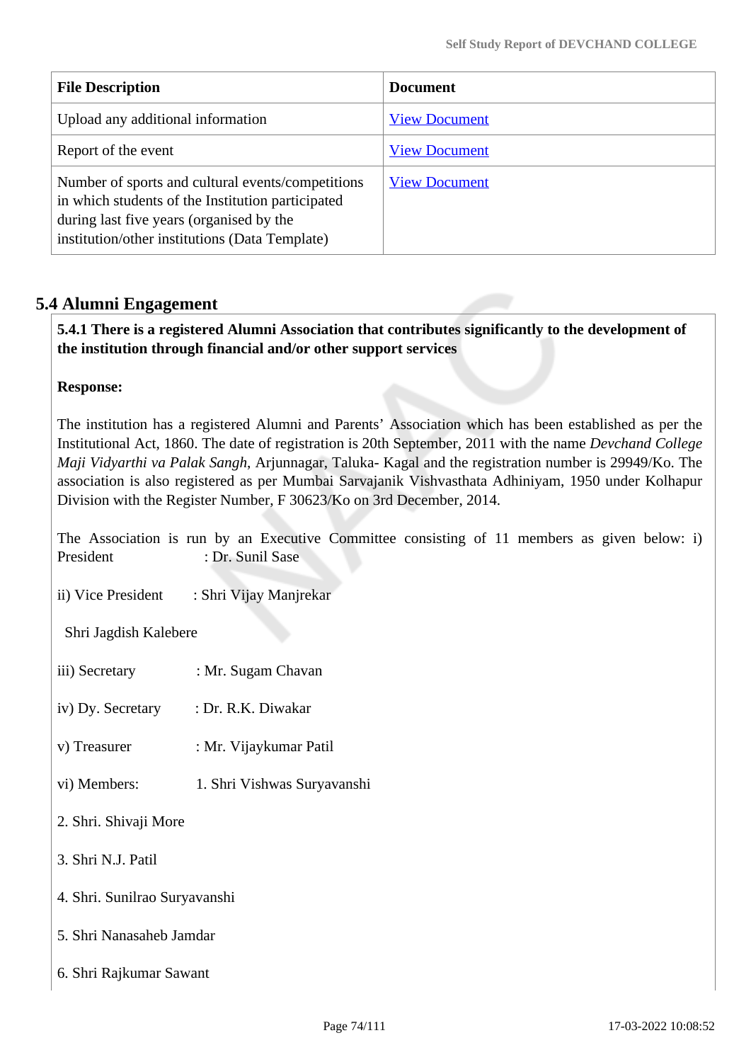| File Description | Document |
| --- | --- |
| Upload any additional information | View Document |
| Report of the event | View Document |
| Number of sports and cultural events/competitions in which students of the Institution participated during last five years (organised by the institution/other institutions (Data Template) | View Document |

## 5.4 Alumni Engagement

**5.4.1 There is a registered Alumni Association that contributes significantly to the development of the institution through financial and/or other support services**

**Response:**

The institution has a registered Alumni and Parents' Association which has been established as per the Institutional Act, 1860. The date of registration is 20th September, 2011 with the name *Devchand College Maji Vidyarthi va Palak Sangh*, Arjunnagar, Taluka- Kagal and the registration number is 29949/Ko. The association is also registered as per Mumbai Sarvajanik Vishvasthata Adhiniyam, 1950 under Kolhapur Division with the Register Number, F 30623/Ko on 3rd December, 2014.

The Association is run by an Executive Committee consisting of 11 members as given below: i) President : Dr. Sunil Sase

ii) Vice President : Shri Vijay Manjrekar

Shri Jagdish Kalebere

iii) Secretary : Mr. Sugam Chavan

iv) Dy. Secretary : Dr. R.K. Diwakar

v) Treasurer : Mr. Vijaykumar Patil

vi) Members: 1. Shri Vishwas Suryavanshi

2. Shri. Shivaji More

3. Shri N.J. Patil

4. Shri. Sunilrao Suryavanshi

5. Shri Nanasaheb Jamdar

6. Shri Rajkumar Sawant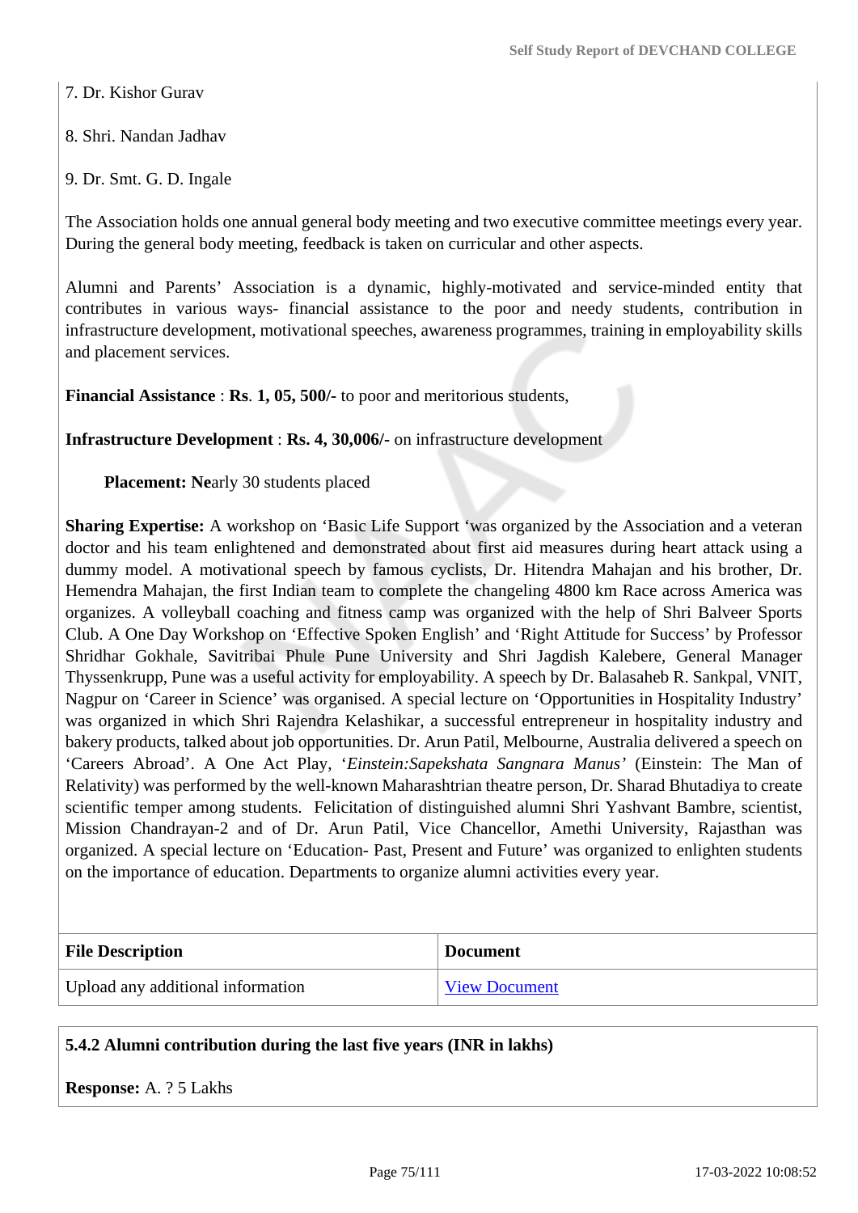7. Dr. Kishor Gurav

8. Shri. Nandan Jadhav

9. Dr. Smt. G. D. Ingale

The Association holds one annual general body meeting and two executive committee meetings every year. During the general body meeting, feedback is taken on curricular and other aspects.

Alumni and Parents' Association is a dynamic, highly-motivated and service-minded entity that contributes in various ways- financial assistance to the poor and needy students, contribution in infrastructure development, motivational speeches, awareness programmes, training in employability skills and placement services.

**Financial Assistance** : **Rs. 1, 05, 500/-** to poor and meritorious students,

**Infrastructure Development** : **Rs. 4, 30,006/-** on infrastructure development

**Placement: Ne**arly 30 students placed

**Sharing Expertise:** A workshop on 'Basic Life Support 'was organized by the Association and a veteran doctor and his team enlightened and demonstrated about first aid measures during heart attack using a dummy model. A motivational speech by famous cyclists, Dr. Hitendra Mahajan and his brother, Dr. Hemendra Mahajan, the first Indian team to complete the changeling 4800 km Race across America was organizes. A volleyball coaching and fitness camp was organized with the help of Shri Balveer Sports Club. A One Day Workshop on 'Effective Spoken English' and 'Right Attitude for Success' by Professor Shridhar Gokhale, Savitribai Phule Pune University and Shri Jagdish Kalebere, General Manager Thyssenkrupp, Pune was a useful activity for employability. A speech by Dr. Balasaheb R. Sankpal, VNIT, Nagpur on 'Career in Science' was organised. A special lecture on 'Opportunities in Hospitality Industry' was organized in which Shri Rajendra Kelashikar, a successful entrepreneur in hospitality industry and bakery products, talked about job opportunities. Dr. Arun Patil, Melbourne, Australia delivered a speech on 'Careers Abroad'. A One Act Play, '*Einstein:Sapekshata Sangnara Manus*' (Einstein: The Man of Relativity) was performed by the well-known Maharashtrian theatre person, Dr. Sharad Bhutadiya to create scientific temper among students. Felicitation of distinguished alumni Shri Yashvant Bambre, scientist, Mission Chandrayan-2 and of Dr. Arun Patil, Vice Chancellor, Amethi University, Rajasthan was organized. A special lecture on 'Education- Past, Present and Future' was organized to enlighten students on the importance of education. Departments to organize alumni activities every year.

| File Description | Document |
|---|---|
| Upload any additional information | View Document |

**5.4.2 Alumni contribution during the last five years (INR in lakhs)**

**Response:** A. ? 5 Lakhs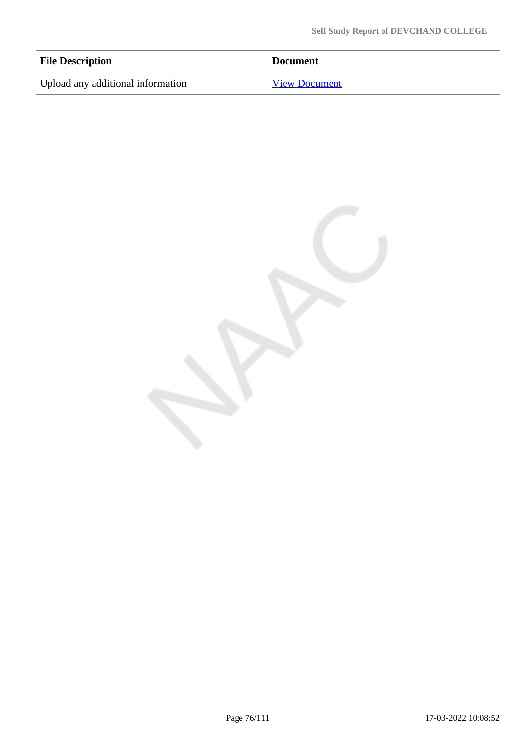| File Description | Document |
| --- | --- |
| Upload any additional information | View Document |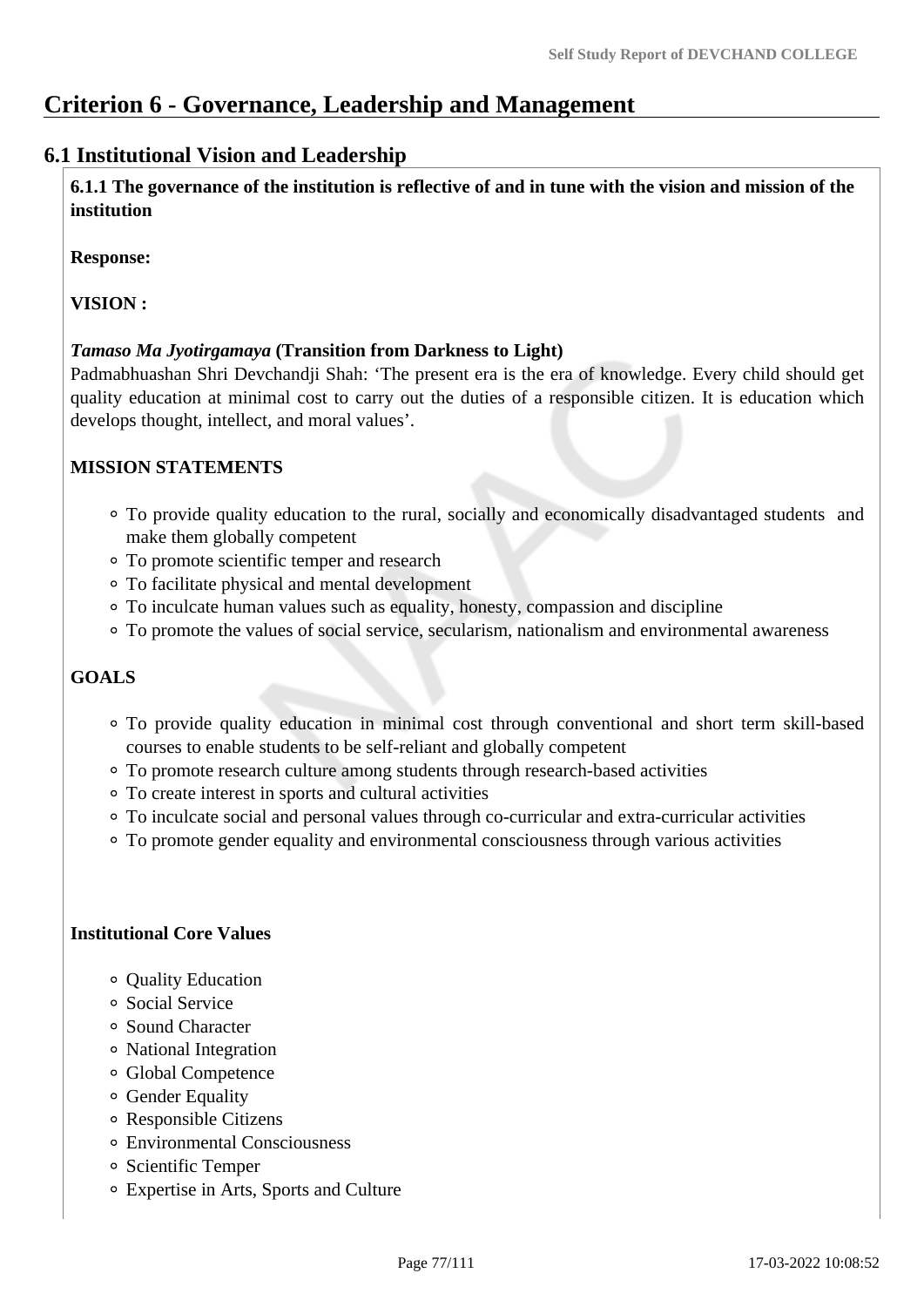# Criterion 6 - Governance, Leadership and Management

## 6.1 Institutional Vision and Leadership

**6.1.1 The governance of the institution is reflective of and in tune with the vision and mission of the institution**

**Response:**

**VISION :**

***Tamaso Ma Jyotirgamaya* (Transition from Darkness to Light)**
Padmabhuashan Shri Devchandji Shah: 'The present era is the era of knowledge. Every child should get quality education at minimal cost to carry out the duties of a responsible citizen. It is education which develops thought, intellect, and moral values'.

**MISSION STATEMENTS**

- To provide quality education to the rural, socially and economically disadvantaged students and make them globally competent
- To promote scientific temper and research
- To facilitate physical and mental development
- To inculcate human values such as equality, honesty, compassion and discipline
- To promote the values of social service, secularism, nationalism and environmental awareness

**GOALS**

- To provide quality education in minimal cost through conventional and short term skill-based courses to enable students to be self-reliant and globally competent
- To promote research culture among students through research-based activities
- To create interest in sports and cultural activities
- To inculcate social and personal values through co-curricular and extra-curricular activities
- To promote gender equality and environmental consciousness through various activities

**Institutional Core Values**

- Quality Education
- Social Service
- Sound Character
- National Integration
- Global Competence
- Gender Equality
- Responsible Citizens
- Environmental Consciousness
- Scientific Temper
- Expertise in Arts, Sports and Culture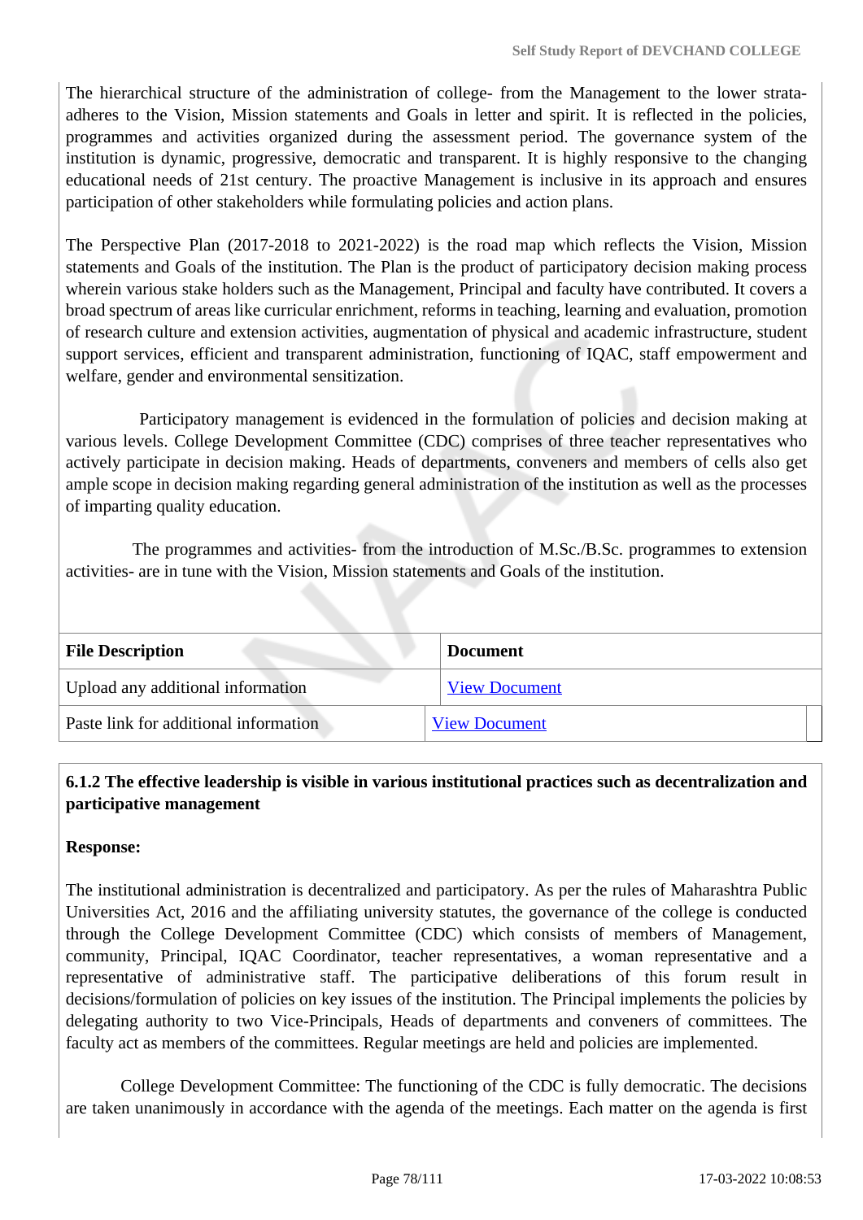The hierarchical structure of the administration of college- from the Management to the lower strata- adheres to the Vision, Mission statements and Goals in letter and spirit. It is reflected in the policies, programmes and activities organized during the assessment period. The governance system of the institution is dynamic, progressive, democratic and transparent. It is highly responsive to the changing educational needs of 21st century. The proactive Management is inclusive in its approach and ensures participation of other stakeholders while formulating policies and action plans.

The Perspective Plan (2017-2018 to 2021-2022) is the road map which reflects the Vision, Mission statements and Goals of the institution. The Plan is the product of participatory decision making process wherein various stake holders such as the Management, Principal and faculty have contributed. It covers a broad spectrum of areas like curricular enrichment, reforms in teaching, learning and evaluation, promotion of research culture and extension activities, augmentation of physical and academic infrastructure, student support services, efficient and transparent administration, functioning of IQAC, staff empowerment and welfare, gender and environmental sensitization.

Participatory management is evidenced in the formulation of policies and decision making at various levels. College Development Committee (CDC) comprises of three teacher representatives who actively participate in decision making. Heads of departments, conveners and members of cells also get ample scope in decision making regarding general administration of the institution as well as the processes of imparting quality education.

The programmes and activities- from the introduction of M.Sc./B.Sc. programmes to extension activities- are in tune with the Vision, Mission statements and Goals of the institution.

| File Description | Document |
|---|---|
| Upload any additional information | View Document |
| Paste link for additional information | View Document |

**6.1.2 The effective leadership is visible in various institutional practices such as decentralization and participative management**

**Response:**

The institutional administration is decentralized and participatory. As per the rules of Maharashtra Public Universities Act, 2016 and the affiliating university statutes, the governance of the college is conducted through the College Development Committee (CDC) which consists of members of Management, community, Principal, IQAC Coordinator, teacher representatives, a woman representative and a representative of administrative staff. The participative deliberations of this forum result in decisions/formulation of policies on key issues of the institution. The Principal implements the policies by delegating authority to two Vice-Principals, Heads of departments and conveners of committees. The faculty act as members of the committees. Regular meetings are held and policies are implemented.

College Development Committee: The functioning of the CDC is fully democratic. The decisions are taken unanimously in accordance with the agenda of the meetings. Each matter on the agenda is first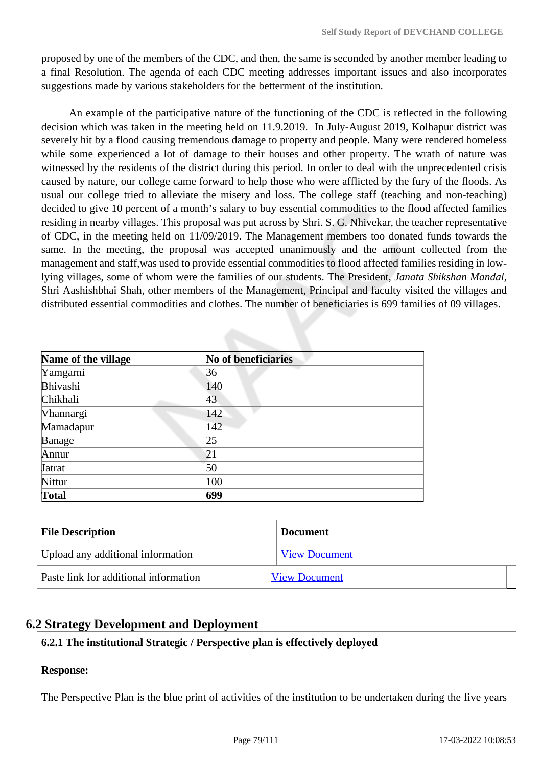proposed by one of the members of the CDC, and then, the same is seconded by another member leading to a final Resolution. The agenda of each CDC meeting addresses important issues and also incorporates suggestions made by various stakeholders for the betterment of the institution.

An example of the participative nature of the functioning of the CDC is reflected in the following decision which was taken in the meeting held on 11.9.2019. In July-August 2019, Kolhapur district was severely hit by a flood causing tremendous damage to property and people. Many were rendered homeless while some experienced a lot of damage to their houses and other property. The wrath of nature was witnessed by the residents of the district during this period. In order to deal with the unprecedented crisis caused by nature, our college came forward to help those who were afflicted by the fury of the floods. As usual our college tried to alleviate the misery and loss. The college staff (teaching and non-teaching) decided to give 10 percent of a month's salary to buy essential commodities to the flood affected families residing in nearby villages. This proposal was put across by Shri. S. G. Nhivekar, the teacher representative of CDC, in the meeting held on 11/09/2019. The Management members too donated funds towards the same. In the meeting, the proposal was accepted unanimously and the amount collected from the management and staff,was used to provide essential commodities to flood affected families residing in low-lying villages, some of whom were the families of our students. The President, *Janata Shikshan Mandal*, Shri Aashishbhai Shah, other members of the Management, Principal and faculty visited the villages and distributed essential commodities and clothes. The number of beneficiaries is 699 families of 09 villages.

| **Name of the village** | **No of beneficiaries** |
|---|---|
| Yamgarni | 36 |
| Bhivashi | 140 |
| Chikhali | 43 |
| Vhannargi | 142 |
| Mamadapur | 142 |
| Banage | 25 |
| Annur | 21 |
| Jatrat | 50 |
| Nittur | 100 |
| **Total** | **699** |

| File Description | Document |
|---|---|
| Upload any additional information | View Document |
| Paste link for additional information | View Document |

## 6.2 Strategy Development and Deployment

**6.2.1 The institutional Strategic / Perspective plan is effectively deployed**

**Response:**

The Perspective Plan is the blue print of activities of the institution to be undertaken during the five years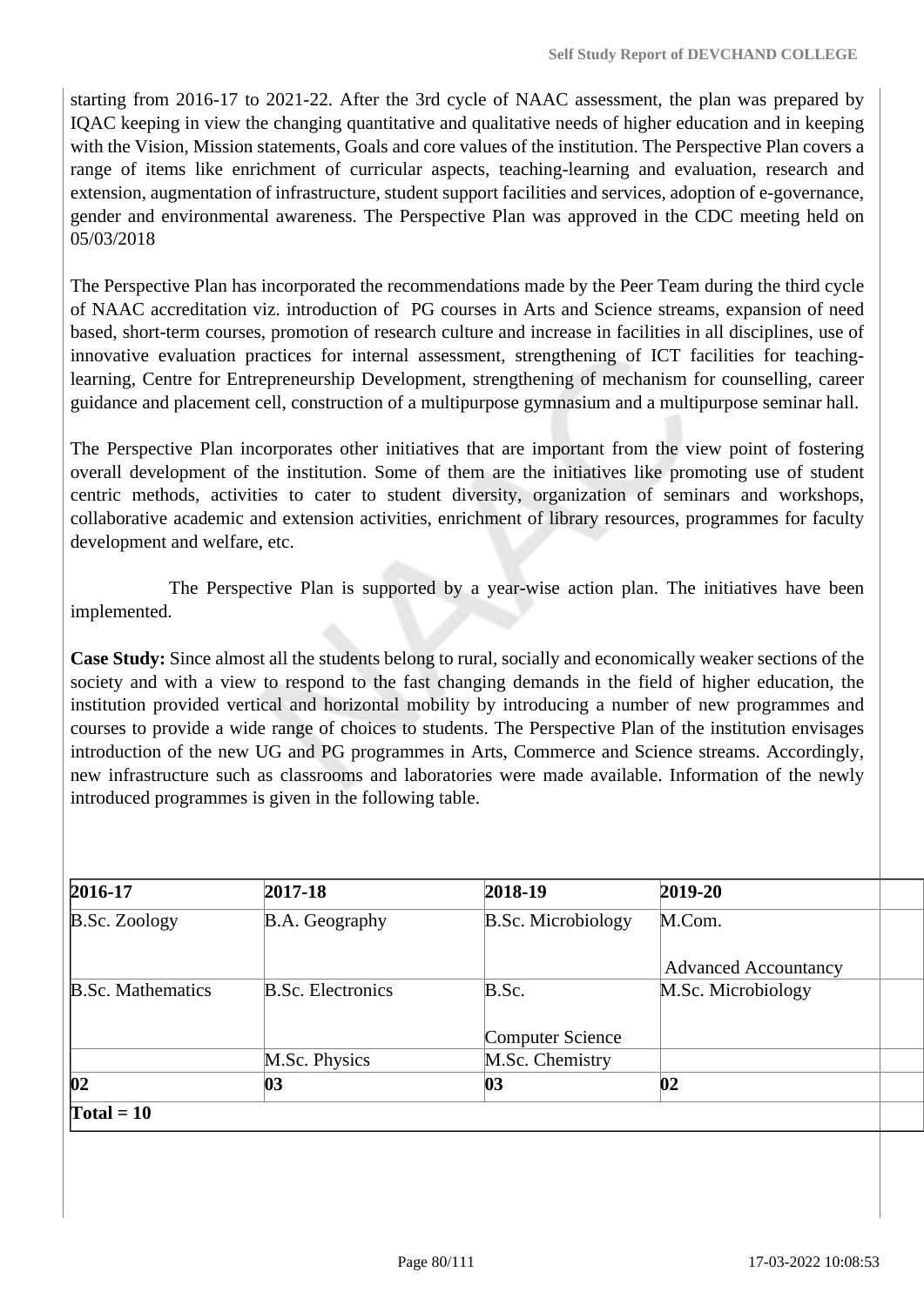starting from 2016-17 to 2021-22. After the 3rd cycle of NAAC assessment, the plan was prepared by IQAC keeping in view the changing quantitative and qualitative needs of higher education and in keeping with the Vision, Mission statements, Goals and core values of the institution. The Perspective Plan covers a range of items like enrichment of curricular aspects, teaching-learning and evaluation, research and extension, augmentation of infrastructure, student support facilities and services, adoption of e-governance, gender and environmental awareness. The Perspective Plan was approved in the CDC meeting held on 05/03/2018

The Perspective Plan has incorporated the recommendations made by the Peer Team during the third cycle of NAAC accreditation viz. introduction of PG courses in Arts and Science streams, expansion of need based, short-term courses, promotion of research culture and increase in facilities in all disciplines, use of innovative evaluation practices for internal assessment, strengthening of ICT facilities for teaching-learning, Centre for Entrepreneurship Development, strengthening of mechanism for counselling, career guidance and placement cell, construction of a multipurpose gymnasium and a multipurpose seminar hall.

The Perspective Plan incorporates other initiatives that are important from the view point of fostering overall development of the institution. Some of them are the initiatives like promoting use of student centric methods, activities to cater to student diversity, organization of seminars and workshops, collaborative academic and extension activities, enrichment of library resources, programmes for faculty development and welfare, etc.

The Perspective Plan is supported by a year-wise action plan. The initiatives have been implemented.

**Case Study:** Since almost all the students belong to rural, socially and economically weaker sections of the society and with a view to respond to the fast changing demands in the field of higher education, the institution provided vertical and horizontal mobility by introducing a number of new programmes and courses to provide a wide range of choices to students. The Perspective Plan of the institution envisages introduction of the new UG and PG programmes in Arts, Commerce and Science streams. Accordingly, new infrastructure such as classrooms and laboratories were made available. Information of the newly introduced programmes is given in the following table.

| 2016-17 | 2017-18 | 2018-19 | 2019-20 | |
|---|---|---|---|---|
| B.Sc. Zoology | B.A. Geography | B.Sc. Microbiology | M.Com. Advanced Accountancy | |
| B.Sc. Mathematics | B.Sc. Electronics | B.Sc. Computer Science | M.Sc. Microbiology | |
| | M.Sc. Physics | M.Sc. Chemistry | | |
| **02** | **03** | **03** | **02** | |
| **Total = 10** | | | | |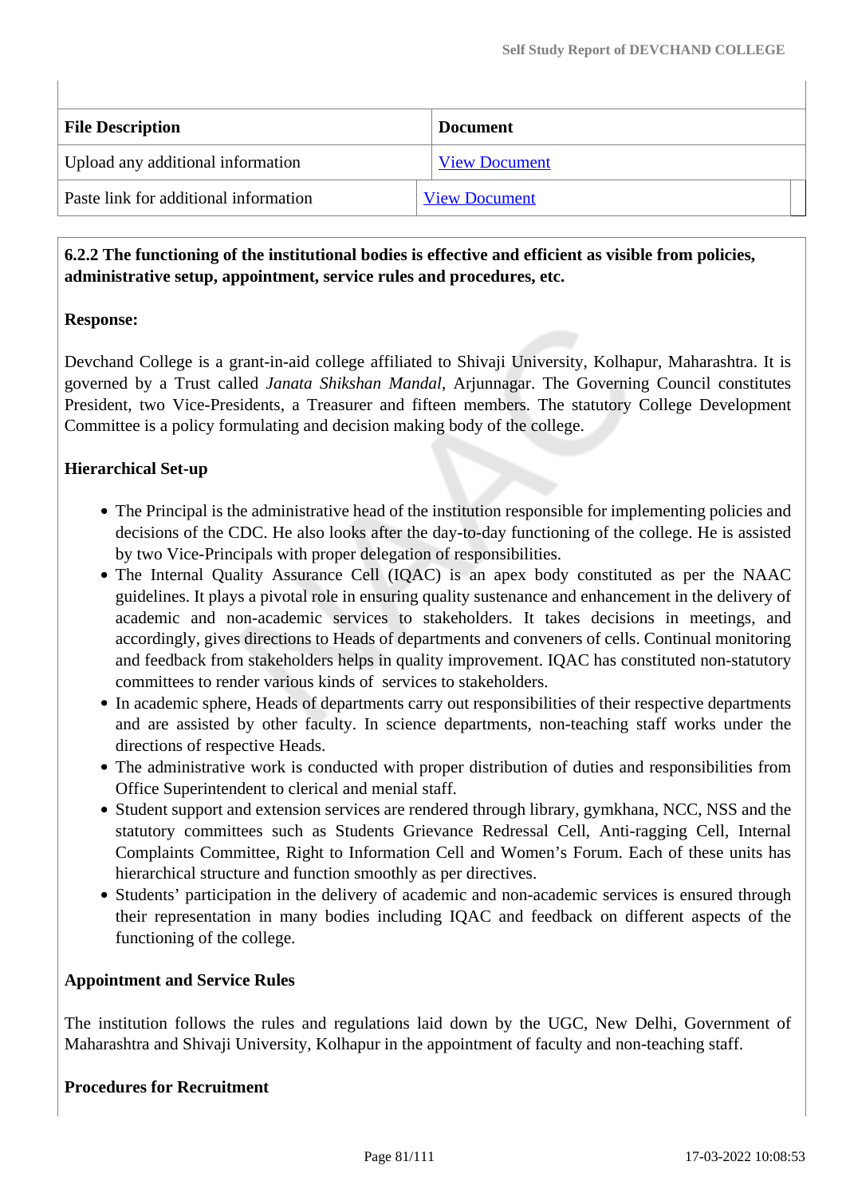| File Description | Document |
|---|---|
| Upload any additional information | View Document |
| Paste link for additional information | View Document |

**6.2.2 The functioning of the institutional bodies is effective and efficient as visible from policies, administrative setup, appointment, service rules and procedures, etc.**

**Response:**

Devchand College is a grant-in-aid college affiliated to Shivaji University, Kolhapur, Maharashtra. It is governed by a Trust called *Janata Shikshan Mandal*, Arjunnagar. The Governing Council constitutes President, two Vice-Presidents, a Treasurer and fifteen members. The statutory College Development Committee is a policy formulating and decision making body of the college.

**Hierarchical Set-up**

- The Principal is the administrative head of the institution responsible for implementing policies and decisions of the CDC. He also looks after the day-to-day functioning of the college. He is assisted by two Vice-Principals with proper delegation of responsibilities.
- The Internal Quality Assurance Cell (IQAC) is an apex body constituted as per the NAAC guidelines. It plays a pivotal role in ensuring quality sustenance and enhancement in the delivery of academic and non-academic services to stakeholders. It takes decisions in meetings, and accordingly, gives directions to Heads of departments and conveners of cells. Continual monitoring and feedback from stakeholders helps in quality improvement. IQAC has constituted non-statutory committees to render various kinds of services to stakeholders.
- In academic sphere, Heads of departments carry out responsibilities of their respective departments and are assisted by other faculty. In science departments, non-teaching staff works under the directions of respective Heads.
- The administrative work is conducted with proper distribution of duties and responsibilities from Office Superintendent to clerical and menial staff.
- Student support and extension services are rendered through library, gymkhana, NCC, NSS and the statutory committees such as Students Grievance Redressal Cell, Anti-ragging Cell, Internal Complaints Committee, Right to Information Cell and Women's Forum. Each of these units has hierarchical structure and function smoothly as per directives.
- Students' participation in the delivery of academic and non-academic services is ensured through their representation in many bodies including IQAC and feedback on different aspects of the functioning of the college.

**Appointment and Service Rules**

The institution follows the rules and regulations laid down by the UGC, New Delhi, Government of Maharashtra and Shivaji University, Kolhapur in the appointment of faculty and non-teaching staff.

**Procedures for Recruitment**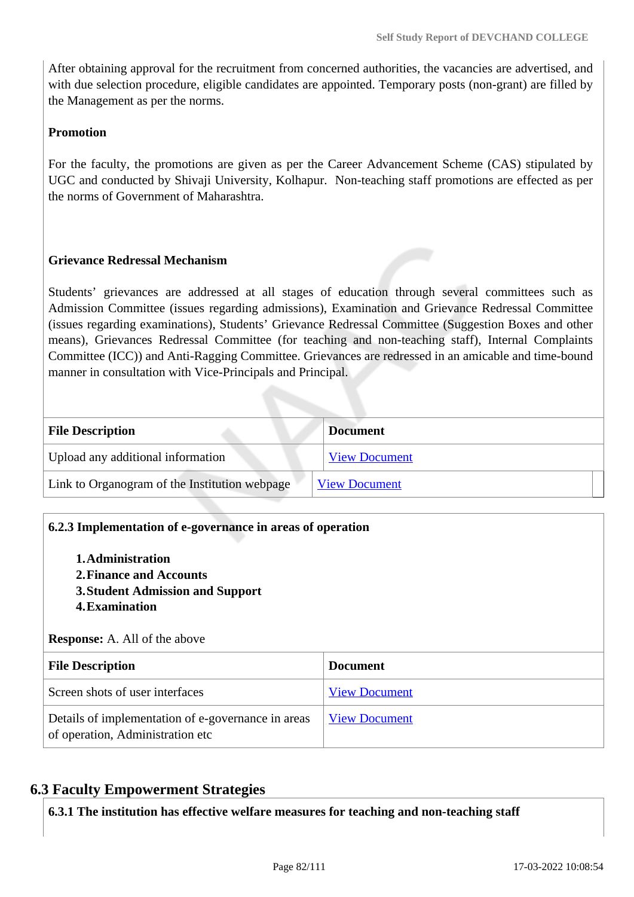After obtaining approval for the recruitment from concerned authorities, the vacancies are advertised, and with due selection procedure, eligible candidates are appointed. Temporary posts (non-grant) are filled by the Management as per the norms.

**Promotion**

For the faculty, the promotions are given as per the Career Advancement Scheme (CAS) stipulated by UGC and conducted by Shivaji University, Kolhapur. Non-teaching staff promotions are effected as per the norms of Government of Maharashtra.

**Grievance Redressal Mechanism**

Students' grievances are addressed at all stages of education through several committees such as Admission Committee (issues regarding admissions), Examination and Grievance Redressal Committee (issues regarding examinations), Students' Grievance Redressal Committee (Suggestion Boxes and other means), Grievances Redressal Committee (for teaching and non-teaching staff), Internal Complaints Committee (ICC)) and Anti-Ragging Committee. Grievances are redressed in an amicable and time-bound manner in consultation with Vice-Principals and Principal.

| File Description | Document |
|---|---|
| Upload any additional information | View Document |
| Link to Organogram of the Institution webpage | View Document |

**6.2.3 Implementation of e-governance in areas of operation**

1. **Administration**
2. **Finance and Accounts**
3. **Student Admission and Support**
4. **Examination**

**Response:** A. All of the above

| File Description | Document |
|---|---|
| Screen shots of user interfaces | View Document |
| Details of implementation of e-governance in areas of operation, Administration etc | View Document |

## 6.3 Faculty Empowerment Strategies

**6.3.1 The institution has effective welfare measures for teaching and non-teaching staff**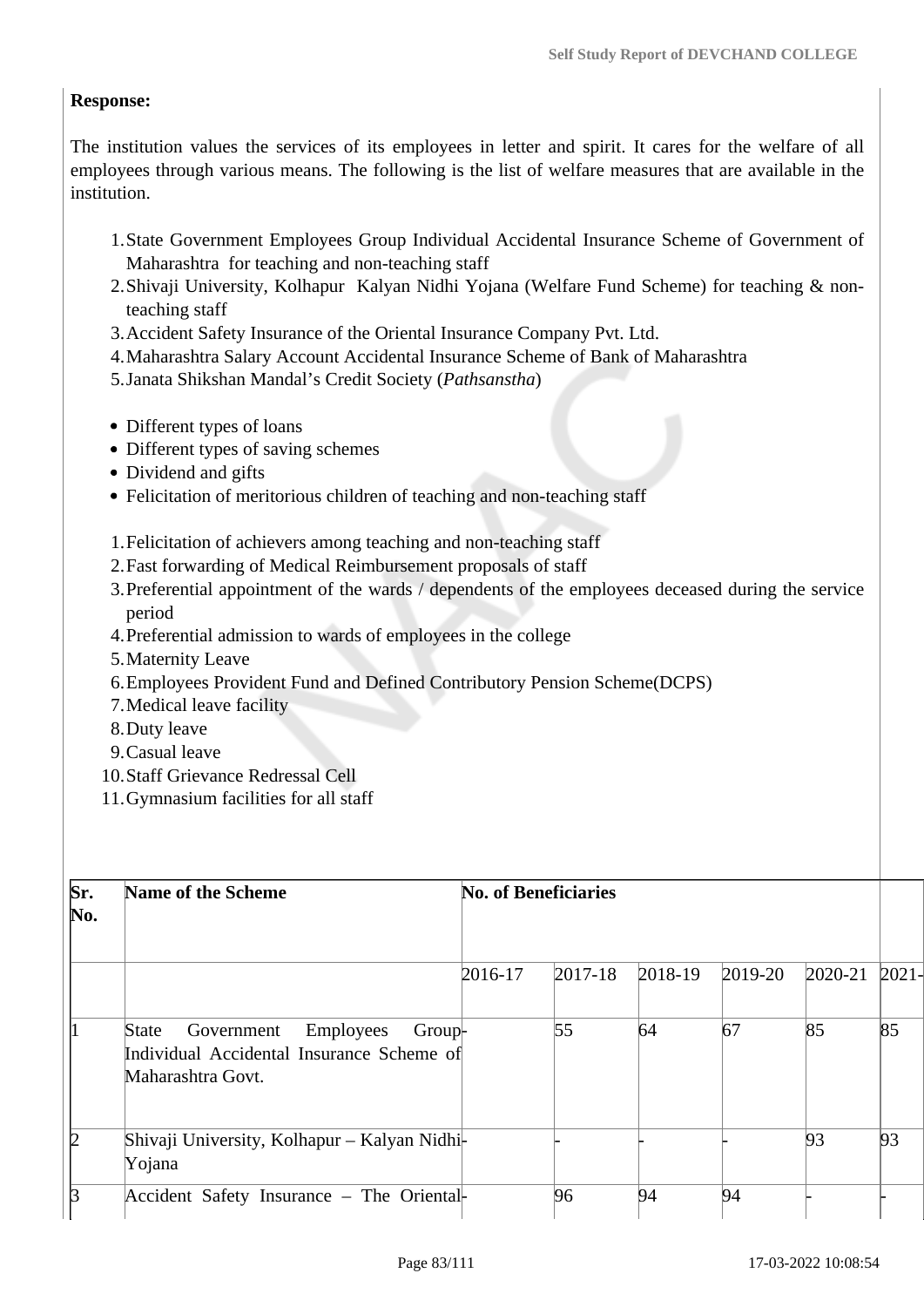**Response:**

The institution values the services of its employees in letter and spirit. It cares for the welfare of all employees through various means. The following is the list of welfare measures that are available in the institution.

1. State Government Employees Group Individual Accidental Insurance Scheme of Government of Maharashtra for teaching and non-teaching staff
2. Shivaji University, Kolhapur Kalyan Nidhi Yojana (Welfare Fund Scheme) for teaching & non-teaching staff
3. Accident Safety Insurance of the Oriental Insurance Company Pvt. Ltd.
4. Maharashtra Salary Account Accidental Insurance Scheme of Bank of Maharashtra
5. Janata Shikshan Mandal's Credit Society (*Pathsanstha*)

- Different types of loans
- Different types of saving schemes
- Dividend and gifts
- Felicitation of meritorious children of teaching and non-teaching staff

1. Felicitation of achievers among teaching and non-teaching staff
2. Fast forwarding of Medical Reimbursement proposals of staff
3. Preferential appointment of the wards / dependents of the employees deceased during the service period
4. Preferential admission to wards of employees in the college
5. Maternity Leave
6. Employees Provident Fund and Defined Contributory Pension Scheme(DCPS)
7. Medical leave facility
8. Duty leave
9. Casual leave
10. Staff Grievance Redressal Cell
11. Gymnasium facilities for all staff

| Sr. No. | Name of the Scheme | No. of Beneficiaries | | | | | |
|---|---|---|---|---|---|---|---|
| | | 2016-17 | 2017-18 | 2018-19 | 2019-20 | 2020-21 | 2021- |
| 1 | State Government Employees Group Individual Accidental Insurance Scheme of Maharashtra Govt. | - | 55 | 64 | 67 | 85 | 85 |
| 2 | Shivaji University, Kolhapur – Kalyan Nidhi Yojana | - | - | - | - | 93 | 93 |
| 3 | Accident Safety Insurance – The Oriental | - | 96 | 94 | 94 | - | - |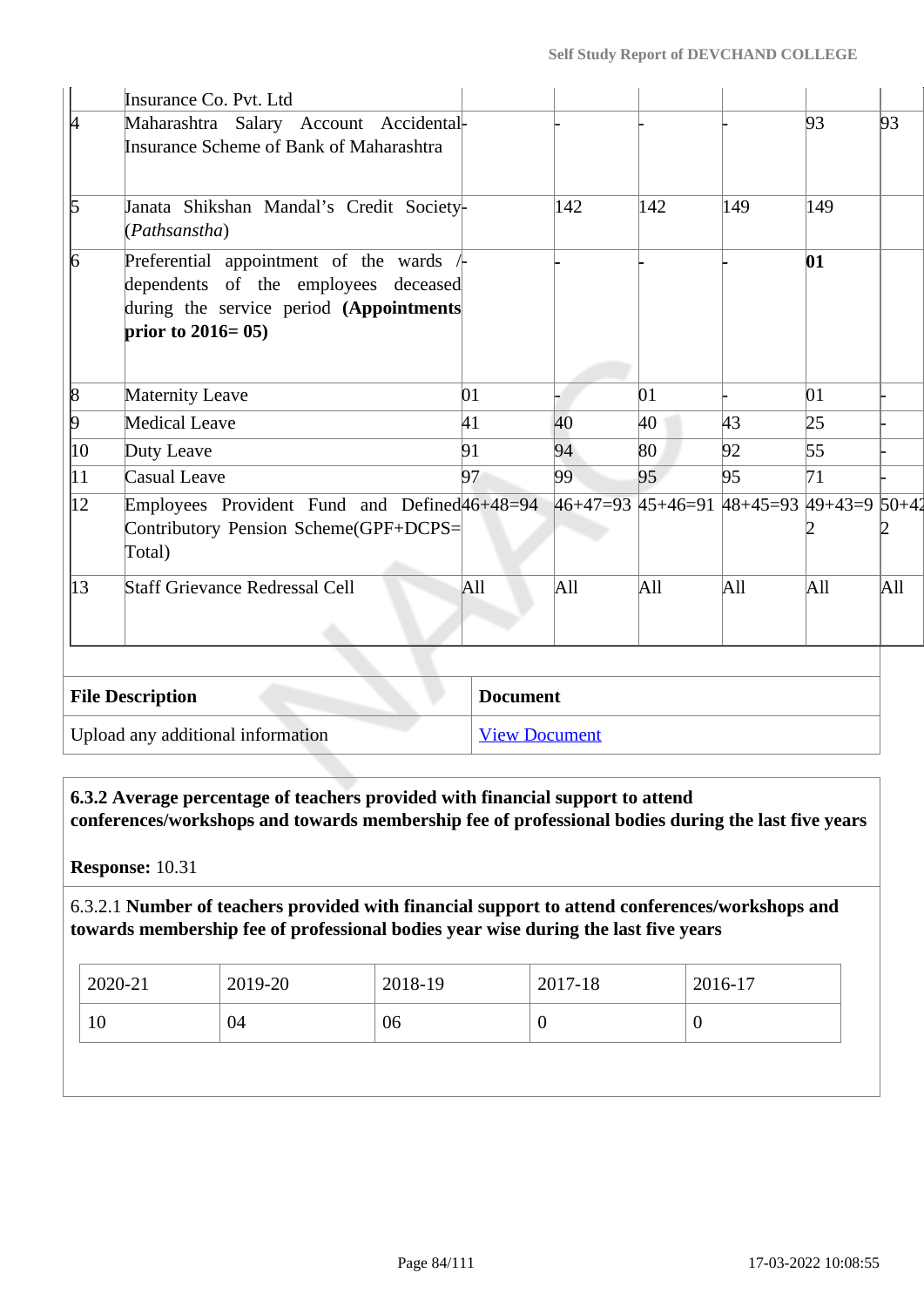| | | | | | | | |
|---|---|---|---|---|---|---|---|
| | Insurance Co. Pvt. Ltd | | | | | | |
| 4 | Maharashtra Salary Account Accidental Insurance Scheme of Bank of Maharashtra | - | - | - | - | 93 | 93 |
| 5 | Janata Shikshan Mandal's Credit Society (*Pathsanstha*) | - | 142 | 142 | 149 | 149 | |
| 6 | Preferential appointment of the wards / dependents of the employees deceased during the service period **(Appointments prior to 2016= 05)** | - | - | - | - | **01** | |
| 8 | Maternity Leave | 01 | - | 01 | - | 01 | - |
| 9 | Medical Leave | 41 | 40 | 40 | 43 | 25 | - |
| 10 | Duty Leave | 91 | 94 | 80 | 92 | 55 | - |
| 11 | Casual Leave | 97 | 99 | 95 | 95 | 71 | - |
| 12 | Employees Provident Fund and Defined Contributory Pension Scheme(GPF+DCPS= Total) | 46+48=94 | 46+47=93 | 45+46=91 | 48+45=93 | 49+43=92 | 50+42 |
| 13 | Staff Grievance Redressal Cell | All | All | All | All | All | All |

| File Description | Document |
|---|---|
| Upload any additional information | View Document |

**6.3.2 Average percentage of teachers provided with financial support to attend conferences/workshops and towards membership fee of professional bodies during the last five years**

**Response:** 10.31

6.3.2.1 **Number of teachers provided with financial support to attend conferences/workshops and towards membership fee of professional bodies year wise during the last five years**

| 2020-21 | 2019-20 | 2018-19 | 2017-18 | 2016-17 |
|---|---|---|---|---|
| 10 | 04 | 06 | 0 | 0 |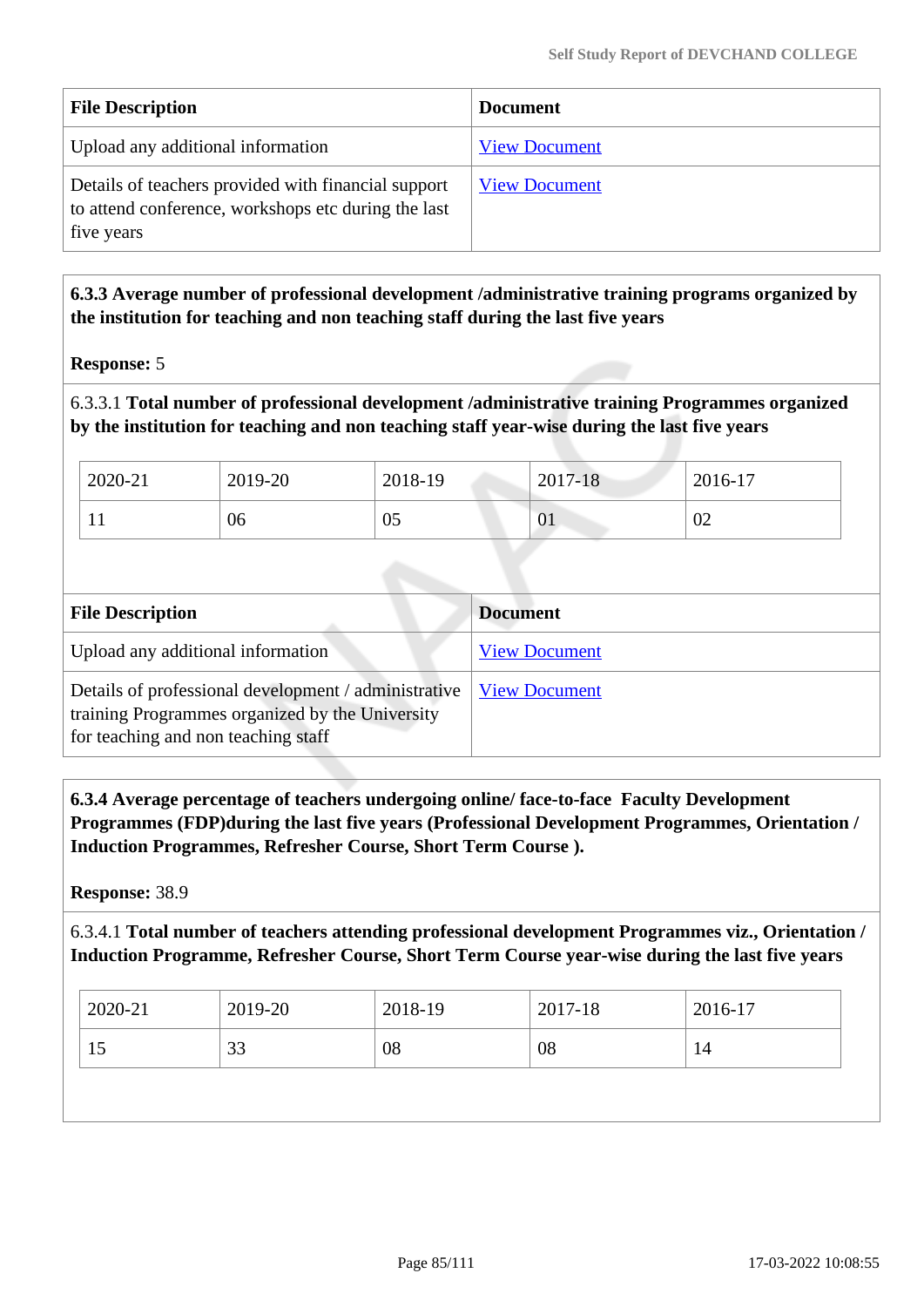| File Description | Document |
|---|---|
| Upload any additional information | View Document |
| Details of teachers provided with financial support to attend conference, workshops etc during the last five years | View Document |

**6.3.3 Average number of professional development /administrative training programs organized by the institution for teaching and non teaching staff during the last five years**

**Response:** 5

6.3.3.1 **Total number of professional development /administrative training Programmes organized by the institution for teaching and non teaching staff year-wise during the last five years**

| 2020-21 | 2019-20 | 2018-19 | 2017-18 | 2016-17 |
|---|---|---|---|---|
| 11 | 06 | 05 | 01 | 02 |

| File Description | Document |
|---|---|
| Upload any additional information | View Document |
| Details of professional development / administrative training Programmes organized by the University for teaching and non teaching staff | View Document |

**6.3.4 Average percentage of teachers undergoing online/ face-to-face Faculty Development Programmes (FDP)during the last five years (Professional Development Programmes, Orientation / Induction Programmes, Refresher Course, Short Term Course ).**

**Response:** 38.9

6.3.4.1 **Total number of teachers attending professional development Programmes viz., Orientation / Induction Programme, Refresher Course, Short Term Course year-wise during the last five years**

| 2020-21 | 2019-20 | 2018-19 | 2017-18 | 2016-17 |
|---|---|---|---|---|
| 15 | 33 | 08 | 08 | 14 |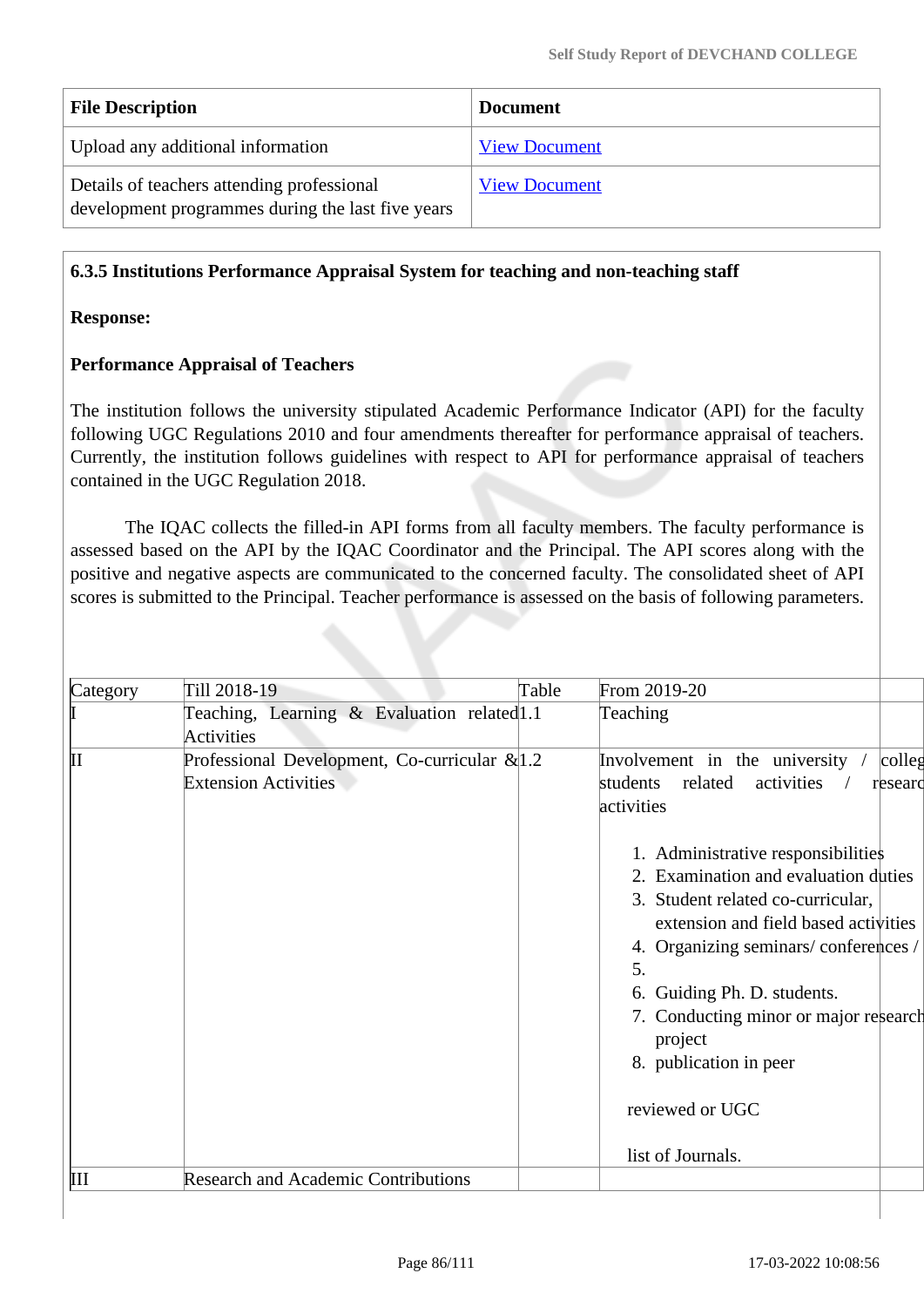| File Description | Document |
|---|---|
| Upload any additional information | View Document |
| Details of teachers attending professional development programmes during the last five years | View Document |

**6.3.5 Institutions Performance Appraisal System for teaching and non-teaching staff**

**Response:**

**Performance Appraisal of Teachers**

The institution follows the university stipulated Academic Performance Indicator (API) for the faculty following UGC Regulations 2010 and four amendments thereafter for performance appraisal of teachers. Currently, the institution follows guidelines with respect to API for performance appraisal of teachers contained in the UGC Regulation 2018.

The IQAC collects the filled-in API forms from all faculty members. The faculty performance is assessed based on the API by the IQAC Coordinator and the Principal. The API scores along with the positive and negative aspects are communicated to the concerned faculty. The consolidated sheet of API scores is submitted to the Principal. Teacher performance is assessed on the basis of following parameters.

| Category | Till 2018-19 | Table | From 2019-20 | |
|---|---|---|---|---|
| I | Teaching, Learning & Evaluation related Activities | 1.1 | Teaching | |
| II | Professional Development, Co-curricular & Extension Activities | 1.2 | Involvement in the university / college students related activities / research activities<br><br>1. Administrative responsibilities<br>2. Examination and evaluation duties<br>3. Student related co-curricular, extension and field based activities<br>4. Organizing seminars/ conferences /<br>5.<br>6. Guiding Ph. D. students.<br>7. Conducting minor or major research project<br>8. publication in peer<br><br>reviewed or UGC<br><br>list of Journals. | |
| III | Research and Academic Contributions | | | |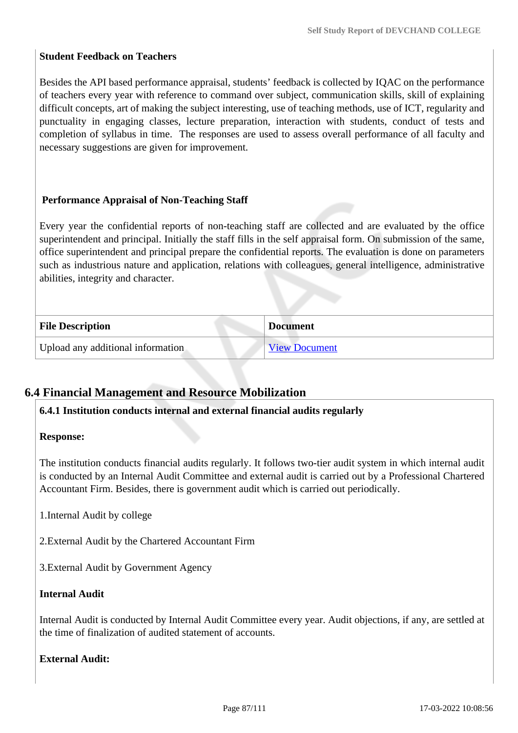**Student Feedback on Teachers**

Besides the API based performance appraisal, students' feedback is collected by IQAC on the performance of teachers every year with reference to command over subject, communication skills, skill of explaining difficult concepts, art of making the subject interesting, use of teaching methods, use of ICT, regularity and punctuality in engaging classes, lecture preparation, interaction with students, conduct of tests and completion of syllabus in time. The responses are used to assess overall performance of all faculty and necessary suggestions are given for improvement.

**Performance Appraisal of Non-Teaching Staff**

Every year the confidential reports of non-teaching staff are collected and are evaluated by the office superintendent and principal. Initially the staff fills in the self appraisal form. On submission of the same, office superintendent and principal prepare the confidential reports. The evaluation is done on parameters such as industrious nature and application, relations with colleagues, general intelligence, administrative abilities, integrity and character.

| File Description | Document |
|---|---|
| Upload any additional information | View Document |

## 6.4 Financial Management and Resource Mobilization

**6.4.1 Institution conducts internal and external financial audits regularly**

**Response:**

The institution conducts financial audits regularly. It follows two-tier audit system in which internal audit is conducted by an Internal Audit Committee and external audit is carried out by a Professional Chartered Accountant Firm. Besides, there is government audit which is carried out periodically.

1.Internal Audit by college

2.External Audit by the Chartered Accountant Firm

3.External Audit by Government Agency

**Internal Audit**

Internal Audit is conducted by Internal Audit Committee every year. Audit objections, if any, are settled at the time of finalization of audited statement of accounts.

**External Audit:**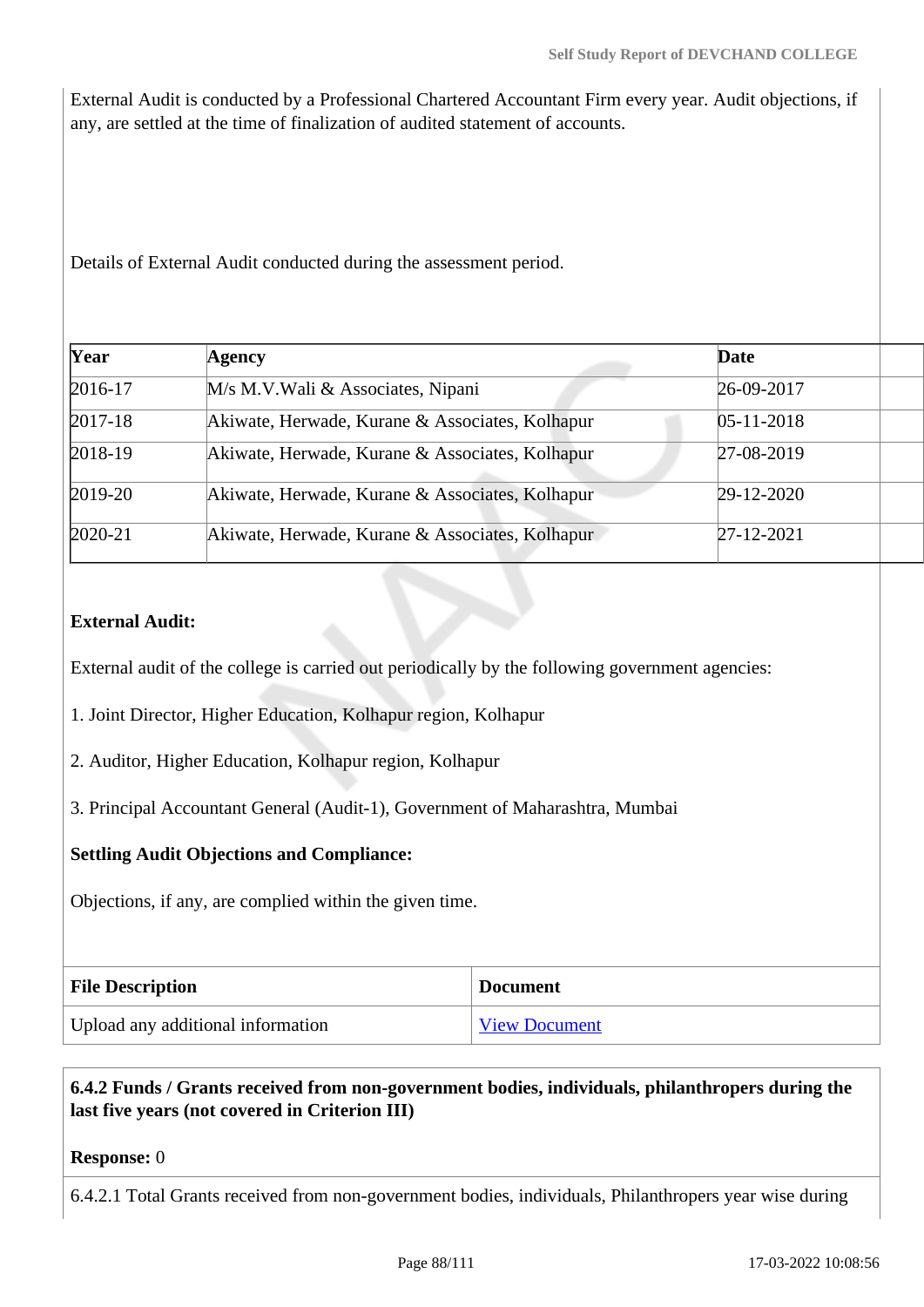External Audit is conducted by a Professional Chartered Accountant Firm every year. Audit objections, if any, are settled at the time of finalization of audited statement of accounts.

Details of External Audit conducted during the assessment period.

| Year | Agency | Date |
|---|---|---|
| 2016-17 | M/s M.V.Wali & Associates, Nipani | 26-09-2017 |
| 2017-18 | Akiwate, Herwade, Kurane & Associates, Kolhapur | 05-11-2018 |
| 2018-19 | Akiwate, Herwade, Kurane & Associates, Kolhapur | 27-08-2019 |
| 2019-20 | Akiwate, Herwade, Kurane & Associates, Kolhapur | 29-12-2020 |
| 2020-21 | Akiwate, Herwade, Kurane & Associates, Kolhapur | 27-12-2021 |

**External Audit:**

External audit of the college is carried out periodically by the following government agencies:

1. Joint Director, Higher Education, Kolhapur region, Kolhapur

2. Auditor, Higher Education, Kolhapur region, Kolhapur

3. Principal Accountant General (Audit-1), Government of Maharashtra, Mumbai

**Settling Audit Objections and Compliance:**

Objections, if any, are complied within the given time.

| File Description | Document |
|---|---|
| Upload any additional information | View Document |

**6.4.2 Funds / Grants received from non-government bodies, individuals, philanthropers during the last five years (not covered in Criterion III)**

**Response:** 0

6.4.2.1 Total Grants received from non-government bodies, individuals, Philanthropers year wise during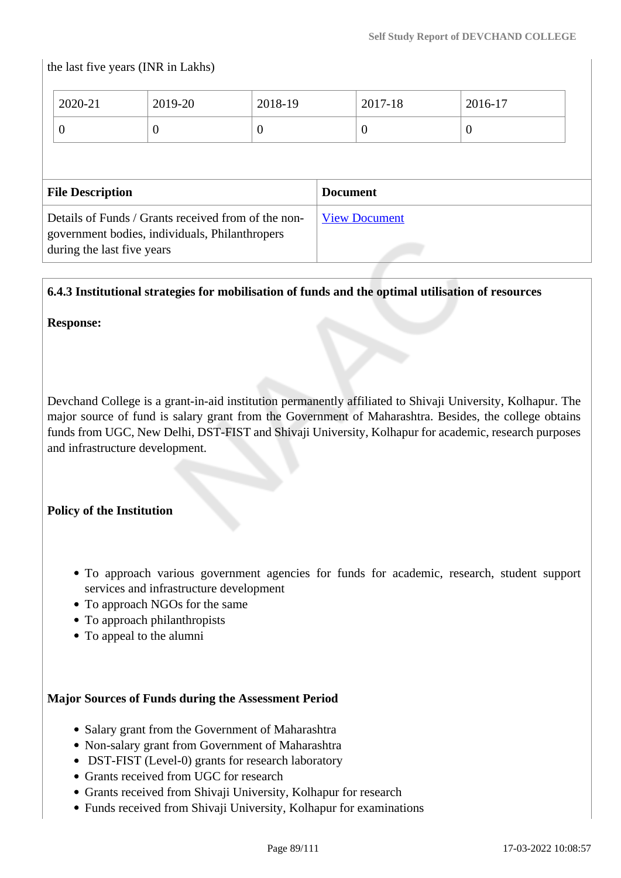the last five years (INR in Lakhs)

| 2020-21 | 2019-20 | 2018-19 | 2017-18 | 2016-17 |
|---|---|---|---|---|
| 0 | 0 | 0 | 0 | 0 |

| File Description | Document |
|---|---|
| Details of Funds / Grants received from of the non-government bodies, individuals, Philanthropers during the last five years | View Document |

**6.4.3 Institutional strategies for mobilisation of funds and the optimal utilisation of resources**

**Response:**

Devchand College is a grant-in-aid institution permanently affiliated to Shivaji University, Kolhapur. The major source of fund is salary grant from the Government of Maharashtra. Besides, the college obtains funds from UGC, New Delhi, DST-FIST and Shivaji University, Kolhapur for academic, research purposes and infrastructure development.

**Policy of the Institution**

- To approach various government agencies for funds for academic, research, student support services and infrastructure development
- To approach NGOs for the same
- To approach philanthropists
- To appeal to the alumni

**Major Sources of Funds during the Assessment Period**

- Salary grant from the Government of Maharashtra
- Non-salary grant from Government of Maharashtra
- DST-FIST (Level-0) grants for research laboratory
- Grants received from UGC for research
- Grants received from Shivaji University, Kolhapur for research
- Funds received from Shivaji University, Kolhapur for examinations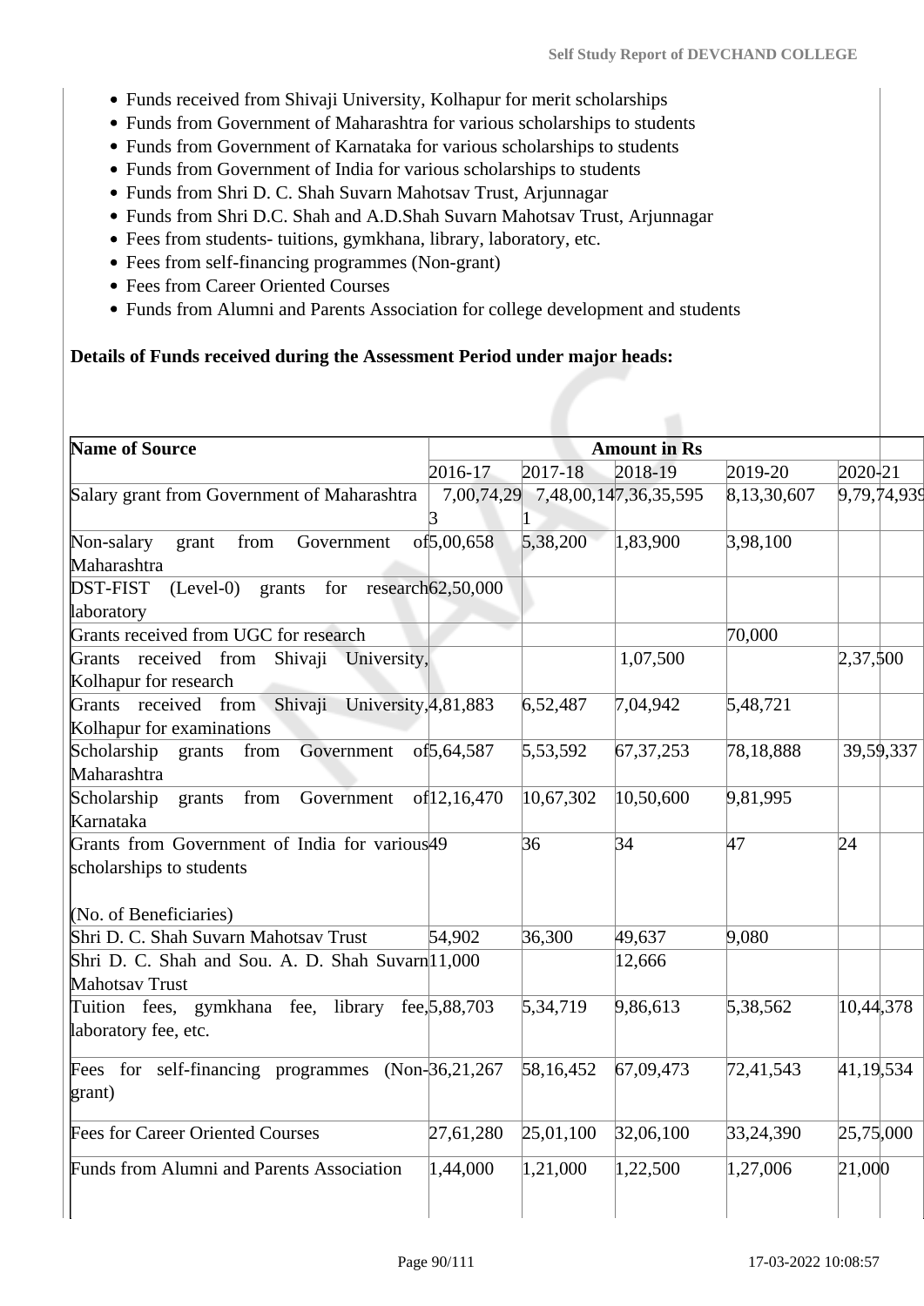- Funds received from Shivaji University, Kolhapur for merit scholarships
- Funds from Government of Maharashtra for various scholarships to students
- Funds from Government of Karnataka for various scholarships to students
- Funds from Government of India for various scholarships to students
- Funds from Shri D. C. Shah Suvarn Mahotsav Trust, Arjunnagar
- Funds from Shri D.C. Shah and A.D.Shah Suvarn Mahotsav Trust, Arjunnagar
- Fees from students- tuitions, gymkhana, library, laboratory, etc.
- Fees from self-financing programmes (Non-grant)
- Fees from Career Oriented Courses
- Funds from Alumni and Parents Association for college development and students

**Details of Funds received during the Assessment Period under major heads:**

| Name of Source | Amount in Rs | | | | |
|---|---|---|---|---|---|
| | 2016-17 | 2017-18 | 2018-19 | 2019-20 | 2020-21 |
| Salary grant from Government of Maharashtra | 7,00,74,293 | 7,48,00,141 | 7,36,35,595 | 8,13,30,607 | 9,79,74,939 |
| Non-salary grant from Government of Maharashtra | 5,00,658 | 5,38,200 | 1,83,900 | 3,98,100 | |
| DST-FIST (Level-0) grants for research laboratory | 62,50,000 | | | | |
| Grants received from UGC for research | | | | 70,000 | |
| Grants received from Shivaji University, Kolhapur for research | | | 1,07,500 | | 2,37,500 |
| Grants received from Shivaji University, Kolhapur for examinations | 4,81,883 | 6,52,487 | 7,04,942 | 5,48,721 | |
| Scholarship grants from Government of Maharashtra | 5,64,587 | 5,53,592 | 67,37,253 | 78,18,888 | 39,59,337 |
| Scholarship grants from Government of Karnataka | 12,16,470 | 10,67,302 | 10,50,600 | 9,81,995 | |
| Grants from Government of India for various scholarships to students (No. of Beneficiaries) | 49 | 36 | 34 | 47 | 24 |
| Shri D. C. Shah Suvarn Mahotsav Trust | 54,902 | 36,300 | 49,637 | 9,080 | |
| Shri D. C. Shah and Sou. A. D. Shah Suvarn Mahotsav Trust | 11,000 | | 12,666 | | |
| Tuition fees, gymkhana fee, library fee, laboratory fee, etc. | 5,88,703 | 5,34,719 | 9,86,613 | 5,38,562 | 10,44,378 |
| Fees for self-financing programmes (Non-grant) | 36,21,267 | 58,16,452 | 67,09,473 | 72,41,543 | 41,19,534 |
| Fees for Career Oriented Courses | 27,61,280 | 25,01,100 | 32,06,100 | 33,24,390 | 25,75,000 |
| Funds from Alumni and Parents Association | 1,44,000 | 1,21,000 | 1,22,500 | 1,27,006 | 21,000 |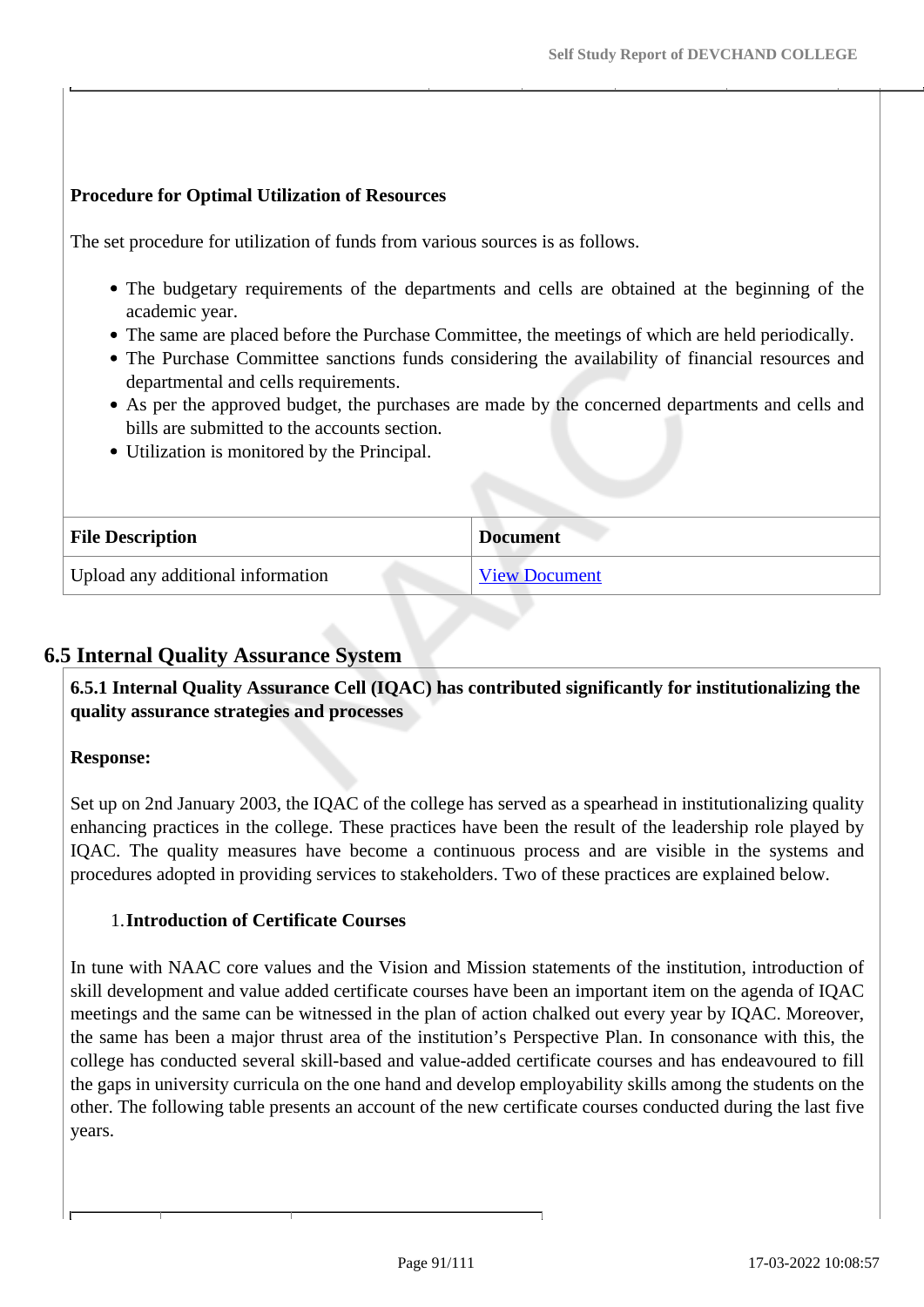**Procedure for Optimal Utilization of Resources**

The set procedure for utilization of funds from various sources is as follows.

- The budgetary requirements of the departments and cells are obtained at the beginning of the academic year.
- The same are placed before the Purchase Committee, the meetings of which are held periodically.
- The Purchase Committee sanctions funds considering the availability of financial resources and departmental and cells requirements.
- As per the approved budget, the purchases are made by the concerned departments and cells and bills are submitted to the accounts section.
- Utilization is monitored by the Principal.

| File Description | Document |
|---|---|
| Upload any additional information | View Document |

## 6.5 Internal Quality Assurance System

**6.5.1 Internal Quality Assurance Cell (IQAC) has contributed significantly for institutionalizing the quality assurance strategies and processes**

**Response:**

Set up on 2nd January 2003, the IQAC of the college has served as a spearhead in institutionalizing quality enhancing practices in the college. These practices have been the result of the leadership role played by IQAC. The quality measures have become a continuous process and are visible in the systems and procedures adopted in providing services to stakeholders. Two of these practices are explained below.

1. **Introduction of Certificate Courses**

In tune with NAAC core values and the Vision and Mission statements of the institution, introduction of skill development and value added certificate courses have been an important item on the agenda of IQAC meetings and the same can be witnessed in the plan of action chalked out every year by IQAC. Moreover, the same has been a major thrust area of the institution's Perspective Plan. In consonance with this, the college has conducted several skill-based and value-added certificate courses and has endeavoured to fill the gaps in university curricula on the one hand and develop employability skills among the students on the other. The following table presents an account of the new certificate courses conducted during the last five years.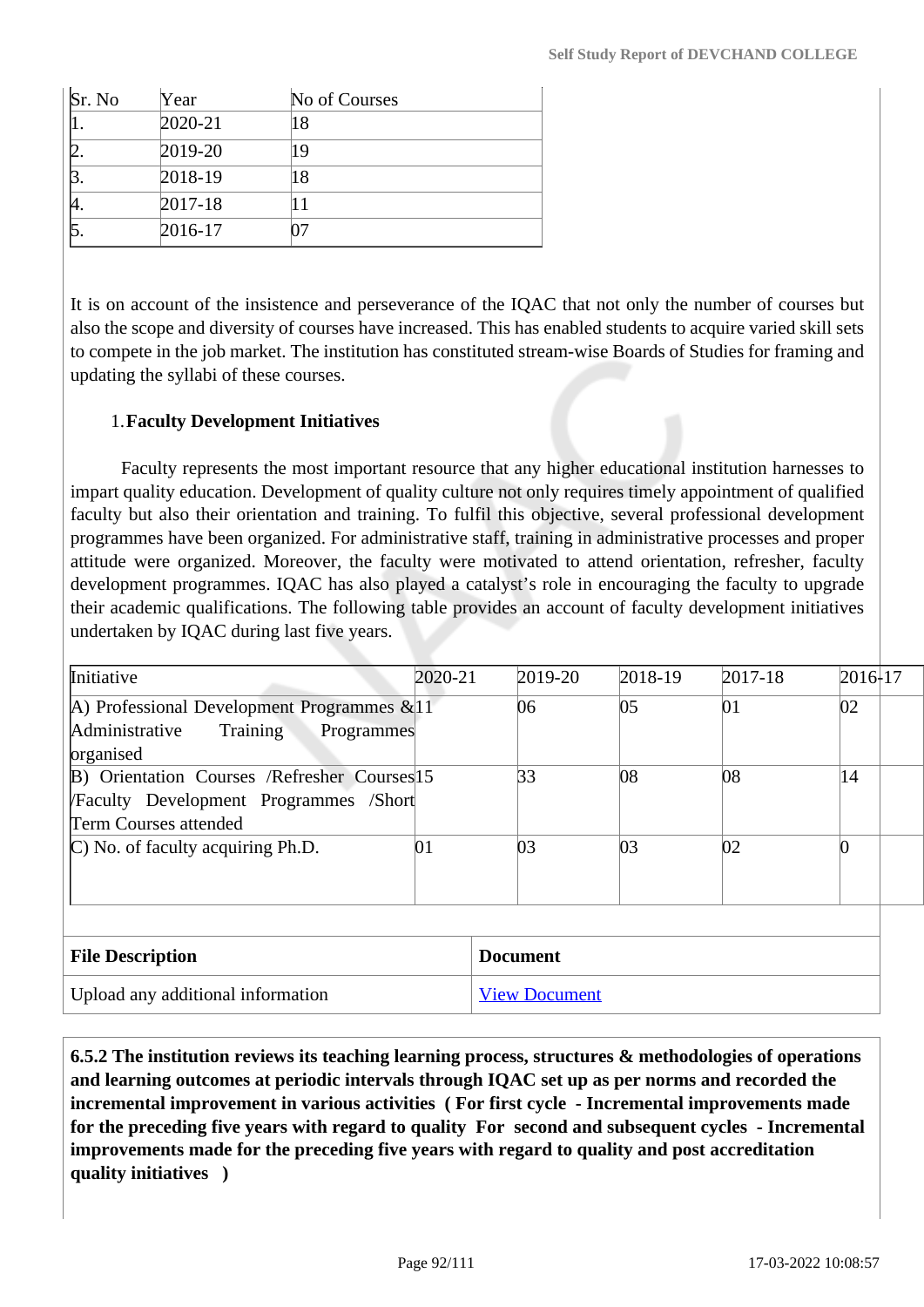| Sr. No | Year | No of Courses |
|---|---|---|
| 1. | 2020-21 | 18 |
| 2. | 2019-20 | 19 |
| 3. | 2018-19 | 18 |
| 4. | 2017-18 | 11 |
| 5. | 2016-17 | 07 |

It is on account of the insistence and perseverance of the IQAC that not only the number of courses but also the scope and diversity of courses have increased. This has enabled students to acquire varied skill sets to compete in the job market. The institution has constituted stream-wise Boards of Studies for framing and updating the syllabi of these courses.

1. **Faculty Development Initiatives**

Faculty represents the most important resource that any higher educational institution harnesses to impart quality education. Development of quality culture not only requires timely appointment of qualified faculty but also their orientation and training. To fulfil this objective, several professional development programmes have been organized. For administrative staff, training in administrative processes and proper attitude were organized. Moreover, the faculty were motivated to attend orientation, refresher, faculty development programmes. IQAC has also played a catalyst's role in encouraging the faculty to upgrade their academic qualifications. The following table provides an account of faculty development initiatives undertaken by IQAC during last five years.

| Initiative | 2020-21 | 2019-20 | 2018-19 | 2017-18 | 2016-17 |
|---|---|---|---|---|---|
| A) Professional Development Programmes & Administrative Training Programmes organised | 11 | 06 | 05 | 01 | 02 |
| B) Orientation Courses /Refresher Courses /Faculty Development Programmes /Short Term Courses attended | 15 | 33 | 08 | 08 | 14 |
| C) No. of faculty acquiring Ph.D. | 01 | 03 | 03 | 02 | 0 |

| File Description | Document |
|---|---|
| Upload any additional information | View Document |

**6.5.2 The institution reviews its teaching learning process, structures & methodologies of operations and learning outcomes at periodic intervals through IQAC set up as per norms and recorded the incremental improvement in various activities ( For first cycle - Incremental improvements made for the preceding five years with regard to quality For second and subsequent cycles - Incremental improvements made for the preceding five years with regard to quality and post accreditation quality initiatives )**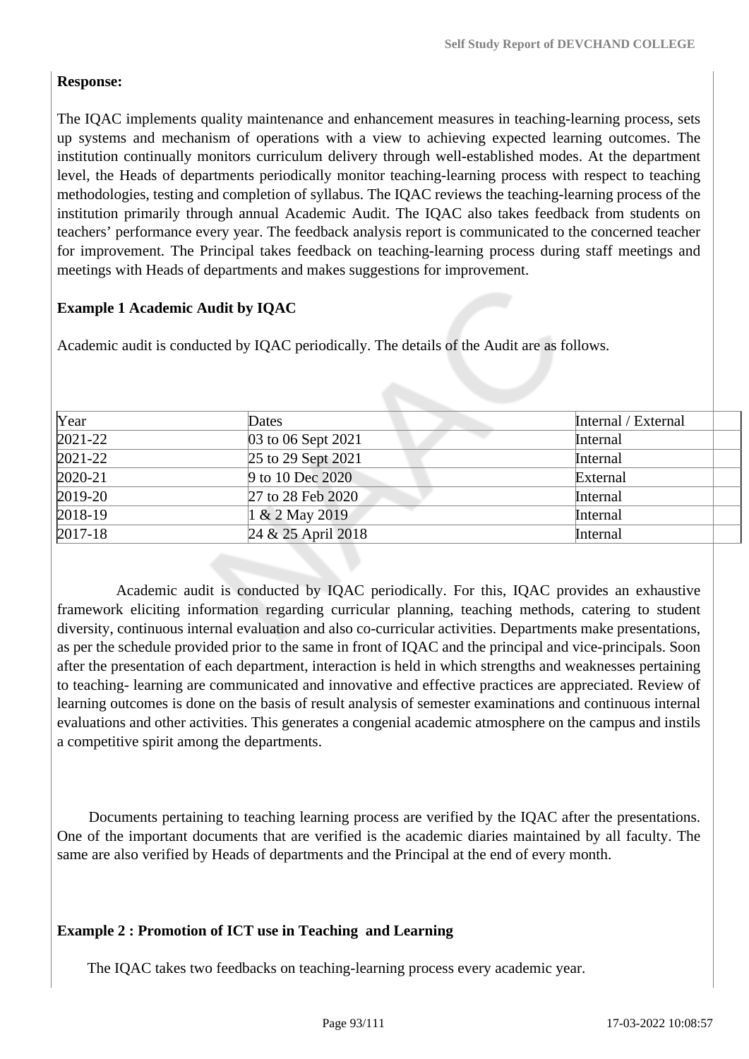**Response:**

The IQAC implements quality maintenance and enhancement measures in teaching-learning process, sets up systems and mechanism of operations with a view to achieving expected learning outcomes. The institution continually monitors curriculum delivery through well-established modes. At the department level, the Heads of departments periodically monitor teaching-learning process with respect to teaching methodologies, testing and completion of syllabus. The IQAC reviews the teaching-learning process of the institution primarily through annual Academic Audit. The IQAC also takes feedback from students on teachers' performance every year. The feedback analysis report is communicated to the concerned teacher for improvement. The Principal takes feedback on teaching-learning process during staff meetings and meetings with Heads of departments and makes suggestions for improvement.

**Example 1 Academic Audit by IQAC**

Academic audit is conducted by IQAC periodically. The details of the Audit are as follows.

| Year | Dates | Internal / External |
|---|---|---|
| 2021-22 | 03 to 06 Sept 2021 | Internal |
| 2021-22 | 25 to 29 Sept 2021 | Internal |
| 2020-21 | 9 to 10 Dec 2020 | External |
| 2019-20 | 27 to 28 Feb 2020 | Internal |
| 2018-19 | 1 & 2 May 2019 | Internal |
| 2017-18 | 24 & 25 April 2018 | Internal |

Academic audit is conducted by IQAC periodically. For this, IQAC provides an exhaustive framework eliciting information regarding curricular planning, teaching methods, catering to student diversity, continuous internal evaluation and also co-curricular activities. Departments make presentations, as per the schedule provided prior to the same in front of IQAC and the principal and vice-principals. Soon after the presentation of each department, interaction is held in which strengths and weaknesses pertaining to teaching- learning are communicated and innovative and effective practices are appreciated. Review of learning outcomes is done on the basis of result analysis of semester examinations and continuous internal evaluations and other activities. This generates a congenial academic atmosphere on the campus and instils a competitive spirit among the departments.

Documents pertaining to teaching learning process are verified by the IQAC after the presentations. One of the important documents that are verified is the academic diaries maintained by all faculty. The same are also verified by Heads of departments and the Principal at the end of every month.

**Example 2 : Promotion of ICT use in Teaching and Learning**

The IQAC takes two feedbacks on teaching-learning process every academic year.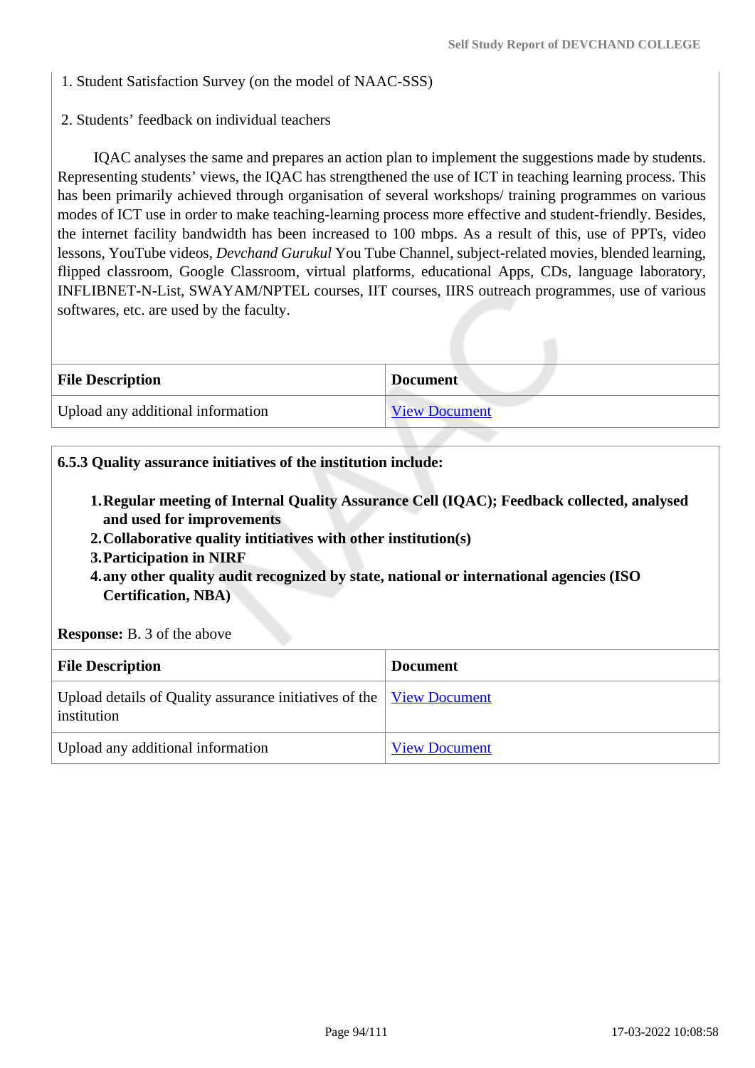1. Student Satisfaction Survey (on the model of NAAC-SSS)

2. Students' feedback on individual teachers

IQAC analyses the same and prepares an action plan to implement the suggestions made by students. Representing students' views, the IQAC has strengthened the use of ICT in teaching learning process. This has been primarily achieved through organisation of several workshops/ training programmes on various modes of ICT use in order to make teaching-learning process more effective and student-friendly. Besides, the internet facility bandwidth has been increased to 100 mbps. As a result of this, use of PPTs, video lessons, YouTube videos, *Devchand Gurukul* You Tube Channel, subject-related movies, blended learning, flipped classroom, Google Classroom, virtual platforms, educational Apps, CDs, language laboratory, INFLIBNET-N-List, SWAYAM/NPTEL courses, IIT courses, IIRS outreach programmes, use of various softwares, etc. are used by the faculty.

| File Description | Document |
|---|---|
| Upload any additional information | View Document |

**6.5.3 Quality assurance initiatives of the institution include:**

1. **Regular meeting of Internal Quality Assurance Cell (IQAC); Feedback collected, analysed and used for improvements**
2. **Collaborative quality intitiatives with other institution(s)**
3. **Participation in NIRF**
4. **any other quality audit recognized by state, national or international agencies (ISO Certification, NBA)**

**Response:** B. 3 of the above

| File Description | Document |
|---|---|
| Upload details of Quality assurance initiatives of the institution | View Document |
| Upload any additional information | View Document |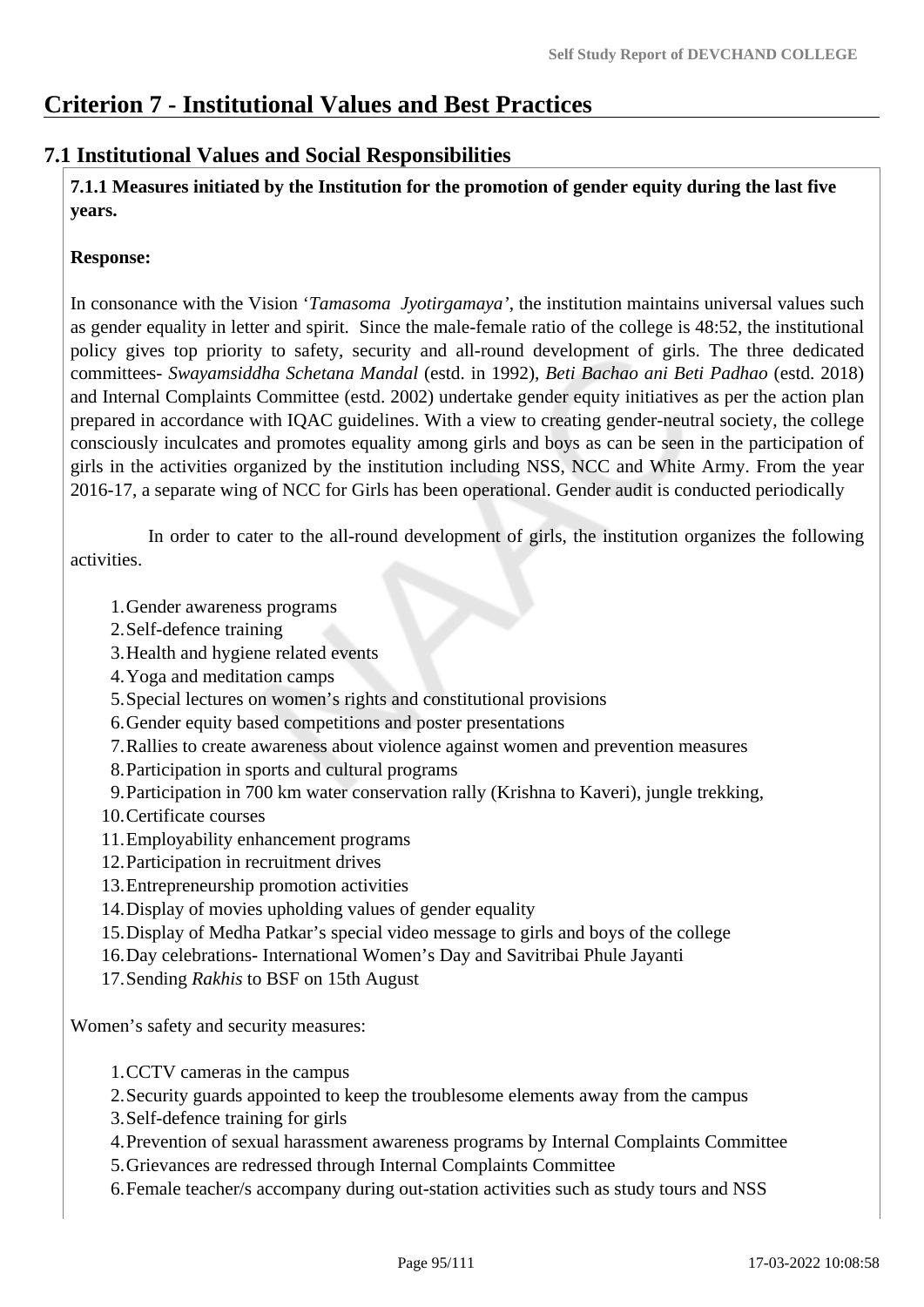# Criterion 7 - Institutional Values and Best Practices

## 7.1 Institutional Values and Social Responsibilities

**7.1.1 Measures initiated by the Institution for the promotion of gender equity during the last five years.**

**Response:**

In consonance with the Vision '*Tamasoma Jyotirgamaya'*, the institution maintains universal values such as gender equality in letter and spirit. Since the male-female ratio of the college is 48:52, the institutional policy gives top priority to safety, security and all-round development of girls. The three dedicated committees- *Swayamsiddha Schetana Mandal* (estd. in 1992), *Beti Bachao ani Beti Padhao* (estd. 2018) and Internal Complaints Committee (estd. 2002) undertake gender equity initiatives as per the action plan prepared in accordance with IQAC guidelines. With a view to creating gender-neutral society, the college consciously inculcates and promotes equality among girls and boys as can be seen in the participation of girls in the activities organized by the institution including NSS, NCC and White Army. From the year 2016-17, a separate wing of NCC for Girls has been operational. Gender audit is conducted periodically

In order to cater to the all-round development of girls, the institution organizes the following activities.

1. Gender awareness programs
2. Self-defence training
3. Health and hygiene related events
4. Yoga and meditation camps
5. Special lectures on women's rights and constitutional provisions
6. Gender equity based competitions and poster presentations
7. Rallies to create awareness about violence against women and prevention measures
8. Participation in sports and cultural programs
9. Participation in 700 km water conservation rally (Krishna to Kaveri), jungle trekking,
10. Certificate courses
11. Employability enhancement programs
12. Participation in recruitment drives
13. Entrepreneurship promotion activities
14. Display of movies upholding values of gender equality
15. Display of Medha Patkar's special video message to girls and boys of the college
16. Day celebrations- International Women's Day and Savitribai Phule Jayanti
17. Sending *Rakhis* to BSF on 15th August

Women's safety and security measures:

1. CCTV cameras in the campus
2. Security guards appointed to keep the troublesome elements away from the campus
3. Self-defence training for girls
4. Prevention of sexual harassment awareness programs by Internal Complaints Committee
5. Grievances are redressed through Internal Complaints Committee
6. Female teacher/s accompany during out-station activities such as study tours and NSS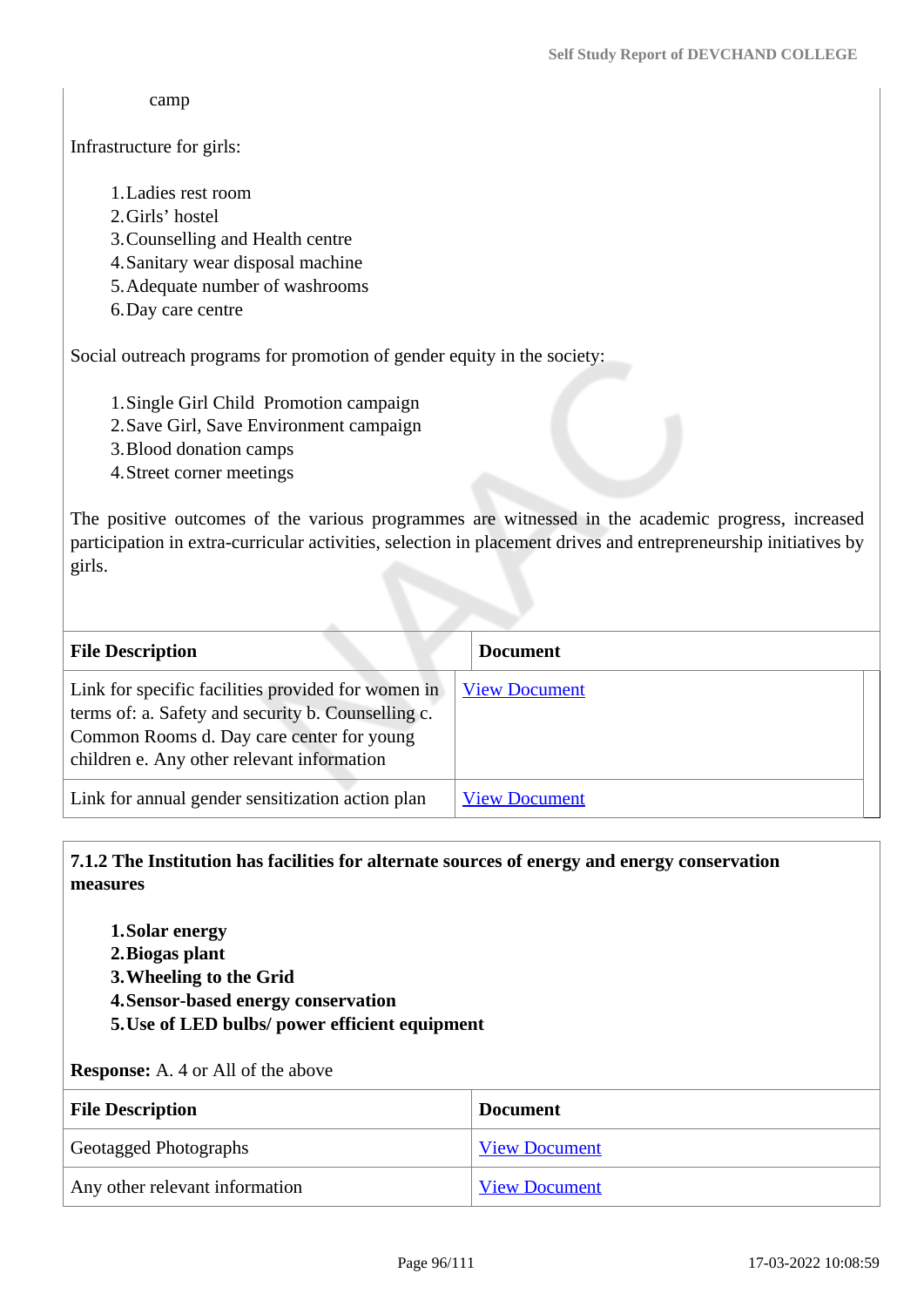camp

Infrastructure for girls:

1. Ladies rest room
2. Girls' hostel
3. Counselling and Health centre
4. Sanitary wear disposal machine
5. Adequate number of washrooms
6. Day care centre

Social outreach programs for promotion of gender equity in the society:

1. Single Girl Child  Promotion campaign
2. Save Girl, Save Environment campaign
3. Blood donation camps
4. Street corner meetings

The positive outcomes of the various programmes are witnessed in the academic progress, increased participation in extra-curricular activities, selection in placement drives and entrepreneurship initiatives by girls.

| File Description | Document |
|---|---|
| Link for specific facilities provided for women in terms of: a. Safety and security b. Counselling c. Common Rooms d. Day care center for young children e. Any other relevant information | View Document |
| Link for annual gender sensitization action plan | View Document |

**7.1.2 The Institution has facilities for alternate sources of energy and energy conservation measures**

1. **Solar energy**
2. **Biogas plant**
3. **Wheeling to the Grid**
4. **Sensor-based energy conservation**
5. **Use of LED bulbs/ power efficient equipment**

**Response:** A. 4 or All of the above

| File Description | Document |
|---|---|
| Geotagged Photographs | View Document |
| Any other relevant information | View Document |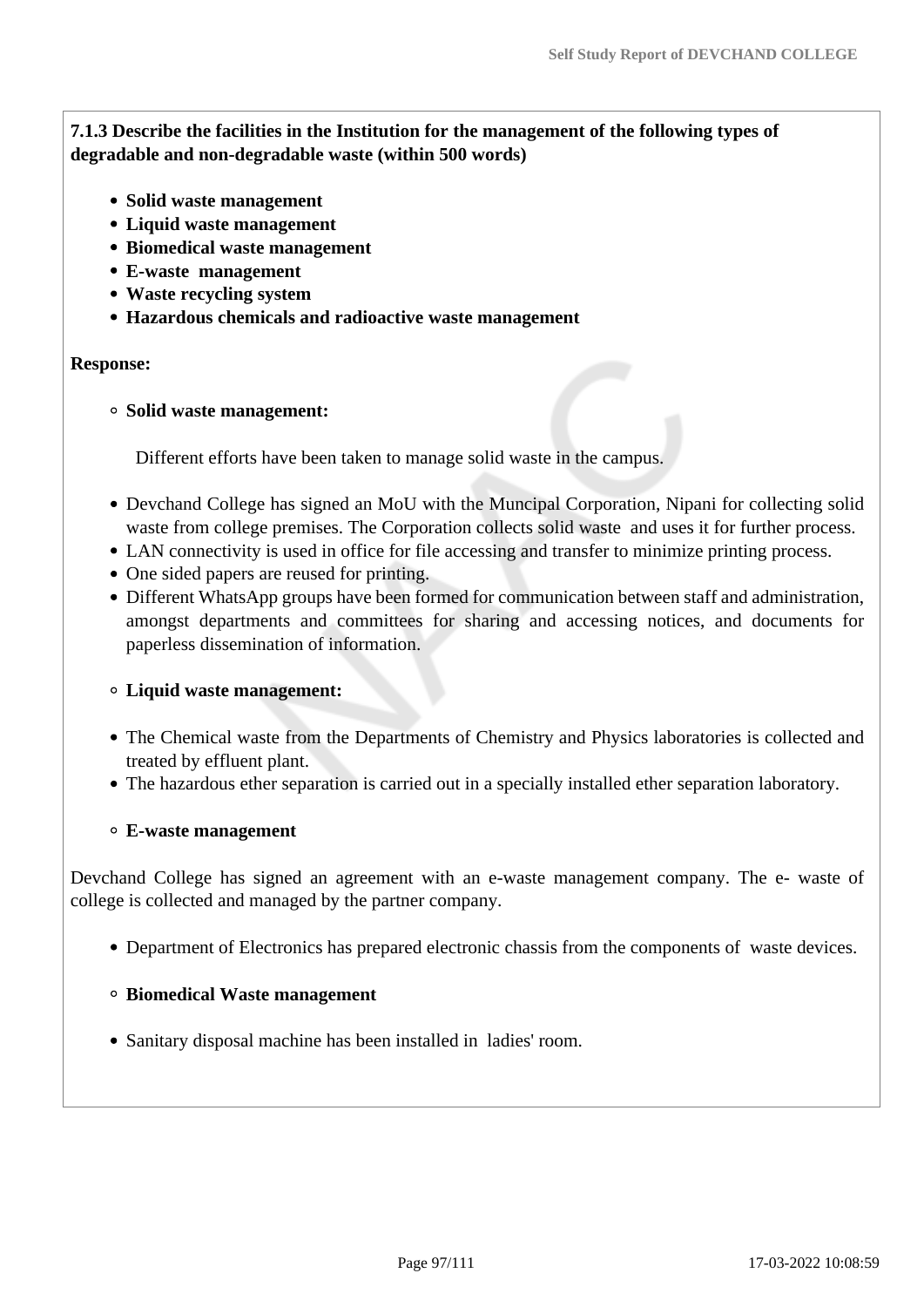**7.1.3 Describe the facilities in the Institution for the management of the following types of degradable and non-degradable waste (within 500 words)**

- **Solid waste management**
- **Liquid waste management**
- **Biomedical waste management**
- **E-waste management**
- **Waste recycling system**
- **Hazardous chemicals and radioactive waste management**

**Response:**

- **Solid waste management:**

Different efforts have been taken to manage solid waste in the campus.

- Devchand College has signed an MoU with the Muncipal Corporation, Nipani for collecting solid waste from college premises. The Corporation collects solid waste and uses it for further process.
- LAN connectivity is used in office for file accessing and transfer to minimize printing process.
- One sided papers are reused for printing.
- Different WhatsApp groups have been formed for communication between staff and administration, amongst departments and committees for sharing and accessing notices, and documents for paperless dissemination of information.

- **Liquid waste management:**

- The Chemical waste from the Departments of Chemistry and Physics laboratories is collected and treated by effluent plant.
- The hazardous ether separation is carried out in a specially installed ether separation laboratory.

- **E-waste management**

Devchand College has signed an agreement with an e-waste management company. The e- waste of college is collected and managed by the partner company.

- Department of Electronics has prepared electronic chassis from the components of waste devices.

- **Biomedical Waste management**

- Sanitary disposal machine has been installed in ladies' room.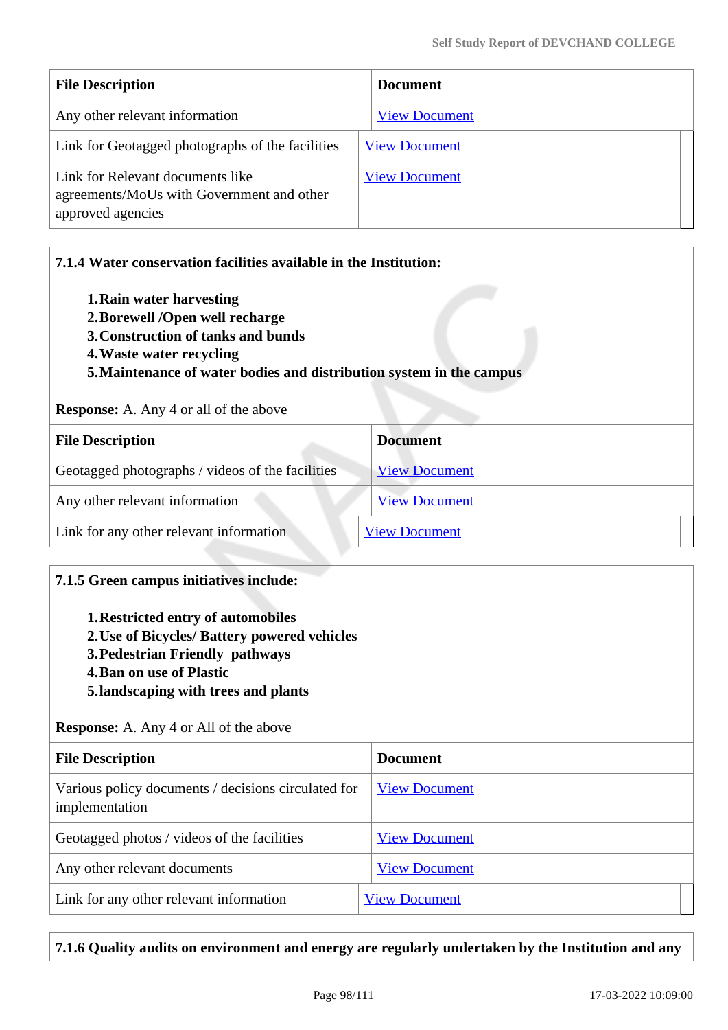| File Description | Document |
|---|---|
| Any other relevant information | View Document |
| Link for Geotagged photographs of the facilities | View Document |
| Link for Relevant documents like agreements/MoUs with Government and other approved agencies | View Document |

**7.1.4 Water conservation facilities available in the Institution:**

1. **Rain water harvesting**
2. **Borewell /Open well recharge**
3. **Construction of tanks and bunds**
4. **Waste water recycling**
5. **Maintenance of water bodies and distribution system in the campus**

**Response:** A. Any 4 or all of the above

| File Description | Document |
|---|---|
| Geotagged photographs / videos of the facilities | View Document |
| Any other relevant information | View Document |
| Link for any other relevant information | View Document |

**7.1.5 Green campus initiatives include:**

1. **Restricted entry of automobiles**
2. **Use of Bicycles/ Battery powered vehicles**
3. **Pedestrian Friendly pathways**
4. **Ban on use of Plastic**
5. **landscaping with trees and plants**

**Response:** A. Any 4 or All of the above

| File Description | Document |
|---|---|
| Various policy documents / decisions circulated for implementation | View Document |
| Geotagged photos / videos of the facilities | View Document |
| Any other relevant documents | View Document |
| Link for any other relevant information | View Document |

**7.1.6 Quality audits on environment and energy are regularly undertaken by the Institution and any**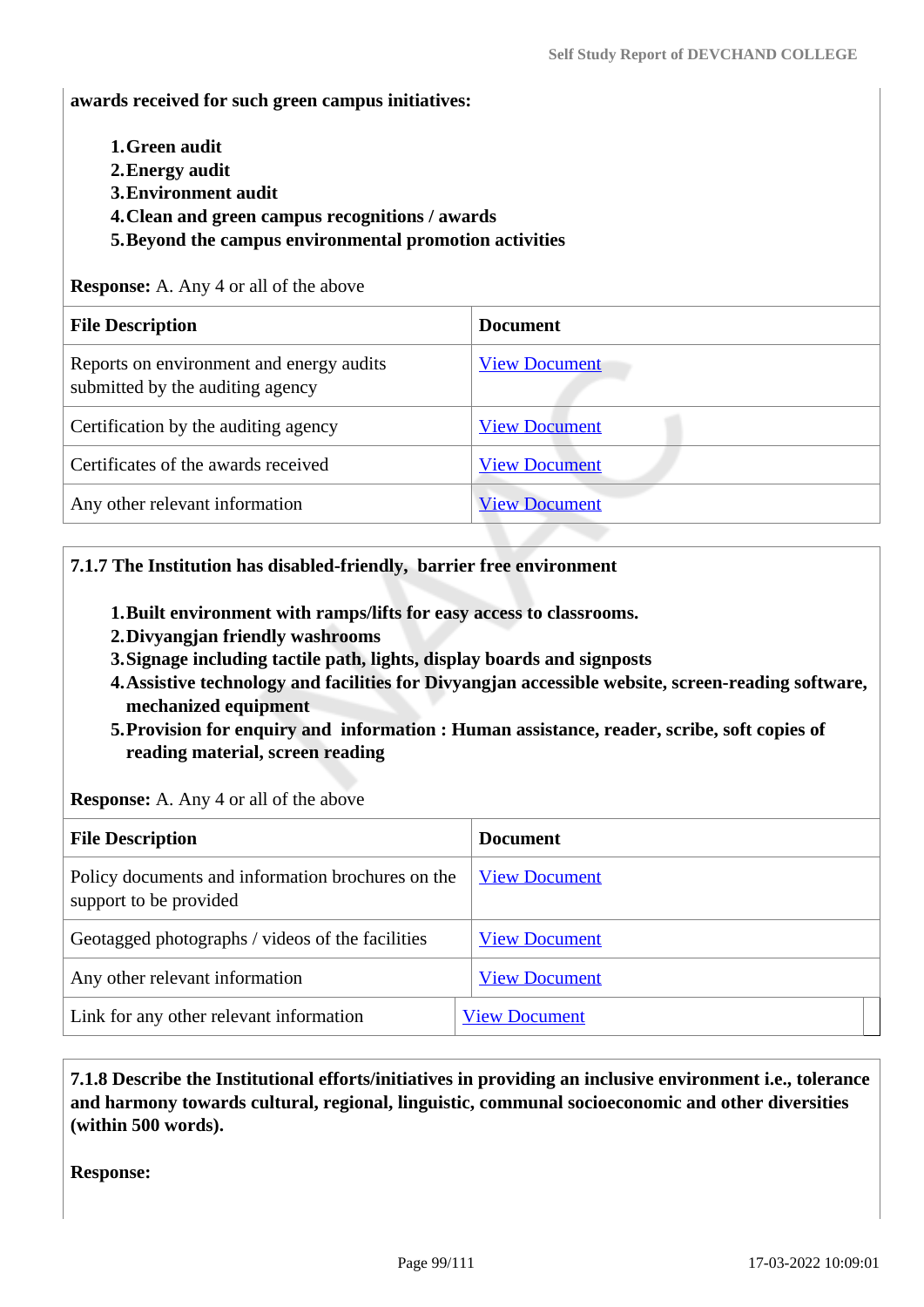**awards received for such green campus initiatives:**

1. **Green audit**
2. **Energy audit**
3. **Environment audit**
4. **Clean and green campus recognitions / awards**
5. **Beyond the campus environmental promotion activities**

**Response:** A. Any 4 or all of the above

| File Description | Document |
|---|---|
| Reports on environment and energy audits submitted by the auditing agency | View Document |
| Certification by the auditing agency | View Document |
| Certificates of the awards received | View Document |
| Any other relevant information | View Document |

**7.1.7 The Institution has disabled-friendly, barrier free environment**

1. **Built environment with ramps/lifts for easy access to classrooms.**
2. **Divyangjan friendly washrooms**
3. **Signage including tactile path, lights, display boards and signposts**
4. **Assistive technology and facilities for Divyangjan accessible website, screen-reading software, mechanized equipment**
5. **Provision for enquiry and information : Human assistance, reader, scribe, soft copies of reading material, screen reading**

**Response:** A. Any 4 or all of the above

| File Description | Document |
|---|---|
| Policy documents and information brochures on the support to be provided | View Document |
| Geotagged photographs / videos of the facilities | View Document |
| Any other relevant information | View Document |
| Link for any other relevant information | View Document |

**7.1.8 Describe the Institutional efforts/initiatives in providing an inclusive environment i.e., tolerance and harmony towards cultural, regional, linguistic, communal socioeconomic and other diversities (within 500 words).**

**Response:**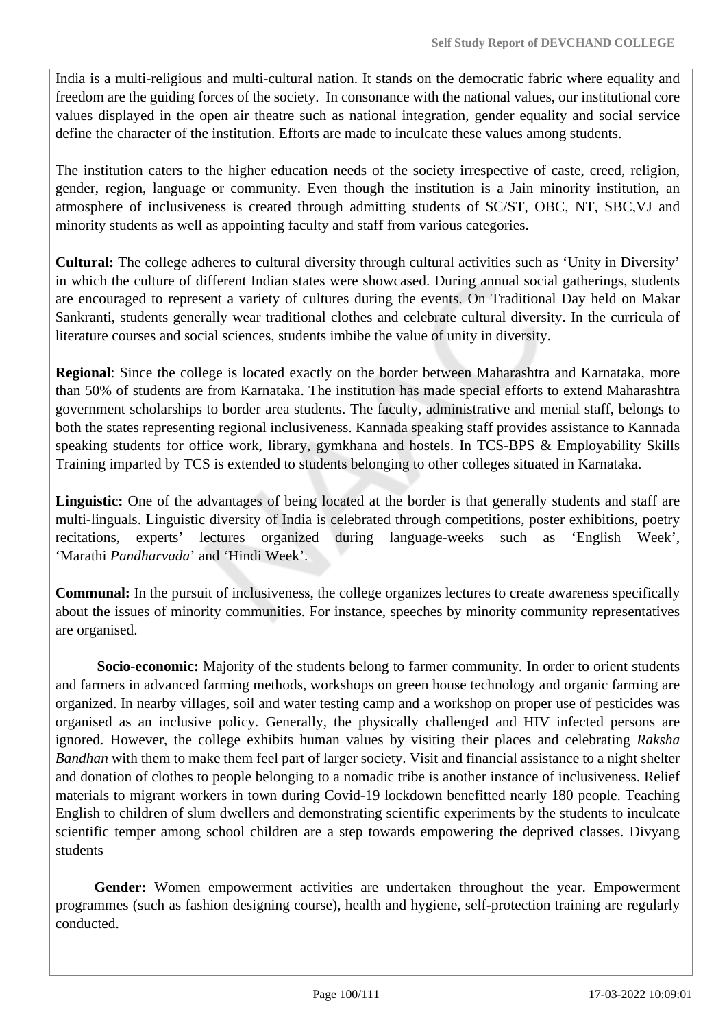India is a multi-religious and multi-cultural nation. It stands on the democratic fabric where equality and freedom are the guiding forces of the society. In consonance with the national values, our institutional core values displayed in the open air theatre such as national integration, gender equality and social service define the character of the institution. Efforts are made to inculcate these values among students.

The institution caters to the higher education needs of the society irrespective of caste, creed, religion, gender, region, language or community. Even though the institution is a Jain minority institution, an atmosphere of inclusiveness is created through admitting students of SC/ST, OBC, NT, SBC,VJ and minority students as well as appointing faculty and staff from various categories.

**Cultural:** The college adheres to cultural diversity through cultural activities such as 'Unity in Diversity' in which the culture of different Indian states were showcased. During annual social gatherings, students are encouraged to represent a variety of cultures during the events. On Traditional Day held on Makar Sankranti, students generally wear traditional clothes and celebrate cultural diversity. In the curricula of literature courses and social sciences, students imbibe the value of unity in diversity.

**Regional**: Since the college is located exactly on the border between Maharashtra and Karnataka, more than 50% of students are from Karnataka. The institution has made special efforts to extend Maharashtra government scholarships to border area students. The faculty, administrative and menial staff, belongs to both the states representing regional inclusiveness. Kannada speaking staff provides assistance to Kannada speaking students for office work, library, gymkhana and hostels. In TCS-BPS & Employability Skills Training imparted by TCS is extended to students belonging to other colleges situated in Karnataka.

**Linguistic:** One of the advantages of being located at the border is that generally students and staff are multi-linguals. Linguistic diversity of India is celebrated through competitions, poster exhibitions, poetry recitations, experts' lectures organized during language-weeks such as 'English Week', 'Marathi *Pandharvada*' and 'Hindi Week'.

**Communal:** In the pursuit of inclusiveness, the college organizes lectures to create awareness specifically about the issues of minority communities. For instance, speeches by minority community representatives are organised.

**Socio-economic:** Majority of the students belong to farmer community. In order to orient students and farmers in advanced farming methods, workshops on green house technology and organic farming are organized. In nearby villages, soil and water testing camp and a workshop on proper use of pesticides was organised as an inclusive policy. Generally, the physically challenged and HIV infected persons are ignored. However, the college exhibits human values by visiting their places and celebrating *Raksha Bandhan* with them to make them feel part of larger society. Visit and financial assistance to a night shelter and donation of clothes to people belonging to a nomadic tribe is another instance of inclusiveness. Relief materials to migrant workers in town during Covid-19 lockdown benefitted nearly 180 people. Teaching English to children of slum dwellers and demonstrating scientific experiments by the students to inculcate scientific temper among school children are a step towards empowering the deprived classes. Divyang students

**Gender:** Women empowerment activities are undertaken throughout the year. Empowerment programmes (such as fashion designing course), health and hygiene, self-protection training are regularly conducted.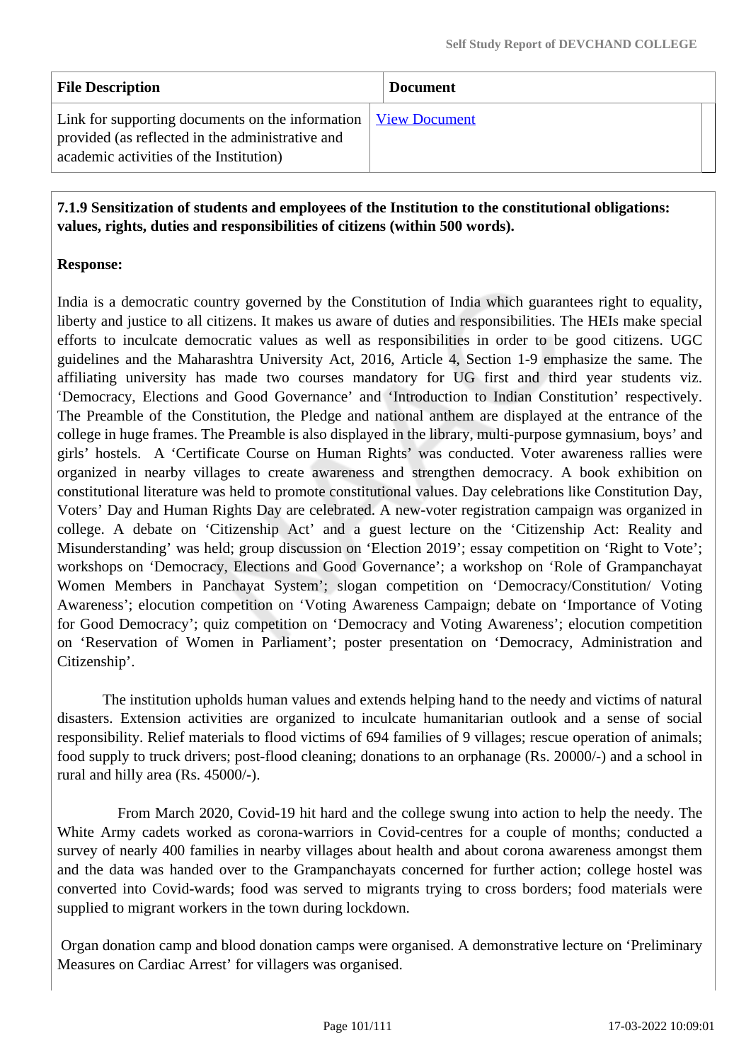| File Description | Document |
|---|---|
| Link for supporting documents on the information provided (as reflected in the administrative and academic activities of the Institution) | View Document |

**7.1.9 Sensitization of students and employees of the Institution to the constitutional obligations: values, rights, duties and responsibilities of citizens (within 500 words).**

**Response:**

India is a democratic country governed by the Constitution of India which guarantees right to equality, liberty and justice to all citizens. It makes us aware of duties and responsibilities. The HEIs make special efforts to inculcate democratic values as well as responsibilities in order to be good citizens. UGC guidelines and the Maharashtra University Act, 2016, Article 4, Section 1-9 emphasize the same. The affiliating university has made two courses mandatory for UG first and third year students viz. 'Democracy, Elections and Good Governance' and 'Introduction to Indian Constitution' respectively. The Preamble of the Constitution, the Pledge and national anthem are displayed at the entrance of the college in huge frames. The Preamble is also displayed in the library, multi-purpose gymnasium, boys' and girls' hostels. A 'Certificate Course on Human Rights' was conducted. Voter awareness rallies were organized in nearby villages to create awareness and strengthen democracy. A book exhibition on constitutional literature was held to promote constitutional values. Day celebrations like Constitution Day, Voters' Day and Human Rights Day are celebrated. A new-voter registration campaign was organized in college. A debate on 'Citizenship Act' and a guest lecture on the 'Citizenship Act: Reality and Misunderstanding' was held; group discussion on 'Election 2019'; essay competition on 'Right to Vote'; workshops on 'Democracy, Elections and Good Governance'; a workshop on 'Role of Grampanchayat Women Members in Panchayat System'; slogan competition on 'Democracy/Constitution/ Voting Awareness'; elocution competition on 'Voting Awareness Campaign; debate on 'Importance of Voting for Good Democracy'; quiz competition on 'Democracy and Voting Awareness'; elocution competition on 'Reservation of Women in Parliament'; poster presentation on 'Democracy, Administration and Citizenship'.

The institution upholds human values and extends helping hand to the needy and victims of natural disasters. Extension activities are organized to inculcate humanitarian outlook and a sense of social responsibility. Relief materials to flood victims of 694 families of 9 villages; rescue operation of animals; food supply to truck drivers; post-flood cleaning; donations to an orphanage (Rs. 20000/-) and a school in rural and hilly area (Rs. 45000/-).

From March 2020, Covid-19 hit hard and the college swung into action to help the needy. The White Army cadets worked as corona-warriors in Covid-centres for a couple of months; conducted a survey of nearly 400 families in nearby villages about health and about corona awareness amongst them and the data was handed over to the Grampanchayats concerned for further action; college hostel was converted into Covid-wards; food was served to migrants trying to cross borders; food materials were supplied to migrant workers in the town during lockdown.

Organ donation camp and blood donation camps were organised. A demonstrative lecture on 'Preliminary Measures on Cardiac Arrest' for villagers was organised.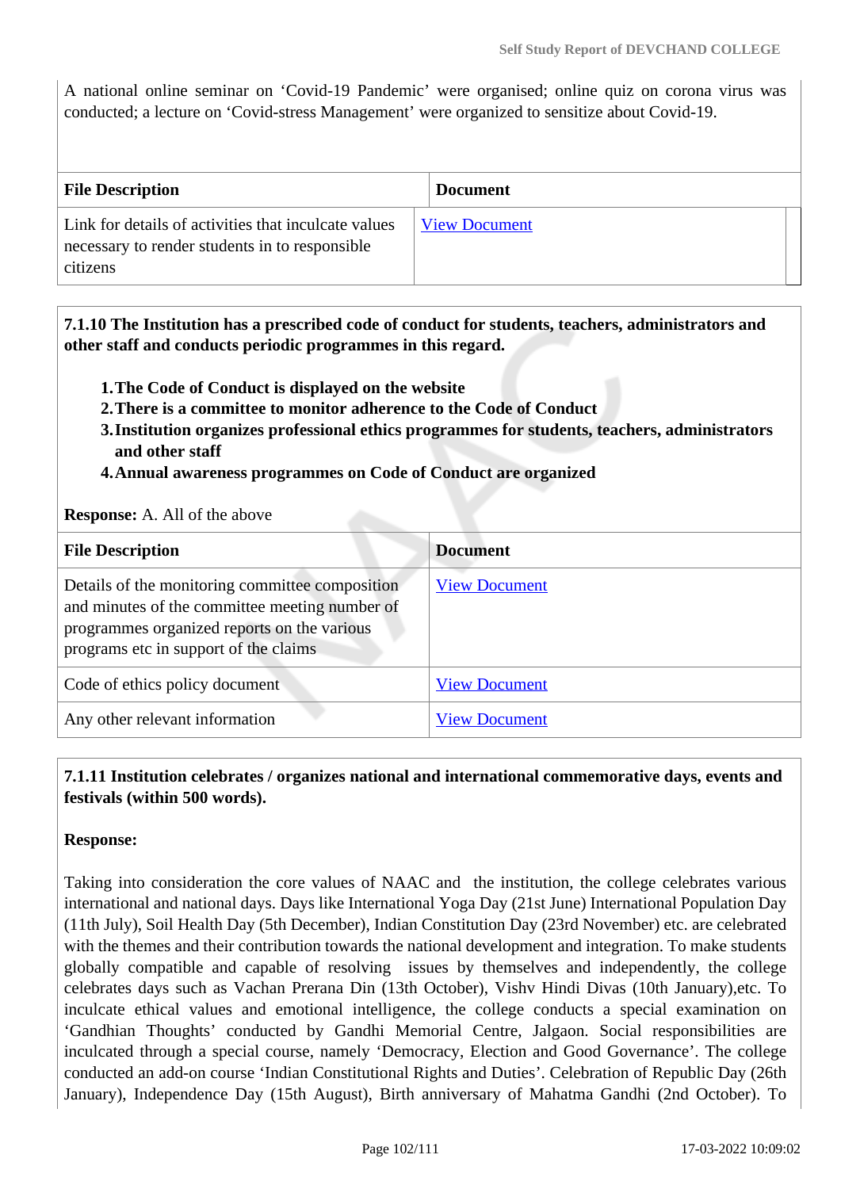A national online seminar on 'Covid-19 Pandemic' were organised; online quiz on corona virus was conducted; a lecture on 'Covid-stress Management' were organized to sensitize about Covid-19.

| File Description | Document |
|---|---|
| Link for details of activities that inculcate values necessary to render students in to responsible citizens | View Document |

**7.1.10 The Institution has a prescribed code of conduct for students, teachers, administrators and other staff and conducts periodic programmes in this regard.**

1. **The Code of Conduct is displayed on the website**
2. **There is a committee to monitor adherence to the Code of Conduct**
3. **Institution organizes professional ethics programmes for students, teachers, administrators and other staff**
4. **Annual awareness programmes on Code of Conduct are organized**

**Response:** A. All of the above

| File Description | Document |
|---|---|
| Details of the monitoring committee composition and minutes of the committee meeting number of programmes organized reports on the various programs etc in support of the claims | View Document |
| Code of ethics policy document | View Document |
| Any other relevant information | View Document |

**7.1.11 Institution celebrates / organizes national and international commemorative days, events and festivals (within 500 words).**

**Response:**

Taking into consideration the core values of NAAC and the institution, the college celebrates various international and national days. Days like International Yoga Day (21st June) International Population Day (11th July), Soil Health Day (5th December), Indian Constitution Day (23rd November) etc. are celebrated with the themes and their contribution towards the national development and integration. To make students globally compatible and capable of resolving issues by themselves and independently, the college celebrates days such as Vachan Prerana Din (13th October), Vishv Hindi Divas (10th January),etc. To inculcate ethical values and emotional intelligence, the college conducts a special examination on 'Gandhian Thoughts' conducted by Gandhi Memorial Centre, Jalgaon. Social responsibilities are inculcated through a special course, namely 'Democracy, Election and Good Governance'. The college conducted an add-on course 'Indian Constitutional Rights and Duties'. Celebration of Republic Day (26th January), Independence Day (15th August), Birth anniversary of Mahatma Gandhi (2nd October). To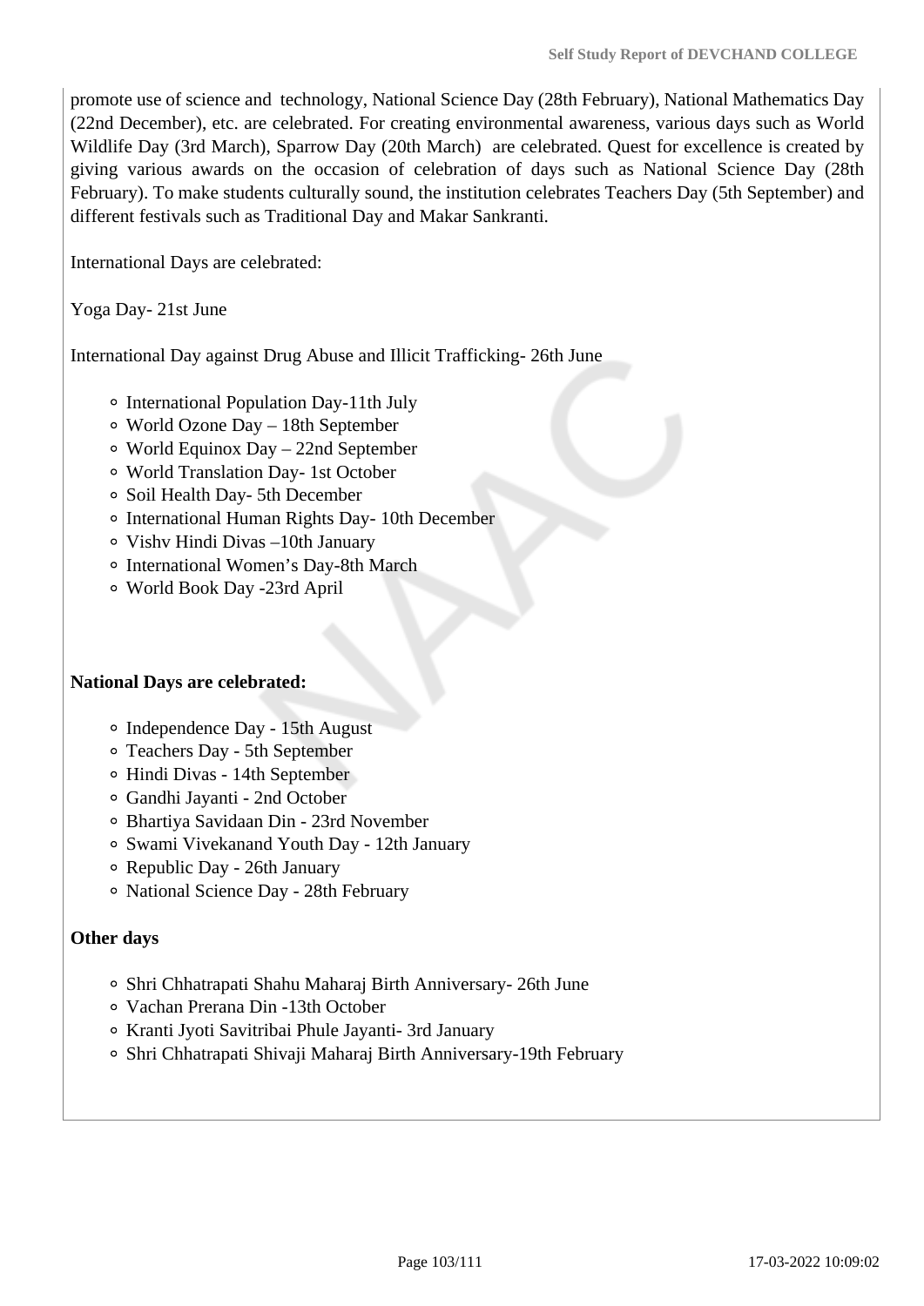promote use of science and technology, National Science Day (28th February), National Mathematics Day (22nd December), etc. are celebrated. For creating environmental awareness, various days such as World Wildlife Day (3rd March), Sparrow Day (20th March) are celebrated. Quest for excellence is created by giving various awards on the occasion of celebration of days such as National Science Day (28th February). To make students culturally sound, the institution celebrates Teachers Day (5th September) and different festivals such as Traditional Day and Makar Sankranti.

International Days are celebrated:

Yoga Day- 21st June

International Day against Drug Abuse and Illicit Trafficking- 26th June

- International Population Day-11th July
- World Ozone Day – 18th September
- World Equinox Day – 22nd September
- World Translation Day- 1st October
- Soil Health Day- 5th December
- International Human Rights Day- 10th December
- Vishv Hindi Divas –10th January
- International Women's Day-8th March
- World Book Day -23rd April

**National Days are celebrated:**

- Independence Day - 15th August
- Teachers Day - 5th September
- Hindi Divas - 14th September
- Gandhi Jayanti - 2nd October
- Bhartiya Savidaan Din - 23rd November
- Swami Vivekanand Youth Day - 12th January
- Republic Day - 26th January
- National Science Day - 28th February

**Other days**

- Shri Chhatrapati Shahu Maharaj Birth Anniversary- 26th June
- Vachan Prerana Din -13th October
- Kranti Jyoti Savitribai Phule Jayanti- 3rd January
- Shri Chhatrapati Shivaji Maharaj Birth Anniversary-19th February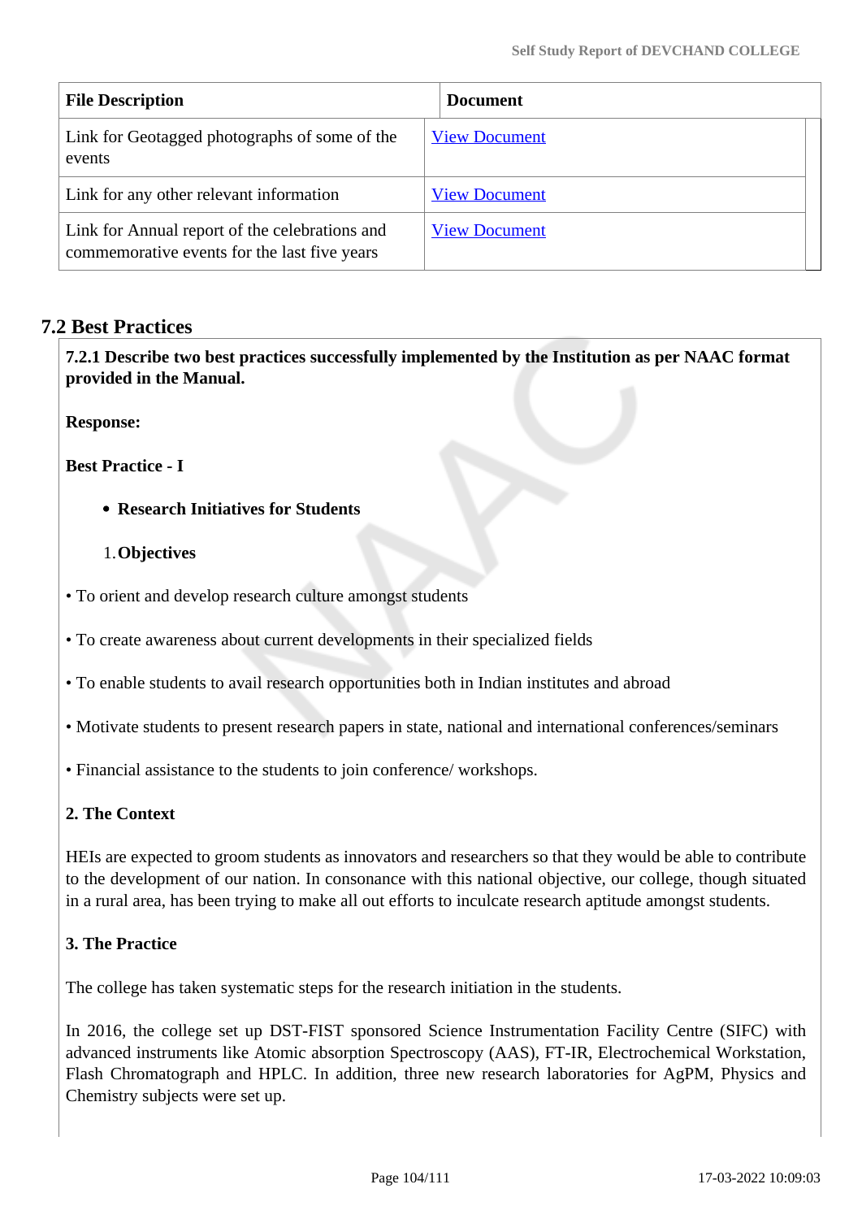| File Description | Document |
|---|---|
| Link for Geotagged photographs of some of the events | View Document |
| Link for any other relevant information | View Document |
| Link for Annual report of the celebrations and commemorative events for the last five years | View Document |

## 7.2 Best Practices

**7.2.1 Describe two best practices successfully implemented by the Institution as per NAAC format provided in the Manual.**

**Response:**

**Best Practice - I**

- **Research Initiatives for Students**

1. **Objectives**

• To orient and develop research culture amongst students

• To create awareness about current developments in their specialized fields

• To enable students to avail research opportunities both in Indian institutes and abroad

• Motivate students to present research papers in state, national and international conferences/seminars

• Financial assistance to the students to join conference/ workshops.

**2. The Context**

HEIs are expected to groom students as innovators and researchers so that they would be able to contribute to the development of our nation. In consonance with this national objective, our college, though situated in a rural area, has been trying to make all out efforts to inculcate research aptitude amongst students.

**3. The Practice**

The college has taken systematic steps for the research initiation in the students.

In 2016, the college set up DST-FIST sponsored Science Instrumentation Facility Centre (SIFC) with advanced instruments like Atomic absorption Spectroscopy (AAS), FT-IR, Electrochemical Workstation, Flash Chromatograph and HPLC. In addition, three new research laboratories for AgPM, Physics and Chemistry subjects were set up.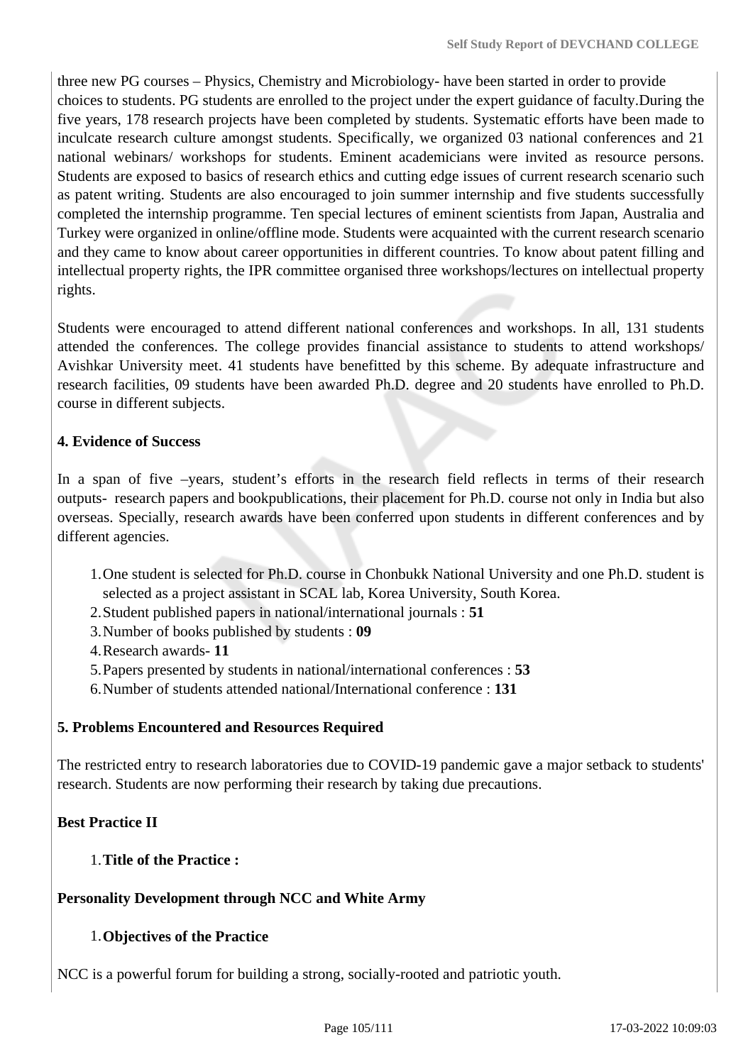three new PG courses – Physics, Chemistry and Microbiology- have been started in order to provide choices to students. PG students are enrolled to the project under the expert guidance of faculty.During the five years, 178 research projects have been completed by students. Systematic efforts have been made to inculcate research culture amongst students. Specifically, we organized 03 national conferences and 21 national webinars/ workshops for students. Eminent academicians were invited as resource persons. Students are exposed to basics of research ethics and cutting edge issues of current research scenario such as patent writing. Students are also encouraged to join summer internship and five students successfully completed the internship programme. Ten special lectures of eminent scientists from Japan, Australia and Turkey were organized in online/offline mode. Students were acquainted with the current research scenario and they came to know about career opportunities in different countries. To know about patent filling and intellectual property rights, the IPR committee organised three workshops/lectures on intellectual property rights.

Students were encouraged to attend different national conferences and workshops. In all, 131 students attended the conferences. The college provides financial assistance to students to attend workshops/ Avishkar University meet. 41 students have benefitted by this scheme. By adequate infrastructure and research facilities, 09 students have been awarded Ph.D. degree and 20 students have enrolled to Ph.D. course in different subjects.

**4. Evidence of Success**

In a span of five –years, student's efforts in the research field reflects in terms of their research outputs- research papers and bookpublications, their placement for Ph.D. course not only in India but also overseas. Specially, research awards have been conferred upon students in different conferences and by different agencies.

1. One student is selected for Ph.D. course in Chonbukk National University and one Ph.D. student is selected as a project assistant in SCAL lab, Korea University, South Korea.
2. Student published papers in national/international journals : **51**
3. Number of books published by students : **09**
4. Research awards- **11**
5. Papers presented by students in national/international conferences : **53**
6. Number of students attended national/International conference : **131**

**5. Problems Encountered and Resources Required**

The restricted entry to research laboratories due to COVID-19 pandemic gave a major setback to students' research. Students are now performing their research by taking due precautions.

**Best Practice II**

1. **Title of the Practice :**

**Personality Development through NCC and White Army**

1. **Objectives of the Practice**

NCC is a powerful forum for building a strong, socially-rooted and patriotic youth.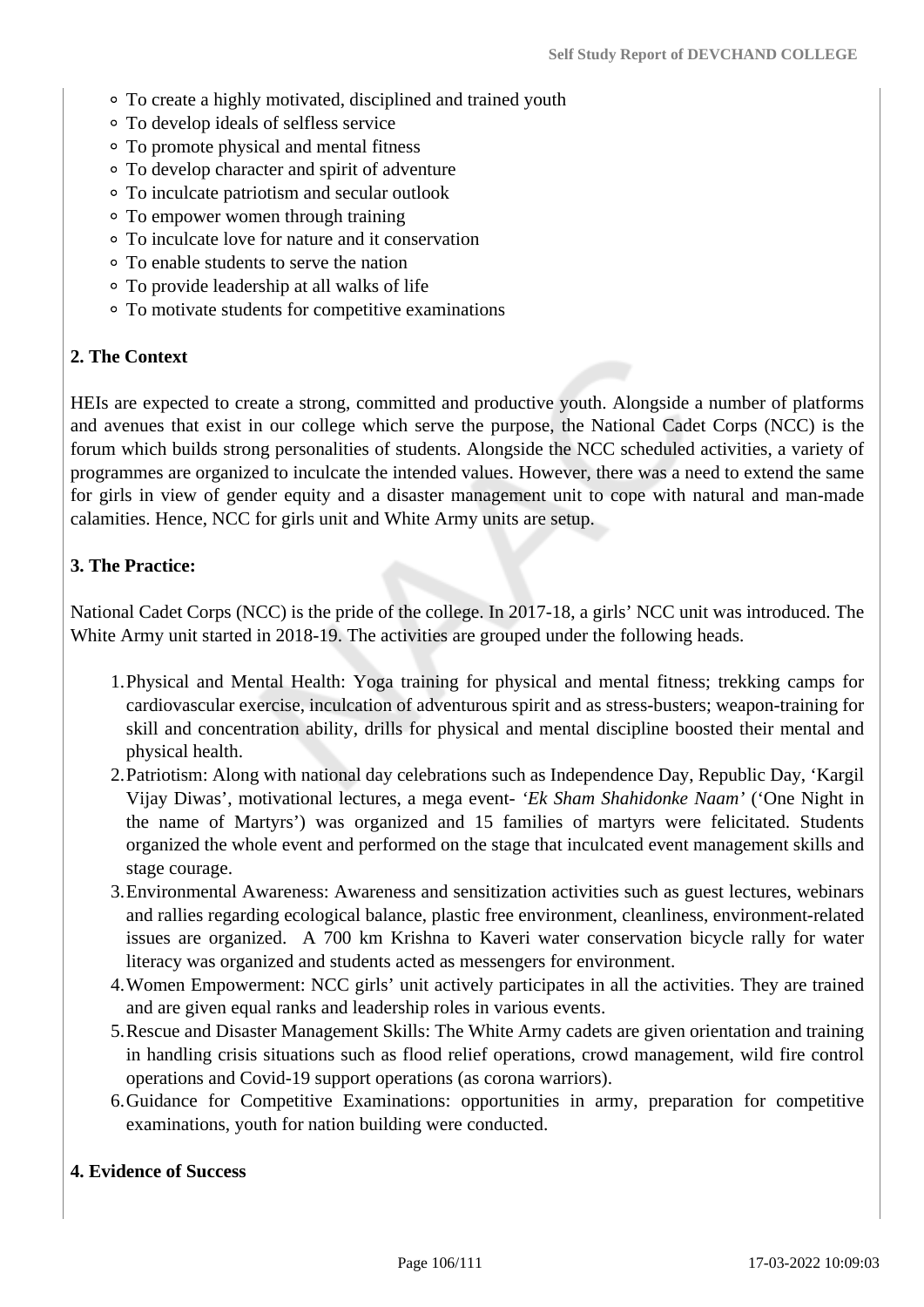- To create a highly motivated, disciplined and trained youth
- To develop ideals of selfless service
- To promote physical and mental fitness
- To develop character and spirit of adventure
- To inculcate patriotism and secular outlook
- To empower women through training
- To inculcate love for nature and it conservation
- To enable students to serve the nation
- To provide leadership at all walks of life
- To motivate students for competitive examinations

**2. The Context**

HEIs are expected to create a strong, committed and productive youth. Alongside a number of platforms and avenues that exist in our college which serve the purpose, the National Cadet Corps (NCC) is the forum which builds strong personalities of students. Alongside the NCC scheduled activities, a variety of programmes are organized to inculcate the intended values. However, there was a need to extend the same for girls in view of gender equity and a disaster management unit to cope with natural and man-made calamities. Hence, NCC for girls unit and White Army units are setup.

**3. The Practice:**

National Cadet Corps (NCC) is the pride of the college. In 2017-18, a girls' NCC unit was introduced. The White Army unit started in 2018-19. The activities are grouped under the following heads.

1. Physical and Mental Health: Yoga training for physical and mental fitness; trekking camps for cardiovascular exercise, inculcation of adventurous spirit and as stress-busters; weapon-training for skill and concentration ability, drills for physical and mental discipline boosted their mental and physical health.
2. Patriotism: Along with national day celebrations such as Independence Day, Republic Day, 'Kargil Vijay Diwas', motivational lectures, a mega event- *'Ek Sham Shahidonke Naam'* ('One Night in the name of Martyrs') was organized and 15 families of martyrs were felicitated. Students organized the whole event and performed on the stage that inculcated event management skills and stage courage.
3. Environmental Awareness: Awareness and sensitization activities such as guest lectures, webinars and rallies regarding ecological balance, plastic free environment, cleanliness, environment-related issues are organized. A 700 km Krishna to Kaveri water conservation bicycle rally for water literacy was organized and students acted as messengers for environment.
4. Women Empowerment: NCC girls' unit actively participates in all the activities. They are trained and are given equal ranks and leadership roles in various events.
5. Rescue and Disaster Management Skills: The White Army cadets are given orientation and training in handling crisis situations such as flood relief operations, crowd management, wild fire control operations and Covid-19 support operations (as corona warriors).
6. Guidance for Competitive Examinations: opportunities in army, preparation for competitive examinations, youth for nation building were conducted.

**4. Evidence of Success**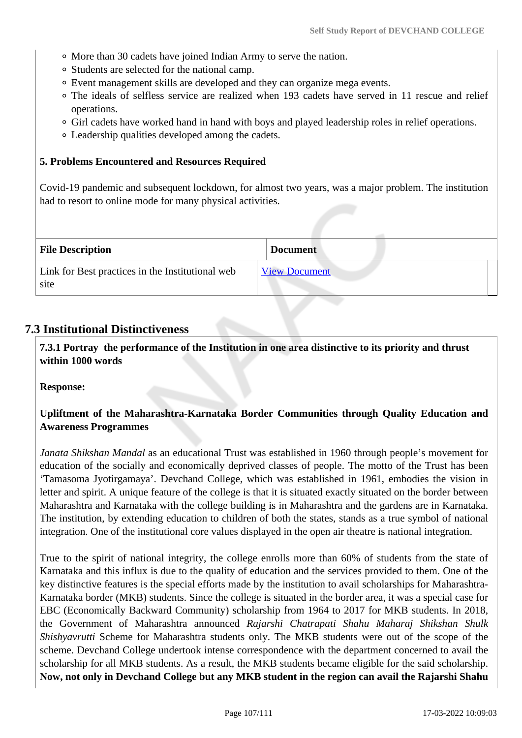- More than 30 cadets have joined Indian Army to serve the nation.
- Students are selected for the national camp.
- Event management skills are developed and they can organize mega events.
- The ideals of selfless service are realized when 193 cadets have served in 11 rescue and relief operations.
- Girl cadets have worked hand in hand with boys and played leadership roles in relief operations.
- Leadership qualities developed among the cadets.

**5. Problems Encountered and Resources Required**

Covid-19 pandemic and subsequent lockdown, for almost two years, was a major problem. The institution had to resort to online mode for many physical activities.

| File Description | Document |
|---|---|
| Link for Best practices in the Institutional web site | View Document |

## 7.3 Institutional Distinctiveness

**7.3.1 Portray the performance of the Institution in one area distinctive to its priority and thrust within 1000 words**

**Response:**

**Upliftment of the Maharashtra-Karnataka Border Communities through Quality Education and Awareness Programmes**

*Janata Shikshan Mandal* as an educational Trust was established in 1960 through people's movement for education of the socially and economically deprived classes of people. The motto of the Trust has been 'Tamasoma Jyotirgamaya'. Devchand College, which was established in 1961, embodies the vision in letter and spirit. A unique feature of the college is that it is situated exactly situated on the border between Maharashtra and Karnataka with the college building is in Maharashtra and the gardens are in Karnataka. The institution, by extending education to children of both the states, stands as a true symbol of national integration. One of the institutional core values displayed in the open air theatre is national integration.

True to the spirit of national integrity, the college enrolls more than 60% of students from the state of Karnataka and this influx is due to the quality of education and the services provided to them. One of the key distinctive features is the special efforts made by the institution to avail scholarships for Maharashtra-Karnataka border (MKB) students. Since the college is situated in the border area, it was a special case for EBC (Economically Backward Community) scholarship from 1964 to 2017 for MKB students. In 2018, the Government of Maharashtra announced *Rajarshi Chatrapati Shahu Maharaj Shikshan Shulk Shishyavrutti* Scheme for Maharashtra students only. The MKB students were out of the scope of the scheme. Devchand College undertook intense correspondence with the department concerned to avail the scholarship for all MKB students. As a result, the MKB students became eligible for the said scholarship. **Now, not only in Devchand College but any MKB student in the region can avail the Rajarshi Shahu**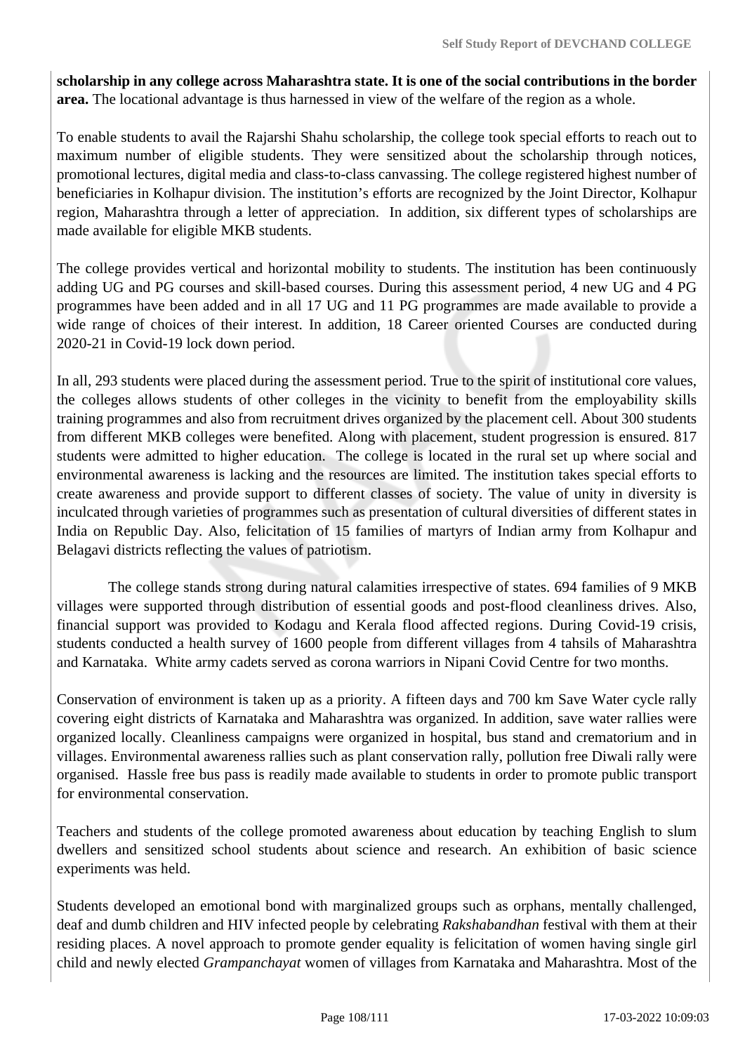**scholarship in any college across Maharashtra state. It is one of the social contributions in the border area.** The locational advantage is thus harnessed in view of the welfare of the region as a whole.

To enable students to avail the Rajarshi Shahu scholarship, the college took special efforts to reach out to maximum number of eligible students. They were sensitized about the scholarship through notices, promotional lectures, digital media and class-to-class canvassing. The college registered highest number of beneficiaries in Kolhapur division. The institution's efforts are recognized by the Joint Director, Kolhapur region, Maharashtra through a letter of appreciation. In addition, six different types of scholarships are made available for eligible MKB students.

The college provides vertical and horizontal mobility to students. The institution has been continuously adding UG and PG courses and skill-based courses. During this assessment period, 4 new UG and 4 PG programmes have been added and in all 17 UG and 11 PG programmes are made available to provide a wide range of choices of their interest. In addition, 18 Career oriented Courses are conducted during 2020-21 in Covid-19 lock down period.

In all, 293 students were placed during the assessment period. True to the spirit of institutional core values, the colleges allows students of other colleges in the vicinity to benefit from the employability skills training programmes and also from recruitment drives organized by the placement cell. About 300 students from different MKB colleges were benefited. Along with placement, student progression is ensured. 817 students were admitted to higher education. The college is located in the rural set up where social and environmental awareness is lacking and the resources are limited. The institution takes special efforts to create awareness and provide support to different classes of society. The value of unity in diversity is inculcated through varieties of programmes such as presentation of cultural diversities of different states in India on Republic Day. Also, felicitation of 15 families of martyrs of Indian army from Kolhapur and Belagavi districts reflecting the values of patriotism.

The college stands strong during natural calamities irrespective of states. 694 families of 9 MKB villages were supported through distribution of essential goods and post-flood cleanliness drives. Also, financial support was provided to Kodagu and Kerala flood affected regions. During Covid-19 crisis, students conducted a health survey of 1600 people from different villages from 4 tahsils of Maharashtra and Karnataka. White army cadets served as corona warriors in Nipani Covid Centre for two months.

Conservation of environment is taken up as a priority. A fifteen days and 700 km Save Water cycle rally covering eight districts of Karnataka and Maharashtra was organized. In addition, save water rallies were organized locally. Cleanliness campaigns were organized in hospital, bus stand and crematorium and in villages. Environmental awareness rallies such as plant conservation rally, pollution free Diwali rally were organised. Hassle free bus pass is readily made available to students in order to promote public transport for environmental conservation.

Teachers and students of the college promoted awareness about education by teaching English to slum dwellers and sensitized school students about science and research. An exhibition of basic science experiments was held.

Students developed an emotional bond with marginalized groups such as orphans, mentally challenged, deaf and dumb children and HIV infected people by celebrating *Rakshabandhan* festival with them at their residing places. A novel approach to promote gender equality is felicitation of women having single girl child and newly elected *Grampanchayat* women of villages from Karnataka and Maharashtra. Most of the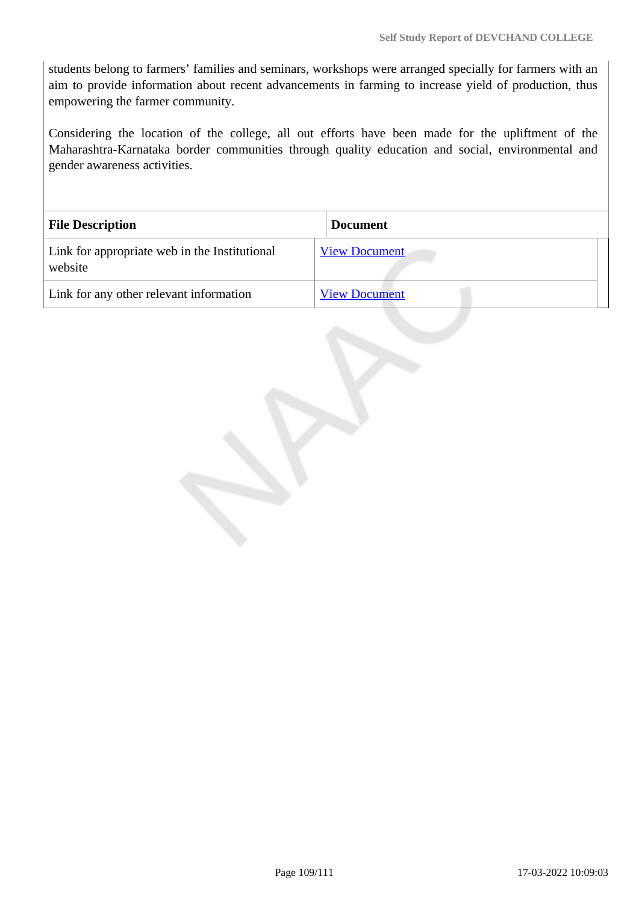students belong to farmers' families and seminars, workshops were arranged specially for farmers with an aim to provide information about recent advancements in farming to increase yield of production, thus empowering the farmer community.

Considering the location of the college, all out efforts have been made for the upliftment of the Maharashtra-Karnataka border communities through quality education and social, environmental and gender awareness activities.

| File Description | Document |
|---|---|
| Link for appropriate web in the Institutional website | View Document |
| Link for any other relevant information | View Document |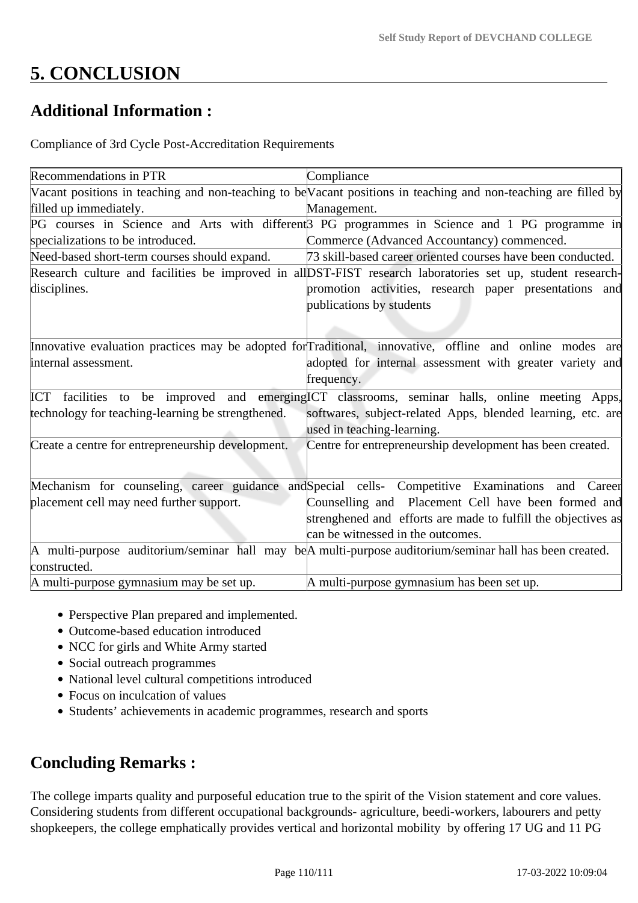# 5. CONCLUSION

## Additional Information :

Compliance of 3rd Cycle Post-Accreditation Requirements

| Recommendations in PTR | Compliance |
|---|---|
| Vacant positions in teaching and non-teaching to be filled up immediately. | Vacant positions in teaching and non-teaching are filled by Management. |
| PG courses in Science and Arts with different specializations to be introduced. | 3 PG programmes in Science and 1 PG programme in Commerce (Advanced Accountancy) commenced. |
| Need-based short-term courses should expand. | 73 skill-based career oriented courses have been conducted. |
| Research culture and facilities be improved in all disciplines. | DST-FIST research laboratories set up, student research-promotion activities, research paper presentations and publications by students |
| Innovative evaluation practices may be adopted for internal assessment. | Traditional, innovative, offline and online modes are adopted for internal assessment with greater variety and frequency. |
| ICT facilities to be improved and emerging technology for teaching-learning be strengthened. | ICT classrooms, seminar halls, online meeting Apps, softwares, subject-related Apps, blended learning, etc. are used in teaching-learning. |
| Create a centre for entrepreneurship development. | Centre for entrepreneurship development has been created. |
| Mechanism for counseling, career guidance and placement cell may need further support. | Special cells- Competitive Examinations and Career Counselling and Placement Cell have been formed and strenghened and efforts are made to fulfill the objectives as can be witnessed in the outcomes. |
| A multi-purpose auditorium/seminar hall may be constructed. | A multi-purpose auditorium/seminar hall has been created. |
| A multi-purpose gymnasium may be set up. | A multi-purpose gymnasium has been set up. |

- Perspective Plan prepared and implemented.
- Outcome-based education introduced
- NCC for girls and White Army started
- Social outreach programmes
- National level cultural competitions introduced
- Focus on inculcation of values
- Students' achievements in academic programmes, research and sports

## Concluding Remarks :

The college imparts quality and purposeful education true to the spirit of the Vision statement and core values. Considering students from different occupational backgrounds- agriculture, beedi-workers, labourers and petty shopkeepers, the college emphatically provides vertical and horizontal mobility by offering 17 UG and 11 PG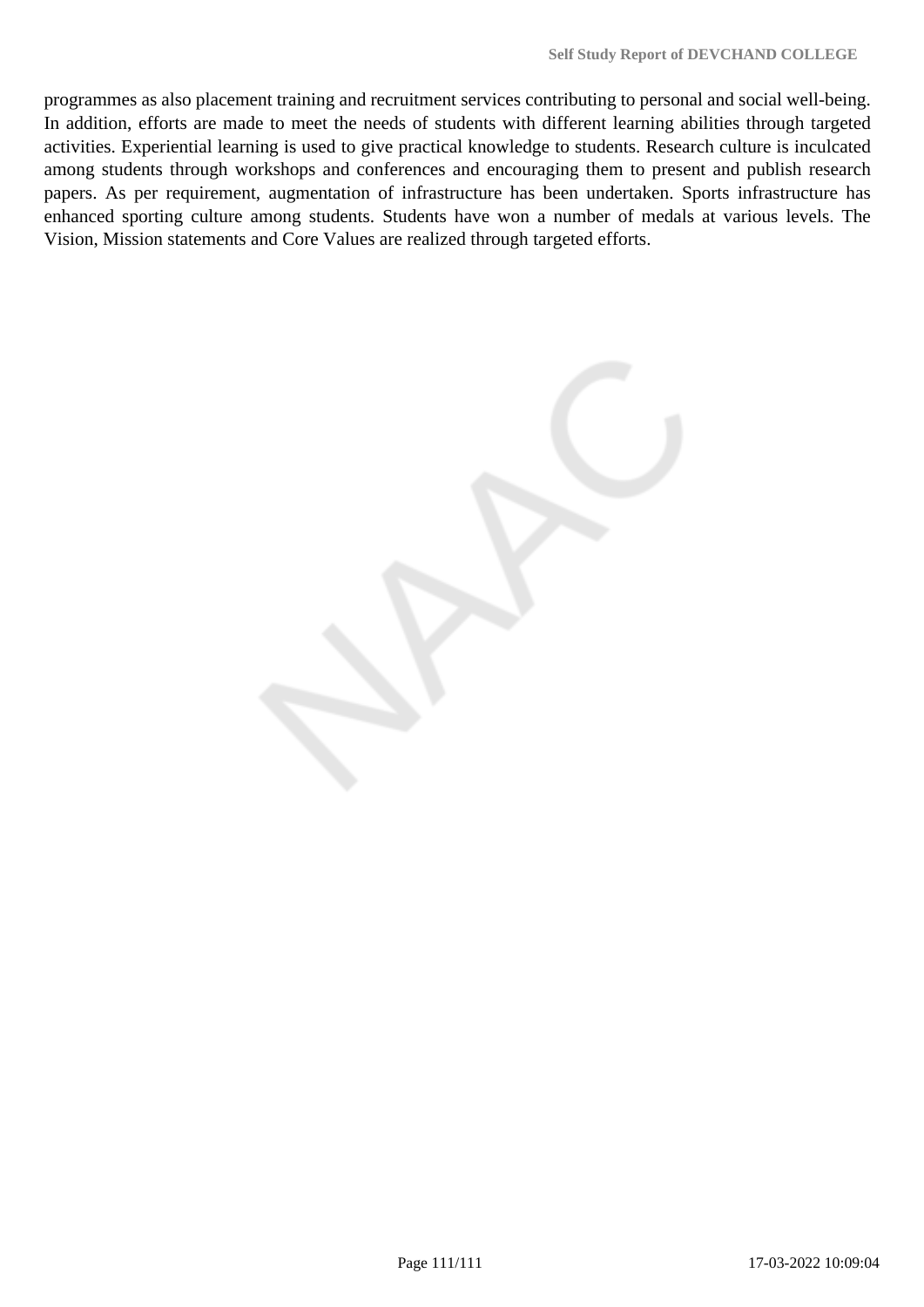programmes as also placement training and recruitment services contributing to personal and social well-being. In addition, efforts are made to meet the needs of students with different learning abilities through targeted activities. Experiential learning is used to give practical knowledge to students. Research culture is inculcated among students through workshops and conferences and encouraging them to present and publish research papers. As per requirement, augmentation of infrastructure has been undertaken. Sports infrastructure has enhanced sporting culture among students. Students have won a number of medals at various levels. The Vision, Mission statements and Core Values are realized through targeted efforts.